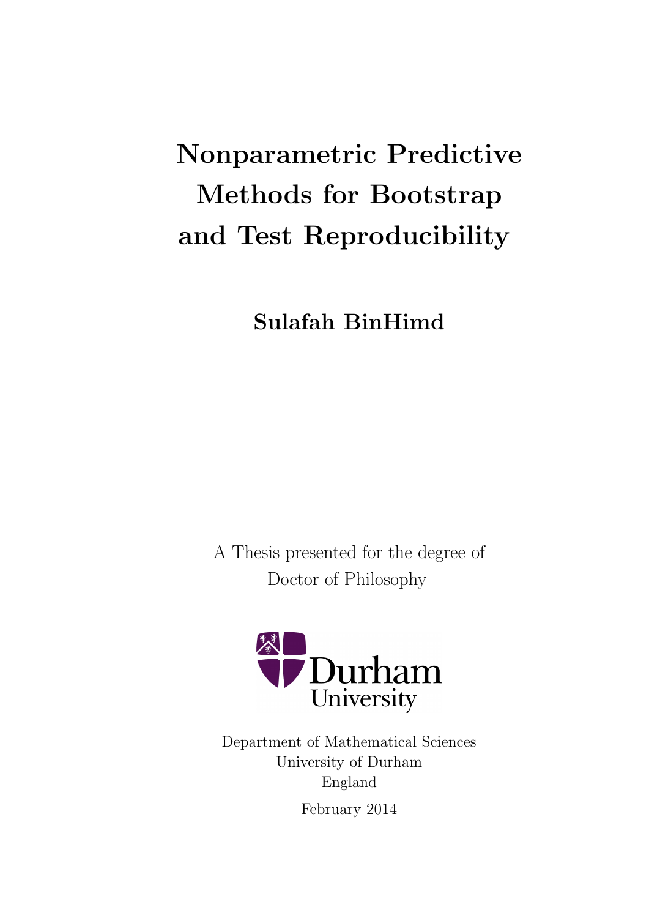# Nonparametric Predictive Methods for Bootstrap and Test Reproducibility

**Sulafah BinHimd**

A Thesis presented for the degree of
Doctor of Philosophy

Durham University

Department of Mathematical Sciences
University of Durham
England

February 2014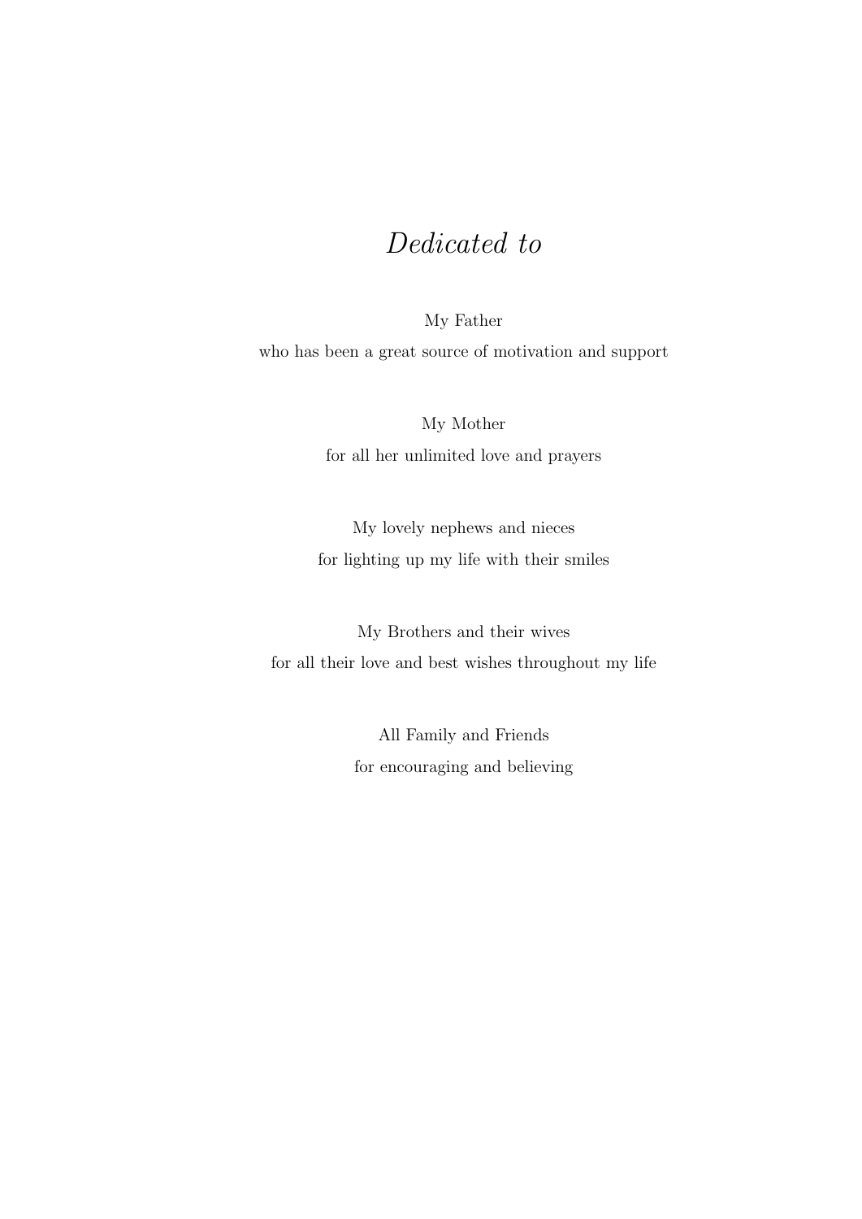# *Dedicated to*

My Father

who has been a great source of motivation and support

My Mother

for all her unlimited love and prayers

My lovely nephews and nieces

for lighting up my life with their smiles

My Brothers and their wives

for all their love and best wishes throughout my life

All Family and Friends

for encouraging and believing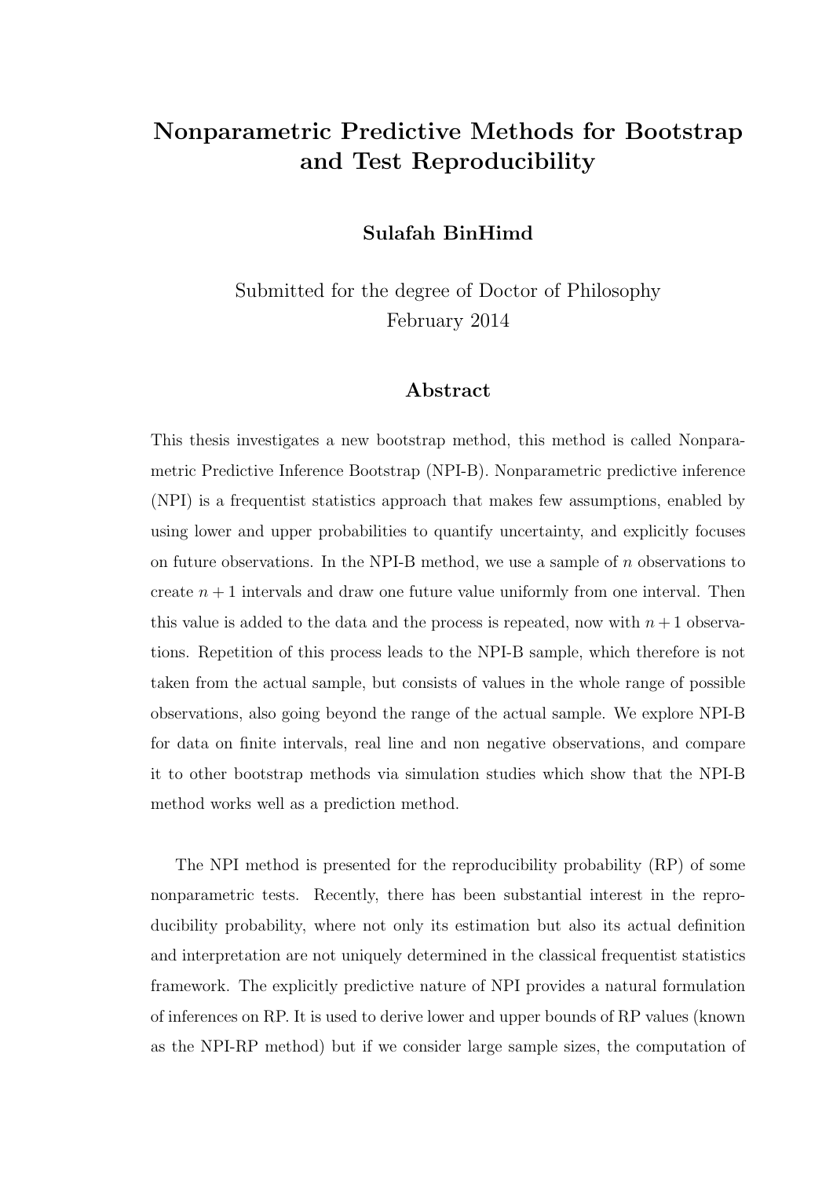# Nonparametric Predictive Methods for Bootstrap and Test Reproducibility

**Sulafah BinHimd**

Submitted for the degree of Doctor of Philosophy
February 2014

## Abstract

This thesis investigates a new bootstrap method, this method is called Nonparametric Predictive Inference Bootstrap (NPI-B). Nonparametric predictive inference (NPI) is a frequentist statistics approach that makes few assumptions, enabled by using lower and upper probabilities to quantify uncertainty, and explicitly focuses on future observations. In the NPI-B method, we use a sample of $n$ observations to create $n + 1$ intervals and draw one future value uniformly from one interval. Then this value is added to the data and the process is repeated, now with $n + 1$ observations. Repetition of this process leads to the NPI-B sample, which therefore is not taken from the actual sample, but consists of values in the whole range of possible observations, also going beyond the range of the actual sample. We explore NPI-B for data on finite intervals, real line and non negative observations, and compare it to other bootstrap methods via simulation studies which show that the NPI-B method works well as a prediction method.

The NPI method is presented for the reproducibility probability (RP) of some nonparametric tests. Recently, there has been substantial interest in the reproducibility probability, where not only its estimation but also its actual definition and interpretation are not uniquely determined in the classical frequentist statistics framework. The explicitly predictive nature of NPI provides a natural formulation of inferences on RP. It is used to derive lower and upper bounds of RP values (known as the NPI-RP method) but if we consider large sample sizes, the computation of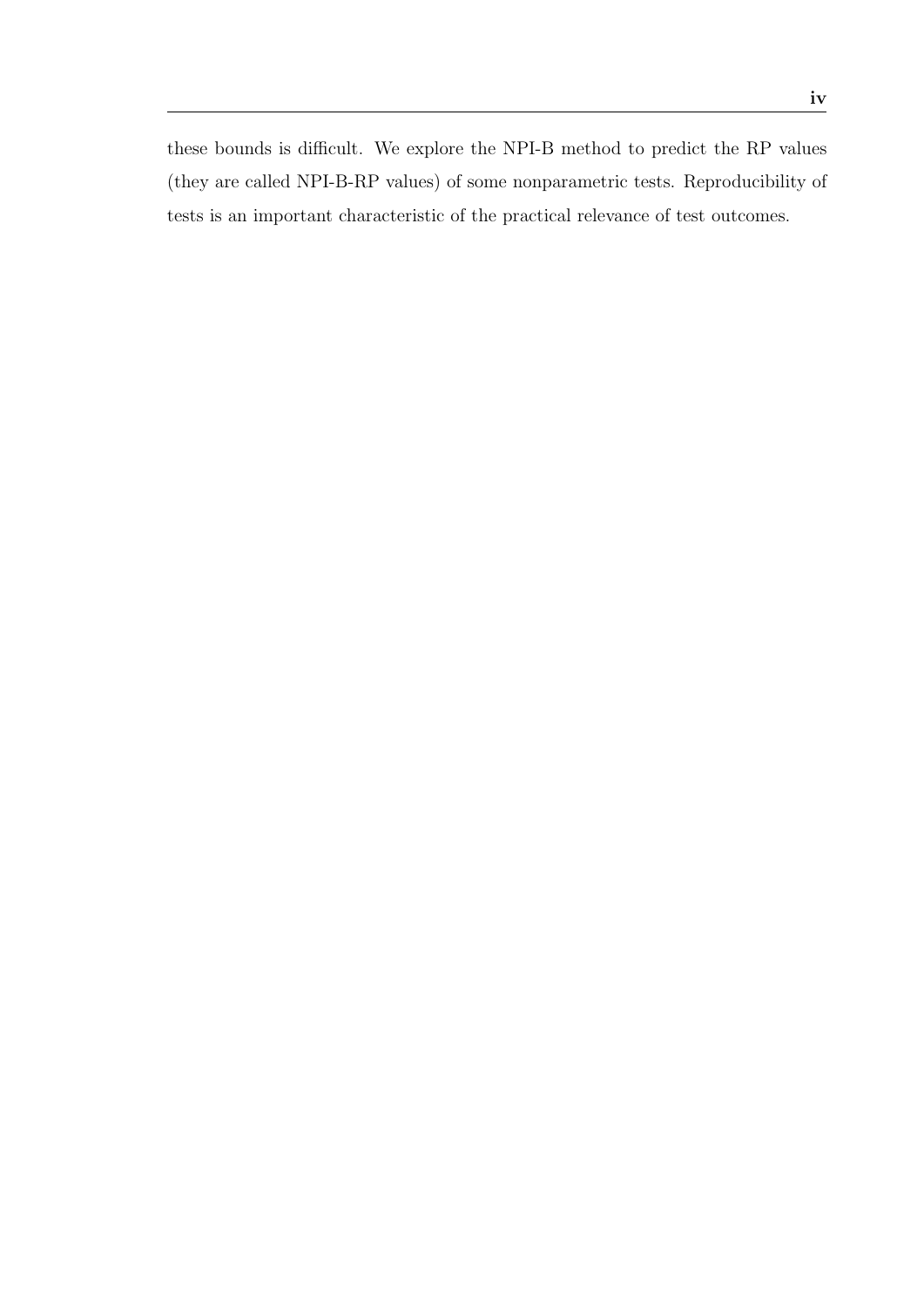these bounds is difficult. We explore the NPI-B method to predict the RP values (they are called NPI-B-RP values) of some nonparametric tests. Reproducibility of tests is an important characteristic of the practical relevance of test outcomes.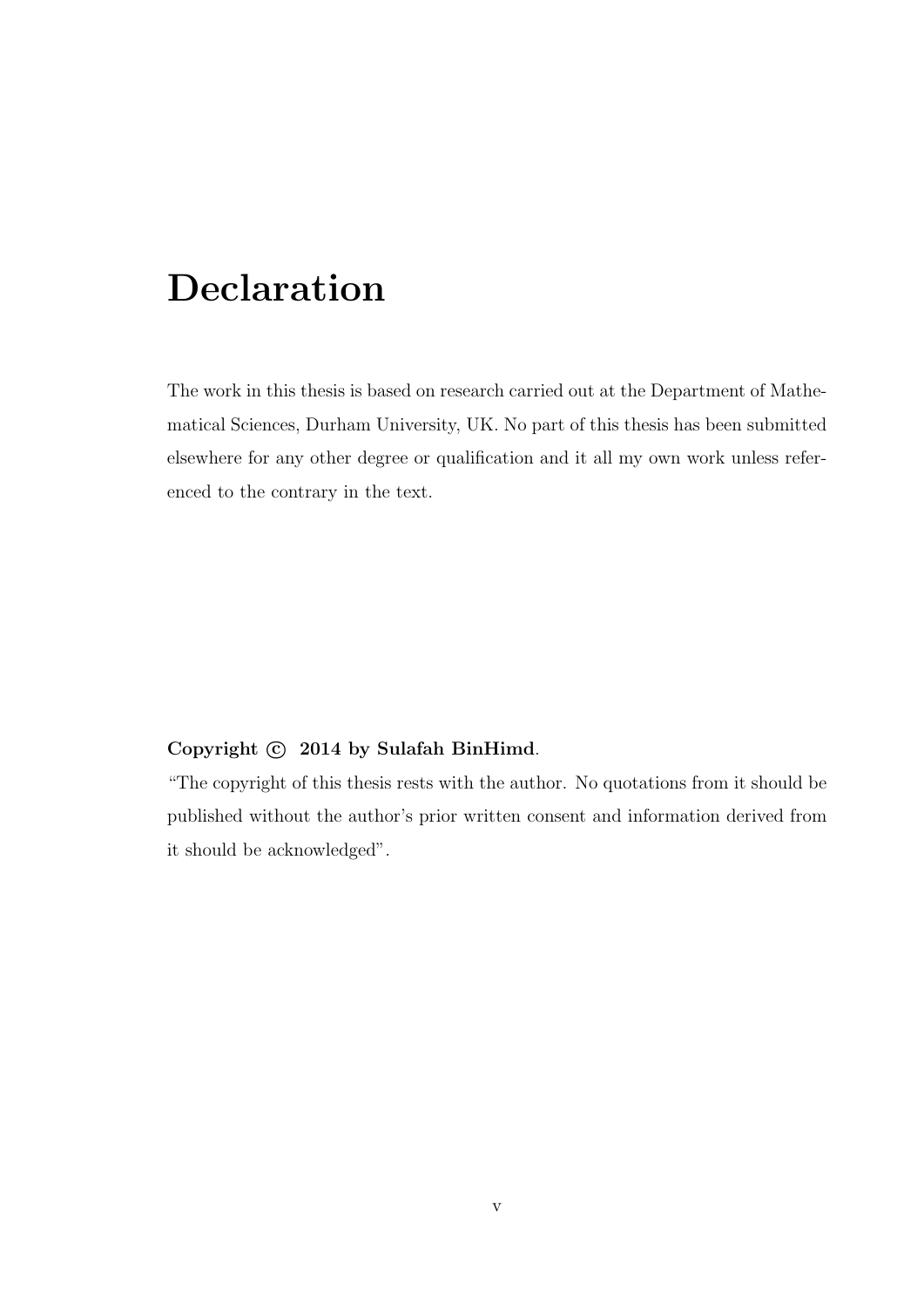# Declaration

The work in this thesis is based on research carried out at the Department of Mathematical Sciences, Durham University, UK. No part of this thesis has been submitted elsewhere for any other degree or qualification and it all my own work unless referenced to the contrary in the text.

**Copyright © 2014 by Sulafah BinHimd**.

"The copyright of this thesis rests with the author. No quotations from it should be published without the author's prior written consent and information derived from it should be acknowledged".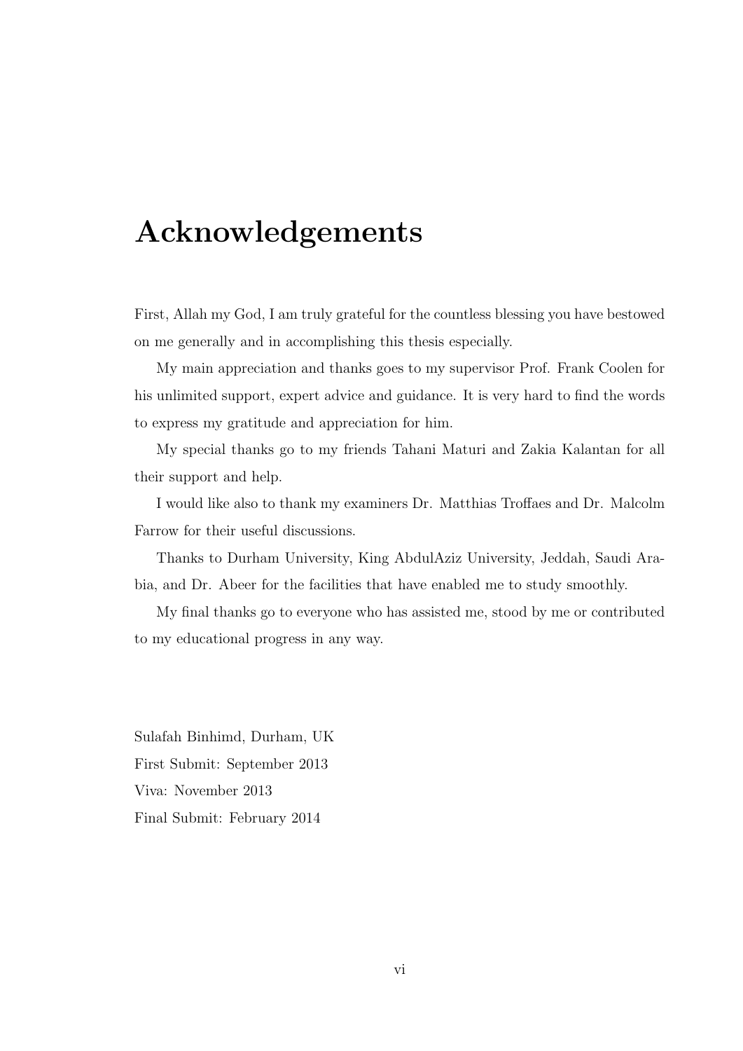# Acknowledgements

First, Allah my God, I am truly grateful for the countless blessing you have bestowed on me generally and in accomplishing this thesis especially.

My main appreciation and thanks goes to my supervisor Prof. Frank Coolen for his unlimited support, expert advice and guidance. It is very hard to find the words to express my gratitude and appreciation for him.

My special thanks go to my friends Tahani Maturi and Zakia Kalantan for all their support and help.

I would like also to thank my examiners Dr. Matthias Troffaes and Dr. Malcolm Farrow for their useful discussions.

Thanks to Durham University, King AbdulAziz University, Jeddah, Saudi Arabia, and Dr. Abeer for the facilities that have enabled me to study smoothly.

My final thanks go to everyone who has assisted me, stood by me or contributed to my educational progress in any way.

Sulafah Binhimd, Durham, UK
First Submit: September 2013
Viva: November 2013
Final Submit: February 2014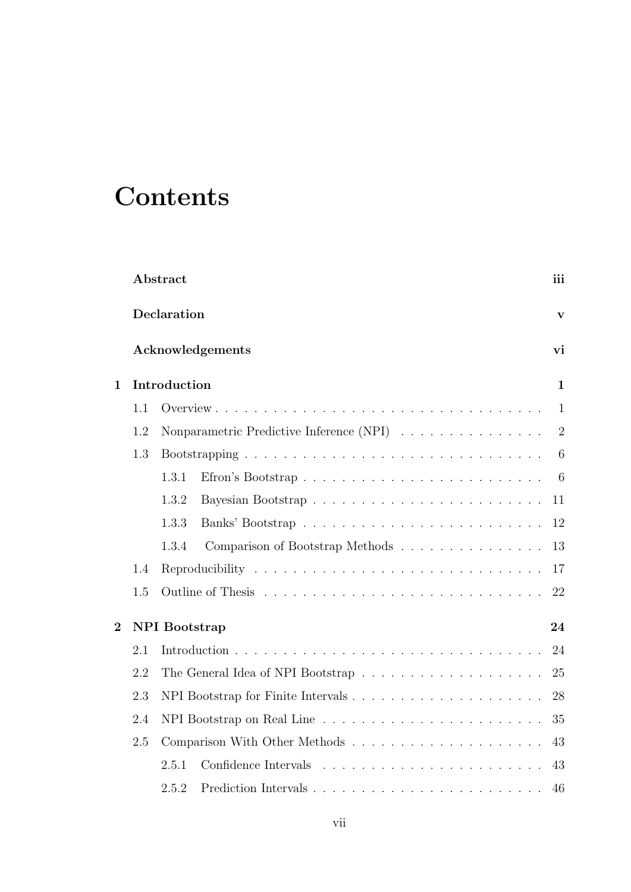# Contents

**Abstract** **iii**

**Declaration** **v**

**Acknowledgements** **vi**

**1 Introduction** **1**

- 1.1 Overview . . . . . . . . . . . . . . . . . . . . . . . . . . . . . . . . . 1
- 1.2 Nonparametric Predictive Inference (NPI) . . . . . . . . . . . . . . . 2
- 1.3 Bootstrapping . . . . . . . . . . . . . . . . . . . . . . . . . . . . . . . 6
  - 1.3.1 Efron's Bootstrap . . . . . . . . . . . . . . . . . . . . . . . . . 6
  - 1.3.2 Bayesian Bootstrap . . . . . . . . . . . . . . . . . . . . . . . . 11
  - 1.3.3 Banks' Bootstrap . . . . . . . . . . . . . . . . . . . . . . . . . 12
  - 1.3.4 Comparison of Bootstrap Methods . . . . . . . . . . . . . . . 13
- 1.4 Reproducibility . . . . . . . . . . . . . . . . . . . . . . . . . . . . . . 17
- 1.5 Outline of Thesis . . . . . . . . . . . . . . . . . . . . . . . . . . . . . 22

**2 NPI Bootstrap** **24**

- 2.1 Introduction . . . . . . . . . . . . . . . . . . . . . . . . . . . . . . . . 24
- 2.2 The General Idea of NPI Bootstrap . . . . . . . . . . . . . . . . . . . 25
- 2.3 NPI Bootstrap for Finite Intervals . . . . . . . . . . . . . . . . . . . . 28
- 2.4 NPI Bootstrap on Real Line . . . . . . . . . . . . . . . . . . . . . . . 35
- 2.5 Comparison With Other Methods . . . . . . . . . . . . . . . . . . . . 43
  - 2.5.1 Confidence Intervals . . . . . . . . . . . . . . . . . . . . . . . 43
  - 2.5.2 Prediction Intervals . . . . . . . . . . . . . . . . . . . . . . . . 46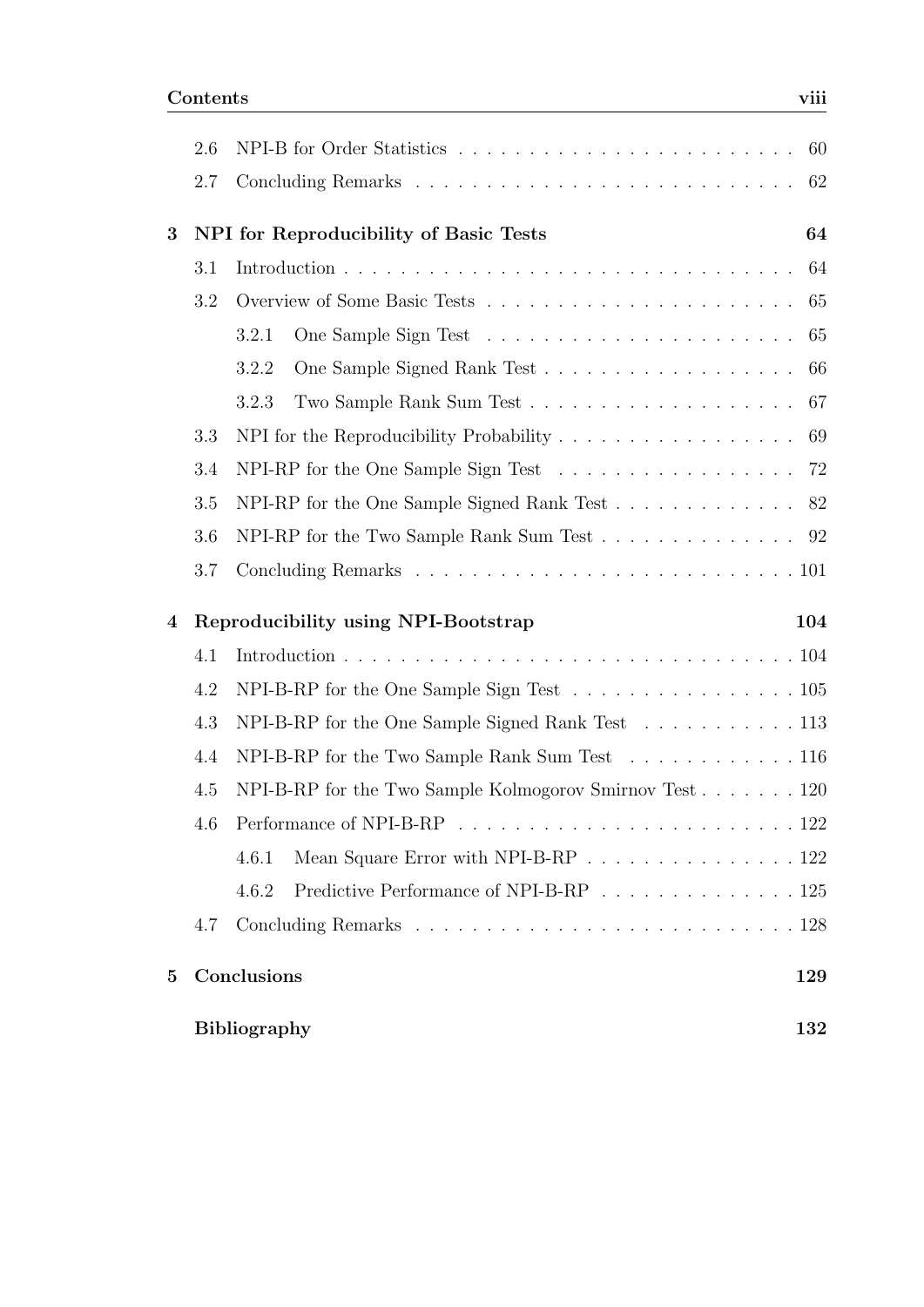- 2.6 NPI-B for Order Statistics . . . . . . . . . . . . . . . . . . . . . . . . 60
- 2.7 Concluding Remarks . . . . . . . . . . . . . . . . . . . . . . . . . . 62

**3 NPI for Reproducibility of Basic Tests** **64**

- 3.1 Introduction . . . . . . . . . . . . . . . . . . . . . . . . . . . . . . . 64
- 3.2 Overview of Some Basic Tests . . . . . . . . . . . . . . . . . . . . . 65
  - 3.2.1 One Sample Sign Test . . . . . . . . . . . . . . . . . . . . . . 65
  - 3.2.2 One Sample Signed Rank Test . . . . . . . . . . . . . . . . . . 66
  - 3.2.3 Two Sample Rank Sum Test . . . . . . . . . . . . . . . . . . . 67
- 3.3 NPI for the Reproducibility Probability . . . . . . . . . . . . . . . . . 69
- 3.4 NPI-RP for the One Sample Sign Test . . . . . . . . . . . . . . . . . 72
- 3.5 NPI-RP for the One Sample Signed Rank Test . . . . . . . . . . . . . 82
- 3.6 NPI-RP for the Two Sample Rank Sum Test . . . . . . . . . . . . . . 92
- 3.7 Concluding Remarks . . . . . . . . . . . . . . . . . . . . . . . . . . 101

**4 Reproducibility using NPI-Bootstrap** **104**

- 4.1 Introduction . . . . . . . . . . . . . . . . . . . . . . . . . . . . . . . 104
- 4.2 NPI-B-RP for the One Sample Sign Test . . . . . . . . . . . . . . . . 105
- 4.3 NPI-B-RP for the One Sample Signed Rank Test . . . . . . . . . . . 113
- 4.4 NPI-B-RP for the Two Sample Rank Sum Test . . . . . . . . . . . . 116
- 4.5 NPI-B-RP for the Two Sample Kolmogorov Smirnov Test . . . . . . . 120
- 4.6 Performance of NPI-B-RP . . . . . . . . . . . . . . . . . . . . . . . 122
  - 4.6.1 Mean Square Error with NPI-B-RP . . . . . . . . . . . . . . . 122
  - 4.6.2 Predictive Performance of NPI-B-RP . . . . . . . . . . . . . . 125
- 4.7 Concluding Remarks . . . . . . . . . . . . . . . . . . . . . . . . . . 128

**5 Conclusions** **129**

**Bibliography** **132**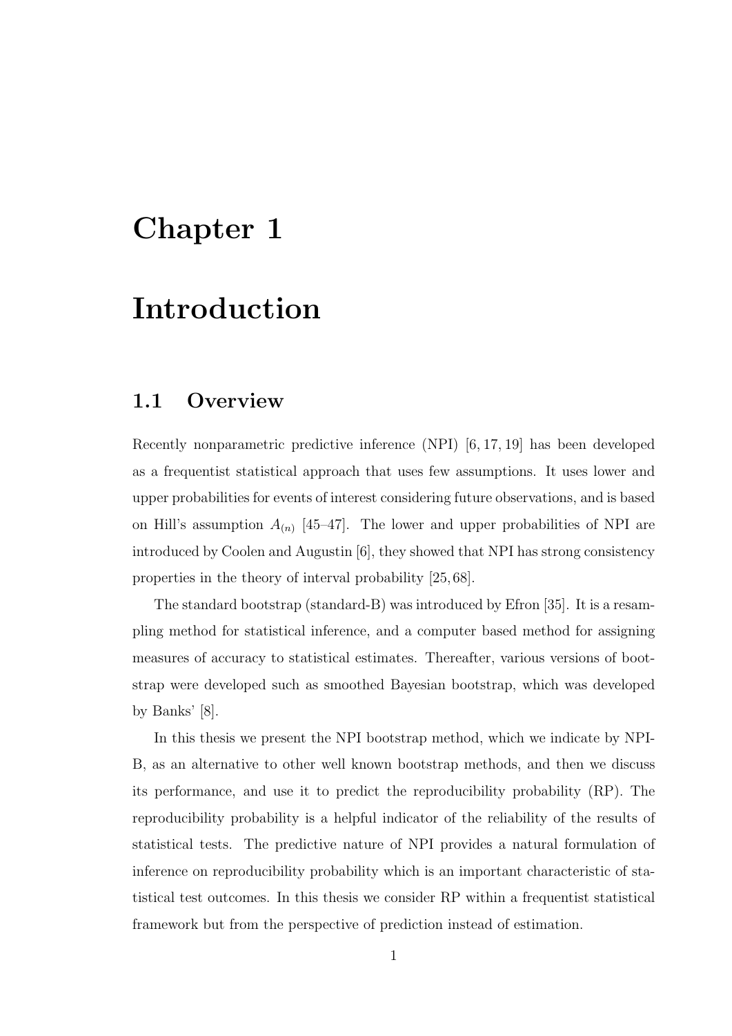# Chapter 1

# Introduction

## 1.1 Overview

Recently nonparametric predictive inference (NPI) [6, 17, 19] has been developed as a frequentist statistical approach that uses few assumptions. It uses lower and upper probabilities for events of interest considering future observations, and is based on Hill's assumption $A_{(n)}$ [45–47]. The lower and upper probabilities of NPI are introduced by Coolen and Augustin [6], they showed that NPI has strong consistency properties in the theory of interval probability [25, 68].

The standard bootstrap (standard-B) was introduced by Efron [35]. It is a resampling method for statistical inference, and a computer based method for assigning measures of accuracy to statistical estimates. Thereafter, various versions of bootstrap were developed such as smoothed Bayesian bootstrap, which was developed by Banks' [8].

In this thesis we present the NPI bootstrap method, which we indicate by NPI-B, as an alternative to other well known bootstrap methods, and then we discuss its performance, and use it to predict the reproducibility probability (RP). The reproducibility probability is a helpful indicator of the reliability of the results of statistical tests. The predictive nature of NPI provides a natural formulation of inference on reproducibility probability which is an important characteristic of statistical test outcomes. In this thesis we consider RP within a frequentist statistical framework but from the perspective of prediction instead of estimation.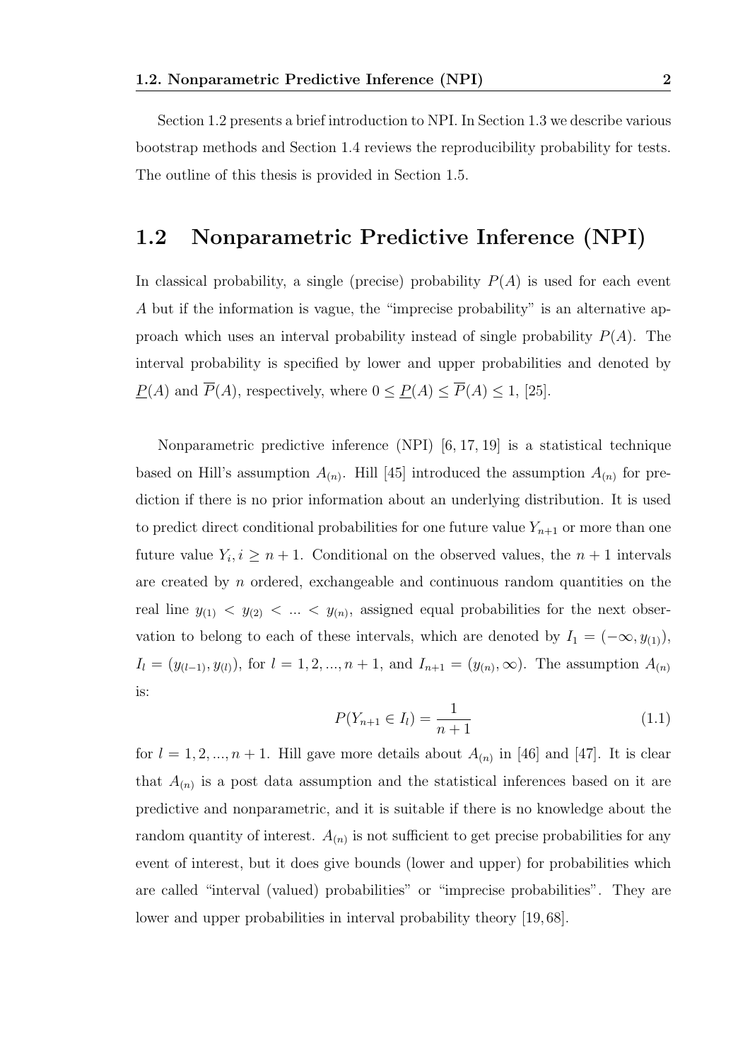Section 1.2 presents a brief introduction to NPI. In Section 1.3 we describe various bootstrap methods and Section 1.4 reviews the reproducibility probability for tests. The outline of this thesis is provided in Section 1.5.

## 1.2 Nonparametric Predictive Inference (NPI)

In classical probability, a single (precise) probability $P(A)$ is used for each event $A$ but if the information is vague, the "imprecise probability" is an alternative approach which uses an interval probability instead of single probability $P(A)$. The interval probability is specified by lower and upper probabilities and denoted by $\underline{P}(A)$ and $\overline{P}(A)$, respectively, where $0 \leq \underline{P}(A) \leq \overline{P}(A) \leq 1$, [25].

Nonparametric predictive inference (NPI) [6, 17, 19] is a statistical technique based on Hill's assumption $A_{(n)}$. Hill [45] introduced the assumption $A_{(n)}$ for prediction if there is no prior information about an underlying distribution. It is used to predict direct conditional probabilities for one future value $Y_{n+1}$ or more than one future value $Y_i, i \geq n+1$. Conditional on the observed values, the $n+1$ intervals are created by $n$ ordered, exchangeable and continuous random quantities on the real line $y_{(1)} < y_{(2)} < ... < y_{(n)}$, assigned equal probabilities for the next observation to belong to each of these intervals, which are denoted by $I_1 = (-\infty, y_{(1)})$, $I_l = (y_{(l-1)}, y_{(l)})$, for $l = 1, 2, ..., n+1$, and $I_{n+1} = (y_{(n)}, \infty)$. The assumption $A_{(n)}$ is:

$$P(Y_{n+1} \in I_l) = \frac{1}{n+1} \tag{1.1}$$

for $l = 1, 2, ..., n+1$. Hill gave more details about $A_{(n)}$ in [46] and [47]. It is clear that $A_{(n)}$ is a post data assumption and the statistical inferences based on it are predictive and nonparametric, and it is suitable if there is no knowledge about the random quantity of interest. $A_{(n)}$ is not sufficient to get precise probabilities for any event of interest, but it does give bounds (lower and upper) for probabilities which are called "interval (valued) probabilities" or "imprecise probabilities". They are lower and upper probabilities in interval probability theory [19, 68].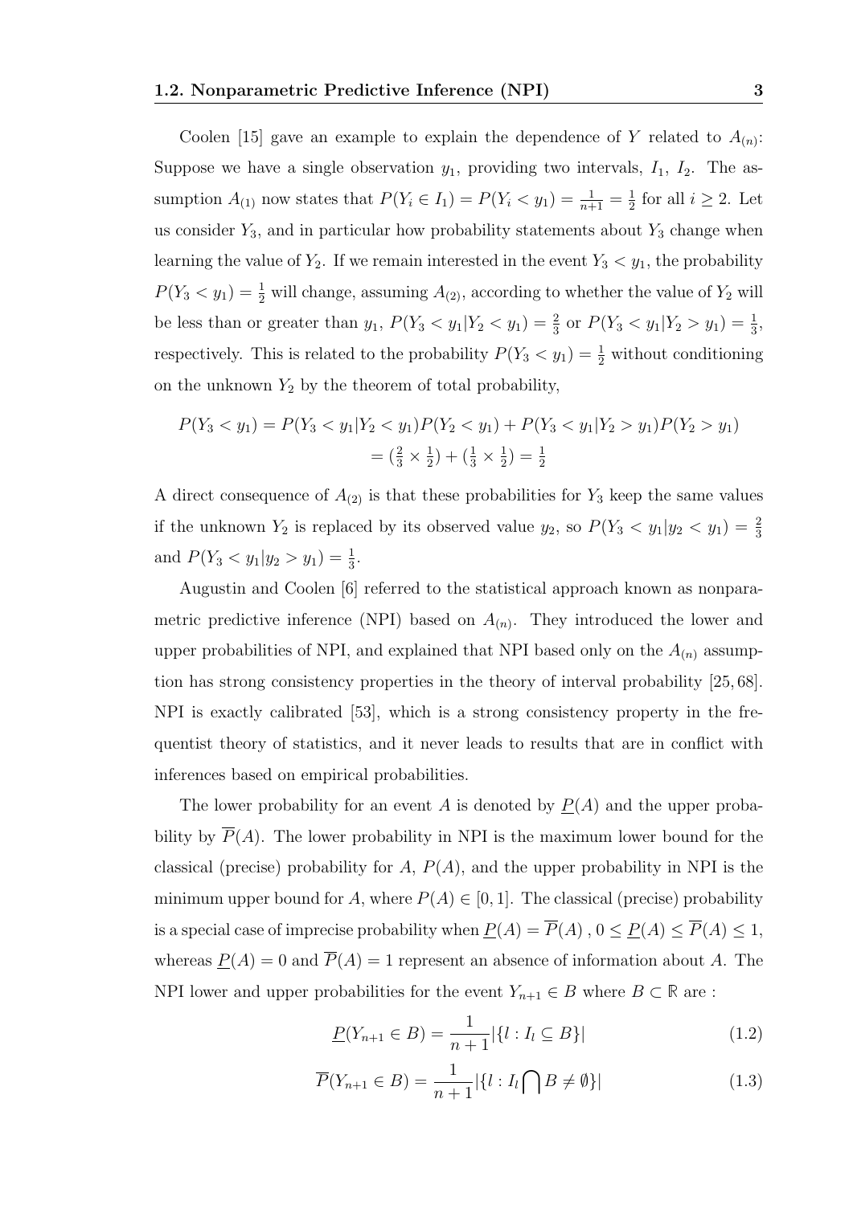Coolen [15] gave an example to explain the dependence of $Y$ related to $A_{(n)}$: Suppose we have a single observation $y_1$, providing two intervals, $I_1$, $I_2$. The assumption $A_{(1)}$ now states that $P(Y_i \in I_1) = P(Y_i < y_1) = \frac{1}{n+1} = \frac{1}{2}$ for all $i \geq 2$. Let us consider $Y_3$, and in particular how probability statements about $Y_3$ change when learning the value of $Y_2$. If we remain interested in the event $Y_3 < y_1$, the probability $P(Y_3 < y_1) = \frac{1}{2}$ will change, assuming $A_{(2)}$, according to whether the value of $Y_2$ will be less than or greater than $y_1$, $P(Y_3 < y_1|Y_2 < y_1) = \frac{2}{3}$ or $P(Y_3 < y_1|Y_2 > y_1) = \frac{1}{3}$, respectively. This is related to the probability $P(Y_3 < y_1) = \frac{1}{2}$ without conditioning on the unknown $Y_2$ by the theorem of total probability,

$$
\begin{aligned}
P(Y_3 < y_1) &= P(Y_3 < y_1|Y_2 < y_1)P(Y_2 < y_1) + P(Y_3 < y_1|Y_2 > y_1)P(Y_2 > y_1) \\
&= (\tfrac{2}{3} \times \tfrac{1}{2}) + (\tfrac{1}{3} \times \tfrac{1}{2}) = \tfrac{1}{2}
\end{aligned}
$$

A direct consequence of $A_{(2)}$ is that these probabilities for $Y_3$ keep the same values if the unknown $Y_2$ is replaced by its observed value $y_2$, so $P(Y_3 < y_1|y_2 < y_1) = \frac{2}{3}$ and $P(Y_3 < y_1|y_2 > y_1) = \frac{1}{3}$.

Augustin and Coolen [6] referred to the statistical approach known as nonparametric predictive inference (NPI) based on $A_{(n)}$. They introduced the lower and upper probabilities of NPI, and explained that NPI based only on the $A_{(n)}$ assumption has strong consistency properties in the theory of interval probability [25, 68]. NPI is exactly calibrated [53], which is a strong consistency property in the frequentist theory of statistics, and it never leads to results that are in conflict with inferences based on empirical probabilities.

The lower probability for an event $A$ is denoted by $\underline{P}(A)$ and the upper probability by $\overline{P}(A)$. The lower probability in NPI is the maximum lower bound for the classical (precise) probability for $A$, $P(A)$, and the upper probability in NPI is the minimum upper bound for $A$, where $P(A) \in [0, 1]$. The classical (precise) probability is a special case of imprecise probability when $\underline{P}(A) = \overline{P}(A)$ , $0 \leq \underline{P}(A) \leq \overline{P}(A) \leq 1$, whereas $\underline{P}(A) = 0$ and $\overline{P}(A) = 1$ represent an absence of information about $A$. The NPI lower and upper probabilities for the event $Y_{n+1} \in B$ where $B \subset \mathbb{R}$ are :

$$
\underline{P}(Y_{n+1} \in B) = \frac{1}{n+1}|\{l : I_l \subseteq B\}| \tag{1.2}
$$

$$
\overline{P}(Y_{n+1} \in B) = \frac{1}{n+1}|\{l : I_l \bigcap B \neq \emptyset\}| \tag{1.3}
$$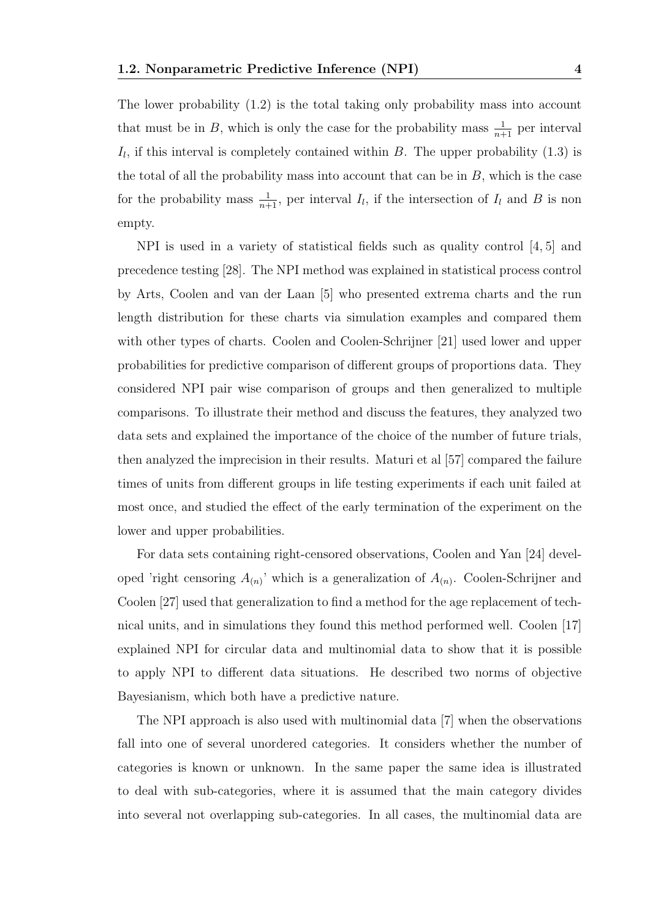The lower probability (1.2) is the total taking only probability mass into account that must be in $B$, which is only the case for the probability mass $\frac{1}{n+1}$ per interval $I_l$, if this interval is completely contained within $B$. The upper probability (1.3) is the total of all the probability mass into account that can be in $B$, which is the case for the probability mass $\frac{1}{n+1}$, per interval $I_l$, if the intersection of $I_l$ and $B$ is non empty.

NPI is used in a variety of statistical fields such as quality control [4, 5] and precedence testing [28]. The NPI method was explained in statistical process control by Arts, Coolen and van der Laan [5] who presented extrema charts and the run length distribution for these charts via simulation examples and compared them with other types of charts. Coolen and Coolen-Schrijner [21] used lower and upper probabilities for predictive comparison of different groups of proportions data. They considered NPI pair wise comparison of groups and then generalized to multiple comparisons. To illustrate their method and discuss the features, they analyzed two data sets and explained the importance of the choice of the number of future trials, then analyzed the imprecision in their results. Maturi et al [57] compared the failure times of units from different groups in life testing experiments if each unit failed at most once, and studied the effect of the early termination of the experiment on the lower and upper probabilities.

For data sets containing right-censored observations, Coolen and Yan [24] developed 'right censoring $A_{(n)}$' which is a generalization of $A_{(n)}$. Coolen-Schrijner and Coolen [27] used that generalization to find a method for the age replacement of technical units, and in simulations they found this method performed well. Coolen [17] explained NPI for circular data and multinomial data to show that it is possible to apply NPI to different data situations. He described two norms of objective Bayesianism, which both have a predictive nature.

The NPI approach is also used with multinomial data [7] when the observations fall into one of several unordered categories. It considers whether the number of categories is known or unknown. In the same paper the same idea is illustrated to deal with sub-categories, where it is assumed that the main category divides into several not overlapping sub-categories. In all cases, the multinomial data are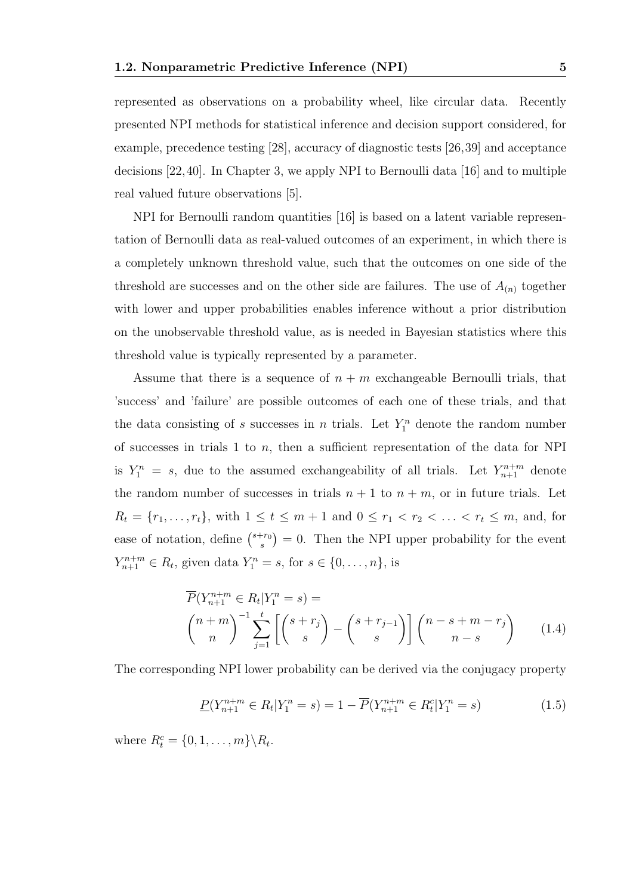represented as observations on a probability wheel, like circular data. Recently presented NPI methods for statistical inference and decision support considered, for example, precedence testing [28], accuracy of diagnostic tests [26,39] and acceptance decisions [22,40]. In Chapter 3, we apply NPI to Bernoulli data [16] and to multiple real valued future observations [5].

NPI for Bernoulli random quantities [16] is based on a latent variable representation of Bernoulli data as real-valued outcomes of an experiment, in which there is a completely unknown threshold value, such that the outcomes on one side of the threshold are successes and on the other side are failures. The use of $A_{(n)}$ together with lower and upper probabilities enables inference without a prior distribution on the unobservable threshold value, as is needed in Bayesian statistics where this threshold value is typically represented by a parameter.

Assume that there is a sequence of $n + m$ exchangeable Bernoulli trials, that 'success' and 'failure' are possible outcomes of each one of these trials, and that the data consisting of $s$ successes in $n$ trials. Let $Y_1^n$ denote the random number of successes in trials 1 to $n$, then a sufficient representation of the data for NPI is $Y_1^n = s$, due to the assumed exchangeability of all trials. Let $Y_{n+1}^{n+m}$ denote the random number of successes in trials $n + 1$ to $n + m$, or in future trials. Let $R_t = \{r_1, \ldots, r_t\}$, with $1 \le t \le m + 1$ and $0 \le r_1 < r_2 < \ldots < r_t \le m$, and, for ease of notation, define $\binom{s+r_0}{s} = 0$. Then the NPI upper probability for the event $Y_{n+1}^{n+m} \in R_t$, given data $Y_1^n = s$, for $s \in \{0, \ldots, n\}$, is

$$\overline{P}(Y_{n+1}^{n+m} \in R_t | Y_1^n = s) = \binom{n+m}{n}^{-1} \sum_{j=1}^{t} \left[ \binom{s+r_j}{s} - \binom{s+r_{j-1}}{s} \right] \binom{n-s+m-r_j}{n-s} \tag{1.4}$$

The corresponding NPI lower probability can be derived via the conjugacy property

$$\underline{P}(Y_{n+1}^{n+m} \in R_t | Y_1^n = s) = 1 - \overline{P}(Y_{n+1}^{n+m} \in R_t^c | Y_1^n = s) \tag{1.5}$$

where $R_t^c = \{0, 1, \ldots, m\} \backslash R_t$.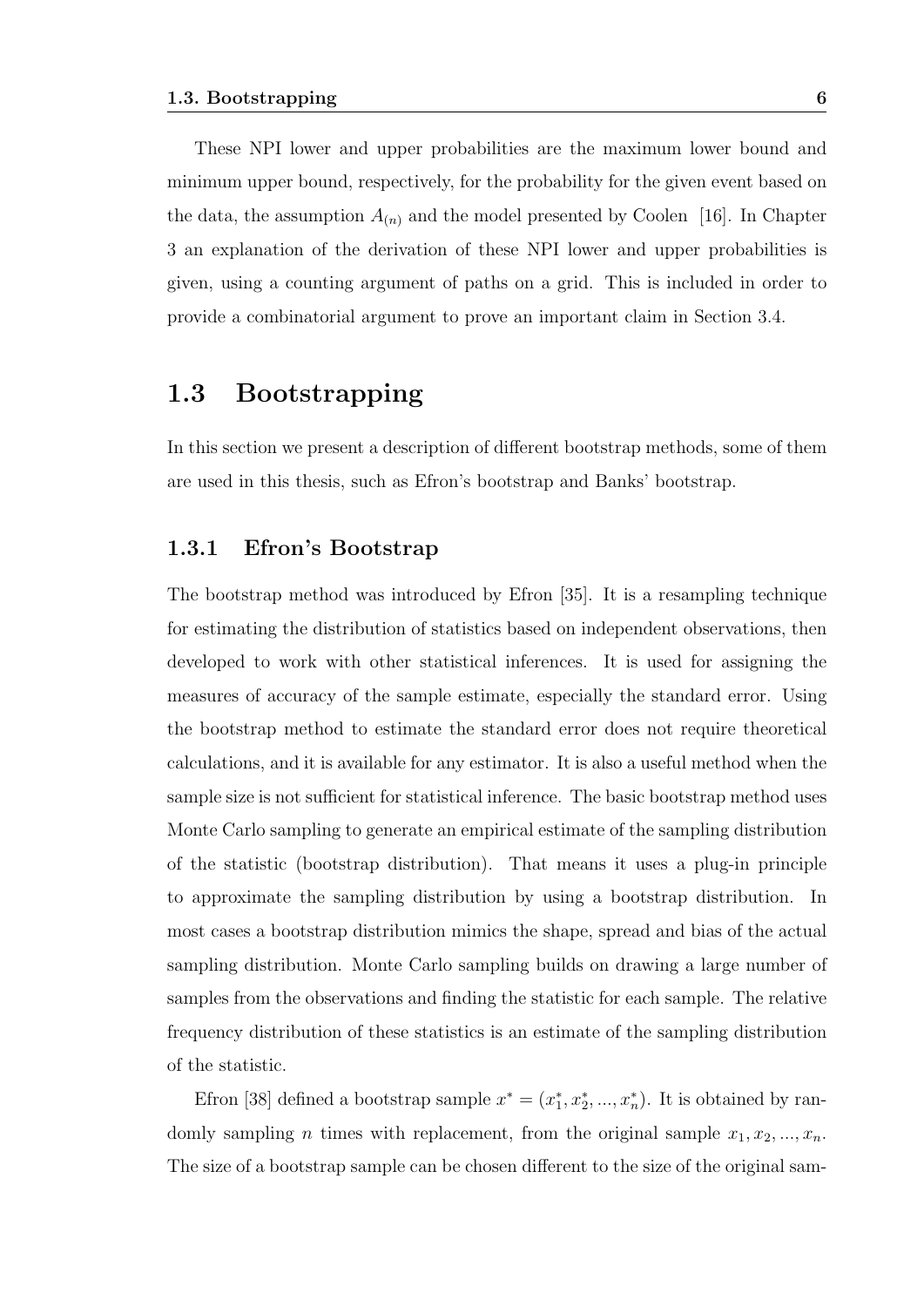These NPI lower and upper probabilities are the maximum lower bound and minimum upper bound, respectively, for the probability for the given event based on the data, the assumption $A_{(n)}$ and the model presented by Coolen [16]. In Chapter 3 an explanation of the derivation of these NPI lower and upper probabilities is given, using a counting argument of paths on a grid. This is included in order to provide a combinatorial argument to prove an important claim in Section 3.4.

## 1.3 Bootstrapping

In this section we present a description of different bootstrap methods, some of them are used in this thesis, such as Efron's bootstrap and Banks' bootstrap.

### 1.3.1 Efron's Bootstrap

The bootstrap method was introduced by Efron [35]. It is a resampling technique for estimating the distribution of statistics based on independent observations, then developed to work with other statistical inferences. It is used for assigning the measures of accuracy of the sample estimate, especially the standard error. Using the bootstrap method to estimate the standard error does not require theoretical calculations, and it is available for any estimator. It is also a useful method when the sample size is not sufficient for statistical inference. The basic bootstrap method uses Monte Carlo sampling to generate an empirical estimate of the sampling distribution of the statistic (bootstrap distribution). That means it uses a plug-in principle to approximate the sampling distribution by using a bootstrap distribution. In most cases a bootstrap distribution mimics the shape, spread and bias of the actual sampling distribution. Monte Carlo sampling builds on drawing a large number of samples from the observations and finding the statistic for each sample. The relative frequency distribution of these statistics is an estimate of the sampling distribution of the statistic.

Efron [38] defined a bootstrap sample $x^* = (x_1^*, x_2^*, ..., x_n^*)$. It is obtained by randomly sampling $n$ times with replacement, from the original sample $x_1, x_2, ..., x_n$. The size of a bootstrap sample can be chosen different to the size of the original sam-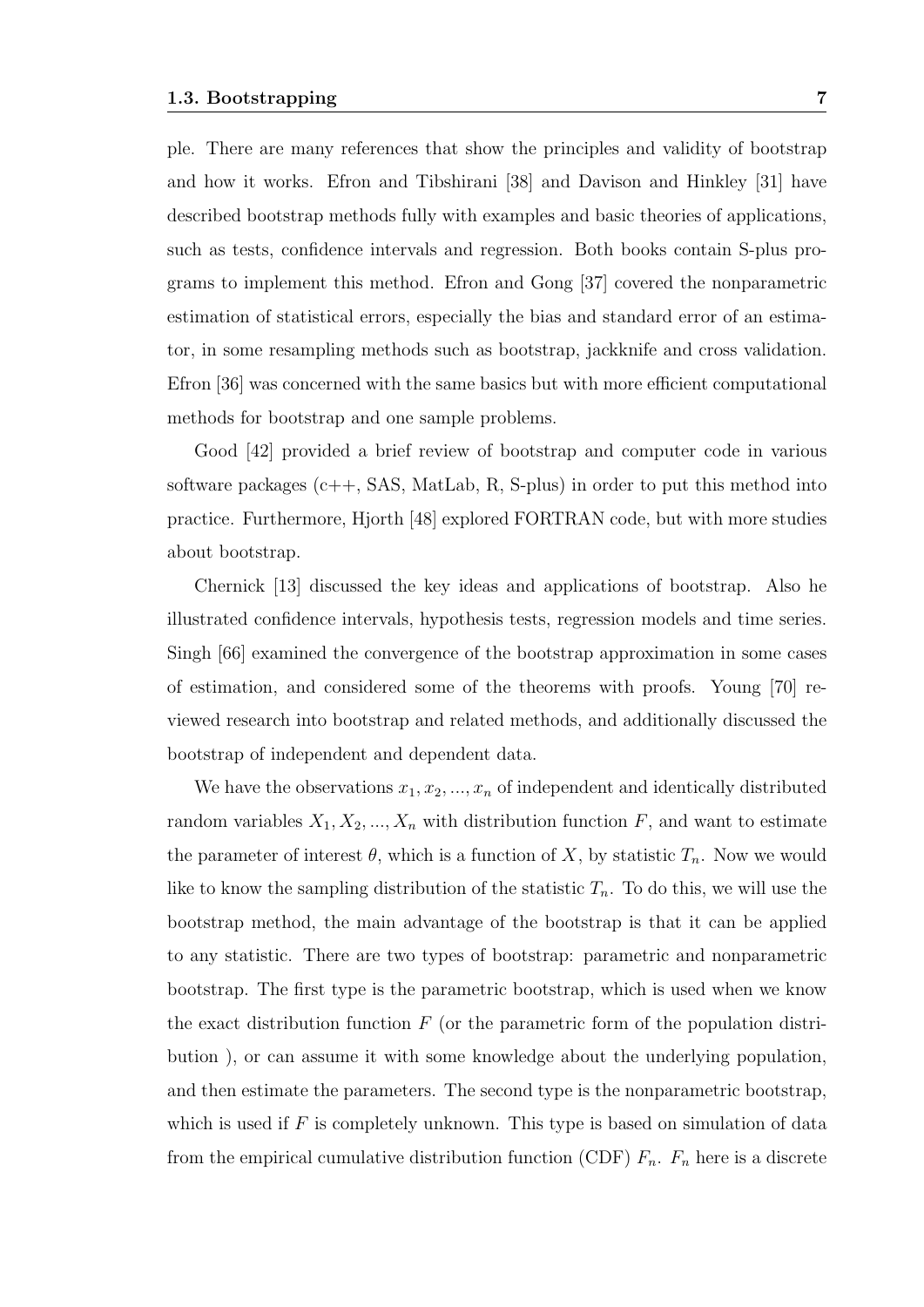ple. There are many references that show the principles and validity of bootstrap and how it works. Efron and Tibshirani [38] and Davison and Hinkley [31] have described bootstrap methods fully with examples and basic theories of applications, such as tests, confidence intervals and regression. Both books contain S-plus programs to implement this method. Efron and Gong [37] covered the nonparametric estimation of statistical errors, especially the bias and standard error of an estimator, in some resampling methods such as bootstrap, jackknife and cross validation. Efron [36] was concerned with the same basics but with more efficient computational methods for bootstrap and one sample problems.

Good [42] provided a brief review of bootstrap and computer code in various software packages (c++, SAS, MatLab, R, S-plus) in order to put this method into practice. Furthermore, Hjorth [48] explored FORTRAN code, but with more studies about bootstrap.

Chernick [13] discussed the key ideas and applications of bootstrap. Also he illustrated confidence intervals, hypothesis tests, regression models and time series. Singh [66] examined the convergence of the bootstrap approximation in some cases of estimation, and considered some of the theorems with proofs. Young [70] reviewed research into bootstrap and related methods, and additionally discussed the bootstrap of independent and dependent data.

We have the observations $x_1, x_2, ..., x_n$ of independent and identically distributed random variables $X_1, X_2, ..., X_n$ with distribution function $F$, and want to estimate the parameter of interest $\theta$, which is a function of $X$, by statistic $T_n$. Now we would like to know the sampling distribution of the statistic $T_n$. To do this, we will use the bootstrap method, the main advantage of the bootstrap is that it can be applied to any statistic. There are two types of bootstrap: parametric and nonparametric bootstrap. The first type is the parametric bootstrap, which is used when we know the exact distribution function $F$ (or the parametric form of the population distribution ), or can assume it with some knowledge about the underlying population, and then estimate the parameters. The second type is the nonparametric bootstrap, which is used if $F$ is completely unknown. This type is based on simulation of data from the empirical cumulative distribution function (CDF) $F_n$. $F_n$ here is a discrete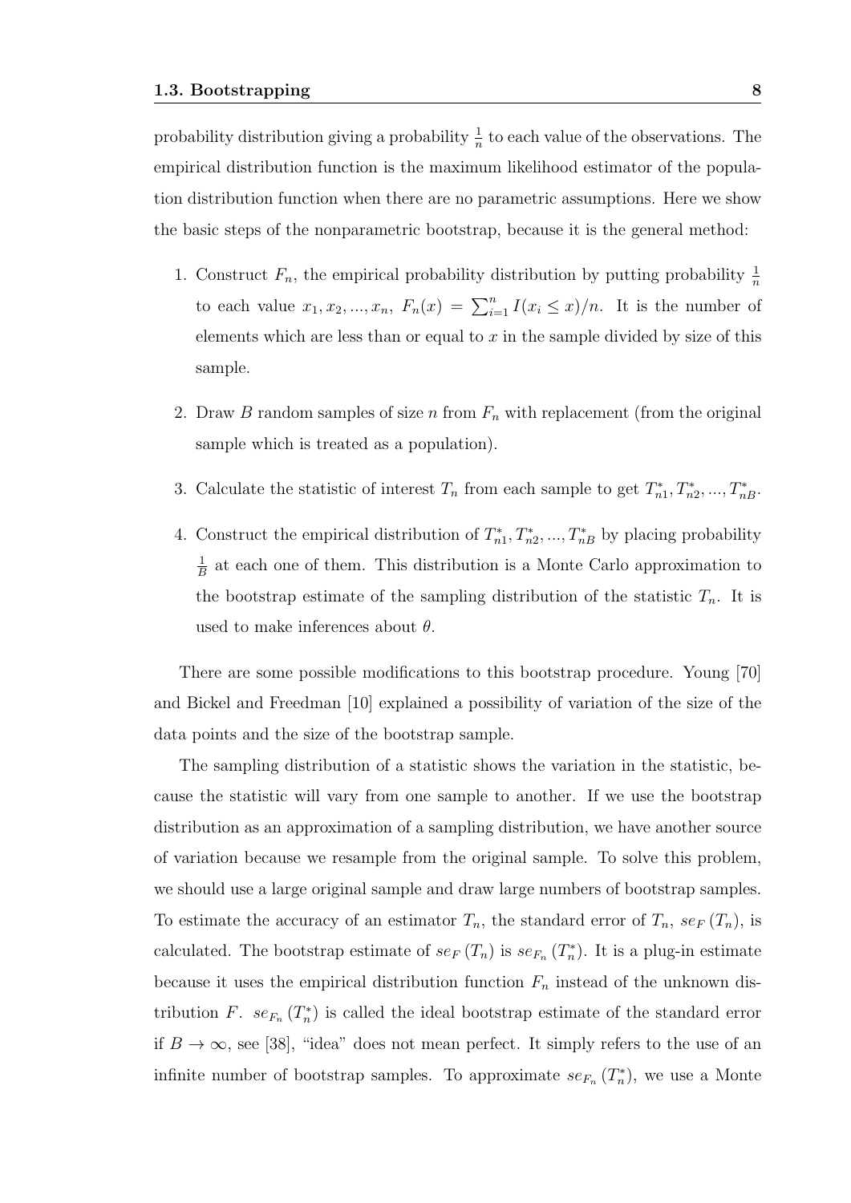probability distribution giving a probability $\frac{1}{n}$ to each value of the observations. The empirical distribution function is the maximum likelihood estimator of the population distribution function when there are no parametric assumptions. Here we show the basic steps of the nonparametric bootstrap, because it is the general method:

1. Construct $F_n$, the empirical probability distribution by putting probability $\frac{1}{n}$ to each value $x_1, x_2, ..., x_n$, $F_n(x) = \sum_{i=1}^{n} I(x_i \leq x)/n$. It is the number of elements which are less than or equal to $x$ in the sample divided by size of this sample.

2. Draw $B$ random samples of size $n$ from $F_n$ with replacement (from the original sample which is treated as a population).

3. Calculate the statistic of interest $T_n$ from each sample to get $T_{n1}^*, T_{n2}^*, ..., T_{nB}^*$.

4. Construct the empirical distribution of $T_{n1}^*, T_{n2}^*, ..., T_{nB}^*$ by placing probability $\frac{1}{B}$ at each one of them. This distribution is a Monte Carlo approximation to the bootstrap estimate of the sampling distribution of the statistic $T_n$. It is used to make inferences about $\theta$.

There are some possible modifications to this bootstrap procedure. Young [70] and Bickel and Freedman [10] explained a possibility of variation of the size of the data points and the size of the bootstrap sample.

The sampling distribution of a statistic shows the variation in the statistic, because the statistic will vary from one sample to another. If we use the bootstrap distribution as an approximation of a sampling distribution, we have another source of variation because we resample from the original sample. To solve this problem, we should use a large original sample and draw large numbers of bootstrap samples. To estimate the accuracy of an estimator $T_n$, the standard error of $T_n$, $se_F(T_n)$, is calculated. The bootstrap estimate of $se_F(T_n)$ is $se_{F_n}(T_n^*)$. It is a plug-in estimate because it uses the empirical distribution function $F_n$ instead of the unknown distribution $F$. $se_{F_n}(T_n^*)$ is called the ideal bootstrap estimate of the standard error if $B \to \infty$, see [38], "idea" does not mean perfect. It simply refers to the use of an infinite number of bootstrap samples. To approximate $se_{F_n}(T_n^*)$, we use a Monte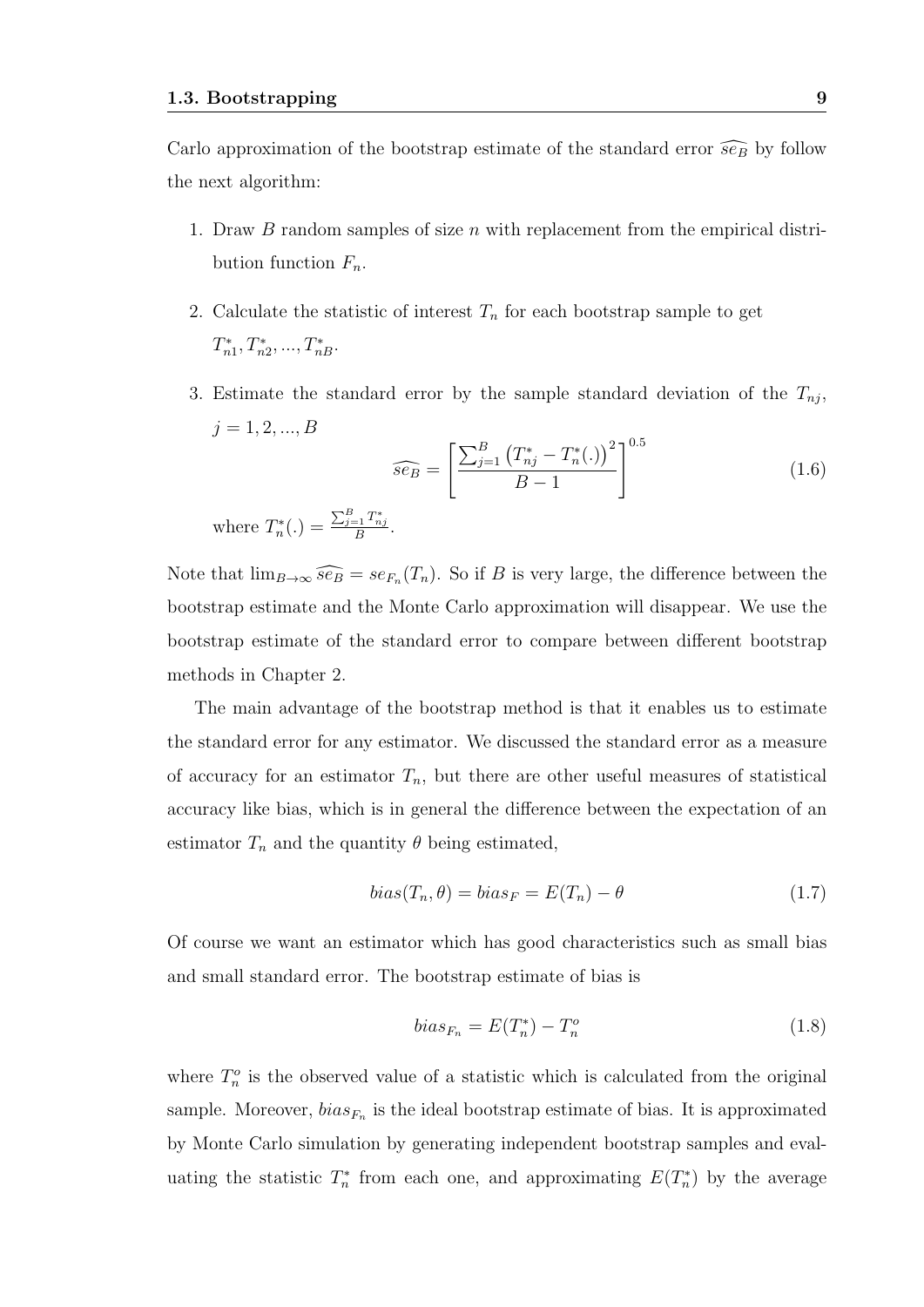Carlo approximation of the bootstrap estimate of the standard error $\widehat{se_B}$ by follow the next algorithm:

1. Draw $B$ random samples of size $n$ with replacement from the empirical distribution function $F_n$.

2. Calculate the statistic of interest $T_n$ for each bootstrap sample to get $T^*_{n1}, T^*_{n2}, ..., T^*_{nB}$.

3. Estimate the standard error by the sample standard deviation of the $T_{nj}$, $j = 1, 2, ..., B$

$$\widehat{se_B} = \left[ \frac{\sum_{j=1}^{B} \left( T^*_{nj} - T^*_n(.) \right)^2}{B - 1} \right]^{0.5} \tag{1.6}$$

where $T^*_n(.) = \frac{\sum_{j=1}^{B} T^*_{nj}}{B}$.

Note that $\lim_{B \to \infty} \widehat{se_B} = se_{F_n}(T_n)$. So if $B$ is very large, the difference between the bootstrap estimate and the Monte Carlo approximation will disappear. We use the bootstrap estimate of the standard error to compare between different bootstrap methods in Chapter 2.

The main advantage of the bootstrap method is that it enables us to estimate the standard error for any estimator. We discussed the standard error as a measure of accuracy for an estimator $T_n$, but there are other useful measures of statistical accuracy like bias, which is in general the difference between the expectation of an estimator $T_n$ and the quantity $\theta$ being estimated,

$$bias(T_n, \theta) = bias_F = E(T_n) - \theta \tag{1.7}$$

Of course we want an estimator which has good characteristics such as small bias and small standard error. The bootstrap estimate of bias is

$$bias_{F_n} = E(T^*_n) - T^o_n \tag{1.8}$$

where $T^o_n$ is the observed value of a statistic which is calculated from the original sample. Moreover, $bias_{F_n}$ is the ideal bootstrap estimate of bias. It is approximated by Monte Carlo simulation by generating independent bootstrap samples and evaluating the statistic $T^*_n$ from each one, and approximating $E(T^*_n)$ by the average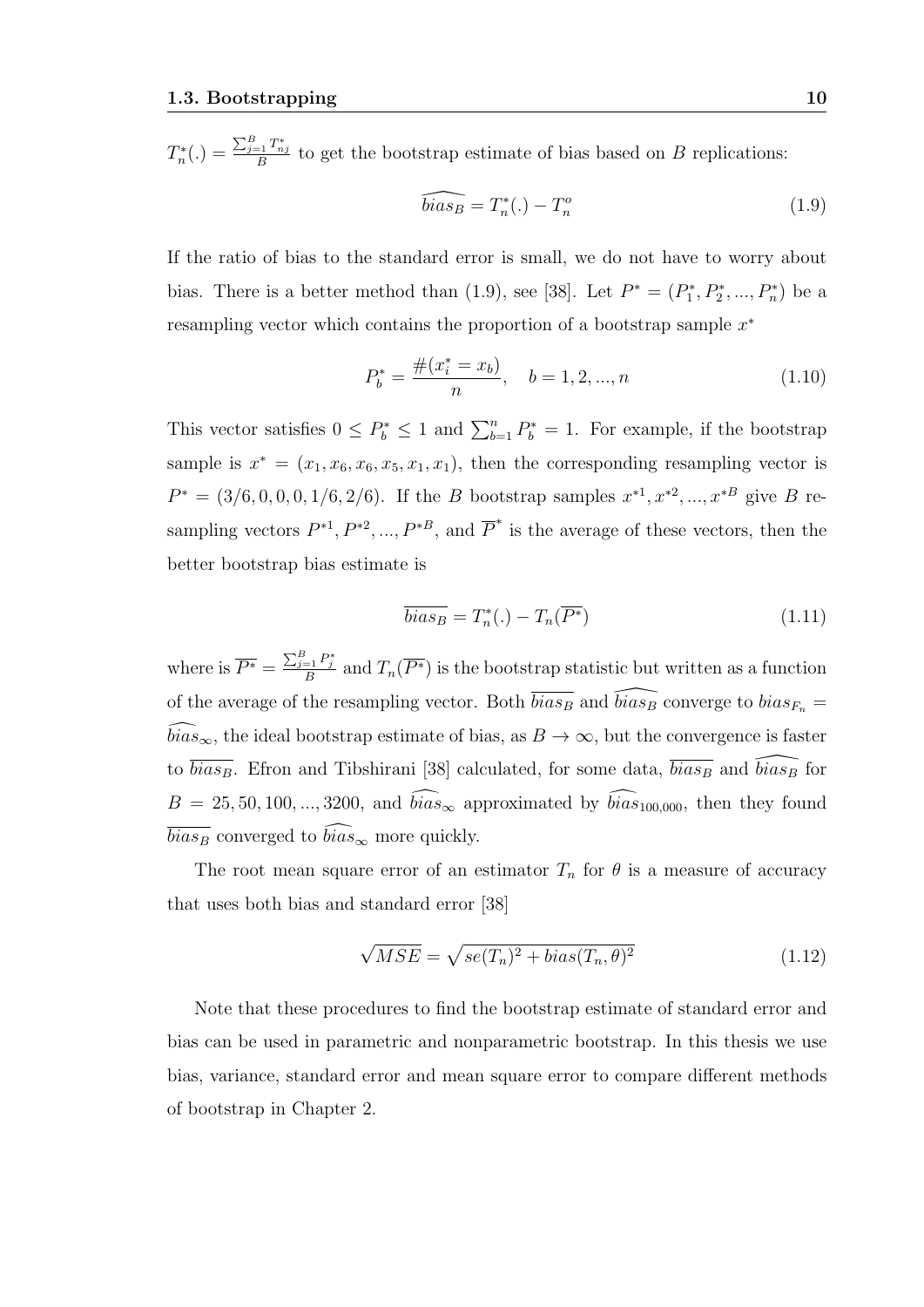$T_n^*(.) = \frac{\sum_{j=1}^{B} T_{nj}^*}{B}$ to get the bootstrap estimate of bias based on $B$ replications:

$$\widehat{bias_B} = T_n^*(.) - T_n^o \tag{1.9}$$

If the ratio of bias to the standard error is small, we do not have to worry about bias. There is a better method than (1.9), see [38]. Let $P^* = (P_1^*, P_2^*, ..., P_n^*)$ be a resampling vector which contains the proportion of a bootstrap sample $x^*$

$$P_b^* = \frac{\#(x_i^* = x_b)}{n}, \quad b = 1, 2, ..., n \tag{1.10}$$

This vector satisfies $0 \leq P_b^* \leq 1$ and $\sum_{b=1}^{n} P_b^* = 1$. For example, if the bootstrap sample is $x^* = (x_1, x_6, x_6, x_5, x_1, x_1)$, then the corresponding resampling vector is $P^* = (3/6, 0, 0, 0, 1/6, 2/6)$. If the $B$ bootstrap samples $x^{*1}, x^{*2}, ..., x^{*B}$ give $B$ resampling vectors $P^{*1}, P^{*2}, ..., P^{*B}$, and $\overline{P}^*$ is the average of these vectors, then the better bootstrap bias estimate is

$$\overline{bias_B} = T_n^*(.) - T_n(\overline{P^*}) \tag{1.11}$$

where is $\overline{P^*} = \frac{\sum_{j=1}^{B} P_j^*}{B}$ and $T_n(\overline{P^*})$ is the bootstrap statistic but written as a function of the average of the resampling vector. Both $\overline{bias_B}$ and $\widehat{bias_B}$ converge to $bias_{F_n} = \widehat{bias}_\infty$, the ideal bootstrap estimate of bias, as $B \to \infty$, but the convergence is faster to $\overline{bias_B}$. Efron and Tibshirani [38] calculated, for some data, $\overline{bias_B}$ and $\widehat{bias_B}$ for $B = 25, 50, 100, ..., 3200$, and $\widehat{bias}_\infty$ approximated by $\widehat{bias}_{100,000}$, then they found $\overline{bias_B}$ converged to $\widehat{bias}_\infty$ more quickly.

The root mean square error of an estimator $T_n$ for $\theta$ is a measure of accuracy that uses both bias and standard error [38]

$$\sqrt{MSE} = \sqrt{se(T_n)^2 + bias(T_n, \theta)^2} \tag{1.12}$$

Note that these procedures to find the bootstrap estimate of standard error and bias can be used in parametric and nonparametric bootstrap. In this thesis we use bias, variance, standard error and mean square error to compare different methods of bootstrap in Chapter 2.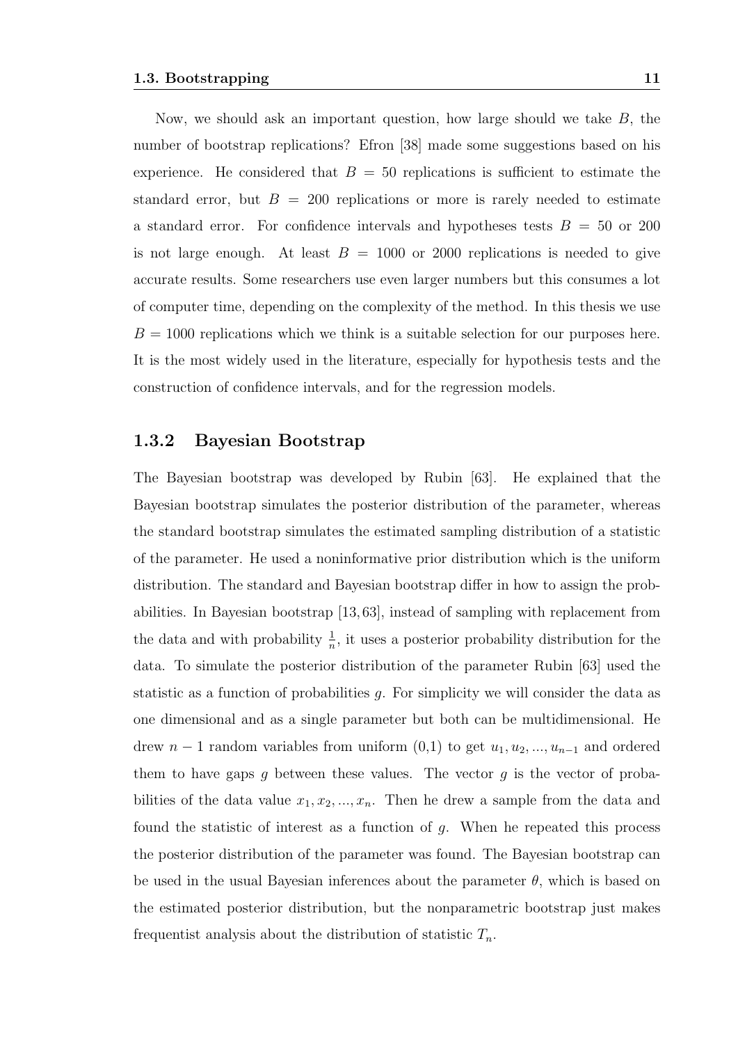Now, we should ask an important question, how large should we take $B$, the number of bootstrap replications? Efron [38] made some suggestions based on his experience. He considered that $B = 50$ replications is sufficient to estimate the standard error, but $B = 200$ replications or more is rarely needed to estimate a standard error. For confidence intervals and hypotheses tests $B = 50$ or 200 is not large enough. At least $B = 1000$ or 2000 replications is needed to give accurate results. Some researchers use even larger numbers but this consumes a lot of computer time, depending on the complexity of the method. In this thesis we use $B = 1000$ replications which we think is a suitable selection for our purposes here. It is the most widely used in the literature, especially for hypothesis tests and the construction of confidence intervals, and for the regression models.

### 1.3.2 Bayesian Bootstrap

The Bayesian bootstrap was developed by Rubin [63]. He explained that the Bayesian bootstrap simulates the posterior distribution of the parameter, whereas the standard bootstrap simulates the estimated sampling distribution of a statistic of the parameter. He used a noninformative prior distribution which is the uniform distribution. The standard and Bayesian bootstrap differ in how to assign the probabilities. In Bayesian bootstrap [13, 63], instead of sampling with replacement from the data and with probability $\frac{1}{n}$, it uses a posterior probability distribution for the data. To simulate the posterior distribution of the parameter Rubin [63] used the statistic as a function of probabilities $g$. For simplicity we will consider the data as one dimensional and as a single parameter but both can be multidimensional. He drew $n-1$ random variables from uniform (0,1) to get $u_1, u_2, ..., u_{n-1}$ and ordered them to have gaps $g$ between these values. The vector $g$ is the vector of probabilities of the data value $x_1, x_2, ..., x_n$. Then he drew a sample from the data and found the statistic of interest as a function of $g$. When he repeated this process the posterior distribution of the parameter was found. The Bayesian bootstrap can be used in the usual Bayesian inferences about the parameter $\theta$, which is based on the estimated posterior distribution, but the nonparametric bootstrap just makes frequentist analysis about the distribution of statistic $T_n$.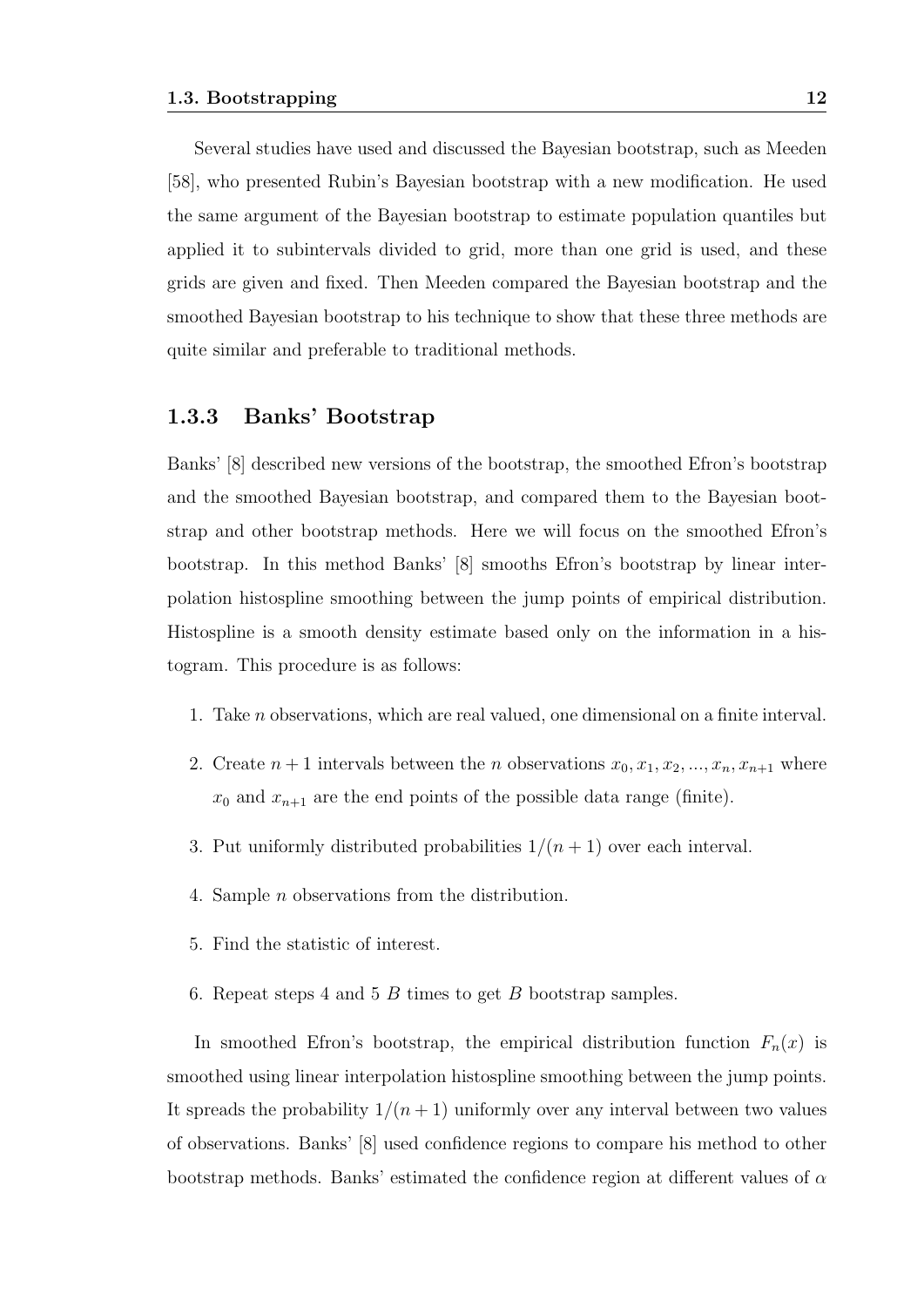Several studies have used and discussed the Bayesian bootstrap, such as Meeden [58], who presented Rubin's Bayesian bootstrap with a new modification. He used the same argument of the Bayesian bootstrap to estimate population quantiles but applied it to subintervals divided to grid, more than one grid is used, and these grids are given and fixed. Then Meeden compared the Bayesian bootstrap and the smoothed Bayesian bootstrap to his technique to show that these three methods are quite similar and preferable to traditional methods.

### 1.3.3 Banks' Bootstrap

Banks' [8] described new versions of the bootstrap, the smoothed Efron's bootstrap and the smoothed Bayesian bootstrap, and compared them to the Bayesian bootstrap and other bootstrap methods. Here we will focus on the smoothed Efron's bootstrap. In this method Banks' [8] smooths Efron's bootstrap by linear interpolation histospline smoothing between the jump points of empirical distribution. Histospline is a smooth density estimate based only on the information in a histogram. This procedure is as follows:

1. Take $n$ observations, which are real valued, one dimensional on a finite interval.
2. Create $n+1$ intervals between the $n$ observations $x_0, x_1, x_2, ..., x_n, x_{n+1}$ where $x_0$ and $x_{n+1}$ are the end points of the possible data range (finite).
3. Put uniformly distributed probabilities $1/(n+1)$ over each interval.
4. Sample $n$ observations from the distribution.
5. Find the statistic of interest.
6. Repeat steps 4 and 5 $B$ times to get $B$ bootstrap samples.

In smoothed Efron's bootstrap, the empirical distribution function $F_n(x)$ is smoothed using linear interpolation histospline smoothing between the jump points. It spreads the probability $1/(n+1)$ uniformly over any interval between two values of observations. Banks' [8] used confidence regions to compare his method to other bootstrap methods. Banks' estimated the confidence region at different values of $\alpha$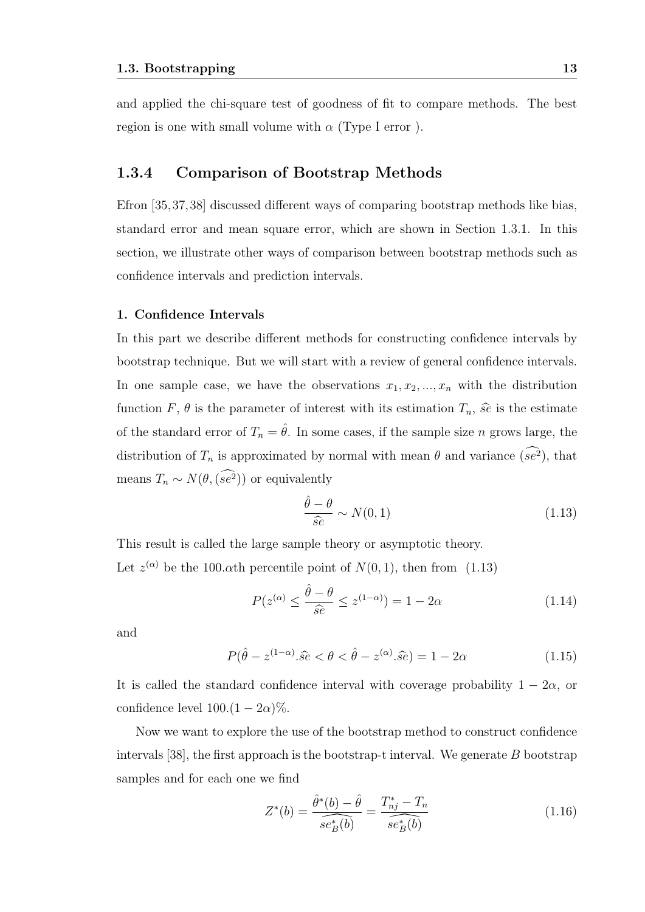and applied the chi-square test of goodness of fit to compare methods. The best region is one with small volume with $\alpha$ (Type I error ).

### 1.3.4 Comparison of Bootstrap Methods

Efron [35, 37, 38] discussed different ways of comparing bootstrap methods like bias, standard error and mean square error, which are shown in Section 1.3.1. In this section, we illustrate other ways of comparison between bootstrap methods such as confidence intervals and prediction intervals.

#### 1. Confidence Intervals

In this part we describe different methods for constructing confidence intervals by bootstrap technique. But we will start with a review of general confidence intervals. In one sample case, we have the observations $x_1, x_2, ..., x_n$ with the distribution function $F$, $\theta$ is the parameter of interest with its estimation $T_n$, $\widehat{se}$ is the estimate of the standard error of $T_n = \hat{\theta}$. In some cases, if the sample size $n$ grows large, the distribution of $T_n$ is approximated by normal with mean $\theta$ and variance $(\widehat{se^2})$, that means $T_n \sim N(\theta, (\widehat{se^2}))$ or equivalently

$$\frac{\hat{\theta} - \theta}{\widehat{se}} \sim N(0, 1) \tag{1.13}$$

This result is called the large sample theory or asymptotic theory.
Let $z^{(\alpha)}$ be the $100.\alpha$th percentile point of $N(0, 1)$, then from (1.13)

$$P(z^{(\alpha)} \leq \frac{\hat{\theta} - \theta}{\widehat{se}} \leq z^{(1-\alpha)}) = 1 - 2\alpha \tag{1.14}$$

and

$$P(\hat{\theta} - z^{(1-\alpha)}.\widehat{se} < \theta < \hat{\theta} - z^{(\alpha)}.\widehat{se}) = 1 - 2\alpha \tag{1.15}$$

It is called the standard confidence interval with coverage probability $1 - 2\alpha$, or confidence level $100.(1 - 2\alpha)\%$.

Now we want to explore the use of the bootstrap method to construct confidence intervals [38], the first approach is the bootstrap-t interval. We generate $B$ bootstrap samples and for each one we find

$$Z^*(b) = \frac{\hat{\theta}^*(b) - \hat{\theta}}{\widehat{se^*_B(b)}} = \frac{T^*_{nj} - T_n}{\widehat{se^*_B(b)}} \tag{1.16}$$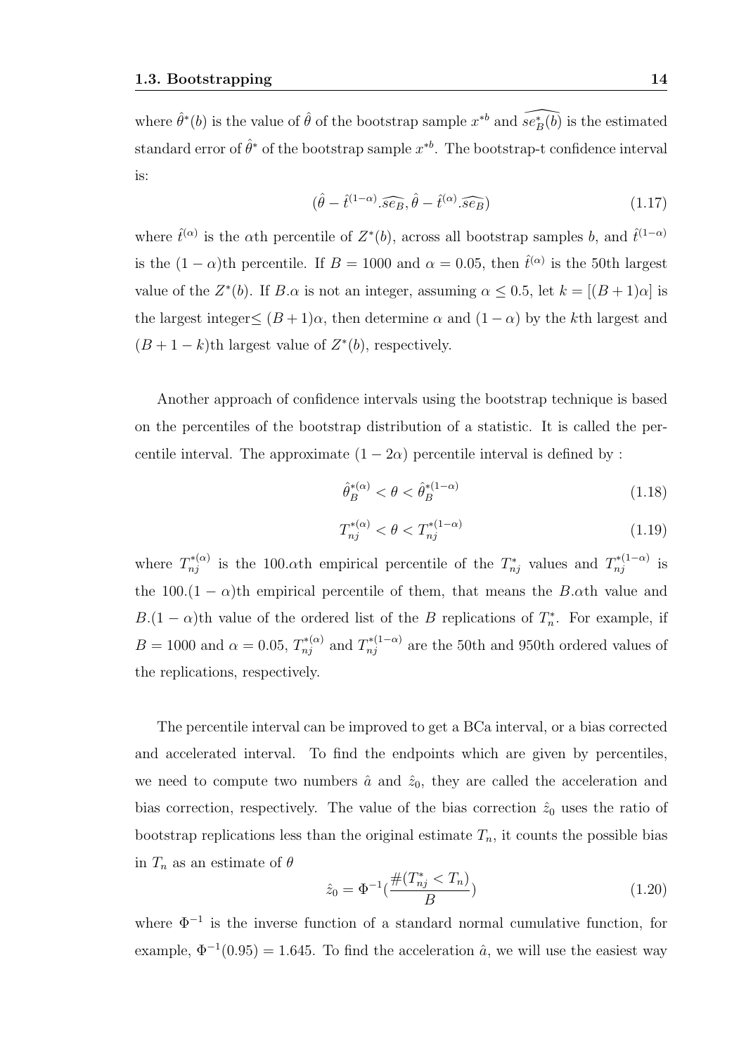where $\hat{\theta}^*(b)$ is the value of $\hat{\theta}$ of the bootstrap sample $x^{*b}$ and $\widehat{se^*_B(b)}$ is the estimated standard error of $\hat{\theta}^*$ of the bootstrap sample $x^{*b}$. The bootstrap-t confidence interval is:

$$(\hat{\theta} - \hat{t}^{(1-\alpha)}.\widehat{se_B}, \hat{\theta} - \hat{t}^{(\alpha)}.\widehat{se_B}) \tag{1.17}$$

where $\hat{t}^{(\alpha)}$ is the $\alpha$th percentile of $Z^*(b)$, across all bootstrap samples $b$, and $\hat{t}^{(1-\alpha)}$ is the $(1-\alpha)$th percentile. If $B = 1000$ and $\alpha = 0.05$, then $\hat{t}^{(\alpha)}$ is the 50th largest value of the $Z^*(b)$. If $B.\alpha$ is not an integer, assuming $\alpha \leq 0.5$, let $k = [(B+1)\alpha]$ is the largest integer$\leq (B+1)\alpha$, then determine $\alpha$ and $(1-\alpha)$ by the $k$th largest and $(B+1-k)$th largest value of $Z^*(b)$, respectively.

Another approach of confidence intervals using the bootstrap technique is based on the percentiles of the bootstrap distribution of a statistic. It is called the percentile interval. The approximate $(1-2\alpha)$ percentile interval is defined by :

$$\hat{\theta}_B^{*(\alpha)} < \theta < \hat{\theta}_B^{*(1-\alpha)} \tag{1.18}$$

$$T_{nj}^{*(\alpha)} < \theta < T_{nj}^{*(1-\alpha)} \tag{1.19}$$

where $T_{nj}^{*(\alpha)}$ is the $100.\alpha$th empirical percentile of the $T_{nj}^*$ values and $T_{nj}^{*(1-\alpha)}$ is the $100.(1-\alpha)$th empirical percentile of them, that means the $B.\alpha$th value and $B.(1-\alpha)$th value of the ordered list of the $B$ replications of $T_n^*$. For example, if $B = 1000$ and $\alpha = 0.05$, $T_{nj}^{*(\alpha)}$ and $T_{nj}^{*(1-\alpha)}$ are the 50th and 950th ordered values of the replications, respectively.

The percentile interval can be improved to get a BCa interval, or a bias corrected and accelerated interval. To find the endpoints which are given by percentiles, we need to compute two numbers $\hat{a}$ and $\hat{z}_0$, they are called the acceleration and bias correction, respectively. The value of the bias correction $\hat{z}_0$ uses the ratio of bootstrap replications less than the original estimate $T_n$, it counts the possible bias in $T_n$ as an estimate of $\theta$

$$\hat{z}_0 = \Phi^{-1}\left(\frac{\#(T_{nj}^* < T_n)}{B}\right) \tag{1.20}$$

where $\Phi^{-1}$ is the inverse function of a standard normal cumulative function, for example, $\Phi^{-1}(0.95) = 1.645$. To find the acceleration $\hat{a}$, we will use the easiest way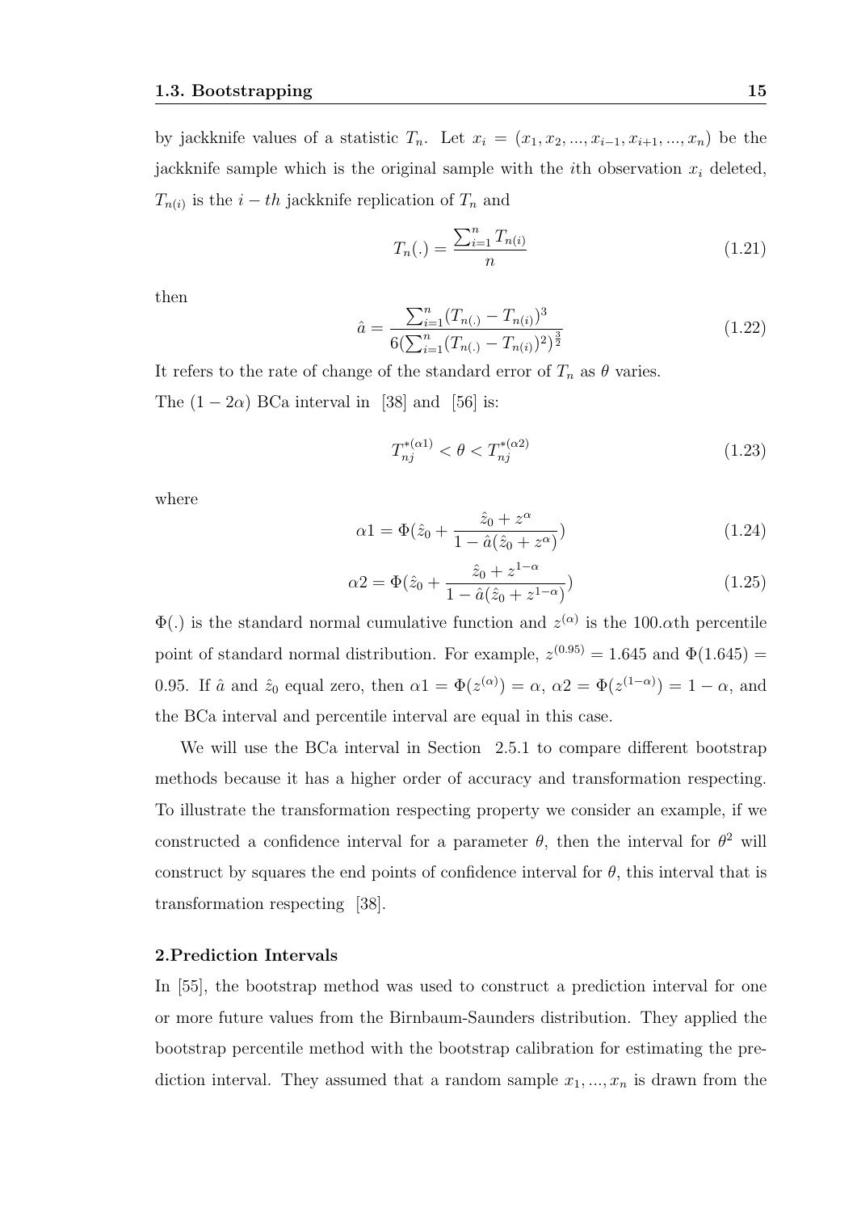by jackknife values of a statistic $T_n$. Let $x_i = (x_1, x_2, ..., x_{i-1}, x_{i+1}, ..., x_n)$ be the jackknife sample which is the original sample with the $i$th observation $x_i$ deleted, $T_{n(i)}$ is the $i-th$ jackknife replication of $T_n$ and

$$T_n(.) = \frac{\sum_{i=1}^{n} T_{n(i)}}{n} \tag{1.21}$$

then

$$\hat{a} = \frac{\sum_{i=1}^{n}(T_{n(.)} - T_{n(i)})^3}{6(\sum_{i=1}^{n}(T_{n(.)} - T_{n(i)})^2)^{\frac{3}{2}}} \tag{1.22}$$

It refers to the rate of change of the standard error of $T_n$ as $\theta$ varies.

The $(1-2\alpha)$ BCa interval in [38] and [56] is:

$$T_{nj}^{*(\alpha 1)} < \theta < T_{nj}^{*(\alpha 2)} \tag{1.23}$$

where

$$\alpha 1 = \Phi(\hat{z}_0 + \frac{\hat{z}_0 + z^{\alpha}}{1 - \hat{a}(\hat{z}_0 + z^{\alpha})}) \tag{1.24}$$

$$\alpha 2 = \Phi(\hat{z}_0 + \frac{\hat{z}_0 + z^{1-\alpha}}{1 - \hat{a}(\hat{z}_0 + z^{1-\alpha})}) \tag{1.25}$$

$\Phi(.)$ is the standard normal cumulative function and $z^{(\alpha)}$ is the $100.\alpha$th percentile point of standard normal distribution. For example, $z^{(0.95)} = 1.645$ and $\Phi(1.645) = 0.95$. If $\hat{a}$ and $\hat{z}_0$ equal zero, then $\alpha 1 = \Phi(z^{(\alpha)}) = \alpha$, $\alpha 2 = \Phi(z^{(1-\alpha)}) = 1 - \alpha$, and the BCa interval and percentile interval are equal in this case.

We will use the BCa interval in Section 2.5.1 to compare different bootstrap methods because it has a higher order of accuracy and transformation respecting. To illustrate the transformation respecting property we consider an example, if we constructed a confidence interval for a parameter $\theta$, then the interval for $\theta^2$ will construct by squares the end points of confidence interval for $\theta$, this interval that is transformation respecting [38].

**2.Prediction Intervals**

In [55], the bootstrap method was used to construct a prediction interval for one or more future values from the Birnbaum-Saunders distribution. They applied the bootstrap percentile method with the bootstrap calibration for estimating the prediction interval. They assumed that a random sample $x_1, ..., x_n$ is drawn from the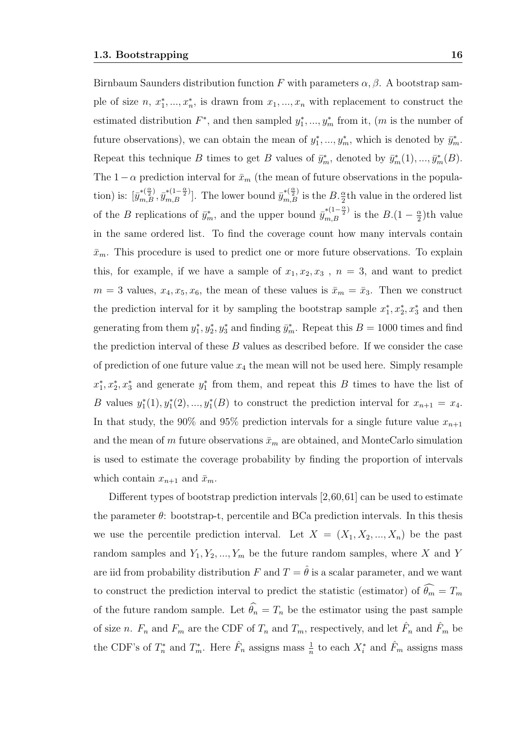Birnbaum Saunders distribution function $F$ with parameters $\alpha, \beta$. A bootstrap sample of size $n$, $x_1^*, ..., x_n^*$, is drawn from $x_1, ..., x_n$ with replacement to construct the estimated distribution $F^*$, and then sampled $y_1^*, ..., y_m^*$ from it, ($m$ is the number of future observations), we can obtain the mean of $y_1^*, ..., y_m^*$, which is denoted by $\bar{y}_m^*$. Repeat this technique $B$ times to get $B$ values of $\bar{y}_m^*$, denoted by $\bar{y}_m^*(1), ..., \bar{y}_m^*(B)$. The $1-\alpha$ prediction interval for $\bar{x}_m$ (the mean of future observations in the population) is: $[\bar{y}_{m,B}^{*(\frac{\alpha}{2})}, \bar{y}_{m,B}^{*(1-\frac{\alpha}{2})}]$. The lower bound $\bar{y}_{m,B}^{*(\frac{\alpha}{2})}$ is the $B.\frac{\alpha}{2}$th value in the ordered list of the $B$ replications of $\bar{y}_m^*$, and the upper bound $\bar{y}_{m,B}^{*(1-\frac{\alpha}{2})}$ is the $B.(1-\frac{\alpha}{2})$th value in the same ordered list. To find the coverage count how many intervals contain $\bar{x}_m$. This procedure is used to predict one or more future observations. To explain this, for example, if we have a sample of $x_1, x_2, x_3$ , $n = 3$, and want to predict $m = 3$ values, $x_4, x_5, x_6$, the mean of these values is $\bar{x}_m = \bar{x}_3$. Then we construct the prediction interval for it by sampling the bootstrap sample $x_1^*, x_2^*, x_3^*$ and then generating from them $y_1^*, y_2^*, y_3^*$ and finding $\bar{y}_m^*$. Repeat this $B = 1000$ times and find the prediction interval of these $B$ values as described before. If we consider the case of prediction of one future value $x_4$ the mean will not be used here. Simply resample $x_1^*, x_2^*, x_3^*$ and generate $y_1^*$ from them, and repeat this $B$ times to have the list of $B$ values $y_1^*(1), y_1^*(2), ..., y_1^*(B)$ to construct the prediction interval for $x_{n+1} = x_4$. In that study, the 90% and 95% prediction intervals for a single future value $x_{n+1}$ and the mean of $m$ future observations $\bar{x}_m$ are obtained, and MonteCarlo simulation is used to estimate the coverage probability by finding the proportion of intervals which contain $x_{n+1}$ and $\bar{x}_m$.

Different types of bootstrap prediction intervals [2,60,61] can be used to estimate the parameter $\theta$: bootstrap-t, percentile and BCa prediction intervals. In this thesis we use the percentile prediction interval. Let $X = (X_1, X_2, ..., X_n)$ be the past random samples and $Y_1, Y_2, ..., Y_m$ be the future random samples, where $X$ and $Y$ are iid from probability distribution $F$ and $T = \hat{\theta}$ is a scalar parameter, and we want to construct the prediction interval to predict the statistic (estimator) of $\widehat{\theta_m} = T_m$ of the future random sample. Let $\widehat{\theta_n} = T_n$ be the estimator using the past sample of size $n$. $F_n$ and $F_m$ are the CDF of $T_n$ and $T_m$, respectively, and let $\hat{F}_n$ and $\hat{F}_m$ be the CDF's of $T_n^*$ and $T_m^*$. Here $\hat{F}_n$ assigns mass $\frac{1}{n}$ to each $X_i^*$ and $\hat{F}_m$ assigns mass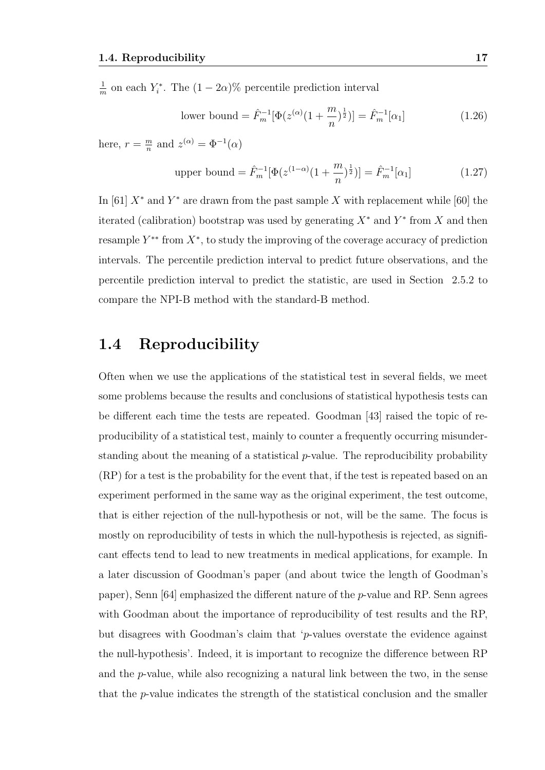$\frac{1}{m}$ on each $Y_i^*$. The $(1-2\alpha)\%$ percentile prediction interval

$$\text{lower bound} = \hat{F}_m^{-1}[\Phi(z^{(\alpha)}(1+\frac{m}{n})^{\frac{1}{2}})] = \hat{F}_m^{-1}[\alpha_1] \tag{1.26}$$

here, $r = \frac{m}{n}$ and $z^{(\alpha)} = \Phi^{-1}(\alpha)$

$$\text{upper bound} = \hat{F}_m^{-1}[\Phi(z^{(1-\alpha)}(1+\frac{m}{n})^{\frac{1}{2}})] = \hat{F}_m^{-1}[\alpha_1] \tag{1.27}$$

In [61] $X^*$ and $Y^*$ are drawn from the past sample $X$ with replacement while [60] the iterated (calibration) bootstrap was used by generating $X^*$ and $Y^*$ from $X$ and then resample $Y^{**}$ from $X^*$, to study the improving of the coverage accuracy of prediction intervals. The percentile prediction interval to predict future observations, and the percentile prediction interval to predict the statistic, are used in Section 2.5.2 to compare the NPI-B method with the standard-B method.

## 1.4 Reproducibility

Often when we use the applications of the statistical test in several fields, we meet some problems because the results and conclusions of statistical hypothesis tests can be different each time the tests are repeated. Goodman [43] raised the topic of reproducibility of a statistical test, mainly to counter a frequently occurring misunderstanding about the meaning of a statistical $p$-value. The reproducibility probability (RP) for a test is the probability for the event that, if the test is repeated based on an experiment performed in the same way as the original experiment, the test outcome, that is either rejection of the null-hypothesis or not, will be the same. The focus is mostly on reproducibility of tests in which the null-hypothesis is rejected, as significant effects tend to lead to new treatments in medical applications, for example. In a later discussion of Goodman's paper (and about twice the length of Goodman's paper), Senn [64] emphasized the different nature of the $p$-value and RP. Senn agrees with Goodman about the importance of reproducibility of test results and the RP, but disagrees with Goodman's claim that '$p$-values overstate the evidence against the null-hypothesis'. Indeed, it is important to recognize the difference between RP and the $p$-value, while also recognizing a natural link between the two, in the sense that the $p$-value indicates the strength of the statistical conclusion and the smaller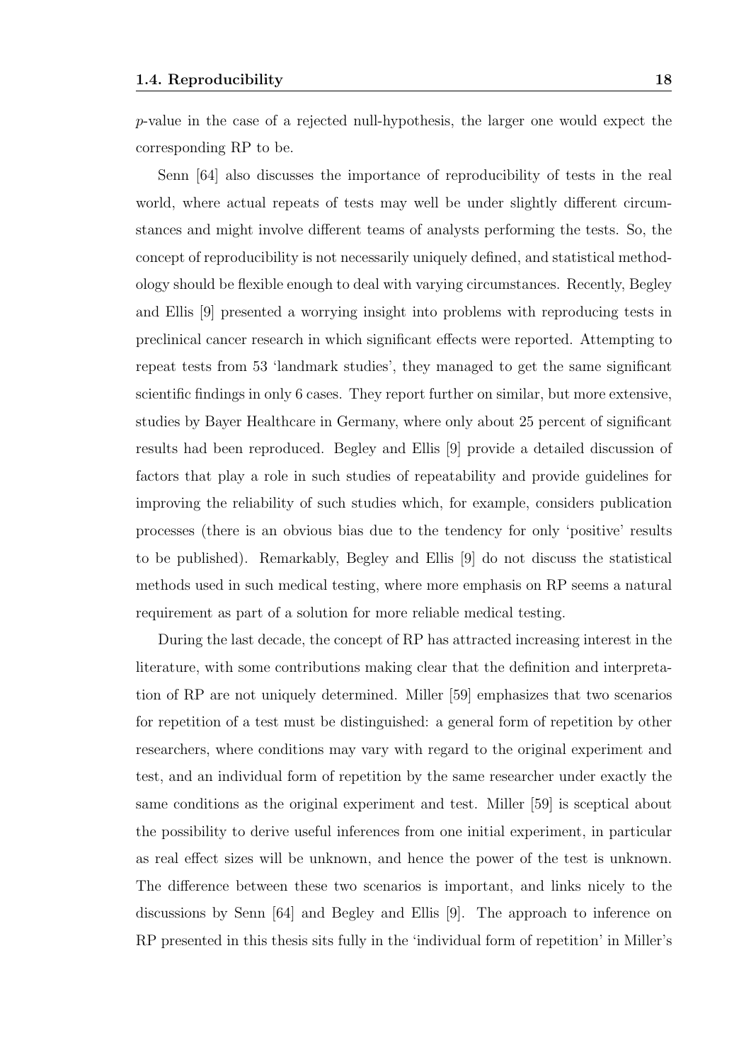$p$-value in the case of a rejected null-hypothesis, the larger one would expect the corresponding RP to be.

Senn [64] also discusses the importance of reproducibility of tests in the real world, where actual repeats of tests may well be under slightly different circumstances and might involve different teams of analysts performing the tests. So, the concept of reproducibility is not necessarily uniquely defined, and statistical methodology should be flexible enough to deal with varying circumstances. Recently, Begley and Ellis [9] presented a worrying insight into problems with reproducing tests in preclinical cancer research in which significant effects were reported. Attempting to repeat tests from 53 'landmark studies', they managed to get the same significant scientific findings in only 6 cases. They report further on similar, but more extensive, studies by Bayer Healthcare in Germany, where only about 25 percent of significant results had been reproduced. Begley and Ellis [9] provide a detailed discussion of factors that play a role in such studies of repeatability and provide guidelines for improving the reliability of such studies which, for example, considers publication processes (there is an obvious bias due to the tendency for only 'positive' results to be published). Remarkably, Begley and Ellis [9] do not discuss the statistical methods used in such medical testing, where more emphasis on RP seems a natural requirement as part of a solution for more reliable medical testing.

During the last decade, the concept of RP has attracted increasing interest in the literature, with some contributions making clear that the definition and interpretation of RP are not uniquely determined. Miller [59] emphasizes that two scenarios for repetition of a test must be distinguished: a general form of repetition by other researchers, where conditions may vary with regard to the original experiment and test, and an individual form of repetition by the same researcher under exactly the same conditions as the original experiment and test. Miller [59] is sceptical about the possibility to derive useful inferences from one initial experiment, in particular as real effect sizes will be unknown, and hence the power of the test is unknown. The difference between these two scenarios is important, and links nicely to the discussions by Senn [64] and Begley and Ellis [9]. The approach to inference on RP presented in this thesis sits fully in the 'individual form of repetition' in Miller's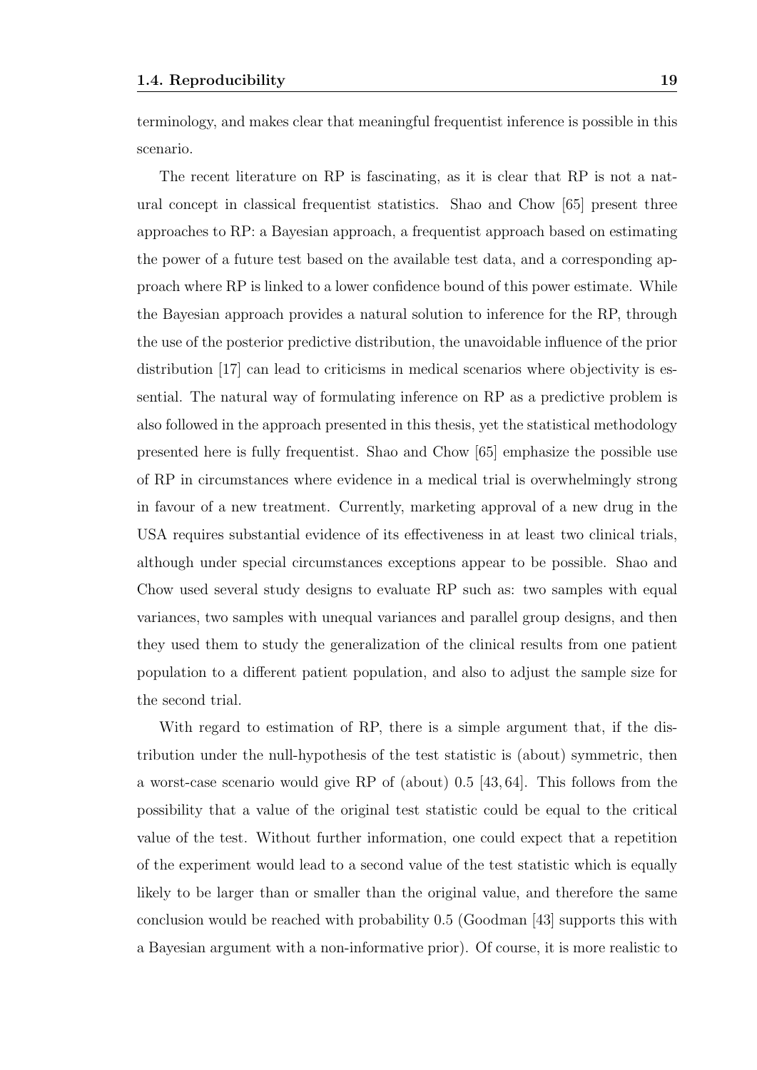terminology, and makes clear that meaningful frequentist inference is possible in this scenario.

The recent literature on RP is fascinating, as it is clear that RP is not a natural concept in classical frequentist statistics. Shao and Chow [65] present three approaches to RP: a Bayesian approach, a frequentist approach based on estimating the power of a future test based on the available test data, and a corresponding approach where RP is linked to a lower confidence bound of this power estimate. While the Bayesian approach provides a natural solution to inference for the RP, through the use of the posterior predictive distribution, the unavoidable influence of the prior distribution [17] can lead to criticisms in medical scenarios where objectivity is essential. The natural way of formulating inference on RP as a predictive problem is also followed in the approach presented in this thesis, yet the statistical methodology presented here is fully frequentist. Shao and Chow [65] emphasize the possible use of RP in circumstances where evidence in a medical trial is overwhelmingly strong in favour of a new treatment. Currently, marketing approval of a new drug in the USA requires substantial evidence of its effectiveness in at least two clinical trials, although under special circumstances exceptions appear to be possible. Shao and Chow used several study designs to evaluate RP such as: two samples with equal variances, two samples with unequal variances and parallel group designs, and then they used them to study the generalization of the clinical results from one patient population to a different patient population, and also to adjust the sample size for the second trial.

With regard to estimation of RP, there is a simple argument that, if the distribution under the null-hypothesis of the test statistic is (about) symmetric, then a worst-case scenario would give RP of (about) 0.5 [43, 64]. This follows from the possibility that a value of the original test statistic could be equal to the critical value of the test. Without further information, one could expect that a repetition of the experiment would lead to a second value of the test statistic which is equally likely to be larger than or smaller than the original value, and therefore the same conclusion would be reached with probability 0.5 (Goodman [43] supports this with a Bayesian argument with a non-informative prior). Of course, it is more realistic to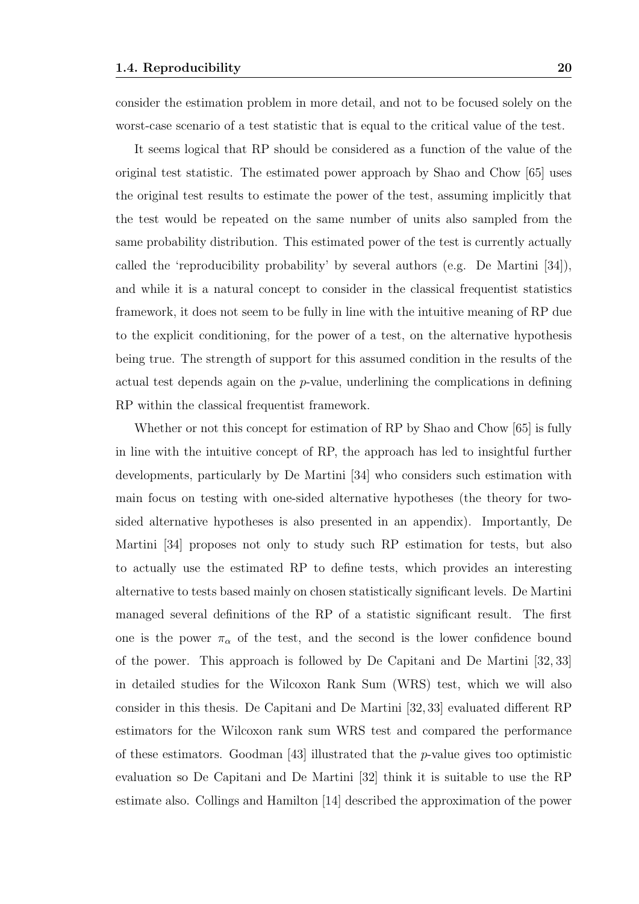consider the estimation problem in more detail, and not to be focused solely on the worst-case scenario of a test statistic that is equal to the critical value of the test.

It seems logical that RP should be considered as a function of the value of the original test statistic. The estimated power approach by Shao and Chow [65] uses the original test results to estimate the power of the test, assuming implicitly that the test would be repeated on the same number of units also sampled from the same probability distribution. This estimated power of the test is currently actually called the 'reproducibility probability' by several authors (e.g. De Martini [34]), and while it is a natural concept to consider in the classical frequentist statistics framework, it does not seem to be fully in line with the intuitive meaning of RP due to the explicit conditioning, for the power of a test, on the alternative hypothesis being true. The strength of support for this assumed condition in the results of the actual test depends again on the $p$-value, underlining the complications in defining RP within the classical frequentist framework.

Whether or not this concept for estimation of RP by Shao and Chow [65] is fully in line with the intuitive concept of RP, the approach has led to insightful further developments, particularly by De Martini [34] who considers such estimation with main focus on testing with one-sided alternative hypotheses (the theory for two-sided alternative hypotheses is also presented in an appendix). Importantly, De Martini [34] proposes not only to study such RP estimation for tests, but also to actually use the estimated RP to define tests, which provides an interesting alternative to tests based mainly on chosen statistically significant levels. De Martini managed several definitions of the RP of a statistic significant result. The first one is the power $\pi_\alpha$ of the test, and the second is the lower confidence bound of the power. This approach is followed by De Capitani and De Martini [32, 33] in detailed studies for the Wilcoxon Rank Sum (WRS) test, which we will also consider in this thesis. De Capitani and De Martini [32, 33] evaluated different RP estimators for the Wilcoxon rank sum WRS test and compared the performance of these estimators. Goodman [43] illustrated that the $p$-value gives too optimistic evaluation so De Capitani and De Martini [32] think it is suitable to use the RP estimate also. Collings and Hamilton [14] described the approximation of the power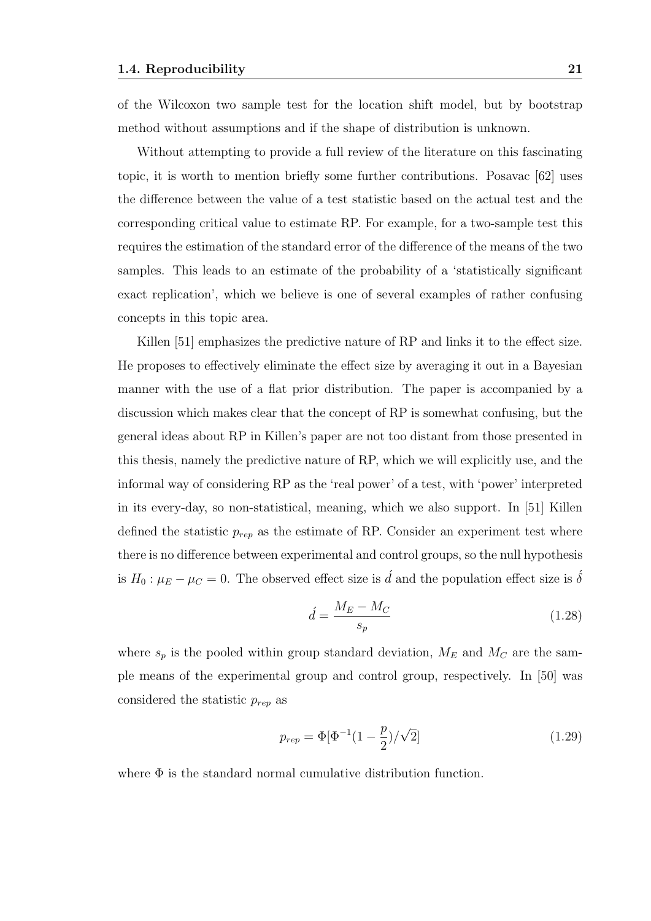of the Wilcoxon two sample test for the location shift model, but by bootstrap method without assumptions and if the shape of distribution is unknown.

Without attempting to provide a full review of the literature on this fascinating topic, it is worth to mention briefly some further contributions. Posavac [62] uses the difference between the value of a test statistic based on the actual test and the corresponding critical value to estimate RP. For example, for a two-sample test this requires the estimation of the standard error of the difference of the means of the two samples. This leads to an estimate of the probability of a 'statistically significant exact replication', which we believe is one of several examples of rather confusing concepts in this topic area.

Killen [51] emphasizes the predictive nature of RP and links it to the effect size. He proposes to effectively eliminate the effect size by averaging it out in a Bayesian manner with the use of a flat prior distribution. The paper is accompanied by a discussion which makes clear that the concept of RP is somewhat confusing, but the general ideas about RP in Killen's paper are not too distant from those presented in this thesis, namely the predictive nature of RP, which we will explicitly use, and the informal way of considering RP as the 'real power' of a test, with 'power' interpreted in its every-day, so non-statistical, meaning, which we also support. In [51] Killen defined the statistic $p_{rep}$ as the estimate of RP. Consider an experiment test where there is no difference between experimental and control groups, so the null hypothesis is $H_0 : \mu_E - \mu_C = 0$. The observed effect size is $\acute{d}$ and the population effect size is $\acute{\delta}$

$$\acute{d} = \frac{M_E - M_C}{s_p} \tag{1.28}$$

where $s_p$ is the pooled within group standard deviation, $M_E$ and $M_C$ are the sample means of the experimental group and control group, respectively. In [50] was considered the statistic $p_{rep}$ as

$$p_{rep} = \Phi[\Phi^{-1}(1 - \frac{p}{2})/\sqrt{2}] \tag{1.29}$$

where $\Phi$ is the standard normal cumulative distribution function.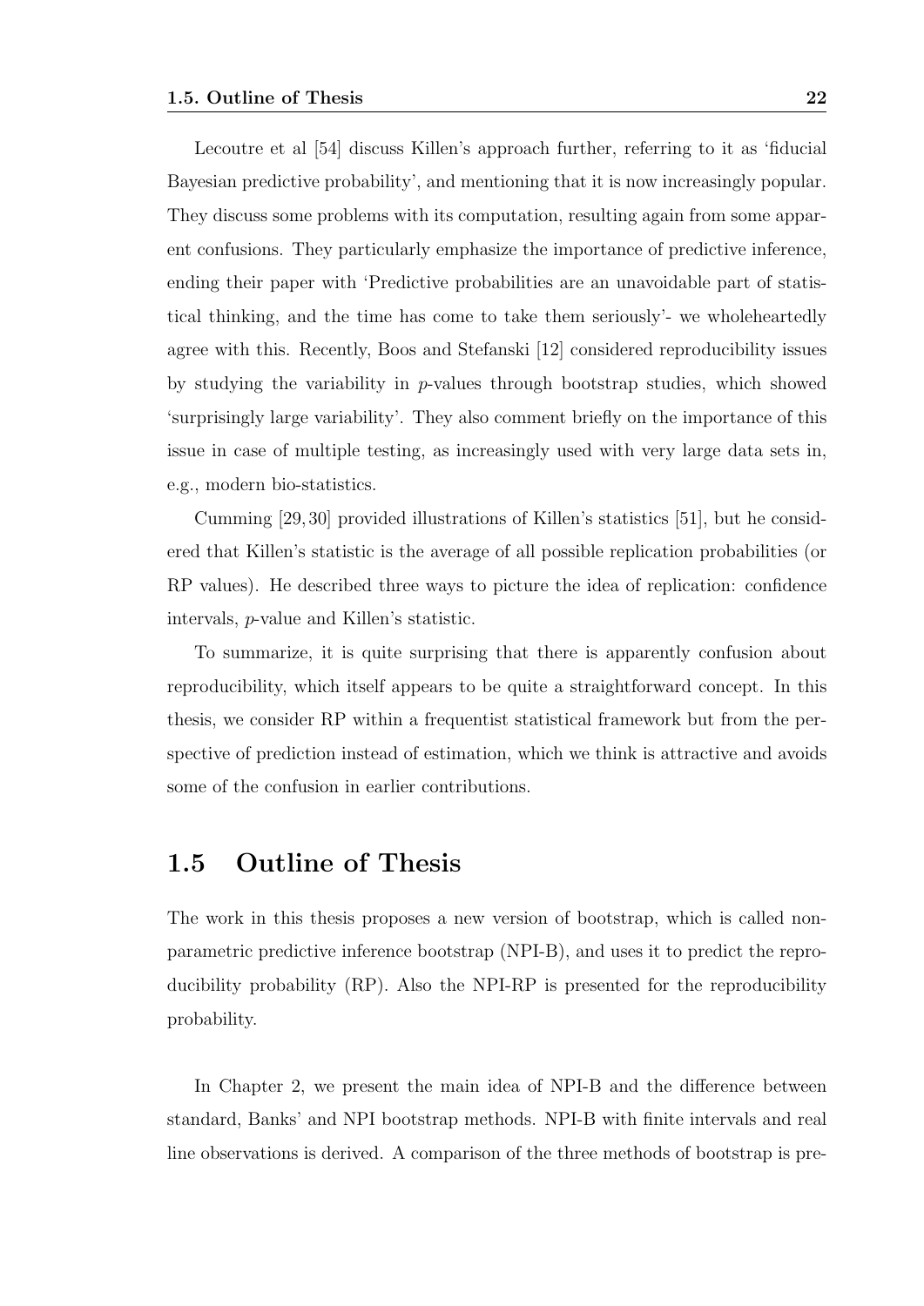Lecoutre et al [54] discuss Killen's approach further, referring to it as 'fiducial Bayesian predictive probability', and mentioning that it is now increasingly popular. They discuss some problems with its computation, resulting again from some apparent confusions. They particularly emphasize the importance of predictive inference, ending their paper with 'Predictive probabilities are an unavoidable part of statistical thinking, and the time has come to take them seriously'- we wholeheartedly agree with this. Recently, Boos and Stefanski [12] considered reproducibility issues by studying the variability in $p$-values through bootstrap studies, which showed 'surprisingly large variability'. They also comment briefly on the importance of this issue in case of multiple testing, as increasingly used with very large data sets in, e.g., modern bio-statistics.

Cumming [29, 30] provided illustrations of Killen's statistics [51], but he considered that Killen's statistic is the average of all possible replication probabilities (or RP values). He described three ways to picture the idea of replication: confidence intervals, $p$-value and Killen's statistic.

To summarize, it is quite surprising that there is apparently confusion about reproducibility, which itself appears to be quite a straightforward concept. In this thesis, we consider RP within a frequentist statistical framework but from the perspective of prediction instead of estimation, which we think is attractive and avoids some of the confusion in earlier contributions.

## 1.5 Outline of Thesis

The work in this thesis proposes a new version of bootstrap, which is called nonparametric predictive inference bootstrap (NPI-B), and uses it to predict the reproducibility probability (RP). Also the NPI-RP is presented for the reproducibility probability.

In Chapter 2, we present the main idea of NPI-B and the difference between standard, Banks' and NPI bootstrap methods. NPI-B with finite intervals and real line observations is derived. A comparison of the three methods of bootstrap is pre-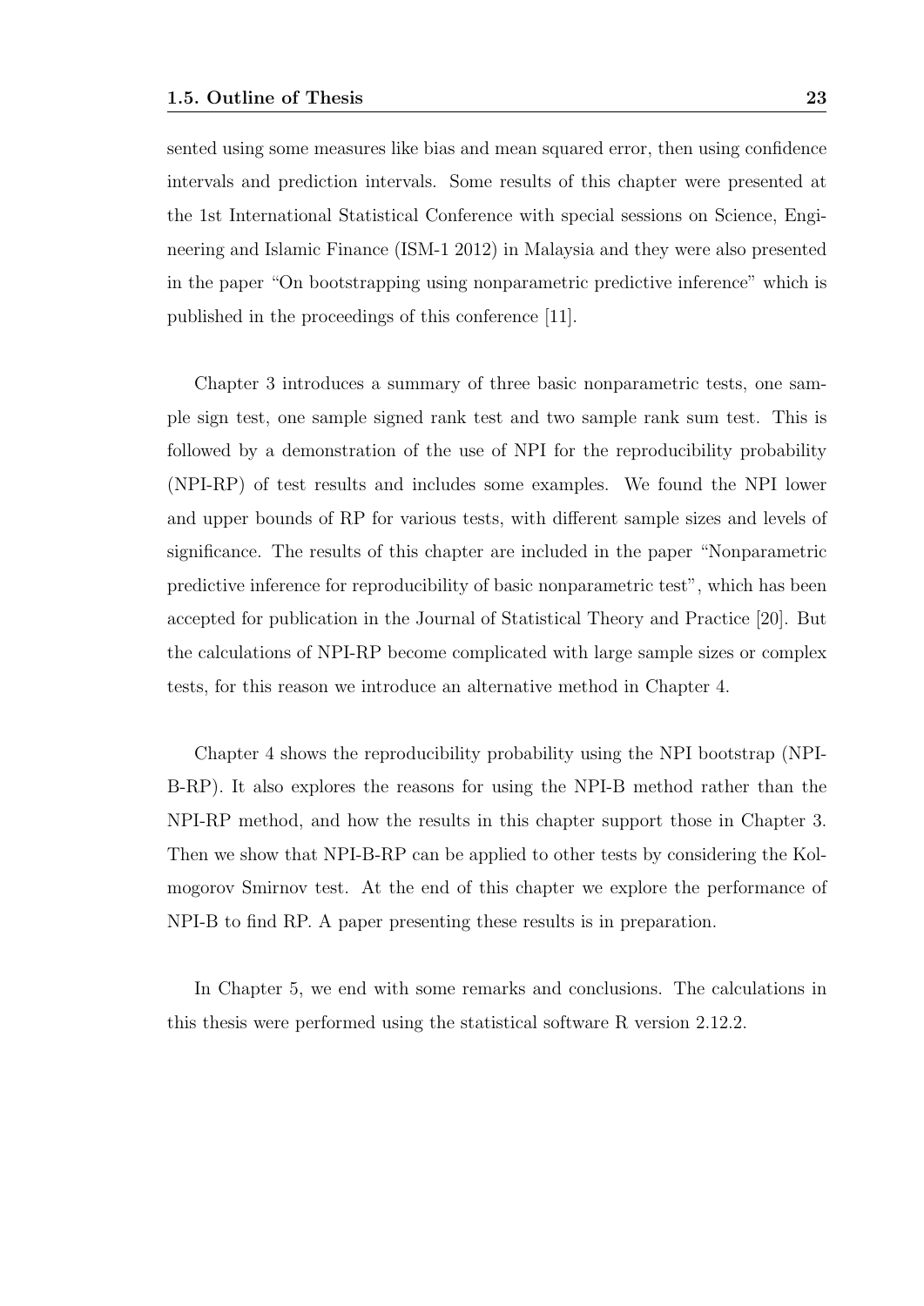sented using some measures like bias and mean squared error, then using confidence intervals and prediction intervals. Some results of this chapter were presented at the 1st International Statistical Conference with special sessions on Science, Engineering and Islamic Finance (ISM-1 2012) in Malaysia and they were also presented in the paper "On bootstrapping using nonparametric predictive inference" which is published in the proceedings of this conference [11].

Chapter 3 introduces a summary of three basic nonparametric tests, one sample sign test, one sample signed rank test and two sample rank sum test. This is followed by a demonstration of the use of NPI for the reproducibility probability (NPI-RP) of test results and includes some examples. We found the NPI lower and upper bounds of RP for various tests, with different sample sizes and levels of significance. The results of this chapter are included in the paper "Nonparametric predictive inference for reproducibility of basic nonparametric test", which has been accepted for publication in the Journal of Statistical Theory and Practice [20]. But the calculations of NPI-RP become complicated with large sample sizes or complex tests, for this reason we introduce an alternative method in Chapter 4.

Chapter 4 shows the reproducibility probability using the NPI bootstrap (NPI-B-RP). It also explores the reasons for using the NPI-B method rather than the NPI-RP method, and how the results in this chapter support those in Chapter 3. Then we show that NPI-B-RP can be applied to other tests by considering the Kolmogorov Smirnov test. At the end of this chapter we explore the performance of NPI-B to find RP. A paper presenting these results is in preparation.

In Chapter 5, we end with some remarks and conclusions. The calculations in this thesis were performed using the statistical software R version 2.12.2.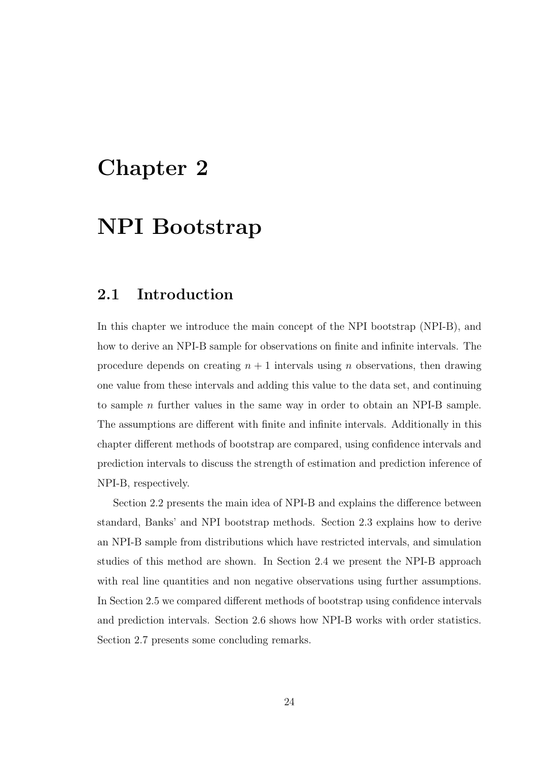# Chapter 2

# NPI Bootstrap

## 2.1 Introduction

In this chapter we introduce the main concept of the NPI bootstrap (NPI-B), and how to derive an NPI-B sample for observations on finite and infinite intervals. The procedure depends on creating $n + 1$ intervals using $n$ observations, then drawing one value from these intervals and adding this value to the data set, and continuing to sample $n$ further values in the same way in order to obtain an NPI-B sample. The assumptions are different with finite and infinite intervals. Additionally in this chapter different methods of bootstrap are compared, using confidence intervals and prediction intervals to discuss the strength of estimation and prediction inference of NPI-B, respectively.

Section 2.2 presents the main idea of NPI-B and explains the difference between standard, Banks' and NPI bootstrap methods. Section 2.3 explains how to derive an NPI-B sample from distributions which have restricted intervals, and simulation studies of this method are shown. In Section 2.4 we present the NPI-B approach with real line quantities and non negative observations using further assumptions. In Section 2.5 we compared different methods of bootstrap using confidence intervals and prediction intervals. Section 2.6 shows how NPI-B works with order statistics. Section 2.7 presents some concluding remarks.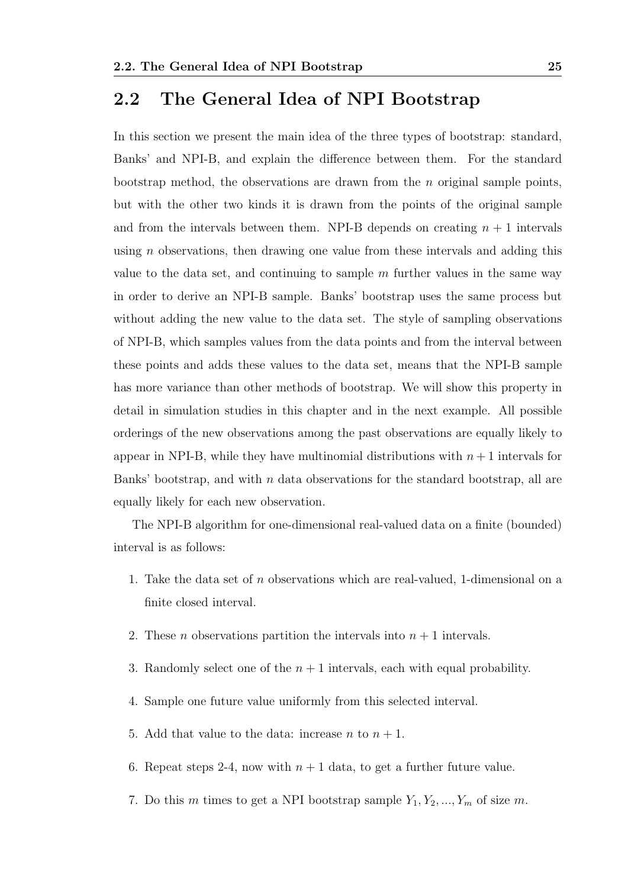## 2.2 The General Idea of NPI Bootstrap

In this section we present the main idea of the three types of bootstrap: standard, Banks' and NPI-B, and explain the difference between them. For the standard bootstrap method, the observations are drawn from the $n$ original sample points, but with the other two kinds it is drawn from the points of the original sample and from the intervals between them. NPI-B depends on creating $n + 1$ intervals using $n$ observations, then drawing one value from these intervals and adding this value to the data set, and continuing to sample $m$ further values in the same way in order to derive an NPI-B sample. Banks' bootstrap uses the same process but without adding the new value to the data set. The style of sampling observations of NPI-B, which samples values from the data points and from the interval between these points and adds these values to the data set, means that the NPI-B sample has more variance than other methods of bootstrap. We will show this property in detail in simulation studies in this chapter and in the next example. All possible orderings of the new observations among the past observations are equally likely to appear in NPI-B, while they have multinomial distributions with $n + 1$ intervals for Banks' bootstrap, and with $n$ data observations for the standard bootstrap, all are equally likely for each new observation.

The NPI-B algorithm for one-dimensional real-valued data on a finite (bounded) interval is as follows:

1. Take the data set of $n$ observations which are real-valued, 1-dimensional on a finite closed interval.
2. These $n$ observations partition the intervals into $n + 1$ intervals.
3. Randomly select one of the $n + 1$ intervals, each with equal probability.
4. Sample one future value uniformly from this selected interval.
5. Add that value to the data: increase $n$ to $n + 1$.
6. Repeat steps 2-4, now with $n + 1$ data, to get a further future value.
7. Do this $m$ times to get a NPI bootstrap sample $Y_1, Y_2, ..., Y_m$ of size $m$.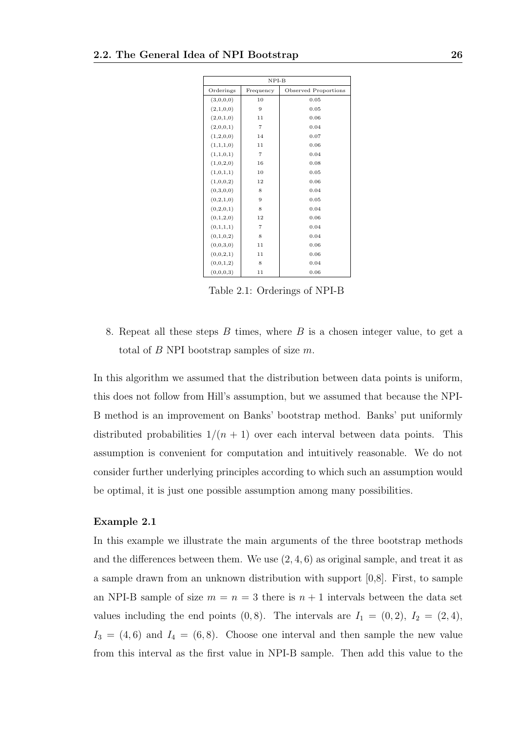| NPI-B | | |
|---|---|---|
| Orderings | Frequency | Observed Proportions |
| (3,0,0,0) | 10 | 0.05 |
| (2,1,0,0) | 9 | 0.05 |
| (2,0,1,0) | 11 | 0.06 |
| (2,0,0,1) | 7 | 0.04 |
| (1,2,0,0) | 14 | 0.07 |
| (1,1,1,0) | 11 | 0.06 |
| (1,1,0,1) | 7 | 0.04 |
| (1,0,2,0) | 16 | 0.08 |
| (1,0,1,1) | 10 | 0.05 |
| (1,0,0,2) | 12 | 0.06 |
| (0,3,0,0) | 8 | 0.04 |
| (0,2,1,0) | 9 | 0.05 |
| (0,2,0,1) | 8 | 0.04 |
| (0,1,2,0) | 12 | 0.06 |
| (0,1,1,1) | 7 | 0.04 |
| (0,1,0,2) | 8 | 0.04 |
| (0,0,3,0) | 11 | 0.06 |
| (0,0,2,1) | 11 | 0.06 |
| (0,0,1,2) | 8 | 0.04 |
| (0,0,0,3) | 11 | 0.06 |

Table 2.1: Orderings of NPI-B

8. Repeat all these steps $B$ times, where $B$ is a chosen integer value, to get a total of $B$ NPI bootstrap samples of size $m$.

In this algorithm we assumed that the distribution between data points is uniform, this does not follow from Hill's assumption, but we assumed that because the NPI-B method is an improvement on Banks' bootstrap method. Banks' put uniformly distributed probabilities $1/(n+1)$ over each interval between data points. This assumption is convenient for computation and intuitively reasonable. We do not consider further underlying principles according to which such an assumption would be optimal, it is just one possible assumption among many possibilities.

**Example 2.1**

In this example we illustrate the main arguments of the three bootstrap methods and the differences between them. We use $(2, 4, 6)$ as original sample, and treat it as a sample drawn from an unknown distribution with support [0,8]. First, to sample an NPI-B sample of size $m = n = 3$ there is $n + 1$ intervals between the data set values including the end points $(0, 8)$. The intervals are $I_1 = (0, 2)$, $I_2 = (2, 4)$, $I_3 = (4, 6)$ and $I_4 = (6, 8)$. Choose one interval and then sample the new value from this interval as the first value in NPI-B sample. Then add this value to the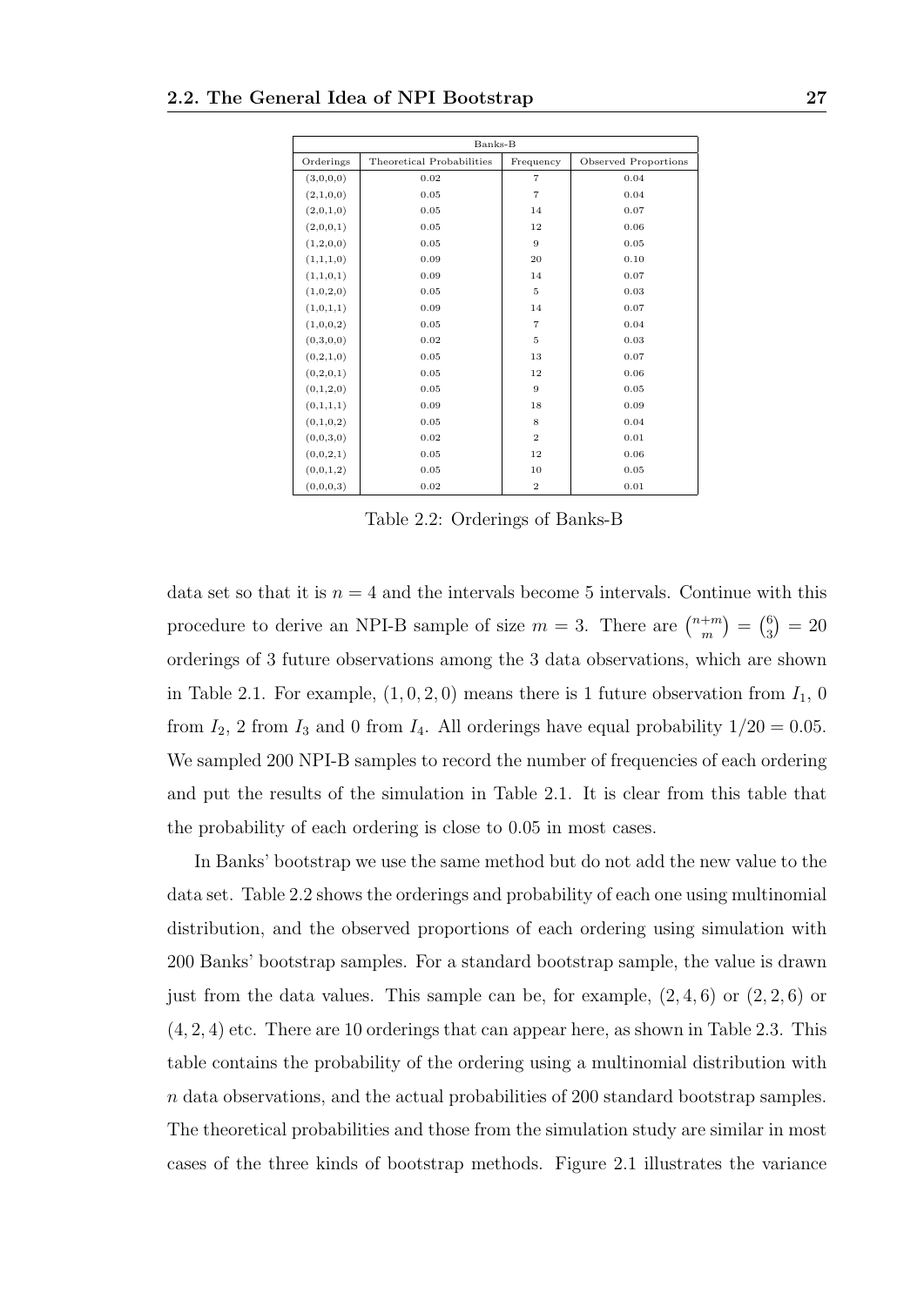| Banks-B | | | |
|---|---|---|---|
| Orderings | Theoretical Probabilities | Frequency | Observed Proportions |
| (3,0,0,0) | 0.02 | 7 | 0.04 |
| (2,1,0,0) | 0.05 | 7 | 0.04 |
| (2,0,1,0) | 0.05 | 14 | 0.07 |
| (2,0,0,1) | 0.05 | 12 | 0.06 |
| (1,2,0,0) | 0.05 | 9 | 0.05 |
| (1,1,1,0) | 0.09 | 20 | 0.10 |
| (1,1,0,1) | 0.09 | 14 | 0.07 |
| (1,0,2,0) | 0.05 | 5 | 0.03 |
| (1,0,1,1) | 0.09 | 14 | 0.07 |
| (1,0,0,2) | 0.05 | 7 | 0.04 |
| (0,3,0,0) | 0.02 | 5 | 0.03 |
| (0,2,1,0) | 0.05 | 13 | 0.07 |
| (0,2,0,1) | 0.05 | 12 | 0.06 |
| (0,1,2,0) | 0.05 | 9 | 0.05 |
| (0,1,1,1) | 0.09 | 18 | 0.09 |
| (0,1,0,2) | 0.05 | 8 | 0.04 |
| (0,0,3,0) | 0.02 | 2 | 0.01 |
| (0,0,2,1) | 0.05 | 12 | 0.06 |
| (0,0,1,2) | 0.05 | 10 | 0.05 |
| (0,0,0,3) | 0.02 | 2 | 0.01 |

Table 2.2: Orderings of Banks-B

data set so that it is $n = 4$ and the intervals become 5 intervals. Continue with this procedure to derive an NPI-B sample of size $m = 3$. There are $\binom{n+m}{m} = \binom{6}{3} = 20$ orderings of 3 future observations among the 3 data observations, which are shown in Table 2.1. For example, $(1, 0, 2, 0)$ means there is 1 future observation from $I_1$, 0 from $I_2$, 2 from $I_3$ and 0 from $I_4$. All orderings have equal probability $1/20 = 0.05$. We sampled 200 NPI-B samples to record the number of frequencies of each ordering and put the results of the simulation in Table 2.1. It is clear from this table that the probability of each ordering is close to 0.05 in most cases.

In Banks' bootstrap we use the same method but do not add the new value to the data set. Table 2.2 shows the orderings and probability of each one using multinomial distribution, and the observed proportions of each ordering using simulation with 200 Banks' bootstrap samples. For a standard bootstrap sample, the value is drawn just from the data values. This sample can be, for example, $(2, 4, 6)$ or $(2, 2, 6)$ or $(4, 2, 4)$ etc. There are 10 orderings that can appear here, as shown in Table 2.3. This table contains the probability of the ordering using a multinomial distribution with $n$ data observations, and the actual probabilities of 200 standard bootstrap samples. The theoretical probabilities and those from the simulation study are similar in most cases of the three kinds of bootstrap methods. Figure 2.1 illustrates the variance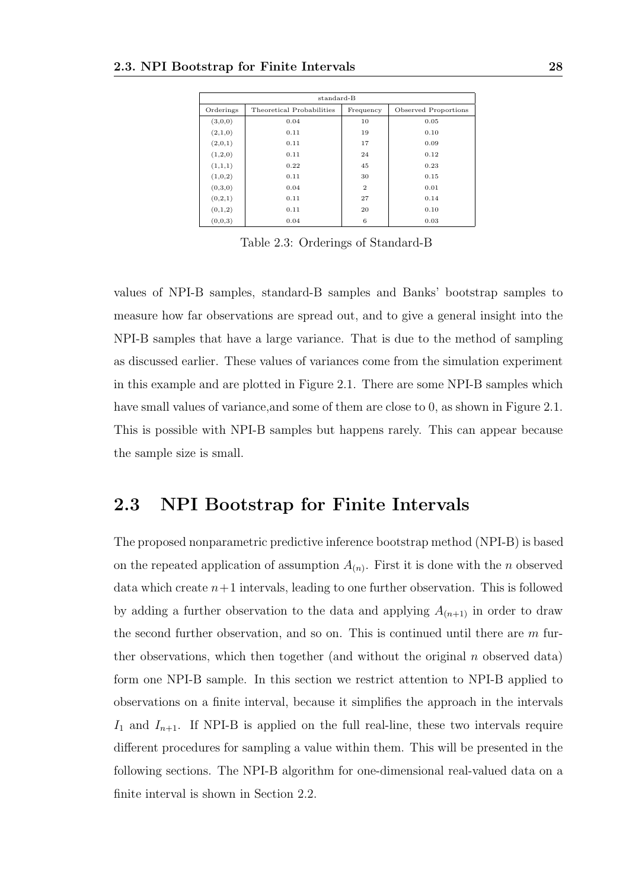| standard-B | | | |
|---|---|---|---|
| Orderings | Theoretical Probabilities | Frequency | Observed Proportions |
| (3,0,0) | 0.04 | 10 | 0.05 |
| (2,1,0) | 0.11 | 19 | 0.10 |
| (2,0,1) | 0.11 | 17 | 0.09 |
| (1,2,0) | 0.11 | 24 | 0.12 |
| (1,1,1) | 0.22 | 45 | 0.23 |
| (1,0,2) | 0.11 | 30 | 0.15 |
| (0,3,0) | 0.04 | 2 | 0.01 |
| (0,2,1) | 0.11 | 27 | 0.14 |
| (0,1,2) | 0.11 | 20 | 0.10 |
| (0,0,3) | 0.04 | 6 | 0.03 |

Table 2.3: Orderings of Standard-B

values of NPI-B samples, standard-B samples and Banks' bootstrap samples to measure how far observations are spread out, and to give a general insight into the NPI-B samples that have a large variance. That is due to the method of sampling as discussed earlier. These values of variances come from the simulation experiment in this example and are plotted in Figure 2.1. There are some NPI-B samples which have small values of variance,and some of them are close to 0, as shown in Figure 2.1. This is possible with NPI-B samples but happens rarely. This can appear because the sample size is small.

## 2.3 NPI Bootstrap for Finite Intervals

The proposed nonparametric predictive inference bootstrap method (NPI-B) is based on the repeated application of assumption $A_{(n)}$. First it is done with the $n$ observed data which create $n+1$ intervals, leading to one further observation. This is followed by adding a further observation to the data and applying $A_{(n+1)}$ in order to draw the second further observation, and so on. This is continued until there are $m$ further observations, which then together (and without the original $n$ observed data) form one NPI-B sample. In this section we restrict attention to NPI-B applied to observations on a finite interval, because it simplifies the approach in the intervals $I_1$ and $I_{n+1}$. If NPI-B is applied on the full real-line, these two intervals require different procedures for sampling a value within them. This will be presented in the following sections. The NPI-B algorithm for one-dimensional real-valued data on a finite interval is shown in Section 2.2.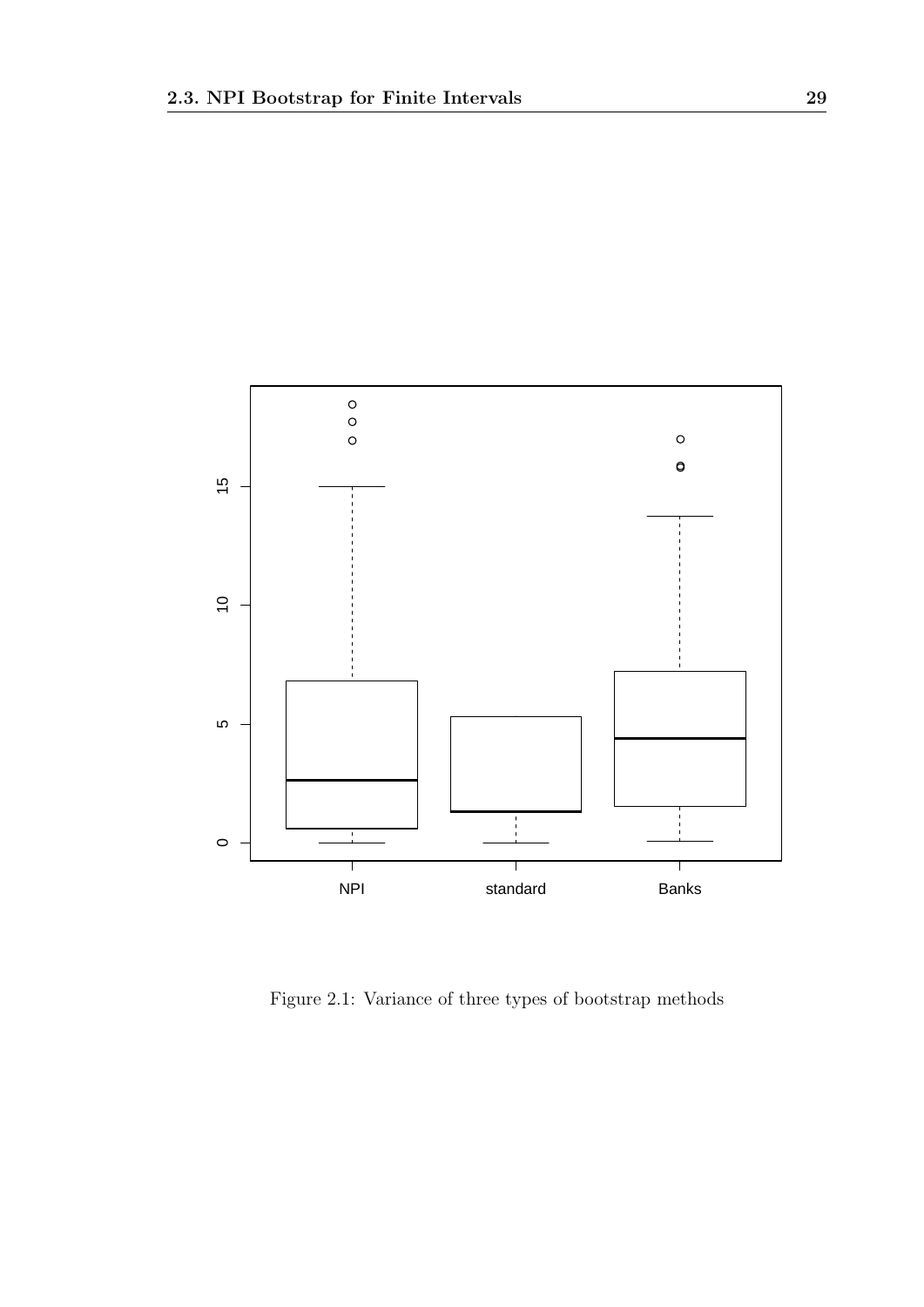Figure 2.1: Variance of three types of bootstrap methods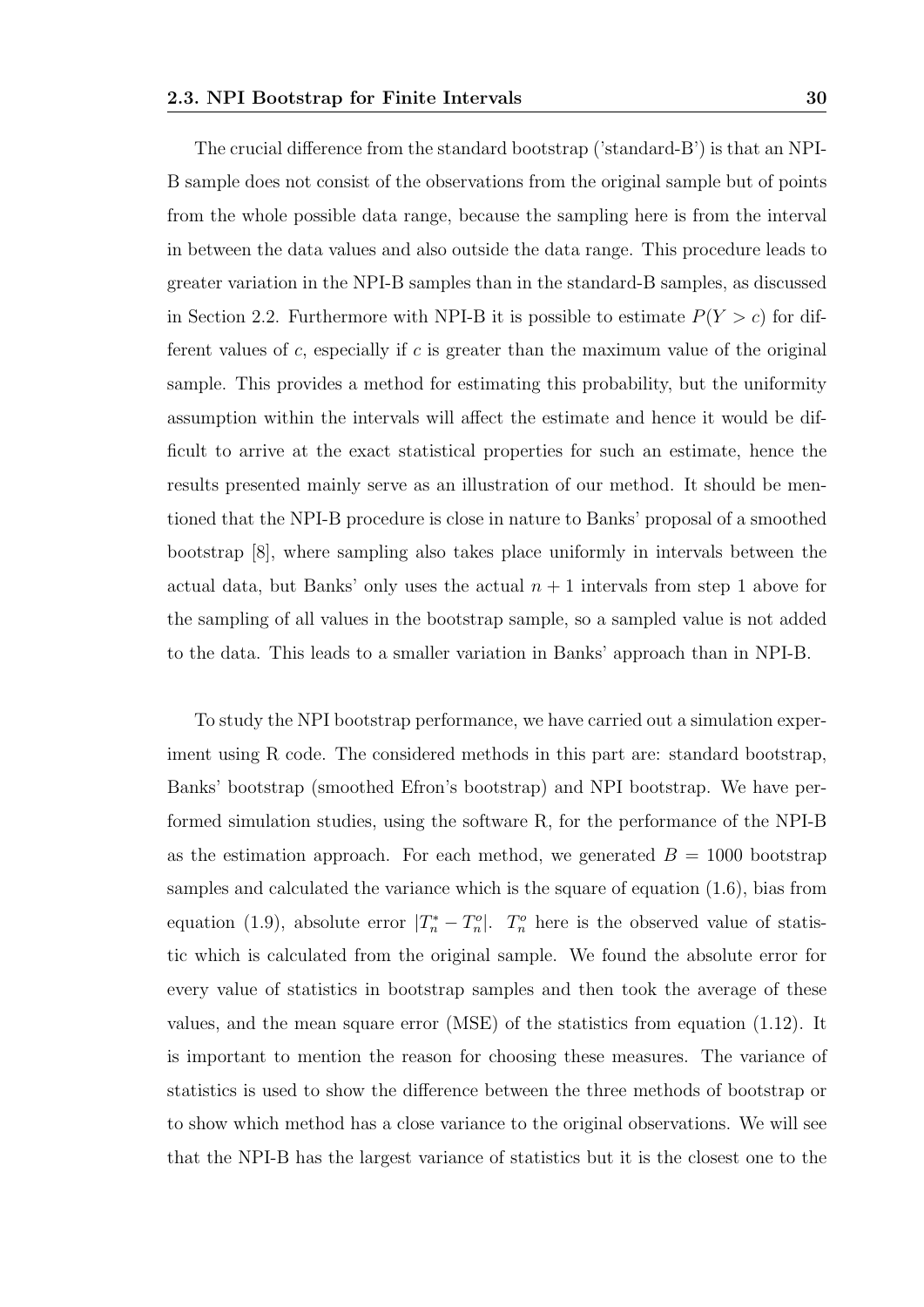The crucial difference from the standard bootstrap ('standard-B') is that an NPI-B sample does not consist of the observations from the original sample but of points from the whole possible data range, because the sampling here is from the interval in between the data values and also outside the data range. This procedure leads to greater variation in the NPI-B samples than in the standard-B samples, as discussed in Section 2.2. Furthermore with NPI-B it is possible to estimate $P(Y > c)$ for different values of $c$, especially if $c$ is greater than the maximum value of the original sample. This provides a method for estimating this probability, but the uniformity assumption within the intervals will affect the estimate and hence it would be difficult to arrive at the exact statistical properties for such an estimate, hence the results presented mainly serve as an illustration of our method. It should be mentioned that the NPI-B procedure is close in nature to Banks' proposal of a smoothed bootstrap [8], where sampling also takes place uniformly in intervals between the actual data, but Banks' only uses the actual $n + 1$ intervals from step 1 above for the sampling of all values in the bootstrap sample, so a sampled value is not added to the data. This leads to a smaller variation in Banks' approach than in NPI-B.

To study the NPI bootstrap performance, we have carried out a simulation experiment using R code. The considered methods in this part are: standard bootstrap, Banks' bootstrap (smoothed Efron's bootstrap) and NPI bootstrap. We have performed simulation studies, using the software R, for the performance of the NPI-B as the estimation approach. For each method, we generated $B = 1000$ bootstrap samples and calculated the variance which is the square of equation (1.6), bias from equation (1.9), absolute error $|T_n^* - T_n^o|$. $T_n^o$ here is the observed value of statistic which is calculated from the original sample. We found the absolute error for every value of statistics in bootstrap samples and then took the average of these values, and the mean square error (MSE) of the statistics from equation (1.12). It is important to mention the reason for choosing these measures. The variance of statistics is used to show the difference between the three methods of bootstrap or to show which method has a close variance to the original observations. We will see that the NPI-B has the largest variance of statistics but it is the closest one to the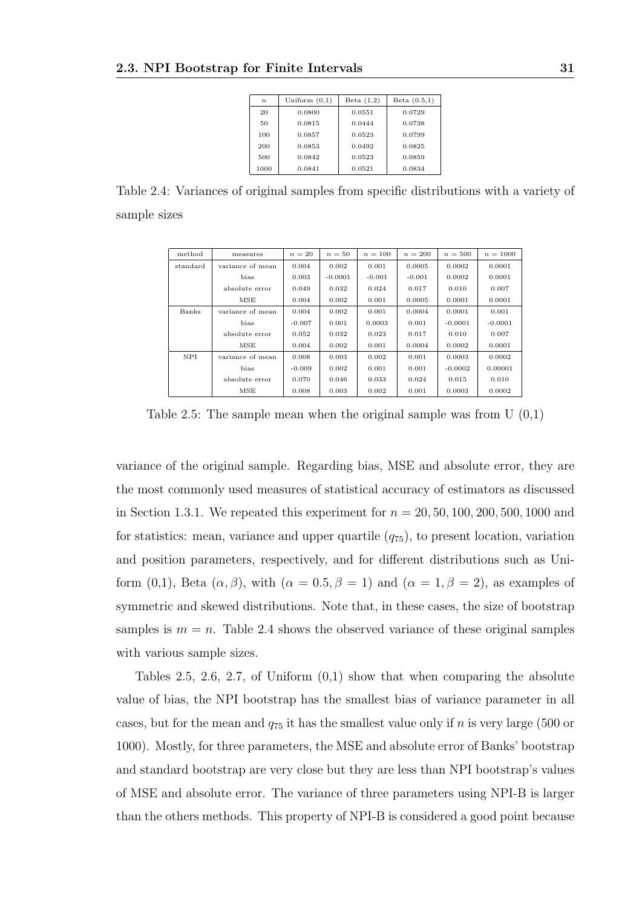| $n$ | Uniform (0,1) | Beta (1,2) | Beta (0.5,1) |
|---|---|---|---|
| 20 | 0.0800 | 0.0551 | 0.0729 |
| 50 | 0.0815 | 0.0444 | 0.0738 |
| 100 | 0.0857 | 0.0523 | 0.0799 |
| 200 | 0.0853 | 0.0492 | 0.0825 |
| 500 | 0.0842 | 0.0523 | 0.0859 |
| 1000 | 0.0841 | 0.0521 | 0.0834 |

Table 2.4: Variances of original samples from specific distributions with a variety of sample sizes

| method | measures | $n = 20$ | $n = 50$ | $n = 100$ | $n = 200$ | $n = 500$ | $n = 1000$ |
|---|---|---|---|---|---|---|---|
| standard | variance of mean | 0.004 | 0.002 | 0.001 | 0.0005 | 0.0002 | 0.0001 |
| | bias | 0.003 | -0.0001 | -0.001 | -0.001 | 0.0002 | 0.0001 |
| | absolute error | 0.049 | 0.032 | 0.024 | 0.017 | 0.010 | 0.007 |
| | MSE | 0.004 | 0.002 | 0.001 | 0.0005 | 0.0001 | 0.0001 |
| Banks | variance of mean | 0.004 | 0.002 | 0.001 | 0.0004 | 0.0001 | 0.001 |
| | bias | -0.007 | 0.001 | 0.0003 | 0.001 | -0.0001 | -0.0001 |
| | absolute error | 0.052 | 0.032 | 0.023 | 0.017 | 0.010 | 0.007 |
| | MSE | 0.004 | 0.002 | 0.001 | 0.0004 | 0.0002 | 0.0001 |
| NPI | variance of mean | 0.008 | 0.003 | 0.002 | 0.001 | 0.0003 | 0.0002 |
| | bias | -0.009 | 0.002 | 0.001 | 0.001 | -0.0002 | 0.00001 |
| | absolute error | 0.070 | 0.046 | 0.033 | 0.024 | 0.015 | 0.010 |
| | MSE | 0.008 | 0.003 | 0.002 | 0.001 | 0.0003 | 0.0002 |

Table 2.5: The sample mean when the original sample was from U (0,1)

variance of the original sample. Regarding bias, MSE and absolute error, they are the most commonly used measures of statistical accuracy of estimators as discussed in Section 1.3.1. We repeated this experiment for $n = 20, 50, 100, 200, 500, 1000$ and for statistics: mean, variance and upper quartile ($q_{75}$), to present location, variation and position parameters, respectively, and for different distributions such as Uniform (0,1), Beta $(\alpha, \beta)$, with $(\alpha = 0.5, \beta = 1)$ and $(\alpha = 1, \beta = 2)$, as examples of symmetric and skewed distributions. Note that, in these cases, the size of bootstrap samples is $m = n$. Table 2.4 shows the observed variance of these original samples with various sample sizes.

Tables 2.5, 2.6, 2.7, of Uniform (0,1) show that when comparing the absolute value of bias, the NPI bootstrap has the smallest bias of variance parameter in all cases, but for the mean and $q_{75}$ it has the smallest value only if $n$ is very large (500 or 1000). Mostly, for three parameters, the MSE and absolute error of Banks' bootstrap and standard bootstrap are very close but they are less than NPI bootstrap's values of MSE and absolute error. The variance of three parameters using NPI-B is larger than the others methods. This property of NPI-B is considered a good point because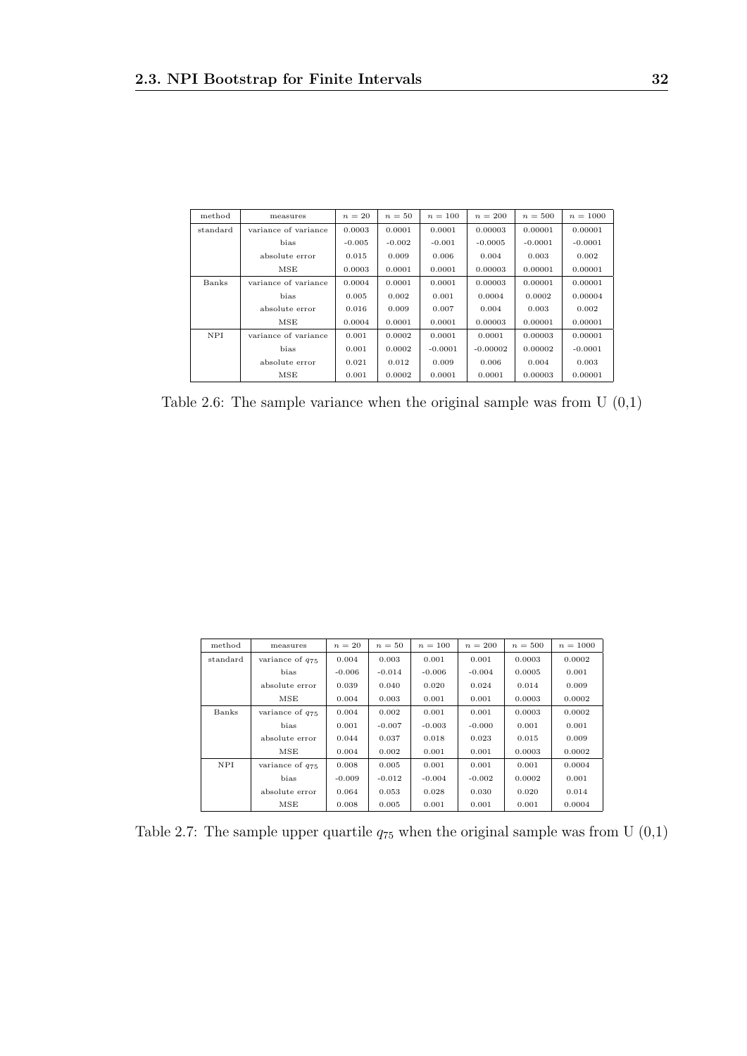| method | measures | $n = 20$ | $n = 50$ | $n = 100$ | $n = 200$ | $n = 500$ | $n = 1000$ |
|---|---|---|---|---|---|---|---|
| standard | variance of variance | 0.0003 | 0.0001 | 0.0001 | 0.00003 | 0.00001 | 0.00001 |
| | bias | -0.005 | -0.002 | -0.001 | -0.0005 | -0.0001 | -0.0001 |
| | absolute error | 0.015 | 0.009 | 0.006 | 0.004 | 0.003 | 0.002 |
| | MSE | 0.0003 | 0.0001 | 0.0001 | 0.00003 | 0.00001 | 0.00001 |
| Banks | variance of variance | 0.0004 | 0.0001 | 0.0001 | 0.00003 | 0.00001 | 0.00001 |
| | bias | 0.005 | 0.002 | 0.001 | 0.0004 | 0.0002 | 0.00004 |
| | absolute error | 0.016 | 0.009 | 0.007 | 0.004 | 0.003 | 0.002 |
| | MSE | 0.0004 | 0.0001 | 0.0001 | 0.00003 | 0.00001 | 0.00001 |
| NPI | variance of variance | 0.001 | 0.0002 | 0.0001 | 0.0001 | 0.00003 | 0.00001 |
| | bias | 0.001 | 0.0002 | -0.0001 | -0.00002 | 0.00002 | -0.0001 |
| | absolute error | 0.021 | 0.012 | 0.009 | 0.006 | 0.004 | 0.003 |
| | MSE | 0.001 | 0.0002 | 0.0001 | 0.0001 | 0.00003 | 0.00001 |

Table 2.6: The sample variance when the original sample was from U (0,1)

| method | measures | $n = 20$ | $n = 50$ | $n = 100$ | $n = 200$ | $n = 500$ | $n = 1000$ |
|---|---|---|---|---|---|---|---|
| standard | variance of $q_{75}$ | 0.004 | 0.003 | 0.001 | 0.001 | 0.0003 | 0.0002 |
| | bias | -0.006 | -0.014 | -0.006 | -0.004 | 0.0005 | 0.001 |
| | absolute error | 0.039 | 0.040 | 0.020 | 0.024 | 0.014 | 0.009 |
| | MSE | 0.004 | 0.003 | 0.001 | 0.001 | 0.0003 | 0.0002 |
| Banks | variance of $q_{75}$ | 0.004 | 0.002 | 0.001 | 0.001 | 0.0003 | 0.0002 |
| | bias | 0.001 | -0.007 | -0.003 | -0.000 | 0.001 | 0.001 |
| | absolute error | 0.044 | 0.037 | 0.018 | 0.023 | 0.015 | 0.009 |
| | MSE | 0.004 | 0.002 | 0.001 | 0.001 | 0.0003 | 0.0002 |
| NPI | variance of $q_{75}$ | 0.008 | 0.005 | 0.001 | 0.001 | 0.001 | 0.0004 |
| | bias | -0.009 | -0.012 | -0.004 | -0.002 | 0.0002 | 0.001 |
| | absolute error | 0.064 | 0.053 | 0.028 | 0.030 | 0.020 | 0.014 |
| | MSE | 0.008 | 0.005 | 0.001 | 0.001 | 0.001 | 0.0004 |

Table 2.7: The sample upper quartile $q_{75}$ when the original sample was from U (0,1)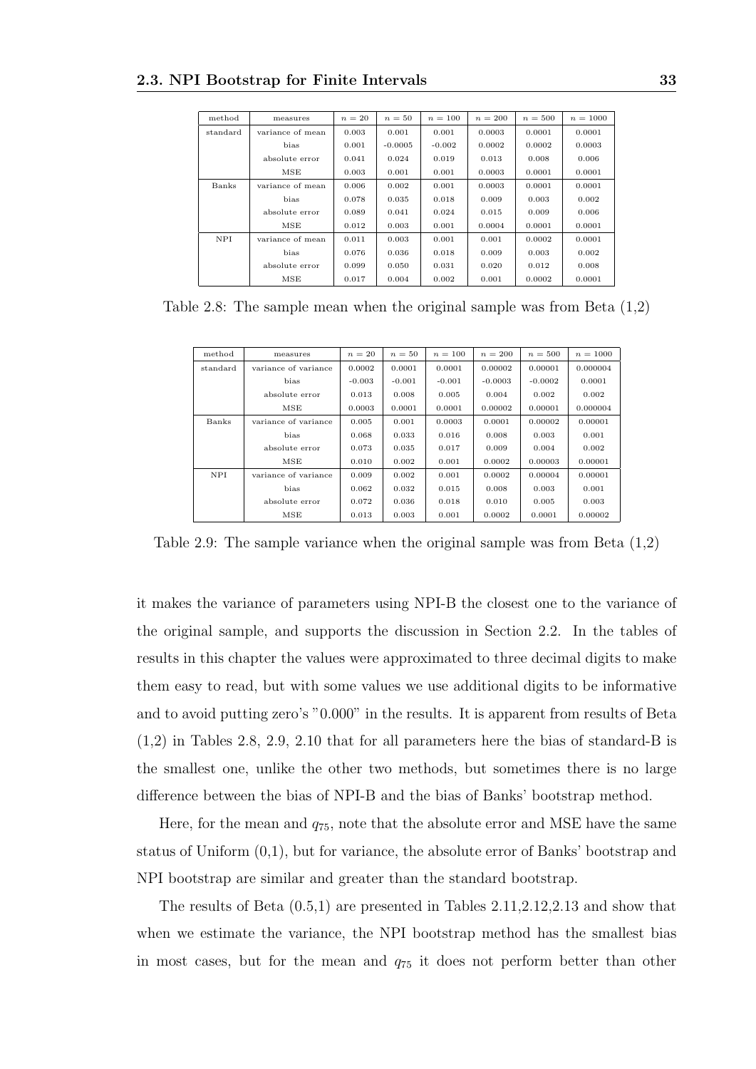| method | measures | $n = 20$ | $n = 50$ | $n = 100$ | $n = 200$ | $n = 500$ | $n = 1000$ |
|---|---|---|---|---|---|---|---|
| standard | variance of mean | 0.003 | 0.001 | 0.001 | 0.0003 | 0.0001 | 0.0001 |
| | bias | 0.001 | -0.0005 | -0.002 | 0.0002 | 0.0002 | 0.0003 |
| | absolute error | 0.041 | 0.024 | 0.019 | 0.013 | 0.008 | 0.006 |
| | MSE | 0.003 | 0.001 | 0.001 | 0.0003 | 0.0001 | 0.0001 |
| Banks | variance of mean | 0.006 | 0.002 | 0.001 | 0.0003 | 0.0001 | 0.0001 |
| | bias | 0.078 | 0.035 | 0.018 | 0.009 | 0.003 | 0.002 |
| | absolute error | 0.089 | 0.041 | 0.024 | 0.015 | 0.009 | 0.006 |
| | MSE | 0.012 | 0.003 | 0.001 | 0.0004 | 0.0001 | 0.0001 |
| NPI | variance of mean | 0.011 | 0.003 | 0.001 | 0.001 | 0.0002 | 0.0001 |
| | bias | 0.076 | 0.036 | 0.018 | 0.009 | 0.003 | 0.002 |
| | absolute error | 0.099 | 0.050 | 0.031 | 0.020 | 0.012 | 0.008 |
| | MSE | 0.017 | 0.004 | 0.002 | 0.001 | 0.0002 | 0.0001 |

Table 2.8: The sample mean when the original sample was from Beta (1,2)

| method | measures | $n = 20$ | $n = 50$ | $n = 100$ | $n = 200$ | $n = 500$ | $n = 1000$ |
|---|---|---|---|---|---|---|---|
| standard | variance of variance | 0.0002 | 0.0001 | 0.0001 | 0.00002 | 0.00001 | 0.000004 |
| | bias | -0.003 | -0.001 | -0.001 | -0.0003 | -0.0002 | 0.0001 |
| | absolute error | 0.013 | 0.008 | 0.005 | 0.004 | 0.002 | 0.002 |
| | MSE | 0.0003 | 0.0001 | 0.0001 | 0.00002 | 0.00001 | 0.000004 |
| Banks | variance of variance | 0.005 | 0.001 | 0.0003 | 0.0001 | 0.00002 | 0.00001 |
| | bias | 0.068 | 0.033 | 0.016 | 0.008 | 0.003 | 0.001 |
| | absolute error | 0.073 | 0.035 | 0.017 | 0.009 | 0.004 | 0.002 |
| | MSE | 0.010 | 0.002 | 0.001 | 0.0002 | 0.00003 | 0.00001 |
| NPI | variance of variance | 0.009 | 0.002 | 0.001 | 0.0002 | 0.00004 | 0.00001 |
| | bias | 0.062 | 0.032 | 0.015 | 0.008 | 0.003 | 0.001 |
| | absolute error | 0.072 | 0.036 | 0.018 | 0.010 | 0.005 | 0.003 |
| | MSE | 0.013 | 0.003 | 0.001 | 0.0002 | 0.0001 | 0.00002 |

Table 2.9: The sample variance when the original sample was from Beta (1,2)

it makes the variance of parameters using NPI-B the closest one to the variance of the original sample, and supports the discussion in Section 2.2. In the tables of results in this chapter the values were approximated to three decimal digits to make them easy to read, but with some values we use additional digits to be informative and to avoid putting zero's "0.000" in the results. It is apparent from results of Beta (1,2) in Tables 2.8, 2.9, 2.10 that for all parameters here the bias of standard-B is the smallest one, unlike the other two methods, but sometimes there is no large difference between the bias of NPI-B and the bias of Banks' bootstrap method.

Here, for the mean and $q_{75}$, note that the absolute error and MSE have the same status of Uniform (0,1), but for variance, the absolute error of Banks' bootstrap and NPI bootstrap are similar and greater than the standard bootstrap.

The results of Beta (0.5,1) are presented in Tables 2.11,2.12,2.13 and show that when we estimate the variance, the NPI bootstrap method has the smallest bias in most cases, but for the mean and $q_{75}$ it does not perform better than other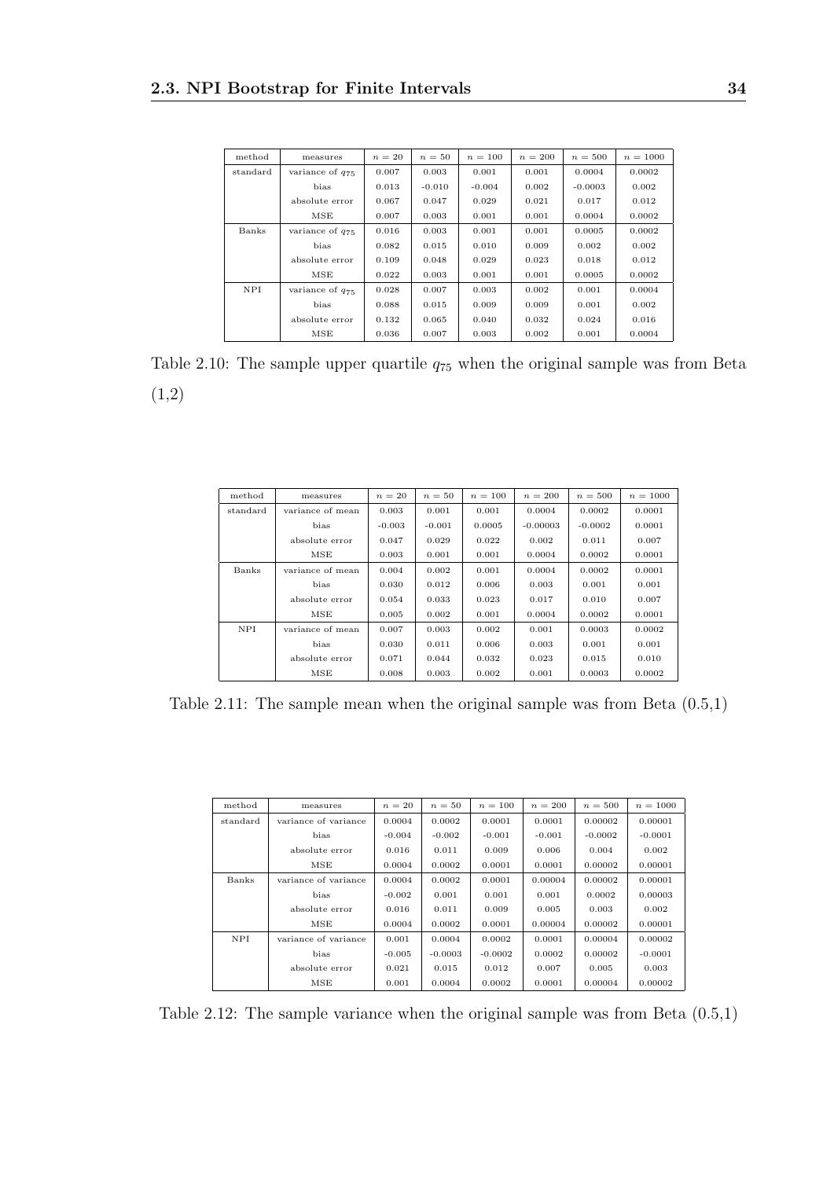| method | measures | $n = 20$ | $n = 50$ | $n = 100$ | $n = 200$ | $n = 500$ | $n = 1000$ |
|---|---|---|---|---|---|---|---|
| standard | variance of $q_{75}$ | 0.007 | 0.003 | 0.001 | 0.001 | 0.0004 | 0.0002 |
| | bias | 0.013 | -0.010 | -0.004 | 0.002 | -0.0003 | 0.002 |
| | absolute error | 0.067 | 0.047 | 0.029 | 0.021 | 0.017 | 0.012 |
| | MSE | 0.007 | 0.003 | 0.001 | 0.001 | 0.0004 | 0.0002 |
| Banks | variance of $q_{75}$ | 0.016 | 0.003 | 0.001 | 0.001 | 0.0005 | 0.0002 |
| | bias | 0.082 | 0.015 | 0.010 | 0.009 | 0.002 | 0.002 |
| | absolute error | 0.109 | 0.048 | 0.029 | 0.023 | 0.018 | 0.012 |
| | MSE | 0.022 | 0.003 | 0.001 | 0.001 | 0.0005 | 0.0002 |
| NPI | variance of $q_{75}$ | 0.028 | 0.007 | 0.003 | 0.002 | 0.001 | 0.0004 |
| | bias | 0.088 | 0.015 | 0.009 | 0.009 | 0.001 | 0.002 |
| | absolute error | 0.132 | 0.065 | 0.040 | 0.032 | 0.024 | 0.016 |
| | MSE | 0.036 | 0.007 | 0.003 | 0.002 | 0.001 | 0.0004 |

Table 2.10: The sample upper quartile $q_{75}$ when the original sample was from Beta (1,2)

| method | measures | $n = 20$ | $n = 50$ | $n = 100$ | $n = 200$ | $n = 500$ | $n = 1000$ |
|---|---|---|---|---|---|---|---|
| standard | variance of mean | 0.003 | 0.001 | 0.001 | 0.0004 | 0.0002 | 0.0001 |
| | bias | -0.003 | -0.001 | 0.0005 | -0.00003 | -0.0002 | 0.0001 |
| | absolute error | 0.047 | 0.029 | 0.022 | 0.002 | 0.011 | 0.007 |
| | MSE | 0.003 | 0.001 | 0.001 | 0.0004 | 0.0002 | 0.0001 |
| Banks | variance of mean | 0.004 | 0.002 | 0.001 | 0.0004 | 0.0002 | 0.0001 |
| | bias | 0.030 | 0.012 | 0.006 | 0.003 | 0.001 | 0.001 |
| | absolute error | 0.054 | 0.033 | 0.023 | 0.017 | 0.010 | 0.007 |
| | MSE | 0.005 | 0.002 | 0.001 | 0.0004 | 0.0002 | 0.0001 |
| NPI | variance of mean | 0.007 | 0.003 | 0.002 | 0.001 | 0.0003 | 0.0002 |
| | bias | 0.030 | 0.011 | 0.006 | 0.003 | 0.001 | 0.001 |
| | absolute error | 0.071 | 0.044 | 0.032 | 0.023 | 0.015 | 0.010 |
| | MSE | 0.008 | 0.003 | 0.002 | 0.001 | 0.0003 | 0.0002 |

Table 2.11: The sample mean when the original sample was from Beta (0.5,1)

| method | measures | $n = 20$ | $n = 50$ | $n = 100$ | $n = 200$ | $n = 500$ | $n = 1000$ |
|---|---|---|---|---|---|---|---|
| standard | variance of variance | 0.0004 | 0.0002 | 0.0001 | 0.0001 | 0.00002 | 0.00001 |
| | bias | -0.004 | -0.002 | -0.001 | -0.001 | -0.0002 | -0.0001 |
| | absolute error | 0.016 | 0.011 | 0.009 | 0.006 | 0.004 | 0.002 |
| | MSE | 0.0004 | 0.0002 | 0.0001 | 0.0001 | 0.00002 | 0.00001 |
| Banks | variance of variance | 0.0004 | 0.0002 | 0.0001 | 0.00004 | 0.00002 | 0.00001 |
| | bias | -0.002 | 0.001 | 0.001 | 0.001 | 0.0002 | 0.00003 |
| | absolute error | 0.016 | 0.011 | 0.009 | 0.005 | 0.003 | 0.002 |
| | MSE | 0.0004 | 0.0002 | 0.0001 | 0.00004 | 0.00002 | 0.00001 |
| NPI | variance of variance | 0.001 | 0.0004 | 0.0002 | 0.0001 | 0.00004 | 0.00002 |
| | bias | -0.005 | -0.0003 | -0.0002 | 0.0002 | 0.00002 | -0.0001 |
| | absolute error | 0.021 | 0.015 | 0.012 | 0.007 | 0.005 | 0.003 |
| | MSE | 0.001 | 0.0004 | 0.0002 | 0.0001 | 0.00004 | 0.00002 |

Table 2.12: The sample variance when the original sample was from Beta (0.5,1)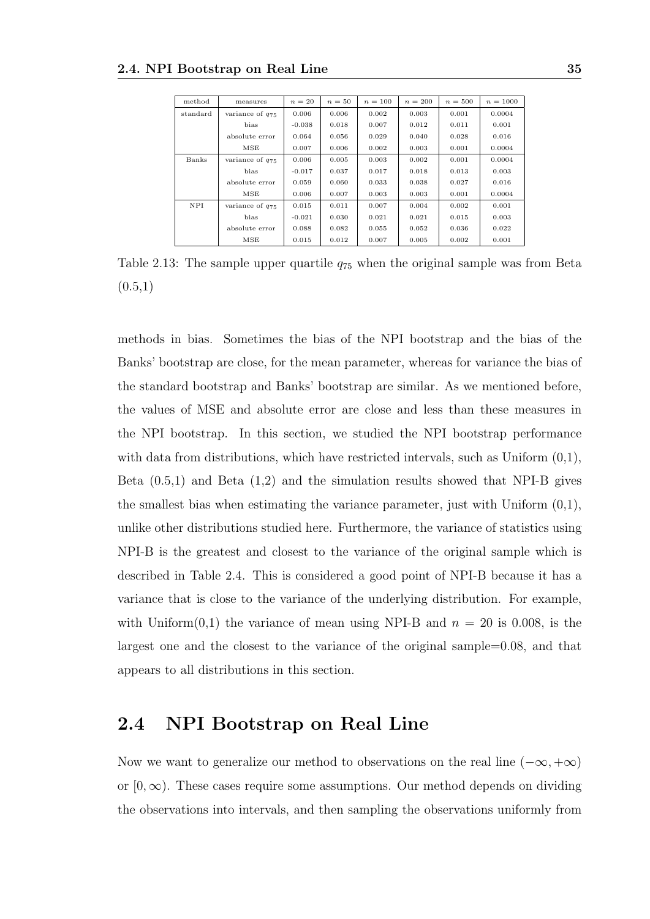| method | measures | $n = 20$ | $n = 50$ | $n = 100$ | $n = 200$ | $n = 500$ | $n = 1000$ |
|---|---|---|---|---|---|---|---|
| standard | variance of $q_{75}$ | 0.006 | 0.006 | 0.002 | 0.003 | 0.001 | 0.0004 |
| | bias | -0.038 | 0.018 | 0.007 | 0.012 | 0.011 | 0.001 |
| | absolute error | 0.064 | 0.056 | 0.029 | 0.040 | 0.028 | 0.016 |
| | MSE | 0.007 | 0.006 | 0.002 | 0.003 | 0.001 | 0.0004 |
| Banks | variance of $q_{75}$ | 0.006 | 0.005 | 0.003 | 0.002 | 0.001 | 0.0004 |
| | bias | -0.017 | 0.037 | 0.017 | 0.018 | 0.013 | 0.003 |
| | absolute error | 0.059 | 0.060 | 0.033 | 0.038 | 0.027 | 0.016 |
| | MSE | 0.006 | 0.007 | 0.003 | 0.003 | 0.001 | 0.0004 |
| NPI | variance of $q_{75}$ | 0.015 | 0.011 | 0.007 | 0.004 | 0.002 | 0.001 |
| | bias | -0.021 | 0.030 | 0.021 | 0.021 | 0.015 | 0.003 |
| | absolute error | 0.088 | 0.082 | 0.055 | 0.052 | 0.036 | 0.022 |
| | MSE | 0.015 | 0.012 | 0.007 | 0.005 | 0.002 | 0.001 |

Table 2.13: The sample upper quartile $q_{75}$ when the original sample was from Beta (0.5,1)

methods in bias. Sometimes the bias of the NPI bootstrap and the bias of the Banks' bootstrap are close, for the mean parameter, whereas for variance the bias of the standard bootstrap and Banks' bootstrap are similar. As we mentioned before, the values of MSE and absolute error are close and less than these measures in the NPI bootstrap. In this section, we studied the NPI bootstrap performance with data from distributions, which have restricted intervals, such as Uniform (0,1), Beta (0.5,1) and Beta (1,2) and the simulation results showed that NPI-B gives the smallest bias when estimating the variance parameter, just with Uniform (0,1), unlike other distributions studied here. Furthermore, the variance of statistics using NPI-B is the greatest and closest to the variance of the original sample which is described in Table 2.4. This is considered a good point of NPI-B because it has a variance that is close to the variance of the underlying distribution. For example, with Uniform(0,1) the variance of mean using NPI-B and $n = 20$ is 0.008, is the largest one and the closest to the variance of the original sample=0.08, and that appears to all distributions in this section.

## 2.4 NPI Bootstrap on Real Line

Now we want to generalize our method to observations on the real line $(-\infty, +\infty)$ or $[0, \infty)$. These cases require some assumptions. Our method depends on dividing the observations into intervals, and then sampling the observations uniformly from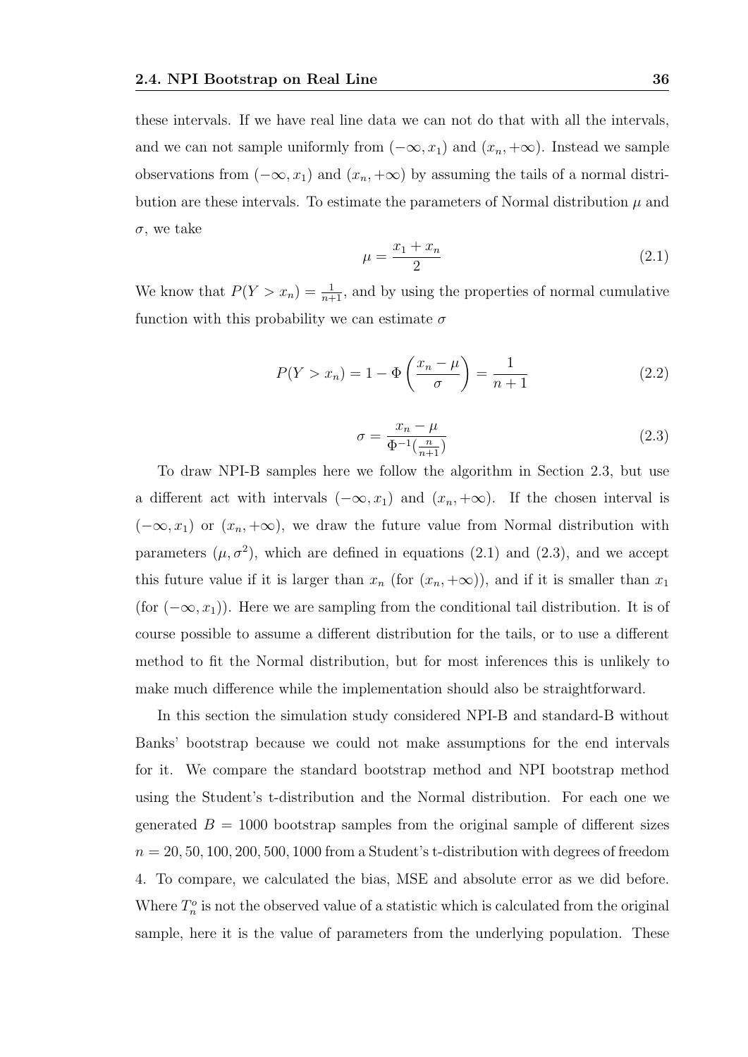these intervals. If we have real line data we can not do that with all the intervals, and we can not sample uniformly from $(-\infty, x_1)$ and $(x_n, +\infty)$. Instead we sample observations from $(-\infty, x_1)$ and $(x_n, +\infty)$ by assuming the tails of a normal distribution are these intervals. To estimate the parameters of Normal distribution $\mu$ and $\sigma$, we take

$$\mu = \frac{x_1 + x_n}{2} \tag{2.1}$$

We know that $P(Y > x_n) = \frac{1}{n+1}$, and by using the properties of normal cumulative function with this probability we can estimate $\sigma$

$$P(Y > x_n) = 1 - \Phi\left(\frac{x_n - \mu}{\sigma}\right) = \frac{1}{n+1} \tag{2.2}$$

$$\sigma = \frac{x_n - \mu}{\Phi^{-1}(\frac{n}{n+1})} \tag{2.3}$$

To draw NPI-B samples here we follow the algorithm in Section 2.3, but use a different act with intervals $(-\infty, x_1)$ and $(x_n, +\infty)$. If the chosen interval is $(-\infty, x_1)$ or $(x_n, +\infty)$, we draw the future value from Normal distribution with parameters $(\mu, \sigma^2)$, which are defined in equations (2.1) and (2.3), and we accept this future value if it is larger than $x_n$ (for $(x_n, +\infty)$), and if it is smaller than $x_1$ (for $(-\infty, x_1)$). Here we are sampling from the conditional tail distribution. It is of course possible to assume a different distribution for the tails, or to use a different method to fit the Normal distribution, but for most inferences this is unlikely to make much difference while the implementation should also be straightforward.

In this section the simulation study considered NPI-B and standard-B without Banks' bootstrap because we could not make assumptions for the end intervals for it. We compare the standard bootstrap method and NPI bootstrap method using the Student's t-distribution and the Normal distribution. For each one we generated $B = 1000$ bootstrap samples from the original sample of different sizes $n = 20, 50, 100, 200, 500, 1000$ from a Student's t-distribution with degrees of freedom 4. To compare, we calculated the bias, MSE and absolute error as we did before. Where $T_n^o$ is not the observed value of a statistic which is calculated from the original sample, here it is the value of parameters from the underlying population. These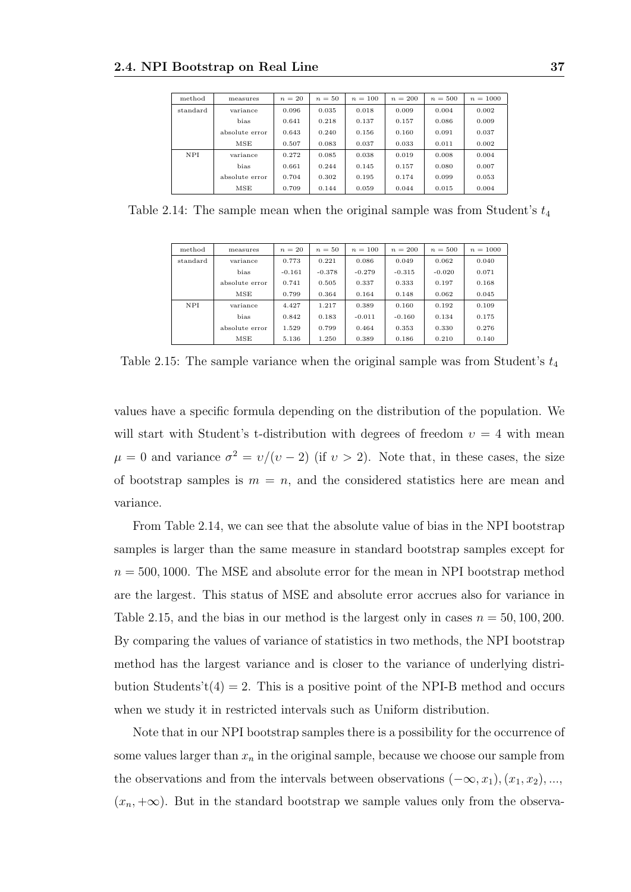| method | measures | $n=20$ | $n=50$ | $n=100$ | $n=200$ | $n=500$ | $n=1000$ |
|---|---|---|---|---|---|---|---|
| standard | variance | 0.096 | 0.035 | 0.018 | 0.009 | 0.004 | 0.002 |
| | bias | 0.641 | 0.218 | 0.137 | 0.157 | 0.086 | 0.009 |
| | absolute error | 0.643 | 0.240 | 0.156 | 0.160 | 0.091 | 0.037 |
| | MSE | 0.507 | 0.083 | 0.037 | 0.033 | 0.011 | 0.002 |
| NPI | variance | 0.272 | 0.085 | 0.038 | 0.019 | 0.008 | 0.004 |
| | bias | 0.661 | 0.244 | 0.145 | 0.157 | 0.080 | 0.007 |
| | absolute error | 0.704 | 0.302 | 0.195 | 0.174 | 0.099 | 0.053 |
| | MSE | 0.709 | 0.144 | 0.059 | 0.044 | 0.015 | 0.004 |

Table 2.14: The sample mean when the original sample was from Student's $t_4$

| method | measures | $n=20$ | $n=50$ | $n=100$ | $n=200$ | $n=500$ | $n=1000$ |
|---|---|---|---|---|---|---|---|
| standard | variance | 0.773 | 0.221 | 0.086 | 0.049 | 0.062 | 0.040 |
| | bias | -0.161 | -0.378 | -0.279 | -0.315 | -0.020 | 0.071 |
| | absolute error | 0.741 | 0.505 | 0.337 | 0.333 | 0.197 | 0.168 |
| | MSE | 0.799 | 0.364 | 0.164 | 0.148 | 0.062 | 0.045 |
| NPI | variance | 4.427 | 1.217 | 0.389 | 0.160 | 0.192 | 0.109 |
| | bias | 0.842 | 0.183 | -0.011 | -0.160 | 0.134 | 0.175 |
| | absolute error | 1.529 | 0.799 | 0.464 | 0.353 | 0.330 | 0.276 |
| | MSE | 5.136 | 1.250 | 0.389 | 0.186 | 0.210 | 0.140 |

Table 2.15: The sample variance when the original sample was from Student's $t_4$

values have a specific formula depending on the distribution of the population. We will start with Student's t-distribution with degrees of freedom $\upsilon = 4$ with mean $\mu = 0$ and variance $\sigma^2 = \upsilon/(\upsilon - 2)$ (if $\upsilon > 2$). Note that, in these cases, the size of bootstrap samples is $m = n$, and the considered statistics here are mean and variance.

From Table 2.14, we can see that the absolute value of bias in the NPI bootstrap samples is larger than the same measure in standard bootstrap samples except for $n = 500, 1000$. The MSE and absolute error for the mean in NPI bootstrap method are the largest. This status of MSE and absolute error accrues also for variance in Table 2.15, and the bias in our method is the largest only in cases $n = 50, 100, 200$. By comparing the values of variance of statistics in two methods, the NPI bootstrap method has the largest variance and is closer to the variance of underlying distribution Students't(4) = 2. This is a positive point of the NPI-B method and occurs when we study it in restricted intervals such as Uniform distribution.

Note that in our NPI bootstrap samples there is a possibility for the occurrence of some values larger than $x_n$ in the original sample, because we choose our sample from the observations and from the intervals between observations $(-\infty, x_1), (x_1, x_2), ...,$ $(x_n, +\infty)$. But in the standard bootstrap we sample values only from the observa-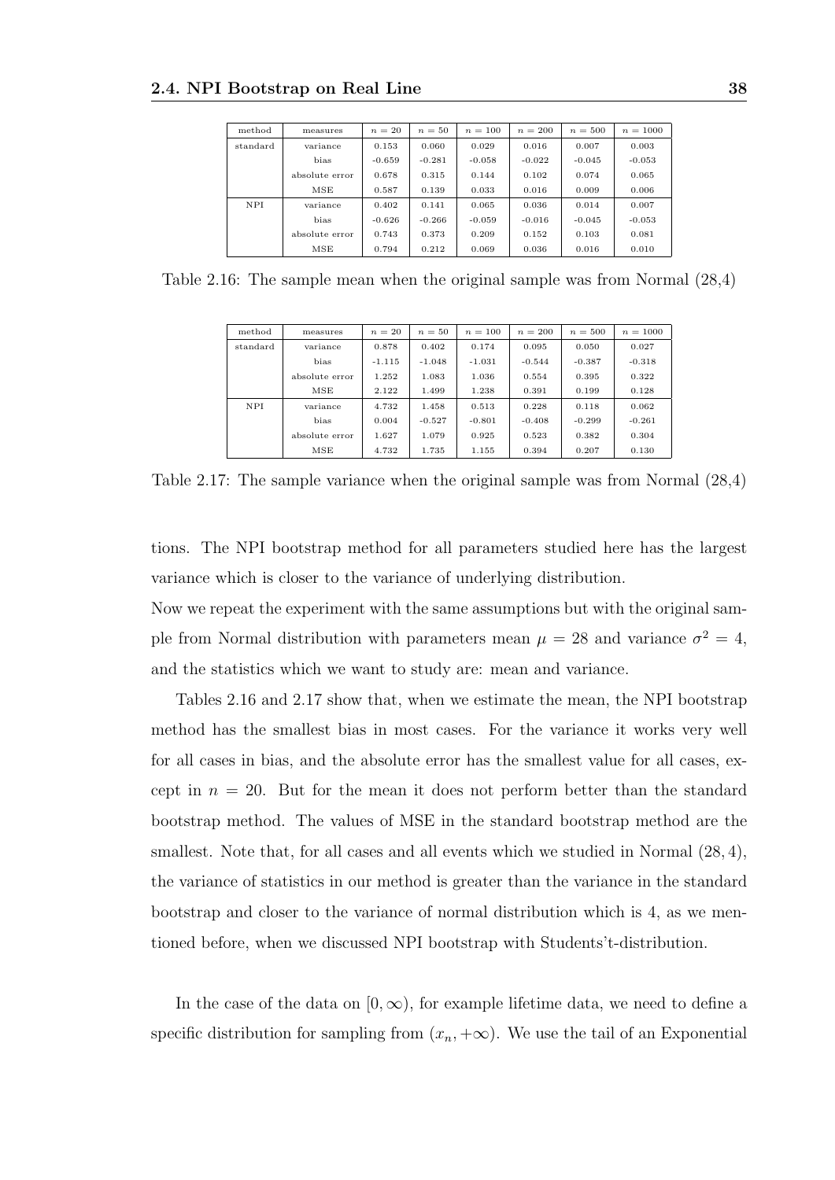| method | measures | $n = 20$ | $n = 50$ | $n = 100$ | $n = 200$ | $n = 500$ | $n = 1000$ |
|---|---|---|---|---|---|---|---|
| standard | variance | 0.153 | 0.060 | 0.029 | 0.016 | 0.007 | 0.003 |
| | bias | -0.659 | -0.281 | -0.058 | -0.022 | -0.045 | -0.053 |
| | absolute error | 0.678 | 0.315 | 0.144 | 0.102 | 0.074 | 0.065 |
| | MSE | 0.587 | 0.139 | 0.033 | 0.016 | 0.009 | 0.006 |
| NPI | variance | 0.402 | 0.141 | 0.065 | 0.036 | 0.014 | 0.007 |
| | bias | -0.626 | -0.266 | -0.059 | -0.016 | -0.045 | -0.053 |
| | absolute error | 0.743 | 0.373 | 0.209 | 0.152 | 0.103 | 0.081 |
| | MSE | 0.794 | 0.212 | 0.069 | 0.036 | 0.016 | 0.010 |

Table 2.16: The sample mean when the original sample was from Normal (28,4)

| method | measures | $n = 20$ | $n = 50$ | $n = 100$ | $n = 200$ | $n = 500$ | $n = 1000$ |
|---|---|---|---|---|---|---|---|
| standard | variance | 0.878 | 0.402 | 0.174 | 0.095 | 0.050 | 0.027 |
| | bias | -1.115 | -1.048 | -1.031 | -0.544 | -0.387 | -0.318 |
| | absolute error | 1.252 | 1.083 | 1.036 | 0.554 | 0.395 | 0.322 |
| | MSE | 2.122 | 1.499 | 1.238 | 0.391 | 0.199 | 0.128 |
| NPI | variance | 4.732 | 1.458 | 0.513 | 0.228 | 0.118 | 0.062 |
| | bias | 0.004 | -0.527 | -0.801 | -0.408 | -0.299 | -0.261 |
| | absolute error | 1.627 | 1.079 | 0.925 | 0.523 | 0.382 | 0.304 |
| | MSE | 4.732 | 1.735 | 1.155 | 0.394 | 0.207 | 0.130 |

Table 2.17: The sample variance when the original sample was from Normal (28,4)

tions. The NPI bootstrap method for all parameters studied here has the largest variance which is closer to the variance of underlying distribution.

Now we repeat the experiment with the same assumptions but with the original sample from Normal distribution with parameters mean $\mu = 28$ and variance $\sigma^2 = 4$, and the statistics which we want to study are: mean and variance.

Tables 2.16 and 2.17 show that, when we estimate the mean, the NPI bootstrap method has the smallest bias in most cases. For the variance it works very well for all cases in bias, and the absolute error has the smallest value for all cases, except in $n = 20$. But for the mean it does not perform better than the standard bootstrap method. The values of MSE in the standard bootstrap method are the smallest. Note that, for all cases and all events which we studied in Normal $(28, 4)$, the variance of statistics in our method is greater than the variance in the standard bootstrap and closer to the variance of normal distribution which is 4, as we mentioned before, when we discussed NPI bootstrap with Students't-distribution.

In the case of the data on $[0, \infty)$, for example lifetime data, we need to define a specific distribution for sampling from $(x_n, +\infty)$. We use the tail of an Exponential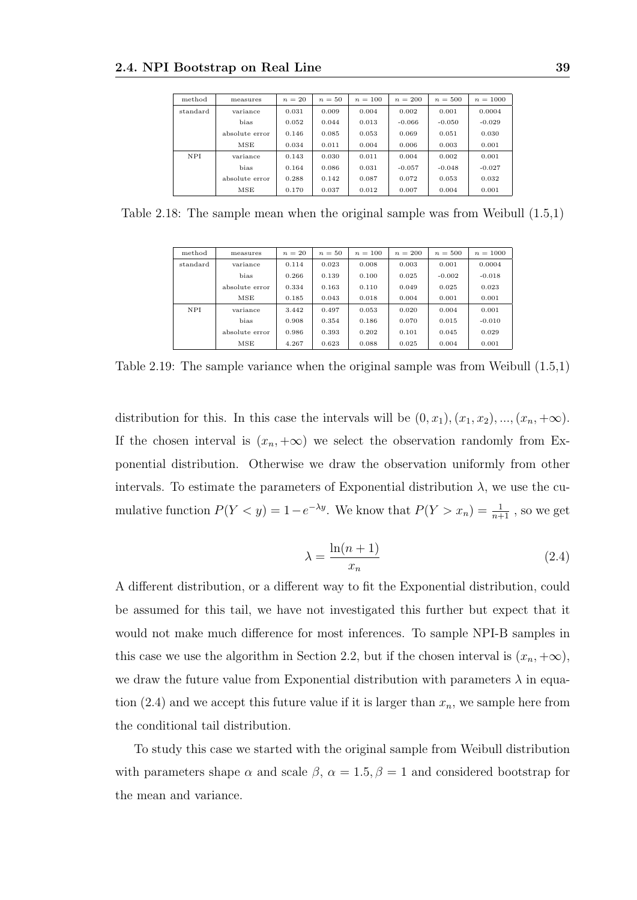| method | measures | $n = 20$ | $n = 50$ | $n = 100$ | $n = 200$ | $n = 500$ | $n = 1000$ |
|---|---|---|---|---|---|---|---|
| standard | variance | 0.031 | 0.009 | 0.004 | 0.002 | 0.001 | 0.0004 |
| | bias | 0.052 | 0.044 | 0.013 | -0.066 | -0.050 | -0.029 |
| | absolute error | 0.146 | 0.085 | 0.053 | 0.069 | 0.051 | 0.030 |
| | MSE | 0.034 | 0.011 | 0.004 | 0.006 | 0.003 | 0.001 |
| NPI | variance | 0.143 | 0.030 | 0.011 | 0.004 | 0.002 | 0.001 |
| | bias | 0.164 | 0.086 | 0.031 | -0.057 | -0.048 | -0.027 |
| | absolute error | 0.288 | 0.142 | 0.087 | 0.072 | 0.053 | 0.032 |
| | MSE | 0.170 | 0.037 | 0.012 | 0.007 | 0.004 | 0.001 |

Table 2.18: The sample mean when the original sample was from Weibull (1.5,1)

| method | measures | $n = 20$ | $n = 50$ | $n = 100$ | $n = 200$ | $n = 500$ | $n = 1000$ |
|---|---|---|---|---|---|---|---|
| standard | variance | 0.114 | 0.023 | 0.008 | 0.003 | 0.001 | 0.0004 |
| | bias | 0.266 | 0.139 | 0.100 | 0.025 | -0.002 | -0.018 |
| | absolute error | 0.334 | 0.163 | 0.110 | 0.049 | 0.025 | 0.023 |
| | MSE | 0.185 | 0.043 | 0.018 | 0.004 | 0.001 | 0.001 |
| NPI | variance | 3.442 | 0.497 | 0.053 | 0.020 | 0.004 | 0.001 |
| | bias | 0.908 | 0.354 | 0.186 | 0.070 | 0.015 | -0.010 |
| | absolute error | 0.986 | 0.393 | 0.202 | 0.101 | 0.045 | 0.029 |
| | MSE | 4.267 | 0.623 | 0.088 | 0.025 | 0.004 | 0.001 |

Table 2.19: The sample variance when the original sample was from Weibull (1.5,1)

distribution for this. In this case the intervals will be $(0, x_1), (x_1, x_2), ..., (x_n, +\infty)$. If the chosen interval is $(x_n, +\infty)$ we select the observation randomly from Exponential distribution. Otherwise we draw the observation uniformly from other intervals. To estimate the parameters of Exponential distribution $\lambda$, we use the cumulative function $P(Y < y) = 1 - e^{-\lambda y}$. We know that $P(Y > x_n) = \frac{1}{n+1}$ , so we get

$$\lambda = \frac{\ln(n+1)}{x_n} \tag{2.4}$$

A different distribution, or a different way to fit the Exponential distribution, could be assumed for this tail, we have not investigated this further but expect that it would not make much difference for most inferences. To sample NPI-B samples in this case we use the algorithm in Section 2.2, but if the chosen interval is $(x_n, +\infty)$, we draw the future value from Exponential distribution with parameters $\lambda$ in equation (2.4) and we accept this future value if it is larger than $x_n$, we sample here from the conditional tail distribution.

To study this case we started with the original sample from Weibull distribution with parameters shape $\alpha$ and scale $\beta$, $\alpha = 1.5, \beta = 1$ and considered bootstrap for the mean and variance.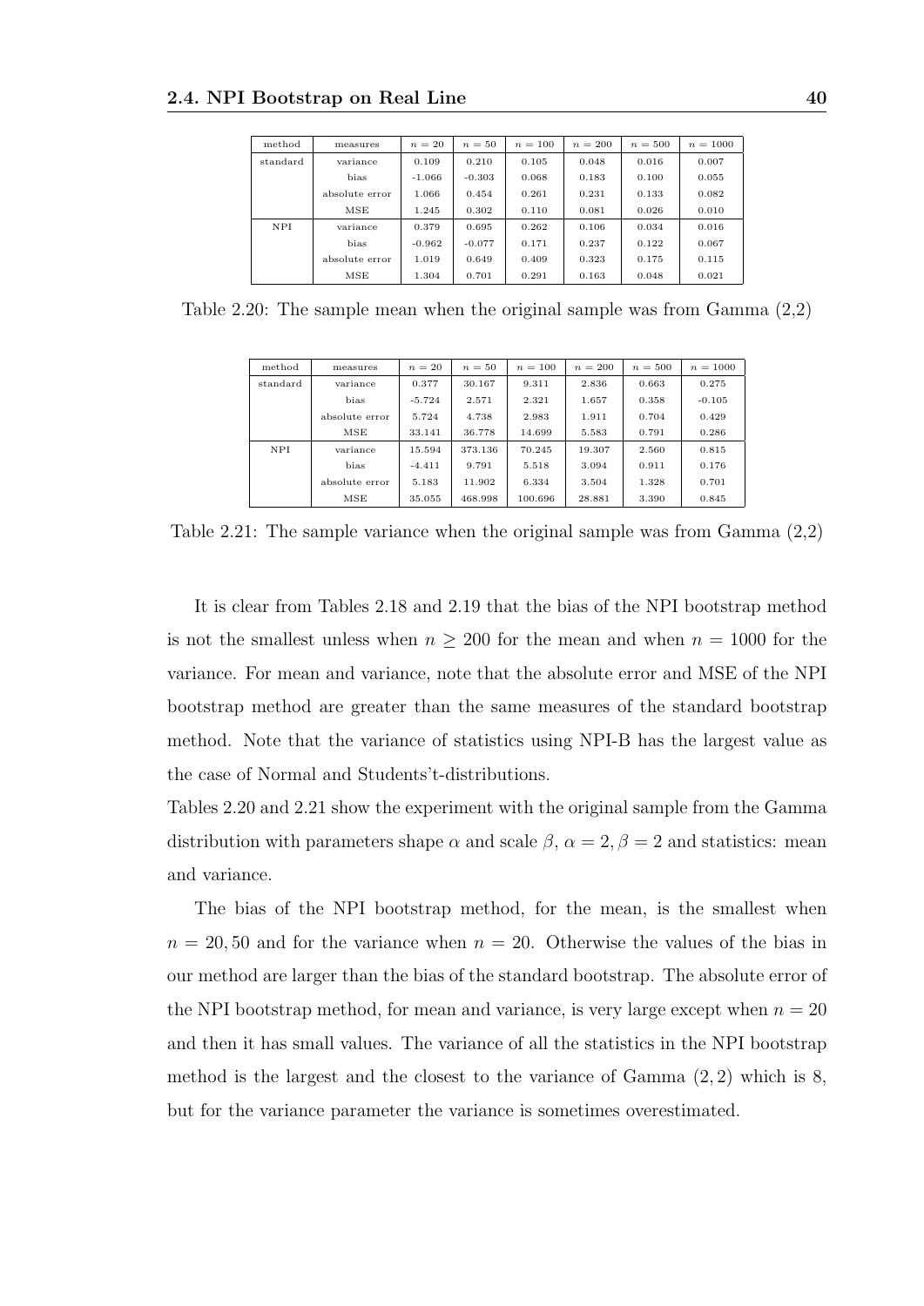| method | measures | $n = 20$ | $n = 50$ | $n = 100$ | $n = 200$ | $n = 500$ | $n = 1000$ |
|---|---|---|---|---|---|---|---|
| standard | variance | 0.109 | 0.210 | 0.105 | 0.048 | 0.016 | 0.007 |
| | bias | -1.066 | -0.303 | 0.068 | 0.183 | 0.100 | 0.055 |
| | absolute error | 1.066 | 0.454 | 0.261 | 0.231 | 0.133 | 0.082 |
| | MSE | 1.245 | 0.302 | 0.110 | 0.081 | 0.026 | 0.010 |
| NPI | variance | 0.379 | 0.695 | 0.262 | 0.106 | 0.034 | 0.016 |
| | bias | -0.962 | -0.077 | 0.171 | 0.237 | 0.122 | 0.067 |
| | absolute error | 1.019 | 0.649 | 0.409 | 0.323 | 0.175 | 0.115 |
| | MSE | 1.304 | 0.701 | 0.291 | 0.163 | 0.048 | 0.021 |

Table 2.20: The sample mean when the original sample was from Gamma (2,2)

| method | measures | $n = 20$ | $n = 50$ | $n = 100$ | $n = 200$ | $n = 500$ | $n = 1000$ |
|---|---|---|---|---|---|---|---|
| standard | variance | 0.377 | 30.167 | 9.311 | 2.836 | 0.663 | 0.275 |
| | bias | -5.724 | 2.571 | 2.321 | 1.657 | 0.358 | -0.105 |
| | absolute error | 5.724 | 4.738 | 2.983 | 1.911 | 0.704 | 0.429 |
| | MSE | 33.141 | 36.778 | 14.699 | 5.583 | 0.791 | 0.286 |
| NPI | variance | 15.594 | 373.136 | 70.245 | 19.307 | 2.560 | 0.815 |
| | bias | -4.411 | 9.791 | 5.518 | 3.094 | 0.911 | 0.176 |
| | absolute error | 5.183 | 11.902 | 6.334 | 3.504 | 1.328 | 0.701 |
| | MSE | 35.055 | 468.998 | 100.696 | 28.881 | 3.390 | 0.845 |

Table 2.21: The sample variance when the original sample was from Gamma (2,2)

It is clear from Tables 2.18 and 2.19 that the bias of the NPI bootstrap method is not the smallest unless when $n \geq 200$ for the mean and when $n = 1000$ for the variance. For mean and variance, note that the absolute error and MSE of the NPI bootstrap method are greater than the same measures of the standard bootstrap method. Note that the variance of statistics using NPI-B has the largest value as the case of Normal and Students't-distributions.

Tables 2.20 and 2.21 show the experiment with the original sample from the Gamma distribution with parameters shape $\alpha$ and scale $\beta$, $\alpha = 2, \beta = 2$ and statistics: mean and variance.

The bias of the NPI bootstrap method, for the mean, is the smallest when $n = 20, 50$ and for the variance when $n = 20$. Otherwise the values of the bias in our method are larger than the bias of the standard bootstrap. The absolute error of the NPI bootstrap method, for mean and variance, is very large except when $n = 20$ and then it has small values. The variance of all the statistics in the NPI bootstrap method is the largest and the closest to the variance of Gamma $(2, 2)$ which is 8, but for the variance parameter the variance is sometimes overestimated.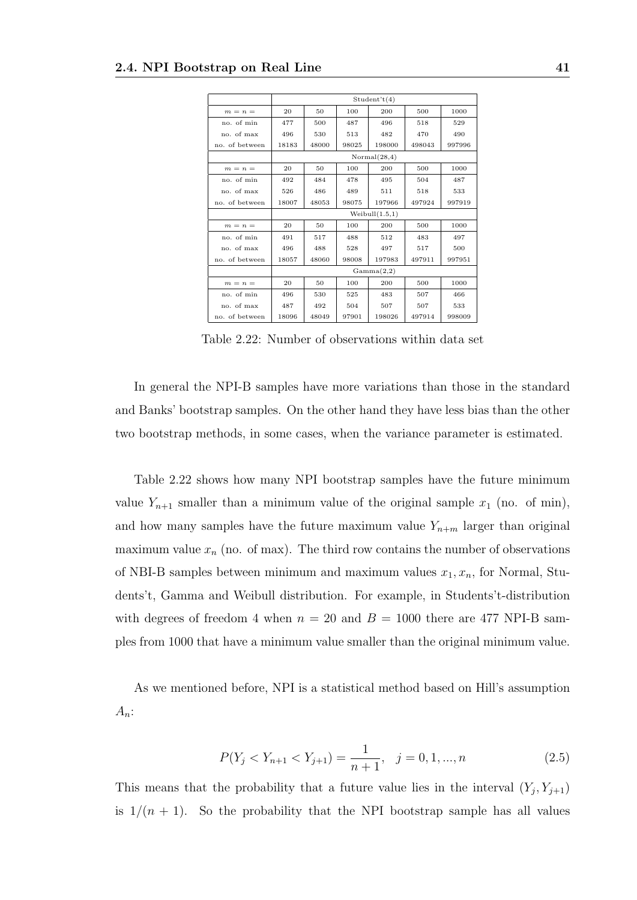| | Student't(4) | | | | | |
|---|---|---|---|---|---|---|
| $m = n =$ | 20 | 50 | 100 | 200 | 500 | 1000 |
| no. of min | 477 | 500 | 487 | 496 | 518 | 529 |
| no. of max | 496 | 530 | 513 | 482 | 470 | 490 |
| no. of between | 18183 | 48000 | 98025 | 198000 | 498043 | 997996 |
| | Normal(28,4) | | | | | |
| $m = n =$ | 20 | 50 | 100 | 200 | 500 | 1000 |
| no. of min | 492 | 484 | 478 | 495 | 504 | 487 |
| no. of max | 526 | 486 | 489 | 511 | 518 | 533 |
| no. of between | 18007 | 48053 | 98075 | 197966 | 497924 | 997919 |
| | Weibull(1.5,1) | | | | | |
| $m = n =$ | 20 | 50 | 100 | 200 | 500 | 1000 |
| no. of min | 491 | 517 | 488 | 512 | 483 | 497 |
| no. of max | 496 | 488 | 528 | 497 | 517 | 500 |
| no. of between | 18057 | 48060 | 98008 | 197983 | 497911 | 997951 |
| | Gamma(2,2) | | | | | |
| $m = n =$ | 20 | 50 | 100 | 200 | 500 | 1000 |
| no. of min | 496 | 530 | 525 | 483 | 507 | 466 |
| no. of max | 487 | 492 | 504 | 507 | 507 | 533 |
| no. of between | 18096 | 48049 | 97901 | 198026 | 497914 | 998009 |

Table 2.22: Number of observations within data set

In general the NPI-B samples have more variations than those in the standard and Banks' bootstrap samples. On the other hand they have less bias than the other two bootstrap methods, in some cases, when the variance parameter is estimated.

Table 2.22 shows how many NPI bootstrap samples have the future minimum value $Y_{n+1}$ smaller than a minimum value of the original sample $x_1$ (no. of min), and how many samples have the future maximum value $Y_{n+m}$ larger than original maximum value $x_n$ (no. of max). The third row contains the number of observations of NBI-B samples between minimum and maximum values $x_1, x_n$, for Normal, Students't, Gamma and Weibull distribution. For example, in Students't-distribution with degrees of freedom 4 when $n = 20$ and $B = 1000$ there are 477 NPI-B samples from 1000 that have a minimum value smaller than the original minimum value.

As we mentioned before, NPI is a statistical method based on Hill's assumption $A_n$:

$$P(Y_j < Y_{n+1} < Y_{j+1}) = \frac{1}{n+1}, \quad j = 0, 1, ..., n \tag{2.5}$$

This means that the probability that a future value lies in the interval $(Y_j, Y_{j+1})$ is $1/(n+1)$. So the probability that the NPI bootstrap sample has all values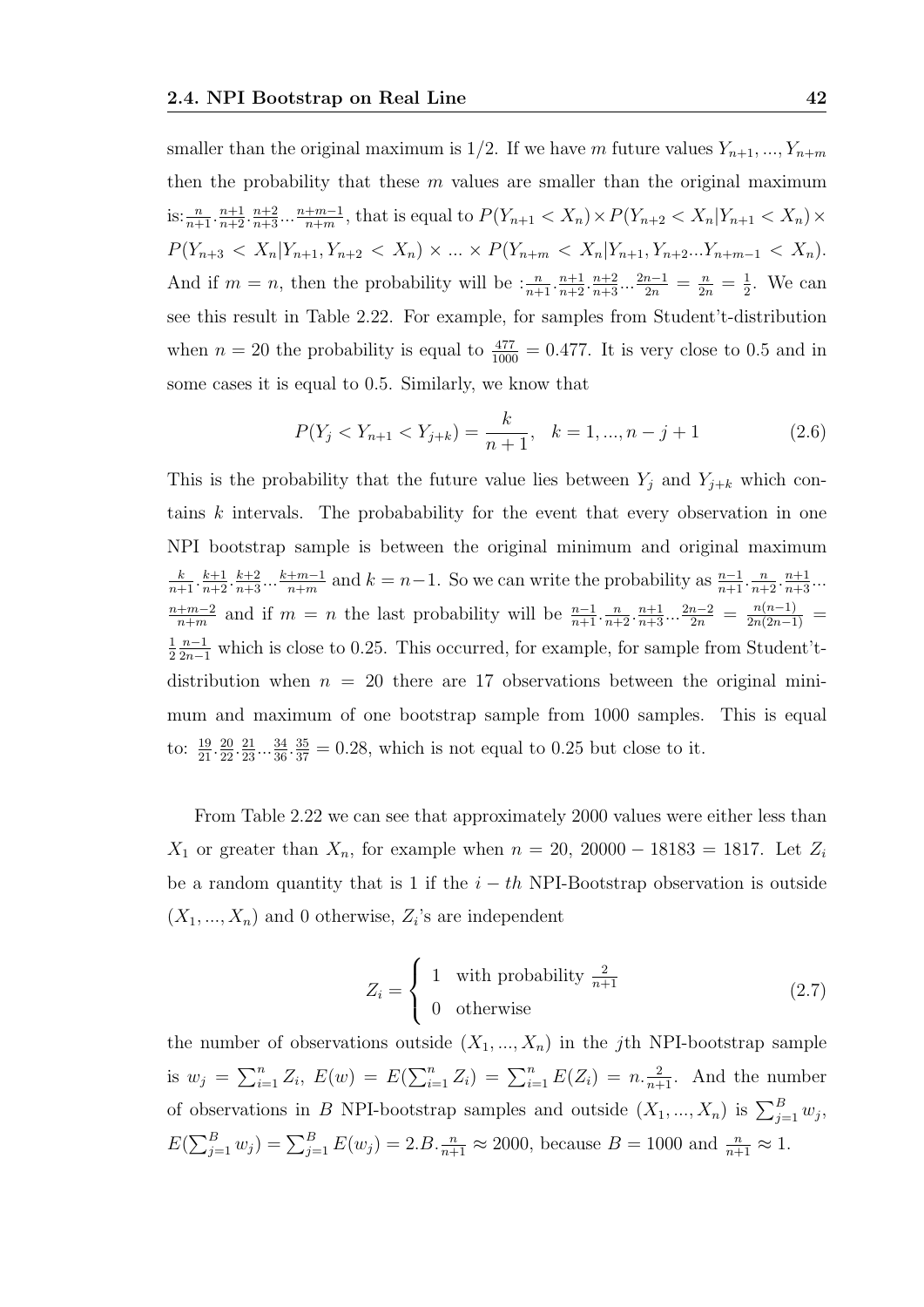smaller than the original maximum is 1/2. If we have $m$ future values $Y_{n+1}, ..., Y_{n+m}$ then the probability that these $m$ values are smaller than the original maximum is:$\frac{n}{n+1}.\frac{n+1}{n+2}.\frac{n+2}{n+3}...\frac{n+m-1}{n+m}$, that is equal to $P(Y_{n+1} < X_n) \times P(Y_{n+2} < X_n | Y_{n+1} < X_n) \times P(Y_{n+3} < X_n | Y_{n+1}, Y_{n+2} < X_n) \times ... \times P(Y_{n+m} < X_n | Y_{n+1}, Y_{n+2}...Y_{n+m-1} < X_n)$. And if $m = n$, then the probability will be :$\frac{n}{n+1}.\frac{n+1}{n+2}.\frac{n+2}{n+3}...\frac{2n-1}{2n} = \frac{n}{2n} = \frac{1}{2}$. We can see this result in Table 2.22. For example, for samples from Student't-distribution when $n = 20$ the probability is equal to $\frac{477}{1000} = 0.477$. It is very close to 0.5 and in some cases it is equal to 0.5. Similarly, we know that

$$P(Y_j < Y_{n+1} < Y_{j+k}) = \frac{k}{n+1}, \quad k = 1, ..., n-j+1 \tag{2.6}$$

This is the probability that the future value lies between $Y_j$ and $Y_{j+k}$ which contains $k$ intervals. The probabability for the event that every observation in one NPI bootstrap sample is between the original minimum and original maximum $\frac{k}{n+1}.\frac{k+1}{n+2}.\frac{k+2}{n+3}...\frac{k+m-1}{n+m}$ and $k = n-1$. So we can write the probability as $\frac{n-1}{n+1}.\frac{n}{n+2}.\frac{n+1}{n+3}...\frac{n+m-2}{n+m}$ and if $m = n$ the last probability will be $\frac{n-1}{n+1}.\frac{n}{n+2}.\frac{n+1}{n+3}...\frac{2n-2}{2n} = \frac{n(n-1)}{2n(2n-1)} = \frac{1}{2}\frac{n-1}{2n-1}$ which is close to 0.25. This occurred, for example, for sample from Student't-distribution when $n = 20$ there are 17 observations between the original minimum and maximum of one bootstrap sample from 1000 samples. This is equal to: $\frac{19}{21}.\frac{20}{22}.\frac{21}{23}...\frac{34}{36}.\frac{35}{37} = 0.28$, which is not equal to 0.25 but close to it.

From Table 2.22 we can see that approximately 2000 values were either less than $X_1$ or greater than $X_n$, for example when $n = 20$, $20000 - 18183 = 1817$. Let $Z_i$ be a random quantity that is 1 if the $i-th$ NPI-Bootstrap observation is outside $(X_1, ..., X_n)$ and 0 otherwise, $Z_i$'s are independent

$$Z_i = \begin{cases} 1 & \text{with probability } \frac{2}{n+1} \\ 0 & \text{otherwise} \end{cases} \tag{2.7}$$

the number of observations outside $(X_1, ..., X_n)$ in the $j$th NPI-bootstrap sample is $w_j = \sum_{i=1}^{n} Z_i$, $E(w) = E(\sum_{i=1}^{n} Z_i) = \sum_{i=1}^{n} E(Z_i) = n.\frac{2}{n+1}$. And the number of observations in $B$ NPI-bootstrap samples and outside $(X_1, ..., X_n)$ is $\sum_{j=1}^{B} w_j$, $E(\sum_{j=1}^{B} w_j) = \sum_{j=1}^{B} E(w_j) = 2.B.\frac{n}{n+1} \approx 2000$, because $B = 1000$ and $\frac{n}{n+1} \approx 1$.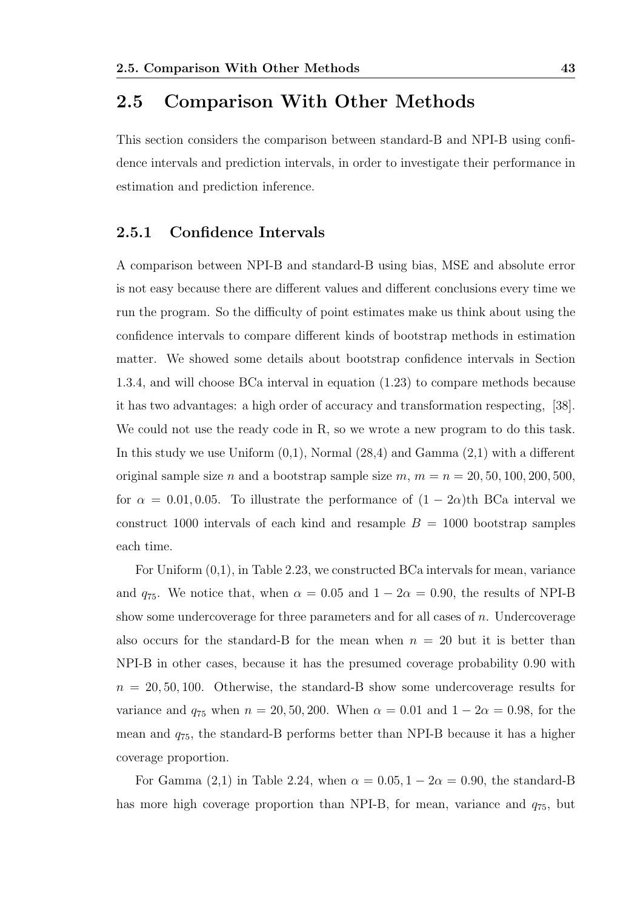## 2.5 Comparison With Other Methods

This section considers the comparison between standard-B and NPI-B using confidence intervals and prediction intervals, in order to investigate their performance in estimation and prediction inference.

### 2.5.1 Confidence Intervals

A comparison between NPI-B and standard-B using bias, MSE and absolute error is not easy because there are different values and different conclusions every time we run the program. So the difficulty of point estimates make us think about using the confidence intervals to compare different kinds of bootstrap methods in estimation matter. We showed some details about bootstrap confidence intervals in Section 1.3.4, and will choose BCa interval in equation (1.23) to compare methods because it has two advantages: a high order of accuracy and transformation respecting, [38]. We could not use the ready code in R, so we wrote a new program to do this task. In this study we use Uniform (0,1), Normal (28,4) and Gamma (2,1) with a different original sample size $n$ and a bootstrap sample size $m$, $m = n = 20, 50, 100, 200, 500$, for $\alpha = 0.01, 0.05$. To illustrate the performance of $(1 - 2\alpha)$th BCa interval we construct 1000 intervals of each kind and resample $B = 1000$ bootstrap samples each time.

For Uniform (0,1), in Table 2.23, we constructed BCa intervals for mean, variance and $q_{75}$. We notice that, when $\alpha = 0.05$ and $1 - 2\alpha = 0.90$, the results of NPI-B show some undercoverage for three parameters and for all cases of $n$. Undercoverage also occurs for the standard-B for the mean when $n = 20$ but it is better than NPI-B in other cases, because it has the presumed coverage probability 0.90 with $n = 20, 50, 100$. Otherwise, the standard-B show some undercoverage results for variance and $q_{75}$ when $n = 20, 50, 200$. When $\alpha = 0.01$ and $1 - 2\alpha = 0.98$, for the mean and $q_{75}$, the standard-B performs better than NPI-B because it has a higher coverage proportion.

For Gamma (2,1) in Table 2.24, when $\alpha = 0.05, 1 - 2\alpha = 0.90$, the standard-B has more high coverage proportion than NPI-B, for mean, variance and $q_{75}$, but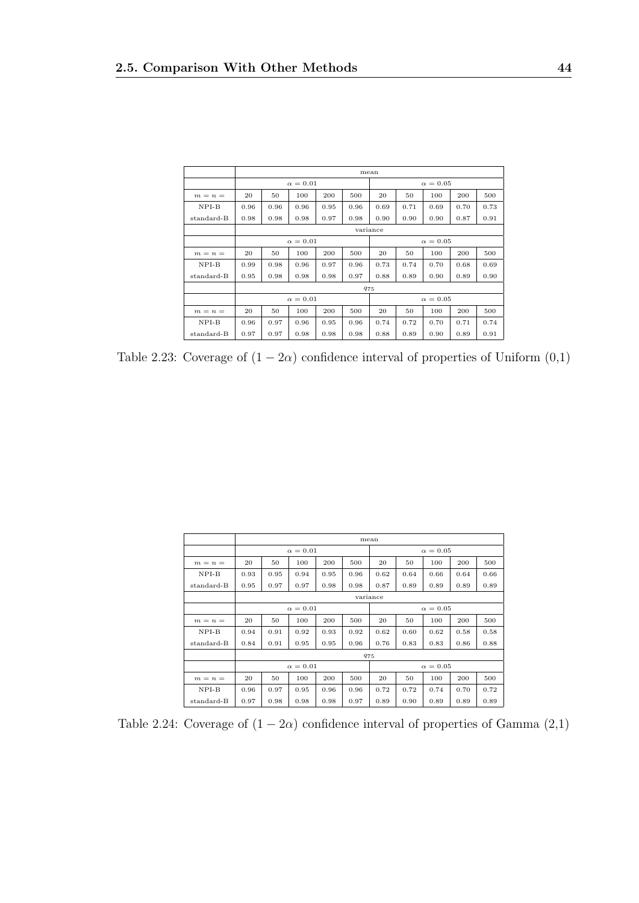| | mean | | | | | | | | | |
|---|---|---|---|---|---|---|---|---|---|---|
| | $\alpha = 0.01$ | | | | | $\alpha = 0.05$ | | | | |
| $m = n =$ | 20 | 50 | 100 | 200 | 500 | 20 | 50 | 100 | 200 | 500 |
| NPI-B | 0.96 | 0.96 | 0.96 | 0.95 | 0.96 | 0.69 | 0.71 | 0.69 | 0.70 | 0.73 |
| standard-B | 0.98 | 0.98 | 0.98 | 0.97 | 0.98 | 0.90 | 0.90 | 0.90 | 0.87 | 0.91 |
| | variance | | | | | | | | | |
| | $\alpha = 0.01$ | | | | | $\alpha = 0.05$ | | | | |
| $m = n =$ | 20 | 50 | 100 | 200 | 500 | 20 | 50 | 100 | 200 | 500 |
| NPI-B | 0.99 | 0.98 | 0.96 | 0.97 | 0.96 | 0.73 | 0.74 | 0.70 | 0.68 | 0.69 |
| standard-B | 0.95 | 0.98 | 0.98 | 0.98 | 0.97 | 0.88 | 0.89 | 0.90 | 0.89 | 0.90 |
| | $q_{75}$ | | | | | | | | | |
| | $\alpha = 0.01$ | | | | | $\alpha = 0.05$ | | | | |
| $m = n =$ | 20 | 50 | 100 | 200 | 500 | 20 | 50 | 100 | 200 | 500 |
| NPI-B | 0.96 | 0.97 | 0.96 | 0.95 | 0.96 | 0.74 | 0.72 | 0.70 | 0.71 | 0.74 |
| standard-B | 0.97 | 0.97 | 0.98 | 0.98 | 0.98 | 0.88 | 0.89 | 0.90 | 0.89 | 0.91 |

Table 2.23: Coverage of $(1 - 2\alpha)$ confidence interval of properties of Uniform (0,1)

| | mean | | | | | | | | | |
|---|---|---|---|---|---|---|---|---|---|---|
| | $\alpha = 0.01$ | | | | | $\alpha = 0.05$ | | | | |
| $m = n =$ | 20 | 50 | 100 | 200 | 500 | 20 | 50 | 100 | 200 | 500 |
| NPI-B | 0.93 | 0.95 | 0.94 | 0.95 | 0.96 | 0.62 | 0.64 | 0.66 | 0.64 | 0.66 |
| standard-B | 0.95 | 0.97 | 0.97 | 0.98 | 0.98 | 0.87 | 0.89 | 0.89 | 0.89 | 0.89 |
| | variance | | | | | | | | | |
| | $\alpha = 0.01$ | | | | | $\alpha = 0.05$ | | | | |
| $m = n =$ | 20 | 50 | 100 | 200 | 500 | 20 | 50 | 100 | 200 | 500 |
| NPI-B | 0.94 | 0.91 | 0.92 | 0.93 | 0.92 | 0.62 | 0.60 | 0.62 | 0.58 | 0.58 |
| standard-B | 0.84 | 0.91 | 0.95 | 0.95 | 0.96 | 0.76 | 0.83 | 0.83 | 0.86 | 0.88 |
| | $q_{75}$ | | | | | | | | | |
| | $\alpha = 0.01$ | | | | | $\alpha = 0.05$ | | | | |
| $m = n =$ | 20 | 50 | 100 | 200 | 500 | 20 | 50 | 100 | 200 | 500 |
| NPI-B | 0.96 | 0.97 | 0.95 | 0.96 | 0.96 | 0.72 | 0.72 | 0.74 | 0.70 | 0.72 |
| standard-B | 0.97 | 0.98 | 0.98 | 0.98 | 0.97 | 0.89 | 0.90 | 0.89 | 0.89 | 0.89 |

Table 2.24: Coverage of $(1 - 2\alpha)$ confidence interval of properties of Gamma (2,1)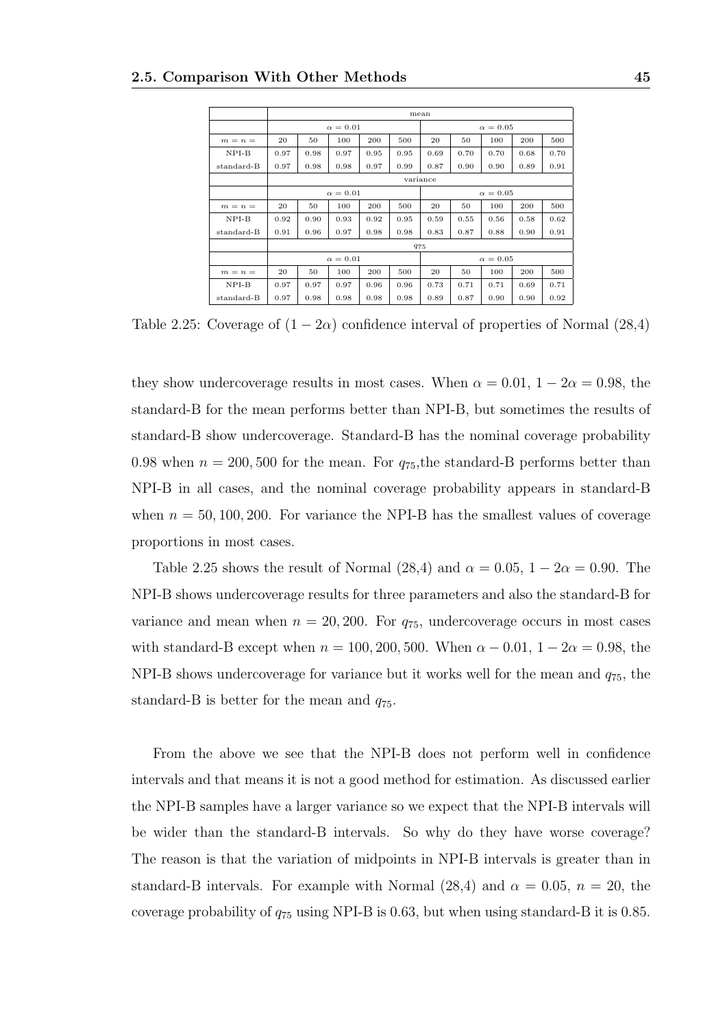| | mean | | | | | | | | | |
|---|---|---|---|---|---|---|---|---|---|---|
| | $\alpha = 0.01$ | | | | | $\alpha = 0.05$ | | | | |
| $m = n =$ | 20 | 50 | 100 | 200 | 500 | 20 | 50 | 100 | 200 | 500 |
| NPI-B | 0.97 | 0.98 | 0.97 | 0.95 | 0.95 | 0.69 | 0.70 | 0.70 | 0.68 | 0.70 |
| standard-B | 0.97 | 0.98 | 0.98 | 0.97 | 0.99 | 0.87 | 0.90 | 0.90 | 0.89 | 0.91 |
| | variance | | | | | | | | | |
| | $\alpha = 0.01$ | | | | | $\alpha = 0.05$ | | | | |
| $m = n =$ | 20 | 50 | 100 | 200 | 500 | 20 | 50 | 100 | 200 | 500 |
| NPI-B | 0.92 | 0.90 | 0.93 | 0.92 | 0.95 | 0.59 | 0.55 | 0.56 | 0.58 | 0.62 |
| standard-B | 0.91 | 0.96 | 0.97 | 0.98 | 0.98 | 0.83 | 0.87 | 0.88 | 0.90 | 0.91 |
| | $q_{75}$ | | | | | | | | | |
| | $\alpha = 0.01$ | | | | | $\alpha = 0.05$ | | | | |
| $m = n =$ | 20 | 50 | 100 | 200 | 500 | 20 | 50 | 100 | 200 | 500 |
| NPI-B | 0.97 | 0.97 | 0.97 | 0.96 | 0.96 | 0.73 | 0.71 | 0.71 | 0.69 | 0.71 |
| standard-B | 0.97 | 0.98 | 0.98 | 0.98 | 0.98 | 0.89 | 0.87 | 0.90 | 0.90 | 0.92 |

Table 2.25: Coverage of $(1 - 2\alpha)$ confidence interval of properties of Normal (28,4)

they show undercoverage results in most cases. When $\alpha = 0.01$, $1 - 2\alpha = 0.98$, the standard-B for the mean performs better than NPI-B, but sometimes the results of standard-B show undercoverage. Standard-B has the nominal coverage probability 0.98 when $n = 200, 500$ for the mean. For $q_{75}$,the standard-B performs better than NPI-B in all cases, and the nominal coverage probability appears in standard-B when $n = 50, 100, 200$. For variance the NPI-B has the smallest values of coverage proportions in most cases.

Table 2.25 shows the result of Normal (28,4) and $\alpha = 0.05$, $1 - 2\alpha = 0.90$. The NPI-B shows undercoverage results for three parameters and also the standard-B for variance and mean when $n = 20, 200$. For $q_{75}$, undercoverage occurs in most cases with standard-B except when $n = 100, 200, 500$. When $\alpha - 0.01$, $1 - 2\alpha = 0.98$, the NPI-B shows undercoverage for variance but it works well for the mean and $q_{75}$, the standard-B is better for the mean and $q_{75}$.

From the above we see that the NPI-B does not perform well in confidence intervals and that means it is not a good method for estimation. As discussed earlier the NPI-B samples have a larger variance so we expect that the NPI-B intervals will be wider than the standard-B intervals. So why do they have worse coverage? The reason is that the variation of midpoints in NPI-B intervals is greater than in standard-B intervals. For example with Normal (28,4) and $\alpha = 0.05$, $n = 20$, the coverage probability of $q_{75}$ using NPI-B is 0.63, but when using standard-B it is 0.85.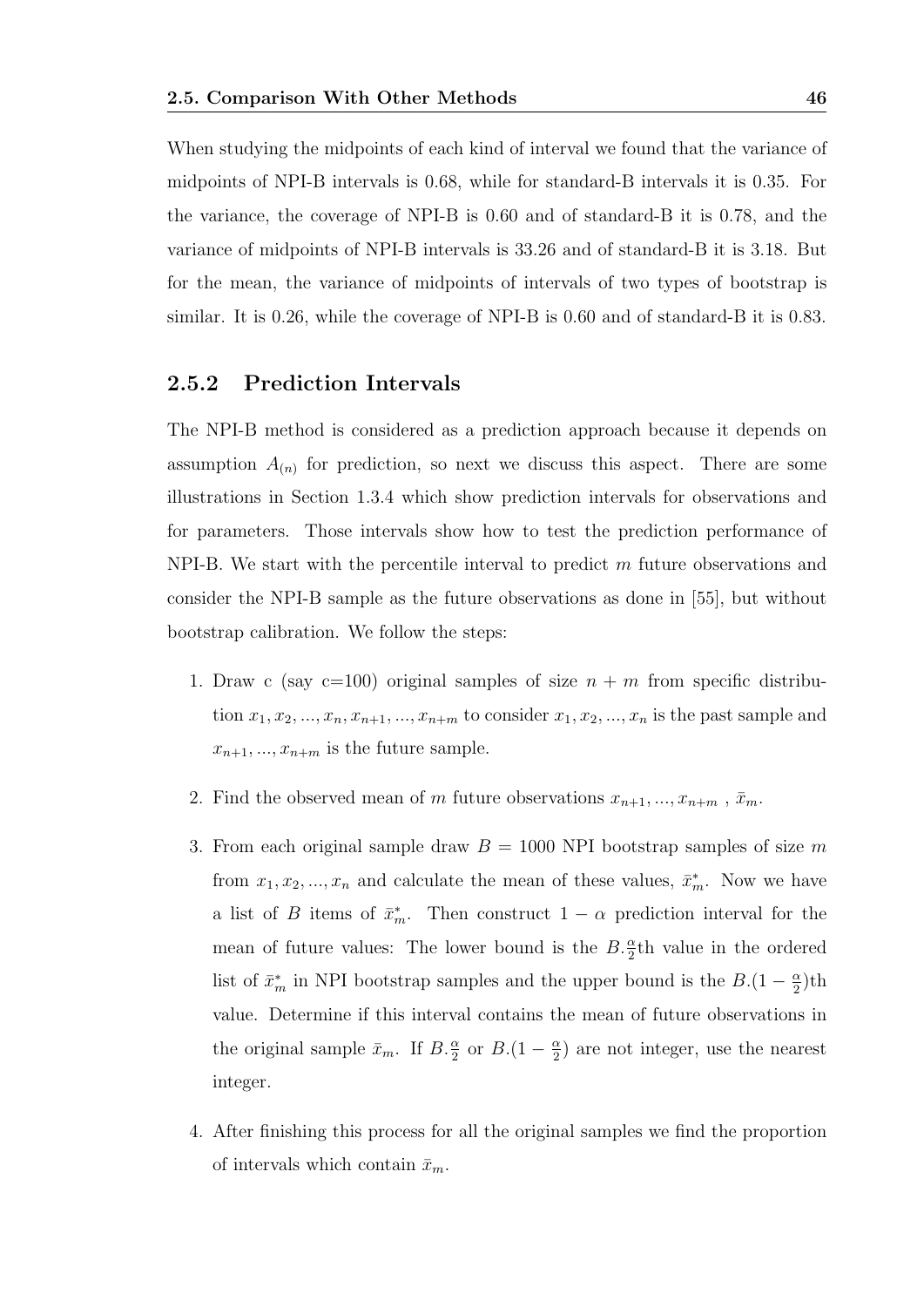When studying the midpoints of each kind of interval we found that the variance of midpoints of NPI-B intervals is 0.68, while for standard-B intervals it is 0.35. For the variance, the coverage of NPI-B is 0.60 and of standard-B it is 0.78, and the variance of midpoints of NPI-B intervals is 33.26 and of standard-B it is 3.18. But for the mean, the variance of midpoints of intervals of two types of bootstrap is similar. It is 0.26, while the coverage of NPI-B is 0.60 and of standard-B it is 0.83.

### 2.5.2 Prediction Intervals

The NPI-B method is considered as a prediction approach because it depends on assumption $A_{(n)}$ for prediction, so next we discuss this aspect. There are some illustrations in Section 1.3.4 which show prediction intervals for observations and for parameters. Those intervals show how to test the prediction performance of NPI-B. We start with the percentile interval to predict $m$ future observations and consider the NPI-B sample as the future observations as done in [55], but without bootstrap calibration. We follow the steps:

1. Draw c (say c=100) original samples of size $n+m$ from specific distribution $x_1, x_2, ..., x_n, x_{n+1}, ..., x_{n+m}$ to consider $x_1, x_2, ..., x_n$ is the past sample and $x_{n+1}, ..., x_{n+m}$ is the future sample.

2. Find the observed mean of $m$ future observations $x_{n+1}, ..., x_{n+m}$ , $\bar{x}_m$.

3. From each original sample draw $B = 1000$ NPI bootstrap samples of size $m$ from $x_1, x_2, ..., x_n$ and calculate the mean of these values, $\bar{x}^*_m$. Now we have a list of $B$ items of $\bar{x}^*_m$. Then construct $1-\alpha$ prediction interval for the mean of future values: The lower bound is the $B.\frac{\alpha}{2}$th value in the ordered list of $\bar{x}^*_m$ in NPI bootstrap samples and the upper bound is the $B.(1-\frac{\alpha}{2})$th value. Determine if this interval contains the mean of future observations in the original sample $\bar{x}_m$. If $B.\frac{\alpha}{2}$ or $B.(1-\frac{\alpha}{2})$ are not integer, use the nearest integer.

4. After finishing this process for all the original samples we find the proportion of intervals which contain $\bar{x}_m$.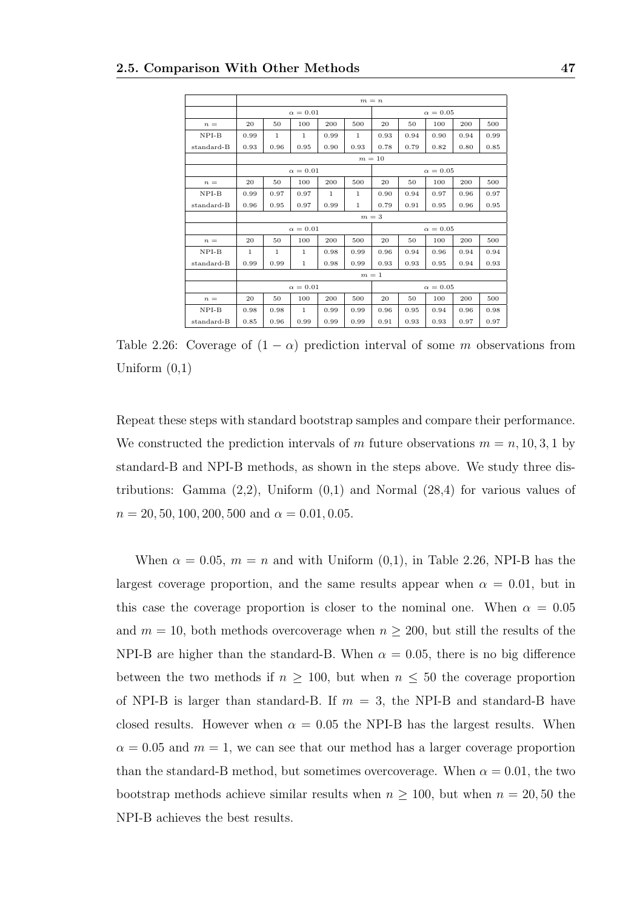| | $m = n$ | | | | | | | | | |
|---|---|---|---|---|---|---|---|---|---|---|
| | $\alpha = 0.01$ | | | | | $\alpha = 0.05$ | | | | |
| $n =$ | 20 | 50 | 100 | 200 | 500 | 20 | 50 | 100 | 200 | 500 |
| NPI-B | 0.99 | 1 | 1 | 0.99 | 1 | 0.93 | 0.94 | 0.90 | 0.94 | 0.99 |
| standard-B | 0.93 | 0.96 | 0.95 | 0.90 | 0.93 | 0.78 | 0.79 | 0.82 | 0.80 | 0.85 |
| | $m = 10$ | | | | | | | | | |
| | $\alpha = 0.01$ | | | | | $\alpha = 0.05$ | | | | |
| $n =$ | 20 | 50 | 100 | 200 | 500 | 20 | 50 | 100 | 200 | 500 |
| NPI-B | 0.99 | 0.97 | 0.97 | 1 | 1 | 0.90 | 0.94 | 0.97 | 0.96 | 0.97 |
| standard-B | 0.96 | 0.95 | 0.97 | 0.99 | 1 | 0.79 | 0.91 | 0.95 | 0.96 | 0.95 |
| | $m = 3$ | | | | | | | | | |
| | $\alpha = 0.01$ | | | | | $\alpha = 0.05$ | | | | |
| $n =$ | 20 | 50 | 100 | 200 | 500 | 20 | 50 | 100 | 200 | 500 |
| NPI-B | 1 | 1 | 1 | 0.98 | 0.99 | 0.96 | 0.94 | 0.96 | 0.94 | 0.94 |
| standard-B | 0.99 | 0.99 | 1 | 0.98 | 0.99 | 0.93 | 0.93 | 0.95 | 0.94 | 0.93 |
| | $m = 1$ | | | | | | | | | |
| | $\alpha = 0.01$ | | | | | $\alpha = 0.05$ | | | | |
| $n =$ | 20 | 50 | 100 | 200 | 500 | 20 | 50 | 100 | 200 | 500 |
| NPI-B | 0.98 | 0.98 | 1 | 0.99 | 0.99 | 0.96 | 0.95 | 0.94 | 0.96 | 0.98 |
| standard-B | 0.85 | 0.96 | 0.99 | 0.99 | 0.99 | 0.91 | 0.93 | 0.93 | 0.97 | 0.97 |

Table 2.26: Coverage of $(1 - \alpha)$ prediction interval of some $m$ observations from Uniform (0,1)

Repeat these steps with standard bootstrap samples and compare their performance. We constructed the prediction intervals of $m$ future observations $m = n, 10, 3, 1$ by standard-B and NPI-B methods, as shown in the steps above. We study three distributions: Gamma (2,2), Uniform (0,1) and Normal (28,4) for various values of $n = 20, 50, 100, 200, 500$ and $\alpha = 0.01, 0.05$.

When $\alpha = 0.05$, $m = n$ and with Uniform (0,1), in Table 2.26, NPI-B has the largest coverage proportion, and the same results appear when $\alpha = 0.01$, but in this case the coverage proportion is closer to the nominal one. When $\alpha = 0.05$ and $m = 10$, both methods overcoverage when $n \geq 200$, but still the results of the NPI-B are higher than the standard-B. When $\alpha = 0.05$, there is no big difference between the two methods if $n \geq 100$, but when $n \leq 50$ the coverage proportion of NPI-B is larger than standard-B. If $m = 3$, the NPI-B and standard-B have closed results. However when $\alpha = 0.05$ the NPI-B has the largest results. When $\alpha = 0.05$ and $m = 1$, we can see that our method has a larger coverage proportion than the standard-B method, but sometimes overcoverage. When $\alpha = 0.01$, the two bootstrap methods achieve similar results when $n \geq 100$, but when $n = 20, 50$ the NPI-B achieves the best results.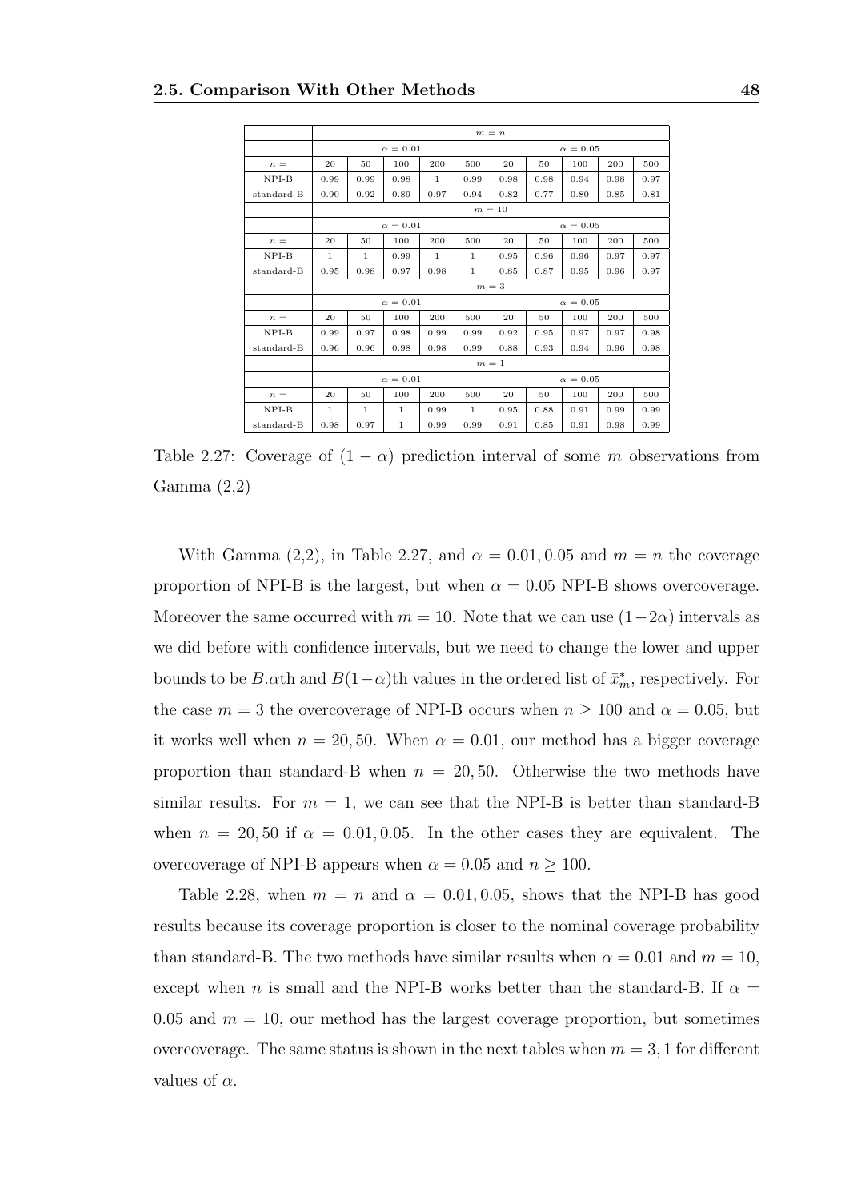| | $m = n$ | | | | | | | | | |
|---|---|---|---|---|---|---|---|---|---|---|
| | $\alpha = 0.01$ | | | | | $\alpha = 0.05$ | | | | |
| $n =$ | 20 | 50 | 100 | 200 | 500 | 20 | 50 | 100 | 200 | 500 |
| NPI-B | 0.99 | 0.99 | 0.98 | 1 | 0.99 | 0.98 | 0.98 | 0.94 | 0.98 | 0.97 |
| standard-B | 0.90 | 0.92 | 0.89 | 0.97 | 0.94 | 0.82 | 0.77 | 0.80 | 0.85 | 0.81 |
| | $m = 10$ | | | | | | | | | |
| | $\alpha = 0.01$ | | | | | $\alpha = 0.05$ | | | | |
| $n =$ | 20 | 50 | 100 | 200 | 500 | 20 | 50 | 100 | 200 | 500 |
| NPI-B | 1 | 1 | 0.99 | 1 | 1 | 0.95 | 0.96 | 0.96 | 0.97 | 0.97 |
| standard-B | 0.95 | 0.98 | 0.97 | 0.98 | 1 | 0.85 | 0.87 | 0.95 | 0.96 | 0.97 |
| | $m = 3$ | | | | | | | | | |
| | $\alpha = 0.01$ | | | | | $\alpha = 0.05$ | | | | |
| $n =$ | 20 | 50 | 100 | 200 | 500 | 20 | 50 | 100 | 200 | 500 |
| NPI-B | 0.99 | 0.97 | 0.98 | 0.99 | 0.99 | 0.92 | 0.95 | 0.97 | 0.97 | 0.98 |
| standard-B | 0.96 | 0.96 | 0.98 | 0.98 | 0.99 | 0.88 | 0.93 | 0.94 | 0.96 | 0.98 |
| | $m = 1$ | | | | | | | | | |
| | $\alpha = 0.01$ | | | | | $\alpha = 0.05$ | | | | |
| $n =$ | 20 | 50 | 100 | 200 | 500 | 20 | 50 | 100 | 200 | 500 |
| NPI-B | 1 | 1 | 1 | 0.99 | 1 | 0.95 | 0.88 | 0.91 | 0.99 | 0.99 |
| standard-B | 0.98 | 0.97 | 1 | 0.99 | 0.99 | 0.91 | 0.85 | 0.91 | 0.98 | 0.99 |

Table 2.27: Coverage of $(1 - \alpha)$ prediction interval of some $m$ observations from Gamma (2,2)

With Gamma (2,2), in Table 2.27, and $\alpha = 0.01, 0.05$ and $m = n$ the coverage proportion of NPI-B is the largest, but when $\alpha = 0.05$ NPI-B shows overcoverage. Moreover the same occurred with $m = 10$. Note that we can use $(1-2\alpha)$ intervals as we did before with confidence intervals, but we need to change the lower and upper bounds to be $B.\alpha$th and $B(1-\alpha)$th values in the ordered list of $\bar{x}^*_m$, respectively. For the case $m = 3$ the overcoverage of NPI-B occurs when $n \geq 100$ and $\alpha = 0.05$, but it works well when $n = 20, 50$. When $\alpha = 0.01$, our method has a bigger coverage proportion than standard-B when $n = 20, 50$. Otherwise the two methods have similar results. For $m = 1$, we can see that the NPI-B is better than standard-B when $n = 20, 50$ if $\alpha = 0.01, 0.05$. In the other cases they are equivalent. The overcoverage of NPI-B appears when $\alpha = 0.05$ and $n \geq 100$.

Table 2.28, when $m = n$ and $\alpha = 0.01, 0.05$, shows that the NPI-B has good results because its coverage proportion is closer to the nominal coverage probability than standard-B. The two methods have similar results when $\alpha = 0.01$ and $m = 10$, except when $n$ is small and the NPI-B works better than the standard-B. If $\alpha = 0.05$ and $m = 10$, our method has the largest coverage proportion, but sometimes overcoverage. The same status is shown in the next tables when $m = 3, 1$ for different values of $\alpha$.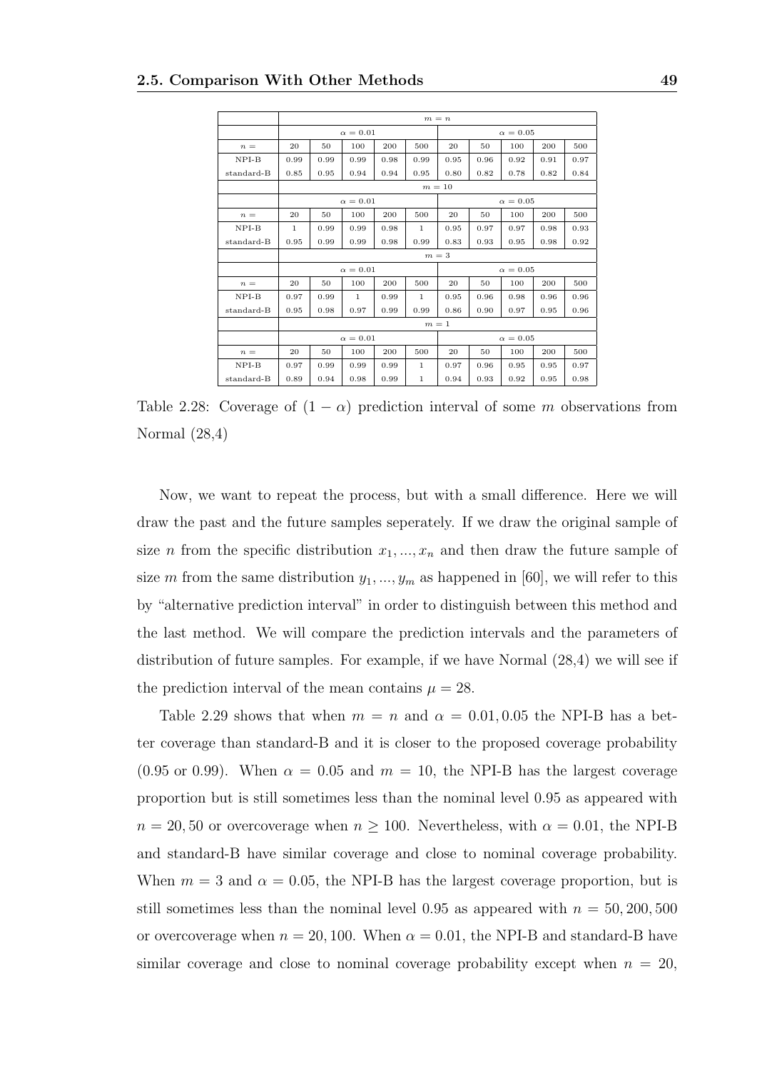| | $m = n$ | | | | | | | | | |
|---|---|---|---|---|---|---|---|---|---|---|
| | $\alpha = 0.01$ | | | | | $\alpha = 0.05$ | | | | |
| $n =$ | 20 | 50 | 100 | 200 | 500 | 20 | 50 | 100 | 200 | 500 |
| NPI-B | 0.99 | 0.99 | 0.99 | 0.98 | 0.99 | 0.95 | 0.96 | 0.92 | 0.91 | 0.97 |
| standard-B | 0.85 | 0.95 | 0.94 | 0.94 | 0.95 | 0.80 | 0.82 | 0.78 | 0.82 | 0.84 |
| | $m = 10$ | | | | | | | | | |
| | $\alpha = 0.01$ | | | | | $\alpha = 0.05$ | | | | |
| $n =$ | 20 | 50 | 100 | 200 | 500 | 20 | 50 | 100 | 200 | 500 |
| NPI-B | 1 | 0.99 | 0.99 | 0.98 | 1 | 0.95 | 0.97 | 0.97 | 0.98 | 0.93 |
| standard-B | 0.95 | 0.99 | 0.99 | 0.98 | 0.99 | 0.83 | 0.93 | 0.95 | 0.98 | 0.92 |
| | $m = 3$ | | | | | | | | | |
| | $\alpha = 0.01$ | | | | | $\alpha = 0.05$ | | | | |
| $n =$ | 20 | 50 | 100 | 200 | 500 | 20 | 50 | 100 | 200 | 500 |
| NPI-B | 0.97 | 0.99 | 1 | 0.99 | 1 | 0.95 | 0.96 | 0.98 | 0.96 | 0.96 |
| standard-B | 0.95 | 0.98 | 0.97 | 0.99 | 0.99 | 0.86 | 0.90 | 0.97 | 0.95 | 0.96 |
| | $m = 1$ | | | | | | | | | |
| | $\alpha = 0.01$ | | | | | $\alpha = 0.05$ | | | | |
| $n =$ | 20 | 50 | 100 | 200 | 500 | 20 | 50 | 100 | 200 | 500 |
| NPI-B | 0.97 | 0.99 | 0.99 | 0.99 | 1 | 0.97 | 0.96 | 0.95 | 0.95 | 0.97 |
| standard-B | 0.89 | 0.94 | 0.98 | 0.99 | 1 | 0.94 | 0.93 | 0.92 | 0.95 | 0.98 |

Table 2.28: Coverage of $(1 - \alpha)$ prediction interval of some $m$ observations from Normal (28,4)

Now, we want to repeat the process, but with a small difference. Here we will draw the past and the future samples seperately. If we draw the original sample of size $n$ from the specific distribution $x_1, ..., x_n$ and then draw the future sample of size $m$ from the same distribution $y_1, ..., y_m$ as happened in [60], we will refer to this by "alternative prediction interval" in order to distinguish between this method and the last method. We will compare the prediction intervals and the parameters of distribution of future samples. For example, if we have Normal (28,4) we will see if the prediction interval of the mean contains $\mu = 28$.

Table 2.29 shows that when $m = n$ and $\alpha = 0.01, 0.05$ the NPI-B has a better coverage than standard-B and it is closer to the proposed coverage probability (0.95 or 0.99). When $\alpha = 0.05$ and $m = 10$, the NPI-B has the largest coverage proportion but is still sometimes less than the nominal level 0.95 as appeared with $n = 20, 50$ or overcoverage when $n \geq 100$. Nevertheless, with $\alpha = 0.01$, the NPI-B and standard-B have similar coverage and close to nominal coverage probability. When $m = 3$ and $\alpha = 0.05$, the NPI-B has the largest coverage proportion, but is still sometimes less than the nominal level 0.95 as appeared with $n = 50, 200, 500$ or overcoverage when $n = 20, 100$. When $\alpha = 0.01$, the NPI-B and standard-B have similar coverage and close to nominal coverage probability except when $n = 20$,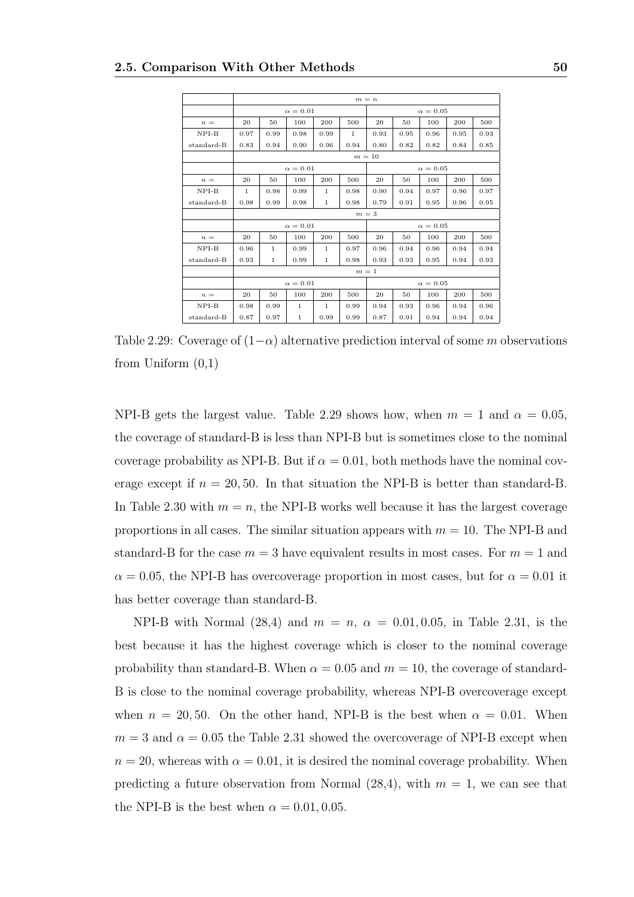| | $m = n$ | | | | | | | | | |
|---|---|---|---|---|---|---|---|---|---|---|
| | $\alpha = 0.01$ | | | | | $\alpha = 0.05$ | | | | |
| $n =$ | 20 | 50 | 100 | 200 | 500 | 20 | 50 | 100 | 200 | 500 |
| NPI-B | 0.97 | 0.99 | 0.98 | 0.99 | 1 | 0.93 | 0.95 | 0.96 | 0.95 | 0.93 |
| standard-B | 0.83 | 0.94 | 0.90 | 0.96 | 0.94 | 0.80 | 0.82 | 0.82 | 0.84 | 0.85 |
| | $m = 10$ | | | | | | | | | |
| | $\alpha = 0.01$ | | | | | $\alpha = 0.05$ | | | | |
| $n =$ | 20 | 50 | 100 | 200 | 500 | 20 | 50 | 100 | 200 | 500 |
| NPI-B | 1 | 0.98 | 0.99 | 1 | 0.98 | 0.90 | 0.94 | 0.97 | 0.96 | 0.97 |
| standard-B | 0.98 | 0.99 | 0.98 | 1 | 0.98 | 0.79 | 0.91 | 0.95 | 0.96 | 0.95 |
| | $m = 3$ | | | | | | | | | |
| | $\alpha = 0.01$ | | | | | $\alpha = 0.05$ | | | | |
| $n =$ | 20 | 50 | 100 | 200 | 500 | 20 | 50 | 100 | 200 | 500 |
| NPI-B | 0.96 | 1 | 0.99 | 1 | 0.97 | 0.96 | 0.94 | 0.96 | 0.94 | 0.94 |
| standard-B | 0.93 | 1 | 0.99 | 1 | 0.98 | 0.93 | 0.93 | 0.95 | 0.94 | 0.93 |
| | $m = 1$ | | | | | | | | | |
| | $\alpha = 0.01$ | | | | | $\alpha = 0.05$ | | | | |
| $n =$ | 20 | 50 | 100 | 200 | 500 | 20 | 50 | 100 | 200 | 500 |
| NPI-B | 0.98 | 0.99 | 1 | 1 | 0.99 | 0.94 | 0.93 | 0.96 | 0.94 | 0.96 |
| standard-B | 0.87 | 0.97 | 1 | 0.99 | 0.99 | 0.87 | 0.91 | 0.94 | 0.94 | 0.94 |

Table 2.29: Coverage of $(1-\alpha)$ alternative prediction interval of some $m$ observations from Uniform (0,1)

NPI-B gets the largest value. Table 2.29 shows how, when $m = 1$ and $\alpha = 0.05$, the coverage of standard-B is less than NPI-B but is sometimes close to the nominal coverage probability as NPI-B. But if $\alpha = 0.01$, both methods have the nominal coverage except if $n = 20, 50$. In that situation the NPI-B is better than standard-B. In Table 2.30 with $m = n$, the NPI-B works well because it has the largest coverage proportions in all cases. The similar situation appears with $m = 10$. The NPI-B and standard-B for the case $m = 3$ have equivalent results in most cases. For $m = 1$ and $\alpha = 0.05$, the NPI-B has overcoverage proportion in most cases, but for $\alpha = 0.01$ it has better coverage than standard-B.

NPI-B with Normal (28,4) and $m = n$, $\alpha = 0.01, 0.05$, in Table 2.31, is the best because it has the highest coverage which is closer to the nominal coverage probability than standard-B. When $\alpha = 0.05$ and $m = 10$, the coverage of standard-B is close to the nominal coverage probability, whereas NPI-B overcoverage except when $n = 20, 50$. On the other hand, NPI-B is the best when $\alpha = 0.01$. When $m = 3$ and $\alpha = 0.05$ the Table 2.31 showed the overcoverage of NPI-B except when $n = 20$, whereas with $\alpha = 0.01$, it is desired the nominal coverage probability. When predicting a future observation from Normal (28,4), with $m = 1$, we can see that the NPI-B is the best when $\alpha = 0.01, 0.05$.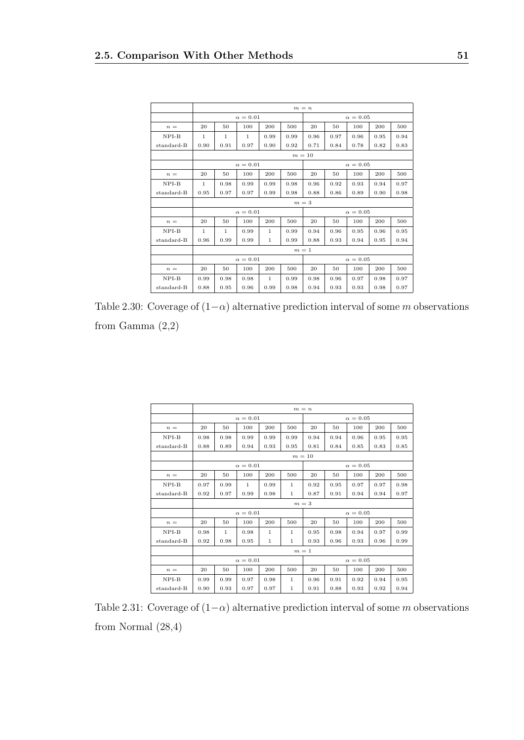| | $m = n$ | | | | | | | | | |
|---|---|---|---|---|---|---|---|---|---|---|
| | $\alpha = 0.01$ | | | | | $\alpha = 0.05$ | | | | |
| $n =$ | 20 | 50 | 100 | 200 | 500 | 20 | 50 | 100 | 200 | 500 |
| NPI-B | 1 | 1 | 1 | 0.99 | 0.99 | 0.96 | 0.97 | 0.96 | 0.95 | 0.94 |
| standard-B | 0.90 | 0.91 | 0.97 | 0.90 | 0.92 | 0.71 | 0.84 | 0.78 | 0.82 | 0.83 |
| | $m = 10$ | | | | | | | | | |
| | $\alpha = 0.01$ | | | | | $\alpha = 0.05$ | | | | |
| $n =$ | 20 | 50 | 100 | 200 | 500 | 20 | 50 | 100 | 200 | 500 |
| NPI-B | 1 | 0.98 | 0.99 | 0.99 | 0.98 | 0.96 | 0.92 | 0.93 | 0.94 | 0.97 |
| standard-B | 0.95 | 0.97 | 0.97 | 0.99 | 0.98 | 0.88 | 0.86 | 0.89 | 0.90 | 0.98 |
| | $m = 3$ | | | | | | | | | |
| | $\alpha = 0.01$ | | | | | $\alpha = 0.05$ | | | | |
| $n =$ | 20 | 50 | 100 | 200 | 500 | 20 | 50 | 100 | 200 | 500 |
| NPI-B | 1 | 1 | 0.99 | 1 | 0.99 | 0.94 | 0.96 | 0.95 | 0.96 | 0.95 |
| standard-B | 0.96 | 0.99 | 0.99 | 1 | 0.99 | 0.88 | 0.93 | 0.94 | 0.95 | 0.94 |
| | $m = 1$ | | | | | | | | | |
| | $\alpha = 0.01$ | | | | | $\alpha = 0.05$ | | | | |
| $n =$ | 20 | 50 | 100 | 200 | 500 | 20 | 50 | 100 | 200 | 500 |
| NPI-B | 0.99 | 0.98 | 0.98 | 1 | 0.99 | 0.98 | 0.96 | 0.97 | 0.98 | 0.97 |
| standard-B | 0.88 | 0.95 | 0.96 | 0.99 | 0.98 | 0.94 | 0.93 | 0.93 | 0.98 | 0.97 |

Table 2.30: Coverage of $(1-\alpha)$ alternative prediction interval of some $m$ observations from Gamma (2,2)

| | $m = n$ | | | | | | | | | |
|---|---|---|---|---|---|---|---|---|---|---|
| | $\alpha = 0.01$ | | | | | $\alpha = 0.05$ | | | | |
| $n =$ | 20 | 50 | 100 | 200 | 500 | 20 | 50 | 100 | 200 | 500 |
| NPI-B | 0.98 | 0.98 | 0.99 | 0.99 | 0.99 | 0.94 | 0.94 | 0.96 | 0.95 | 0.95 |
| standard-B | 0.88 | 0.89 | 0.94 | 0.93 | 0.95 | 0.81 | 0.84 | 0.85 | 0.83 | 0.85 |
| | $m = 10$ | | | | | | | | | |
| | $\alpha = 0.01$ | | | | | $\alpha = 0.05$ | | | | |
| $n =$ | 20 | 50 | 100 | 200 | 500 | 20 | 50 | 100 | 200 | 500 |
| NPI-B | 0.97 | 0.99 | 1 | 0.99 | 1 | 0.92 | 0.95 | 0.97 | 0.97 | 0.98 |
| standard-B | 0.92 | 0.97 | 0.99 | 0.98 | 1 | 0.87 | 0.91 | 0.94 | 0.94 | 0.97 |
| | $m = 3$ | | | | | | | | | |
| | $\alpha = 0.01$ | | | | | $\alpha = 0.05$ | | | | |
| $n =$ | 20 | 50 | 100 | 200 | 500 | 20 | 50 | 100 | 200 | 500 |
| NPI-B | 0.98 | 1 | 0.98 | 1 | 1 | 0.95 | 0.98 | 0.94 | 0.97 | 0.99 |
| standard-B | 0.92 | 0.98 | 0.95 | 1 | 1 | 0.93 | 0.96 | 0.93 | 0.96 | 0.99 |
| | $m = 1$ | | | | | | | | | |
| | $\alpha = 0.01$ | | | | | $\alpha = 0.05$ | | | | |
| $n =$ | 20 | 50 | 100 | 200 | 500 | 20 | 50 | 100 | 200 | 500 |
| NPI-B | 0.99 | 0.99 | 0.97 | 0.98 | 1 | 0.96 | 0.91 | 0.92 | 0.94 | 0.95 |
| standard-B | 0.90 | 0.93 | 0.97 | 0.97 | 1 | 0.91 | 0.88 | 0.93 | 0.92 | 0.94 |

Table 2.31: Coverage of $(1-\alpha)$ alternative prediction interval of some $m$ observations from Normal (28,4)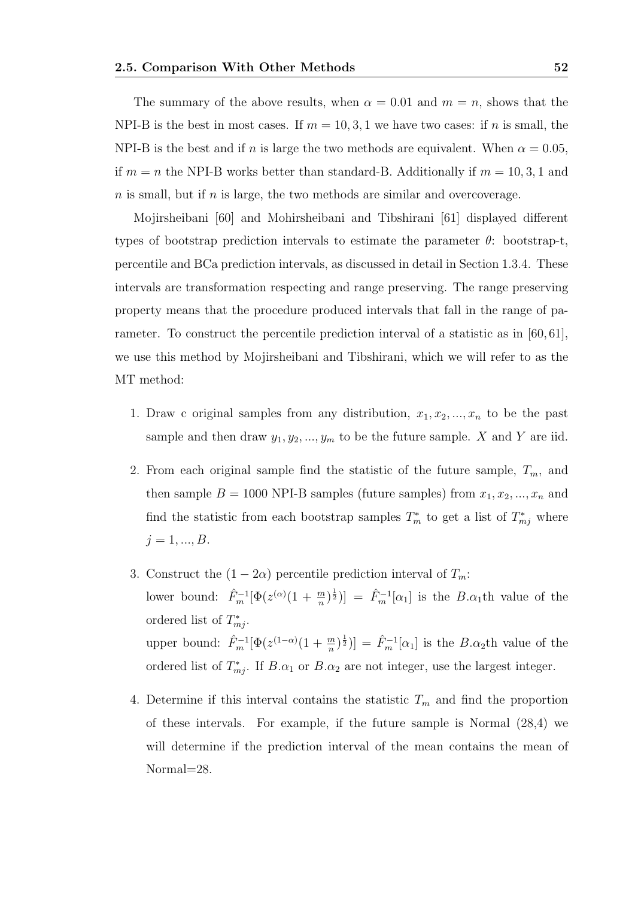The summary of the above results, when $\alpha = 0.01$ and $m = n$, shows that the NPI-B is the best in most cases. If $m = 10, 3, 1$ we have two cases: if $n$ is small, the NPI-B is the best and if $n$ is large the two methods are equivalent. When $\alpha = 0.05$, if $m = n$ the NPI-B works better than standard-B. Additionally if $m = 10, 3, 1$ and $n$ is small, but if $n$ is large, the two methods are similar and overcoverage.

Mojirsheibani [60] and Mohirsheibani and Tibshirani [61] displayed different types of bootstrap prediction intervals to estimate the parameter $\theta$: bootstrap-t, percentile and BCa prediction intervals, as discussed in detail in Section 1.3.4. These intervals are transformation respecting and range preserving. The range preserving property means that the procedure produced intervals that fall in the range of parameter. To construct the percentile prediction interval of a statistic as in [60, 61], we use this method by Mojirsheibani and Tibshirani, which we will refer to as the MT method:

1. Draw c original samples from any distribution, $x_1, x_2, ..., x_n$ to be the past sample and then draw $y_1, y_2, ..., y_m$ to be the future sample. $X$ and $Y$ are iid.
2. From each original sample find the statistic of the future sample, $T_m$, and then sample $B = 1000$ NPI-B samples (future samples) from $x_1, x_2, ..., x_n$ and find the statistic from each bootstrap samples $T_m^*$ to get a list of $T_{mj}^*$ where $j = 1, ..., B$.
3. Construct the $(1 - 2\alpha)$ percentile prediction interval of $T_m$:
   lower bound: $\hat{F}_m^{-1}[\Phi(z^{(\alpha)}(1 + \frac{m}{n})^{\frac{1}{2}})] = \hat{F}_m^{-1}[\alpha_1]$ is the $B.\alpha_1$th value of the ordered list of $T_{mj}^*$.
   upper bound: $\hat{F}_m^{-1}[\Phi(z^{(1-\alpha)}(1 + \frac{m}{n})^{\frac{1}{2}})] = \hat{F}_m^{-1}[\alpha_1]$ is the $B.\alpha_2$th value of the ordered list of $T_{mj}^*$. If $B.\alpha_1$ or $B.\alpha_2$ are not integer, use the largest integer.
4. Determine if this interval contains the statistic $T_m$ and find the proportion of these intervals. For example, if the future sample is Normal (28,4) we will determine if the prediction interval of the mean contains the mean of Normal=28.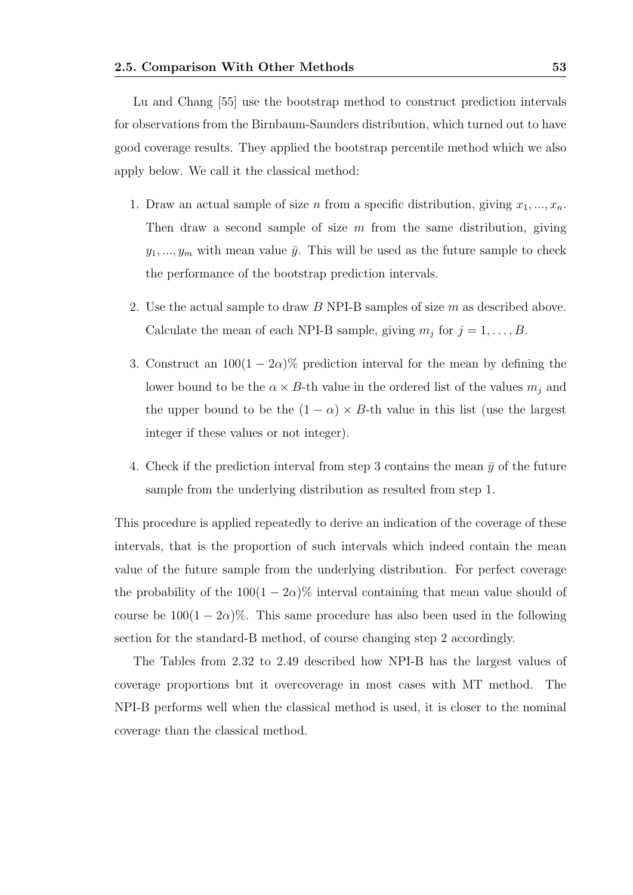Lu and Chang [55] use the bootstrap method to construct prediction intervals for observations from the Birnbaum-Saunders distribution, which turned out to have good coverage results. They applied the bootstrap percentile method which we also apply below. We call it the classical method:

1. Draw an actual sample of size $n$ from a specific distribution, giving $x_1, ..., x_n$. Then draw a second sample of size $m$ from the same distribution, giving $y_1, ..., y_m$ with mean value $\bar{y}$. This will be used as the future sample to check the performance of the bootstrap prediction intervals.

2. Use the actual sample to draw $B$ NPI-B samples of size $m$ as described above. Calculate the mean of each NPI-B sample, giving $m_j$ for $j = 1, \ldots, B$.

3. Construct an $100(1 - 2\alpha)\%$ prediction interval for the mean by defining the lower bound to be the $\alpha \times B$-th value in the ordered list of the values $m_j$ and the upper bound to be the $(1 - \alpha) \times B$-th value in this list (use the largest integer if these values or not integer).

4. Check if the prediction interval from step 3 contains the mean $\bar{y}$ of the future sample from the underlying distribution as resulted from step 1.

This procedure is applied repeatedly to derive an indication of the coverage of these intervals, that is the proportion of such intervals which indeed contain the mean value of the future sample from the underlying distribution. For perfect coverage the probability of the $100(1 - 2\alpha)\%$ interval containing that mean value should of course be $100(1 - 2\alpha)\%$. This same procedure has also been used in the following section for the standard-B method, of course changing step 2 accordingly.

The Tables from 2.32 to 2.49 described how NPI-B has the largest values of coverage proportions but it overcoverage in most cases with MT method. The NPI-B performs well when the classical method is used, it is closer to the nominal coverage than the classical method.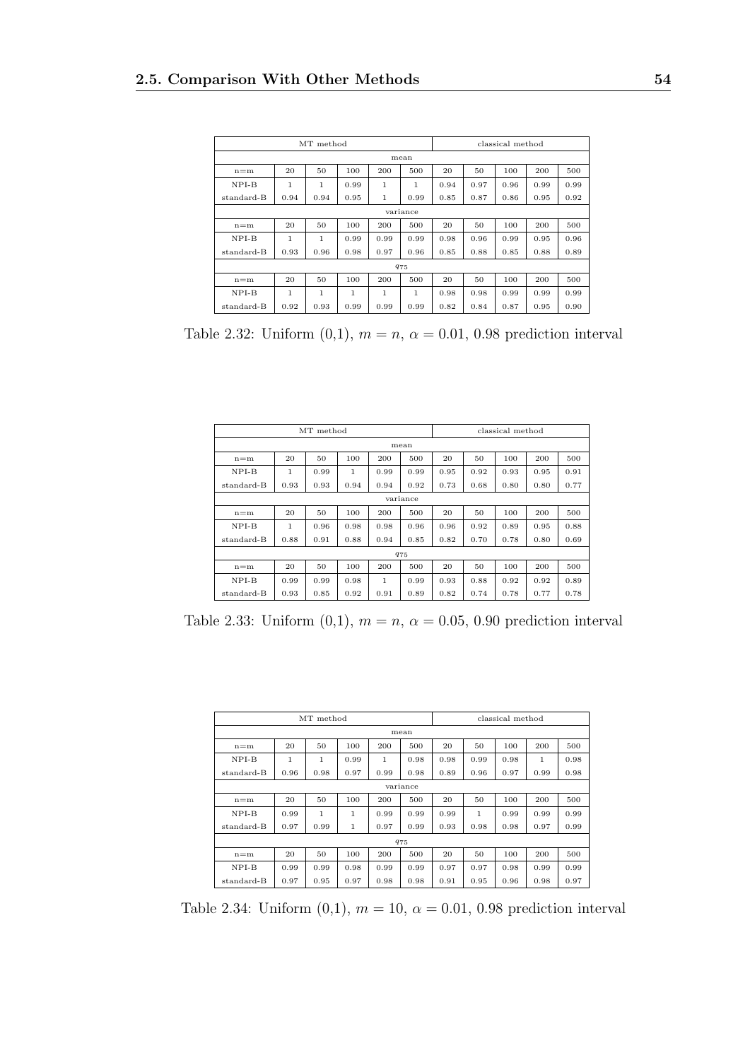| | MT method | | | | | classical method | | | | |
|---|---|---|---|---|---|---|---|---|---|---|
| | | | | | mean | | | | | |
| n=m | 20 | 50 | 100 | 200 | 500 | 20 | 50 | 100 | 200 | 500 |
| NPI-B | 1 | 1 | 0.99 | 1 | 1 | 0.94 | 0.97 | 0.96 | 0.99 | 0.99 |
| standard-B | 0.94 | 0.94 | 0.95 | 1 | 0.99 | 0.85 | 0.87 | 0.86 | 0.95 | 0.92 |
| | | | | | variance | | | | | |
| n=m | 20 | 50 | 100 | 200 | 500 | 20 | 50 | 100 | 200 | 500 |
| NPI-B | 1 | 1 | 0.99 | 0.99 | 0.99 | 0.98 | 0.96 | 0.99 | 0.95 | 0.96 |
| standard-B | 0.93 | 0.96 | 0.98 | 0.97 | 0.96 | 0.85 | 0.88 | 0.85 | 0.88 | 0.89 |
| | | | | | $q_{75}$ | | | | | |
| n=m | 20 | 50 | 100 | 200 | 500 | 20 | 50 | 100 | 200 | 500 |
| NPI-B | 1 | 1 | 1 | 1 | 1 | 0.98 | 0.98 | 0.99 | 0.99 | 0.99 |
| standard-B | 0.92 | 0.93 | 0.99 | 0.99 | 0.99 | 0.82 | 0.84 | 0.87 | 0.95 | 0.90 |

Table 2.32: Uniform (0,1), $m = n$, $\alpha = 0.01$, 0.98 prediction interval

| | MT method | | | | | classical method | | | | |
|---|---|---|---|---|---|---|---|---|---|---|
| | | | | | mean | | | | | |
| n=m | 20 | 50 | 100 | 200 | 500 | 20 | 50 | 100 | 200 | 500 |
| NPI-B | 1 | 0.99 | 1 | 0.99 | 0.99 | 0.95 | 0.92 | 0.93 | 0.95 | 0.91 |
| standard-B | 0.93 | 0.93 | 0.94 | 0.94 | 0.92 | 0.73 | 0.68 | 0.80 | 0.80 | 0.77 |
| | | | | | variance | | | | | |
| n=m | 20 | 50 | 100 | 200 | 500 | 20 | 50 | 100 | 200 | 500 |
| NPI-B | 1 | 0.96 | 0.98 | 0.98 | 0.96 | 0.96 | 0.92 | 0.89 | 0.95 | 0.88 |
| standard-B | 0.88 | 0.91 | 0.88 | 0.94 | 0.85 | 0.82 | 0.70 | 0.78 | 0.80 | 0.69 |
| | | | | | $q_{75}$ | | | | | |
| n=m | 20 | 50 | 100 | 200 | 500 | 20 | 50 | 100 | 200 | 500 |
| NPI-B | 0.99 | 0.99 | 0.98 | 1 | 0.99 | 0.93 | 0.88 | 0.92 | 0.92 | 0.89 |
| standard-B | 0.93 | 0.85 | 0.92 | 0.91 | 0.89 | 0.82 | 0.74 | 0.78 | 0.77 | 0.78 |

Table 2.33: Uniform (0,1), $m = n$, $\alpha = 0.05$, 0.90 prediction interval

| | MT method | | | | | classical method | | | | |
|---|---|---|---|---|---|---|---|---|---|---|
| | | | | | mean | | | | | |
| n=m | 20 | 50 | 100 | 200 | 500 | 20 | 50 | 100 | 200 | 500 |
| NPI-B | 1 | 1 | 0.99 | 1 | 0.98 | 0.98 | 0.99 | 0.98 | 1 | 0.98 |
| standard-B | 0.96 | 0.98 | 0.97 | 0.99 | 0.98 | 0.89 | 0.96 | 0.97 | 0.99 | 0.98 |
| | | | | | variance | | | | | |
| n=m | 20 | 50 | 100 | 200 | 500 | 20 | 50 | 100 | 200 | 500 |
| NPI-B | 0.99 | 1 | 1 | 0.99 | 0.99 | 0.99 | 1 | 0.99 | 0.99 | 0.99 |
| standard-B | 0.97 | 0.99 | 1 | 0.97 | 0.99 | 0.93 | 0.98 | 0.98 | 0.97 | 0.99 |
| | | | | | $q_{75}$ | | | | | |
| n=m | 20 | 50 | 100 | 200 | 500 | 20 | 50 | 100 | 200 | 500 |
| NPI-B | 0.99 | 0.99 | 0.98 | 0.99 | 0.99 | 0.97 | 0.97 | 0.98 | 0.99 | 0.99 |
| standard-B | 0.97 | 0.95 | 0.97 | 0.98 | 0.98 | 0.91 | 0.95 | 0.96 | 0.98 | 0.97 |

Table 2.34: Uniform (0,1), $m = 10$, $\alpha = 0.01$, 0.98 prediction interval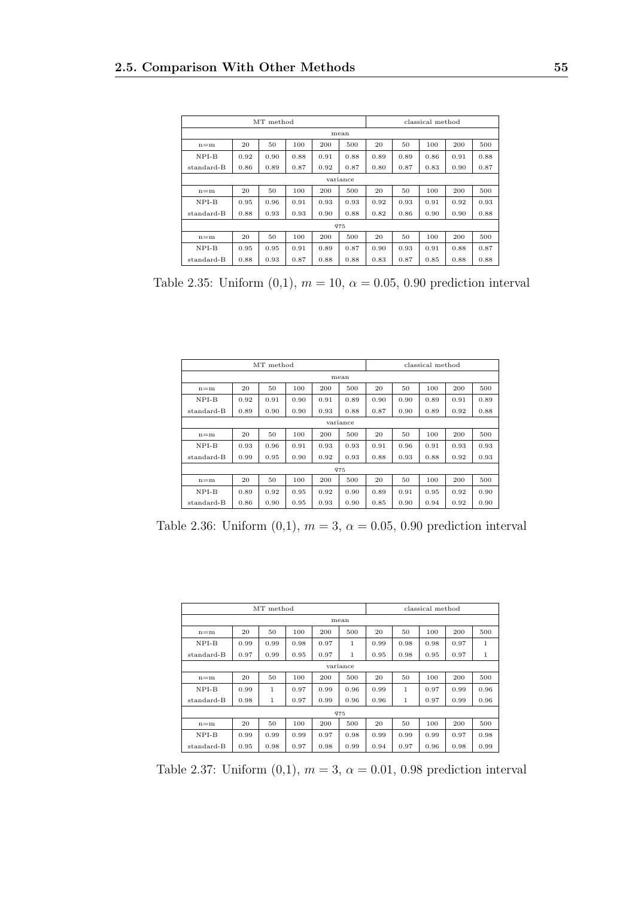| | MT method | | | | | classical method | | | | |
|---|---|---|---|---|---|---|---|---|---|---|
| mean | | | | | | | | | | |
| n=m | 20 | 50 | 100 | 200 | 500 | 20 | 50 | 100 | 200 | 500 |
| NPI-B | 0.92 | 0.90 | 0.88 | 0.91 | 0.88 | 0.89 | 0.89 | 0.86 | 0.91 | 0.88 |
| standard-B | 0.86 | 0.89 | 0.87 | 0.92 | 0.87 | 0.80 | 0.87 | 0.83 | 0.90 | 0.87 |
| variance | | | | | | | | | | |
| n=m | 20 | 50 | 100 | 200 | 500 | 20 | 50 | 100 | 200 | 500 |
| NPI-B | 0.95 | 0.96 | 0.91 | 0.93 | 0.93 | 0.92 | 0.93 | 0.91 | 0.92 | 0.93 |
| standard-B | 0.88 | 0.93 | 0.93 | 0.90 | 0.88 | 0.82 | 0.86 | 0.90 | 0.90 | 0.88 |
| $q_{75}$ | | | | | | | | | | |
| n=m | 20 | 50 | 100 | 200 | 500 | 20 | 50 | 100 | 200 | 500 |
| NPI-B | 0.95 | 0.95 | 0.91 | 0.89 | 0.87 | 0.90 | 0.93 | 0.91 | 0.88 | 0.87 |
| standard-B | 0.88 | 0.93 | 0.87 | 0.88 | 0.88 | 0.83 | 0.87 | 0.85 | 0.88 | 0.88 |

Table 2.35: Uniform (0,1), $m = 10$, $\alpha = 0.05$, 0.90 prediction interval

| | MT method | | | | | classical method | | | | |
|---|---|---|---|---|---|---|---|---|---|---|
| mean | | | | | | | | | | |
| n=m | 20 | 50 | 100 | 200 | 500 | 20 | 50 | 100 | 200 | 500 |
| NPI-B | 0.92 | 0.91 | 0.90 | 0.91 | 0.89 | 0.90 | 0.90 | 0.89 | 0.91 | 0.89 |
| standard-B | 0.89 | 0.90 | 0.90 | 0.93 | 0.88 | 0.87 | 0.90 | 0.89 | 0.92 | 0.88 |
| variance | | | | | | | | | | |
| n=m | 20 | 50 | 100 | 200 | 500 | 20 | 50 | 100 | 200 | 500 |
| NPI-B | 0.93 | 0.96 | 0.91 | 0.93 | 0.93 | 0.91 | 0.96 | 0.91 | 0.93 | 0.93 |
| standard-B | 0.99 | 0.95 | 0.90 | 0.92 | 0.93 | 0.88 | 0.93 | 0.88 | 0.92 | 0.93 |
| $q_{75}$ | | | | | | | | | | |
| n=m | 20 | 50 | 100 | 200 | 500 | 20 | 50 | 100 | 200 | 500 |
| NPI-B | 0.89 | 0.92 | 0.95 | 0.92 | 0.90 | 0.89 | 0.91 | 0.95 | 0.92 | 0.90 |
| standard-B | 0.86 | 0.90 | 0.95 | 0.93 | 0.90 | 0.85 | 0.90 | 0.94 | 0.92 | 0.90 |

Table 2.36: Uniform (0,1), $m = 3$, $\alpha = 0.05$, 0.90 prediction interval

| | MT method | | | | | classical method | | | | |
|---|---|---|---|---|---|---|---|---|---|---|
| mean | | | | | | | | | | |
| n=m | 20 | 50 | 100 | 200 | 500 | 20 | 50 | 100 | 200 | 500 |
| NPI-B | 0.99 | 0.99 | 0.98 | 0.97 | 1 | 0.99 | 0.98 | 0.98 | 0.97 | 1 |
| standard-B | 0.97 | 0.99 | 0.95 | 0.97 | 1 | 0.95 | 0.98 | 0.95 | 0.97 | 1 |
| variance | | | | | | | | | | |
| n=m | 20 | 50 | 100 | 200 | 500 | 20 | 50 | 100 | 200 | 500 |
| NPI-B | 0.99 | 1 | 0.97 | 0.99 | 0.96 | 0.99 | 1 | 0.97 | 0.99 | 0.96 |
| standard-B | 0.98 | 1 | 0.97 | 0.99 | 0.96 | 0.96 | 1 | 0.97 | 0.99 | 0.96 |
| $q_{75}$ | | | | | | | | | | |
| n=m | 20 | 50 | 100 | 200 | 500 | 20 | 50 | 100 | 200 | 500 |
| NPI-B | 0.99 | 0.99 | 0.99 | 0.97 | 0.98 | 0.99 | 0.99 | 0.99 | 0.97 | 0.98 |
| standard-B | 0.95 | 0.98 | 0.97 | 0.98 | 0.99 | 0.94 | 0.97 | 0.96 | 0.98 | 0.99 |

Table 2.37: Uniform (0,1), $m = 3$, $\alpha = 0.01$, 0.98 prediction interval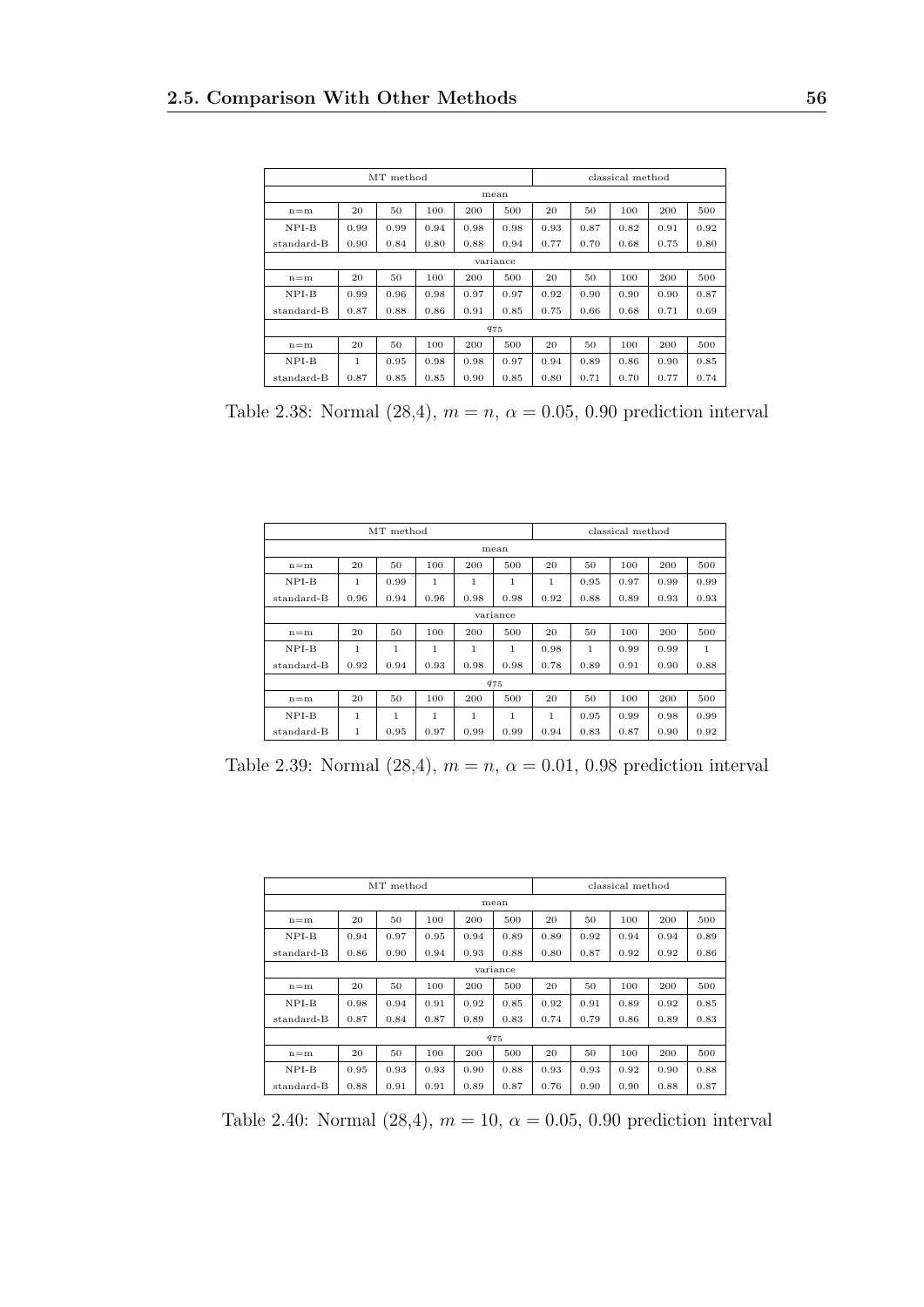| | MT method | | | | | classical method | | | | |
|---|---|---|---|---|---|---|---|---|---|---|
| | | | | | mean | | | | | |
| n=m | 20 | 50 | 100 | 200 | 500 | 20 | 50 | 100 | 200 | 500 |
| NPI-B | 0.99 | 0.99 | 0.94 | 0.98 | 0.98 | 0.93 | 0.87 | 0.82 | 0.91 | 0.92 |
| standard-B | 0.90 | 0.84 | 0.80 | 0.88 | 0.94 | 0.77 | 0.70 | 0.68 | 0.75 | 0.80 |
| | | | | | variance | | | | | |
| n=m | 20 | 50 | 100 | 200 | 500 | 20 | 50 | 100 | 200 | 500 |
| NPI-B | 0.99 | 0.96 | 0.98 | 0.97 | 0.97 | 0.92 | 0.90 | 0.90 | 0.90 | 0.87 |
| standard-B | 0.87 | 0.88 | 0.86 | 0.91 | 0.85 | 0.75 | 0.66 | 0.68 | 0.71 | 0.69 |
| | | | | | $q_{75}$ | | | | | |
| n=m | 20 | 50 | 100 | 200 | 500 | 20 | 50 | 100 | 200 | 500 |
| NPI-B | 1 | 0.95 | 0.98 | 0.98 | 0.97 | 0.94 | 0.89 | 0.86 | 0.90 | 0.85 |
| standard-B | 0.87 | 0.85 | 0.85 | 0.90 | 0.85 | 0.80 | 0.71 | 0.70 | 0.77 | 0.74 |

Table 2.38: Normal (28,4), $m = n$, $\alpha = 0.05$, 0.90 prediction interval

| | MT method | | | | | classical method | | | | |
|---|---|---|---|---|---|---|---|---|---|---|
| | | | | | mean | | | | | |
| n=m | 20 | 50 | 100 | 200 | 500 | 20 | 50 | 100 | 200 | 500 |
| NPI-B | 1 | 0.99 | 1 | 1 | 1 | 1 | 0.95 | 0.97 | 0.99 | 0.99 |
| standard-B | 0.96 | 0.94 | 0.96 | 0.98 | 0.98 | 0.92 | 0.88 | 0.89 | 0.93 | 0.93 |
| | | | | | variance | | | | | |
| n=m | 20 | 50 | 100 | 200 | 500 | 20 | 50 | 100 | 200 | 500 |
| NPI-B | 1 | 1 | 1 | 1 | 1 | 0.98 | 1 | 0.99 | 0.99 | 1 |
| standard-B | 0.92 | 0.94 | 0.93 | 0.98 | 0.98 | 0.78 | 0.89 | 0.91 | 0.90 | 0.88 |
| | | | | | $q_{75}$ | | | | | |
| n=m | 20 | 50 | 100 | 200 | 500 | 20 | 50 | 100 | 200 | 500 |
| NPI-B | 1 | 1 | 1 | 1 | 1 | 1 | 0.95 | 0.99 | 0.98 | 0.99 |
| standard-B | 1 | 0.95 | 0.97 | 0.99 | 0.99 | 0.94 | 0.83 | 0.87 | 0.90 | 0.92 |

Table 2.39: Normal (28,4), $m = n$, $\alpha = 0.01$, 0.98 prediction interval

| | MT method | | | | | classical method | | | | |
|---|---|---|---|---|---|---|---|---|---|---|
| | | | | | mean | | | | | |
| n=m | 20 | 50 | 100 | 200 | 500 | 20 | 50 | 100 | 200 | 500 |
| NPI-B | 0.94 | 0.97 | 0.95 | 0.94 | 0.89 | 0.89 | 0.92 | 0.94 | 0.94 | 0.89 |
| standard-B | 0.86 | 0.90 | 0.94 | 0.93 | 0.88 | 0.80 | 0.87 | 0.92 | 0.92 | 0.86 |
| | | | | | variance | | | | | |
| n=m | 20 | 50 | 100 | 200 | 500 | 20 | 50 | 100 | 200 | 500 |
| NPI-B | 0.98 | 0.94 | 0.91 | 0.92 | 0.85 | 0.92 | 0.91 | 0.89 | 0.92 | 0.85 |
| standard-B | 0.87 | 0.84 | 0.87 | 0.89 | 0.83 | 0.74 | 0.79 | 0.86 | 0.89 | 0.83 |
| | | | | | $q_{75}$ | | | | | |
| n=m | 20 | 50 | 100 | 200 | 500 | 20 | 50 | 100 | 200 | 500 |
| NPI-B | 0.95 | 0.93 | 0.93 | 0.90 | 0.88 | 0.93 | 0.93 | 0.92 | 0.90 | 0.88 |
| standard-B | 0.88 | 0.91 | 0.91 | 0.89 | 0.87 | 0.76 | 0.90 | 0.90 | 0.88 | 0.87 |

Table 2.40: Normal (28,4), $m = 10$, $\alpha = 0.05$, 0.90 prediction interval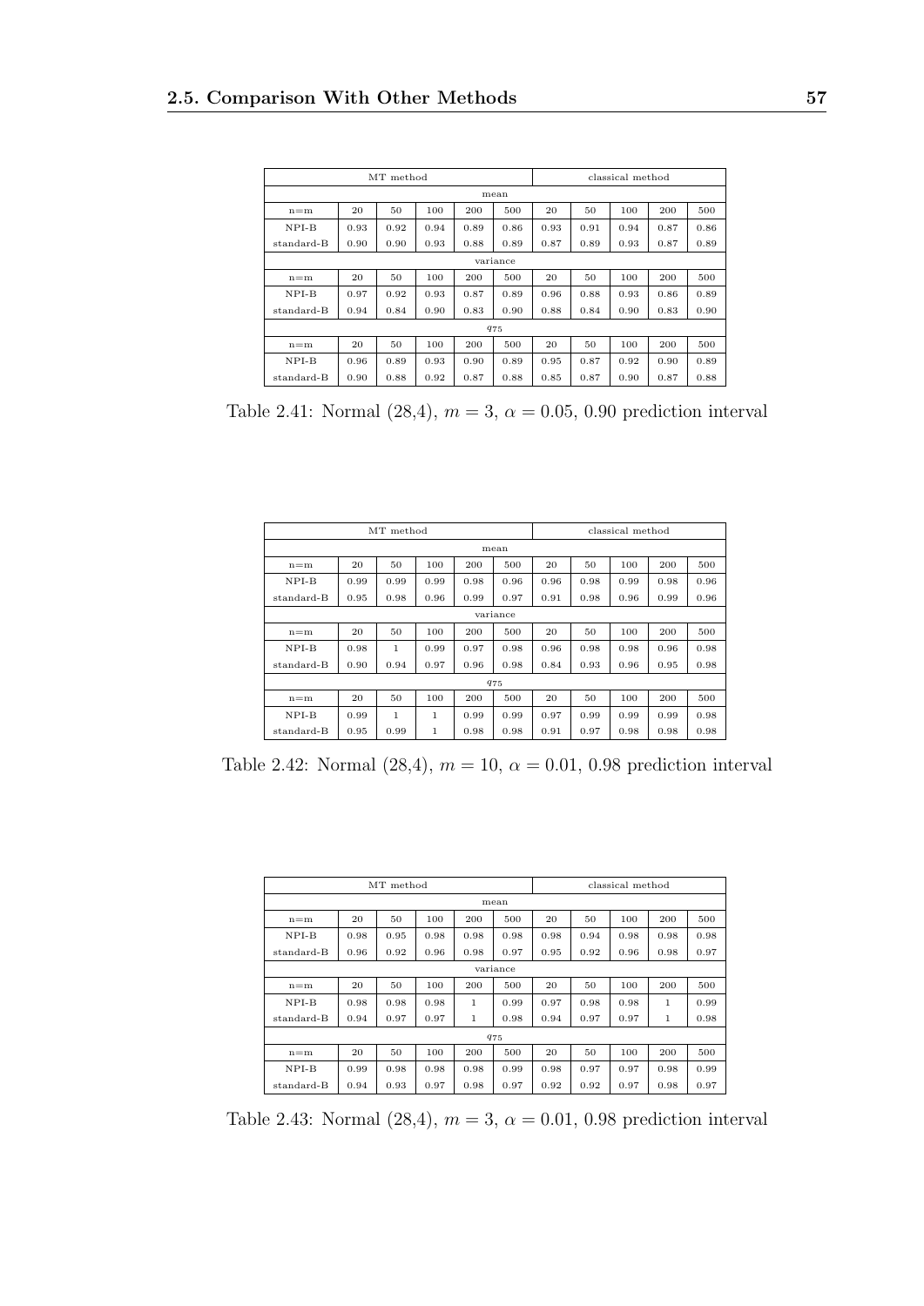| | MT method | | | | | classical method | | | | |
|---|---|---|---|---|---|---|---|---|---|---|
| | | | | | mean | | | | | |
| n=m | 20 | 50 | 100 | 200 | 500 | 20 | 50 | 100 | 200 | 500 |
| NPI-B | 0.93 | 0.92 | 0.94 | 0.89 | 0.86 | 0.93 | 0.91 | 0.94 | 0.87 | 0.86 |
| standard-B | 0.90 | 0.90 | 0.93 | 0.88 | 0.89 | 0.87 | 0.89 | 0.93 | 0.87 | 0.89 |
| | | | | | variance | | | | | |
| n=m | 20 | 50 | 100 | 200 | 500 | 20 | 50 | 100 | 200 | 500 |
| NPI-B | 0.97 | 0.92 | 0.93 | 0.87 | 0.89 | 0.96 | 0.88 | 0.93 | 0.86 | 0.89 |
| standard-B | 0.94 | 0.84 | 0.90 | 0.83 | 0.90 | 0.88 | 0.84 | 0.90 | 0.83 | 0.90 |
| | | | | | $q_{75}$ | | | | | |
| n=m | 20 | 50 | 100 | 200 | 500 | 20 | 50 | 100 | 200 | 500 |
| NPI-B | 0.96 | 0.89 | 0.93 | 0.90 | 0.89 | 0.95 | 0.87 | 0.92 | 0.90 | 0.89 |
| standard-B | 0.90 | 0.88 | 0.92 | 0.87 | 0.88 | 0.85 | 0.87 | 0.90 | 0.87 | 0.88 |

Table 2.41: Normal (28,4), $m = 3$, $\alpha = 0.05$, 0.90 prediction interval

| | MT method | | | | | classical method | | | | |
|---|---|---|---|---|---|---|---|---|---|---|
| | | | | | mean | | | | | |
| n=m | 20 | 50 | 100 | 200 | 500 | 20 | 50 | 100 | 200 | 500 |
| NPI-B | 0.99 | 0.99 | 0.99 | 0.98 | 0.96 | 0.96 | 0.98 | 0.99 | 0.98 | 0.96 |
| standard-B | 0.95 | 0.98 | 0.96 | 0.99 | 0.97 | 0.91 | 0.98 | 0.96 | 0.99 | 0.96 |
| | | | | | variance | | | | | |
| n=m | 20 | 50 | 100 | 200 | 500 | 20 | 50 | 100 | 200 | 500 |
| NPI-B | 0.98 | 1 | 0.99 | 0.97 | 0.98 | 0.96 | 0.98 | 0.98 | 0.96 | 0.98 |
| standard-B | 0.90 | 0.94 | 0.97 | 0.96 | 0.98 | 0.84 | 0.93 | 0.96 | 0.95 | 0.98 |
| | | | | | $q_{75}$ | | | | | |
| n=m | 20 | 50 | 100 | 200 | 500 | 20 | 50 | 100 | 200 | 500 |
| NPI-B | 0.99 | 1 | 1 | 0.99 | 0.99 | 0.97 | 0.99 | 0.99 | 0.99 | 0.98 |
| standard-B | 0.95 | 0.99 | 1 | 0.98 | 0.98 | 0.91 | 0.97 | 0.98 | 0.98 | 0.98 |

Table 2.42: Normal (28,4), $m = 10$, $\alpha = 0.01$, 0.98 prediction interval

| | MT method | | | | | classical method | | | | |
|---|---|---|---|---|---|---|---|---|---|---|
| | | | | | mean | | | | | |
| n=m | 20 | 50 | 100 | 200 | 500 | 20 | 50 | 100 | 200 | 500 |
| NPI-B | 0.98 | 0.95 | 0.98 | 0.98 | 0.98 | 0.98 | 0.94 | 0.98 | 0.98 | 0.98 |
| standard-B | 0.96 | 0.92 | 0.96 | 0.98 | 0.97 | 0.95 | 0.92 | 0.96 | 0.98 | 0.97 |
| | | | | | variance | | | | | |
| n=m | 20 | 50 | 100 | 200 | 500 | 20 | 50 | 100 | 200 | 500 |
| NPI-B | 0.98 | 0.98 | 0.98 | 1 | 0.99 | 0.97 | 0.98 | 0.98 | 1 | 0.99 |
| standard-B | 0.94 | 0.97 | 0.97 | 1 | 0.98 | 0.94 | 0.97 | 0.97 | 1 | 0.98 |
| | | | | | $q_{75}$ | | | | | |
| n=m | 20 | 50 | 100 | 200 | 500 | 20 | 50 | 100 | 200 | 500 |
| NPI-B | 0.99 | 0.98 | 0.98 | 0.98 | 0.99 | 0.98 | 0.97 | 0.97 | 0.98 | 0.99 |
| standard-B | 0.94 | 0.93 | 0.97 | 0.98 | 0.97 | 0.92 | 0.92 | 0.97 | 0.98 | 0.97 |

Table 2.43: Normal (28,4), $m = 3$, $\alpha = 0.01$, 0.98 prediction interval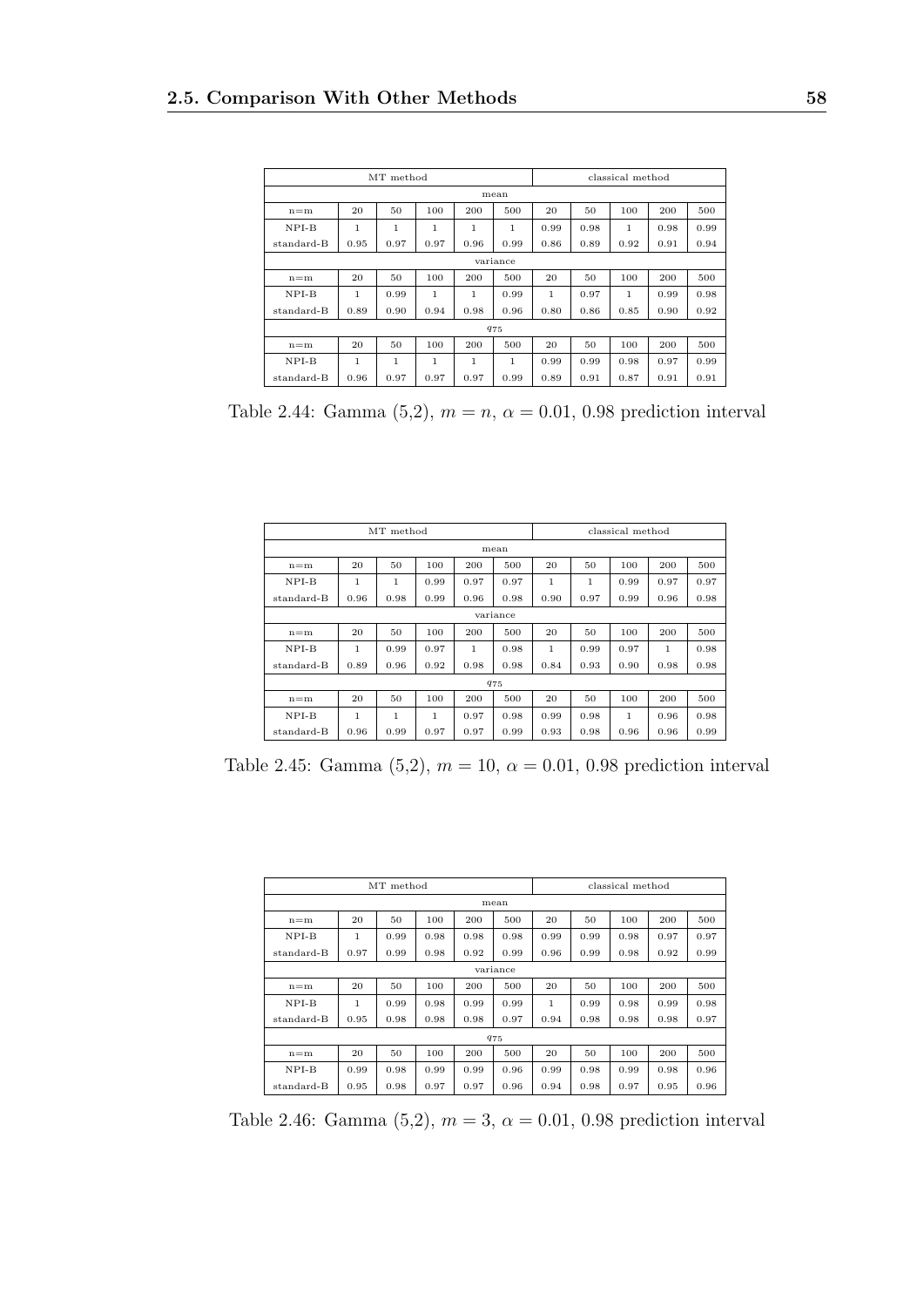| | MT method | | | | | classical method | | | | |
|---|---|---|---|---|---|---|---|---|---|---|
| | | | | | mean | | | | | |
| n=m | 20 | 50 | 100 | 200 | 500 | 20 | 50 | 100 | 200 | 500 |
| NPI-B | 1 | 1 | 1 | 1 | 1 | 0.99 | 0.98 | 1 | 0.98 | 0.99 |
| standard-B | 0.95 | 0.97 | 0.97 | 0.96 | 0.99 | 0.86 | 0.89 | 0.92 | 0.91 | 0.94 |
| | | | | | variance | | | | | |
| n=m | 20 | 50 | 100 | 200 | 500 | 20 | 50 | 100 | 200 | 500 |
| NPI-B | 1 | 0.99 | 1 | 1 | 0.99 | 1 | 0.97 | 1 | 0.99 | 0.98 |
| standard-B | 0.89 | 0.90 | 0.94 | 0.98 | 0.96 | 0.80 | 0.86 | 0.85 | 0.90 | 0.92 |
| | | | | | $q_{75}$ | | | | | |
| n=m | 20 | 50 | 100 | 200 | 500 | 20 | 50 | 100 | 200 | 500 |
| NPI-B | 1 | 1 | 1 | 1 | 1 | 0.99 | 0.99 | 0.98 | 0.97 | 0.99 |
| standard-B | 0.96 | 0.97 | 0.97 | 0.97 | 0.99 | 0.89 | 0.91 | 0.87 | 0.91 | 0.91 |

Table 2.44: Gamma (5,2), $m = n$, $\alpha = 0.01$, 0.98 prediction interval

| | MT method | | | | | classical method | | | | |
|---|---|---|---|---|---|---|---|---|---|---|
| | | | | | mean | | | | | |
| n=m | 20 | 50 | 100 | 200 | 500 | 20 | 50 | 100 | 200 | 500 |
| NPI-B | 1 | 1 | 0.99 | 0.97 | 0.97 | 1 | 1 | 0.99 | 0.97 | 0.97 |
| standard-B | 0.96 | 0.98 | 0.99 | 0.96 | 0.98 | 0.90 | 0.97 | 0.99 | 0.96 | 0.98 |
| | | | | | variance | | | | | |
| n=m | 20 | 50 | 100 | 200 | 500 | 20 | 50 | 100 | 200 | 500 |
| NPI-B | 1 | 0.99 | 0.97 | 1 | 0.98 | 1 | 0.99 | 0.97 | 1 | 0.98 |
| standard-B | 0.89 | 0.96 | 0.92 | 0.98 | 0.98 | 0.84 | 0.93 | 0.90 | 0.98 | 0.98 |
| | | | | | $q_{75}$ | | | | | |
| n=m | 20 | 50 | 100 | 200 | 500 | 20 | 50 | 100 | 200 | 500 |
| NPI-B | 1 | 1 | 1 | 0.97 | 0.98 | 0.99 | 0.98 | 1 | 0.96 | 0.98 |
| standard-B | 0.96 | 0.99 | 0.97 | 0.97 | 0.99 | 0.93 | 0.98 | 0.96 | 0.96 | 0.99 |

Table 2.45: Gamma (5,2), $m = 10$, $\alpha = 0.01$, 0.98 prediction interval

| | MT method | | | | | classical method | | | | |
|---|---|---|---|---|---|---|---|---|---|---|
| | | | | | mean | | | | | |
| n=m | 20 | 50 | 100 | 200 | 500 | 20 | 50 | 100 | 200 | 500 |
| NPI-B | 1 | 0.99 | 0.98 | 0.98 | 0.98 | 0.99 | 0.99 | 0.98 | 0.97 | 0.97 |
| standard-B | 0.97 | 0.99 | 0.98 | 0.92 | 0.99 | 0.96 | 0.99 | 0.98 | 0.92 | 0.99 |
| | | | | | variance | | | | | |
| n=m | 20 | 50 | 100 | 200 | 500 | 20 | 50 | 100 | 200 | 500 |
| NPI-B | 1 | 0.99 | 0.98 | 0.99 | 0.99 | 1 | 0.99 | 0.98 | 0.99 | 0.98 |
| standard-B | 0.95 | 0.98 | 0.98 | 0.98 | 0.97 | 0.94 | 0.98 | 0.98 | 0.98 | 0.97 |
| | | | | | $q_{75}$ | | | | | |
| n=m | 20 | 50 | 100 | 200 | 500 | 20 | 50 | 100 | 200 | 500 |
| NPI-B | 0.99 | 0.98 | 0.99 | 0.99 | 0.96 | 0.99 | 0.98 | 0.99 | 0.98 | 0.96 |
| standard-B | 0.95 | 0.98 | 0.97 | 0.97 | 0.96 | 0.94 | 0.98 | 0.97 | 0.95 | 0.96 |

Table 2.46: Gamma (5,2), $m = 3$, $\alpha = 0.01$, 0.98 prediction interval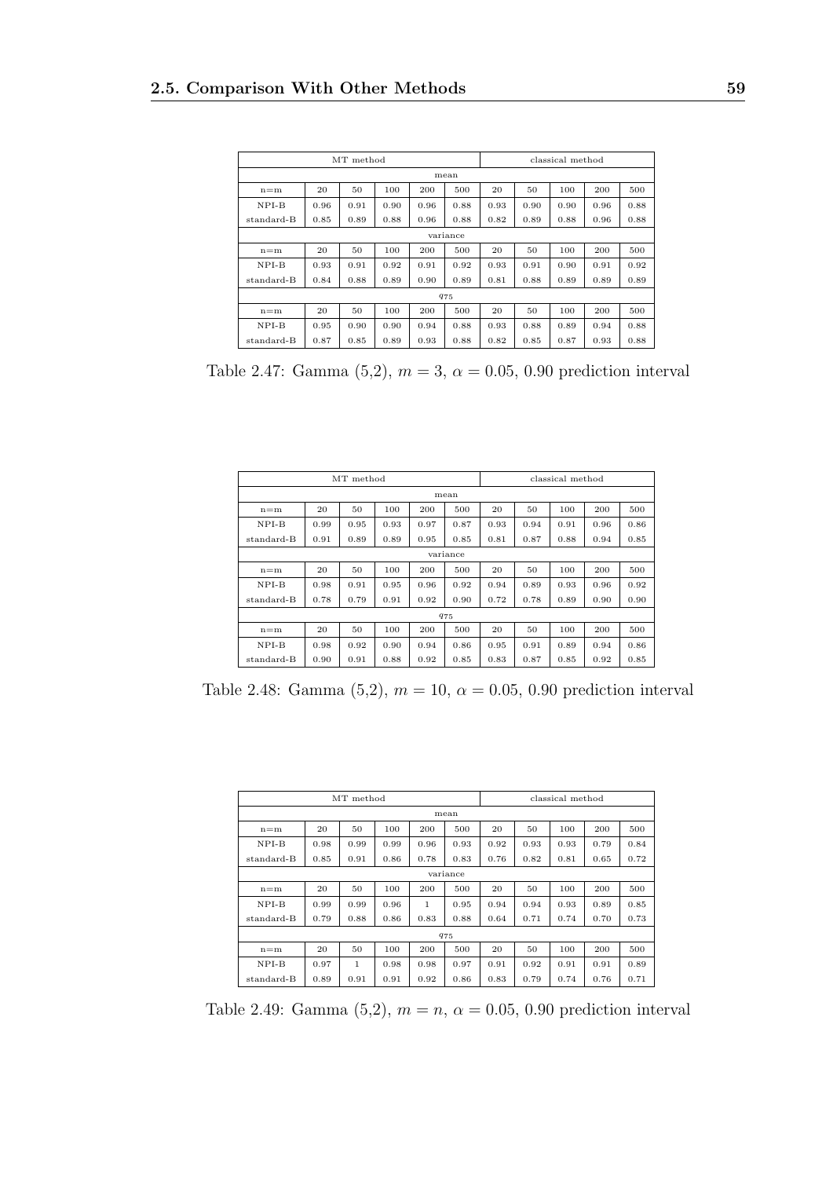| | MT method | | | | | classical method | | | | |
|---|---|---|---|---|---|---|---|---|---|---|
| | | | | | mean | | | | | |
| n=m | 20 | 50 | 100 | 200 | 500 | 20 | 50 | 100 | 200 | 500 |
| NPI-B | 0.96 | 0.91 | 0.90 | 0.96 | 0.88 | 0.93 | 0.90 | 0.90 | 0.96 | 0.88 |
| standard-B | 0.85 | 0.89 | 0.88 | 0.96 | 0.88 | 0.82 | 0.89 | 0.88 | 0.96 | 0.88 |
| | | | | | variance | | | | | |
| n=m | 20 | 50 | 100 | 200 | 500 | 20 | 50 | 100 | 200 | 500 |
| NPI-B | 0.93 | 0.91 | 0.92 | 0.91 | 0.92 | 0.93 | 0.91 | 0.90 | 0.91 | 0.92 |
| standard-B | 0.84 | 0.88 | 0.89 | 0.90 | 0.89 | 0.81 | 0.88 | 0.89 | 0.89 | 0.89 |
| | | | | | $q_{75}$ | | | | | |
| n=m | 20 | 50 | 100 | 200 | 500 | 20 | 50 | 100 | 200 | 500 |
| NPI-B | 0.95 | 0.90 | 0.90 | 0.94 | 0.88 | 0.93 | 0.88 | 0.89 | 0.94 | 0.88 |
| standard-B | 0.87 | 0.85 | 0.89 | 0.93 | 0.88 | 0.82 | 0.85 | 0.87 | 0.93 | 0.88 |

Table 2.47: Gamma (5,2), $m = 3$, $\alpha = 0.05$, 0.90 prediction interval

| | MT method | | | | | classical method | | | | |
|---|---|---|---|---|---|---|---|---|---|---|
| | | | | | mean | | | | | |
| n=m | 20 | 50 | 100 | 200 | 500 | 20 | 50 | 100 | 200 | 500 |
| NPI-B | 0.99 | 0.95 | 0.93 | 0.97 | 0.87 | 0.93 | 0.94 | 0.91 | 0.96 | 0.86 |
| standard-B | 0.91 | 0.89 | 0.89 | 0.95 | 0.85 | 0.81 | 0.87 | 0.88 | 0.94 | 0.85 |
| | | | | | variance | | | | | |
| n=m | 20 | 50 | 100 | 200 | 500 | 20 | 50 | 100 | 200 | 500 |
| NPI-B | 0.98 | 0.91 | 0.95 | 0.96 | 0.92 | 0.94 | 0.89 | 0.93 | 0.96 | 0.92 |
| standard-B | 0.78 | 0.79 | 0.91 | 0.92 | 0.90 | 0.72 | 0.78 | 0.89 | 0.90 | 0.90 |
| | | | | | $q_{75}$ | | | | | |
| n=m | 20 | 50 | 100 | 200 | 500 | 20 | 50 | 100 | 200 | 500 |
| NPI-B | 0.98 | 0.92 | 0.90 | 0.94 | 0.86 | 0.95 | 0.91 | 0.89 | 0.94 | 0.86 |
| standard-B | 0.90 | 0.91 | 0.88 | 0.92 | 0.85 | 0.83 | 0.87 | 0.85 | 0.92 | 0.85 |

Table 2.48: Gamma (5,2), $m = 10$, $\alpha = 0.05$, 0.90 prediction interval

| | MT method | | | | | classical method | | | | |
|---|---|---|---|---|---|---|---|---|---|---|
| | | | | | mean | | | | | |
| n=m | 20 | 50 | 100 | 200 | 500 | 20 | 50 | 100 | 200 | 500 |
| NPI-B | 0.98 | 0.99 | 0.99 | 0.96 | 0.93 | 0.92 | 0.93 | 0.93 | 0.79 | 0.84 |
| standard-B | 0.85 | 0.91 | 0.86 | 0.78 | 0.83 | 0.76 | 0.82 | 0.81 | 0.65 | 0.72 |
| | | | | | variance | | | | | |
| n=m | 20 | 50 | 100 | 200 | 500 | 20 | 50 | 100 | 200 | 500 |
| NPI-B | 0.99 | 0.99 | 0.96 | 1 | 0.95 | 0.94 | 0.94 | 0.93 | 0.89 | 0.85 |
| standard-B | 0.79 | 0.88 | 0.86 | 0.83 | 0.88 | 0.64 | 0.71 | 0.74 | 0.70 | 0.73 |
| | | | | | $q_{75}$ | | | | | |
| n=m | 20 | 50 | 100 | 200 | 500 | 20 | 50 | 100 | 200 | 500 |
| NPI-B | 0.97 | 1 | 0.98 | 0.98 | 0.97 | 0.91 | 0.92 | 0.91 | 0.91 | 0.89 |
| standard-B | 0.89 | 0.91 | 0.91 | 0.92 | 0.86 | 0.83 | 0.79 | 0.74 | 0.76 | 0.71 |

Table 2.49: Gamma (5,2), $m = n$, $\alpha = 0.05$, 0.90 prediction interval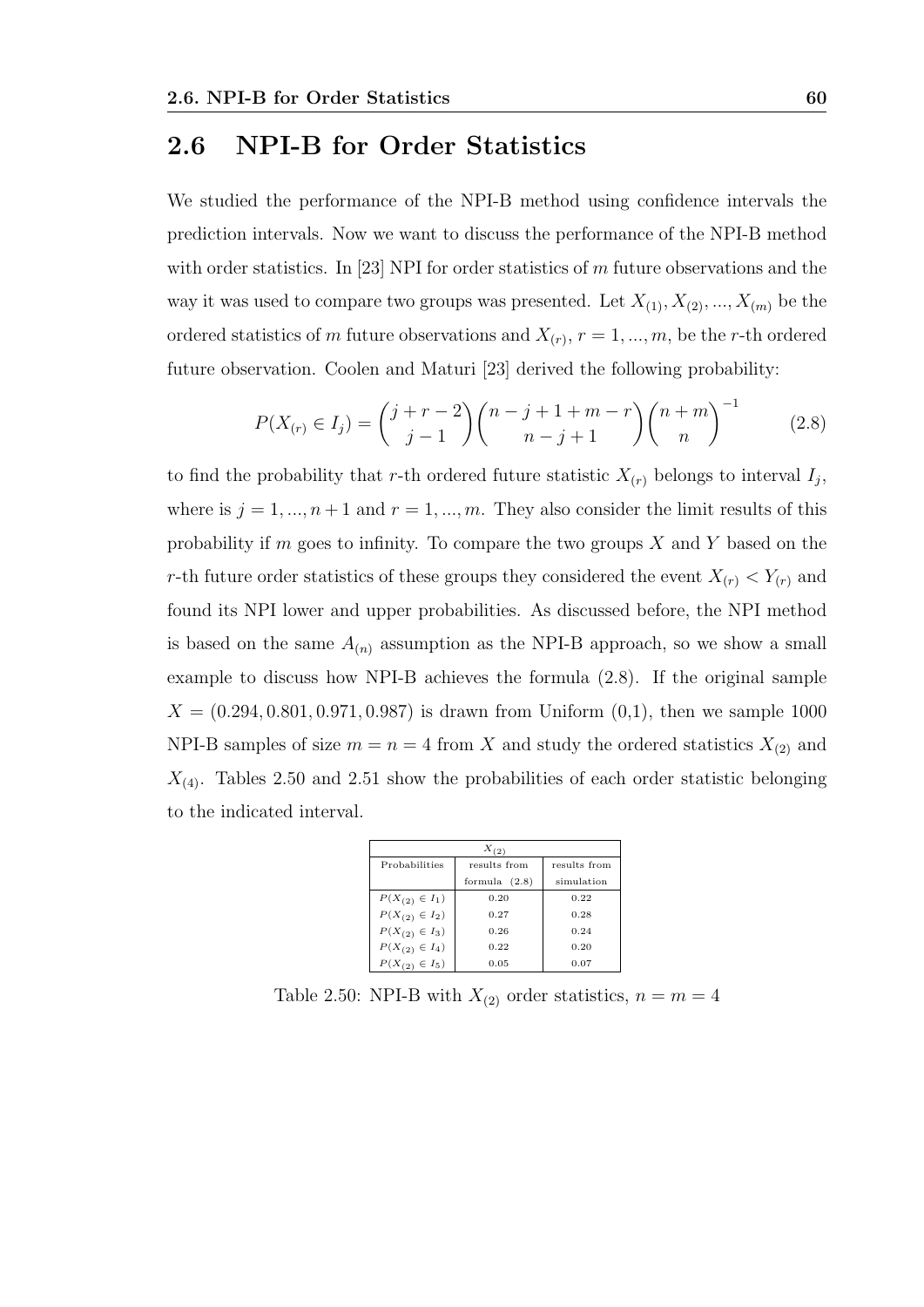## 2.6 NPI-B for Order Statistics

We studied the performance of the NPI-B method using confidence intervals the prediction intervals. Now we want to discuss the performance of the NPI-B method with order statistics. In [23] NPI for order statistics of $m$ future observations and the way it was used to compare two groups was presented. Let $X_{(1)}, X_{(2)}, ..., X_{(m)}$ be the ordered statistics of $m$ future observations and $X_{(r)}$, $r = 1, ..., m$, be the $r$-th ordered future observation. Coolen and Maturi [23] derived the following probability:

$$P(X_{(r)} \in I_j) = \binom{j+r-2}{j-1}\binom{n-j+1+m-r}{n-j+1}\binom{n+m}{n}^{-1} \tag{2.8}$$

to find the probability that $r$-th ordered future statistic $X_{(r)}$ belongs to interval $I_j$, where is $j = 1, ..., n+1$ and $r = 1, ..., m$. They also consider the limit results of this probability if $m$ goes to infinity. To compare the two groups $X$ and $Y$ based on the $r$-th future order statistics of these groups they considered the event $X_{(r)} < Y_{(r)}$ and found its NPI lower and upper probabilities. As discussed before, the NPI method is based on the same $A_{(n)}$ assumption as the NPI-B approach, so we show a small example to discuss how NPI-B achieves the formula (2.8). If the original sample $X = (0.294, 0.801, 0.971, 0.987)$ is drawn from Uniform (0,1), then we sample 1000 NPI-B samples of size $m = n = 4$ from $X$ and study the ordered statistics $X_{(2)}$ and $X_{(4)}$. Tables 2.50 and 2.51 show the probabilities of each order statistic belonging to the indicated interval.

| $X_{(2)}$ | | |
|---|---|---|
| Probabilities | results from formula (2.8) | results from simulation |
| $P(X_{(2)} \in I_1)$ | 0.20 | 0.22 |
| $P(X_{(2)} \in I_2)$ | 0.27 | 0.28 |
| $P(X_{(2)} \in I_3)$ | 0.26 | 0.24 |
| $P(X_{(2)} \in I_4)$ | 0.22 | 0.20 |
| $P(X_{(2)} \in I_5)$ | 0.05 | 0.07 |

Table 2.50: NPI-B with $X_{(2)}$ order statistics, $n = m = 4$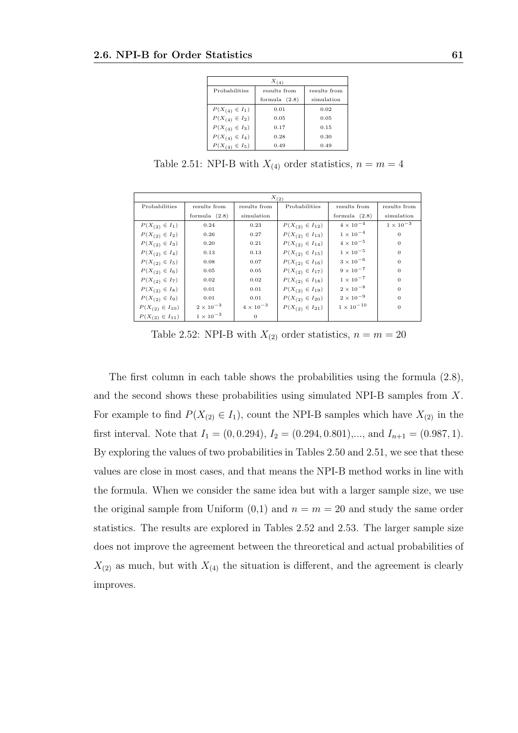| $X_{(4)}$ | | |
|---|---|---|
| Probabilities | results from formula (2.8) | results from simulation |
| $P(X_{(4)} \in I_1)$ | 0.01 | 0.02 |
| $P(X_{(4)} \in I_2)$ | 0.05 | 0.05 |
| $P(X_{(4)} \in I_3)$ | 0.17 | 0.15 |
| $P(X_{(4)} \in I_4)$ | 0.28 | 0.30 |
| $P(X_{(4)} \in I_5)$ | 0.49 | 0.49 |

Table 2.51: NPI-B with $X_{(4)}$ order statistics, $n = m = 4$

| $X_{(2)}$ | | | | | |
|---|---|---|---|---|---|
| Probabilities | results from formula (2.8) | results from simulation | Probabilities | results from formula (2.8) | results from simulation |
| $P(X_{(2)} \in I_1)$ | 0.24 | 0.23 | $P(X_{(2)} \in I_{12})$ | $4 \times 10^{-4}$ | $1 \times 10^{-3}$ |
| $P(X_{(2)} \in I_2)$ | 0.26 | 0.27 | $P(X_{(2)} \in I_{13})$ | $1 \times 10^{-4}$ | 0 |
| $P(X_{(2)} \in I_3)$ | 0.20 | 0.21 | $P(X_{(2)} \in I_{14})$ | $4 \times 10^{-5}$ | 0 |
| $P(X_{(2)} \in I_4)$ | 0.13 | 0.13 | $P(X_{(2)} \in I_{15})$ | $1 \times 10^{-5}$ | 0 |
| $P(X_{(2)} \in I_5)$ | 0.08 | 0.07 | $P(X_{(2)} \in I_{16})$ | $3 \times 10^{-6}$ | 0 |
| $P(X_{(2)} \in I_6)$ | 0.05 | 0.05 | $P(X_{(2)} \in I_{17})$ | $9 \times 10^{-7}$ | 0 |
| $P(X_{(2)} \in I_7)$ | 0.02 | 0.02 | $P(X_{(2)} \in I_{18})$ | $1 \times 10^{-7}$ | 0 |
| $P(X_{(2)} \in I_8)$ | 0.01 | 0.01 | $P(X_{(2)} \in I_{19})$ | $2 \times 10^{-8}$ | 0 |
| $P(X_{(2)} \in I_9)$ | 0.01 | 0.01 | $P(X_{(2)} \in I_{20})$ | $2 \times 10^{-9}$ | 0 |
| $P(X_{(2)} \in I_{10})$ | $2 \times 10^{-3}$ | $4 \times 10^{-3}$ | $P(X_{(2)} \in I_{21})$ | $1 \times 10^{-10}$ | 0 |
| $P(X_{(2)} \in I_{11})$ | $1 \times 10^{-3}$ | 0 | | | |

Table 2.52: NPI-B with $X_{(2)}$ order statistics, $n = m = 20$

The first column in each table shows the probabilities using the formula (2.8), and the second shows these probabilities using simulated NPI-B samples from $X$. For example to find $P(X_{(2)} \in I_1)$, count the NPI-B samples which have $X_{(2)}$ in the first interval. Note that $I_1 = (0, 0.294)$, $I_2 = (0.294, 0.801)$,..., and $I_{n+1} = (0.987, 1)$. By exploring the values of two probabilities in Tables 2.50 and 2.51, we see that these values are close in most cases, and that means the NPI-B method works in line with the formula. When we consider the same idea but with a larger sample size, we use the original sample from Uniform (0,1) and $n = m = 20$ and study the same order statistics. The results are explored in Tables 2.52 and 2.53. The larger sample size does not improve the agreement between the threoretical and actual probabilities of $X_{(2)}$ as much, but with $X_{(4)}$ the situation is different, and the agreement is clearly improves.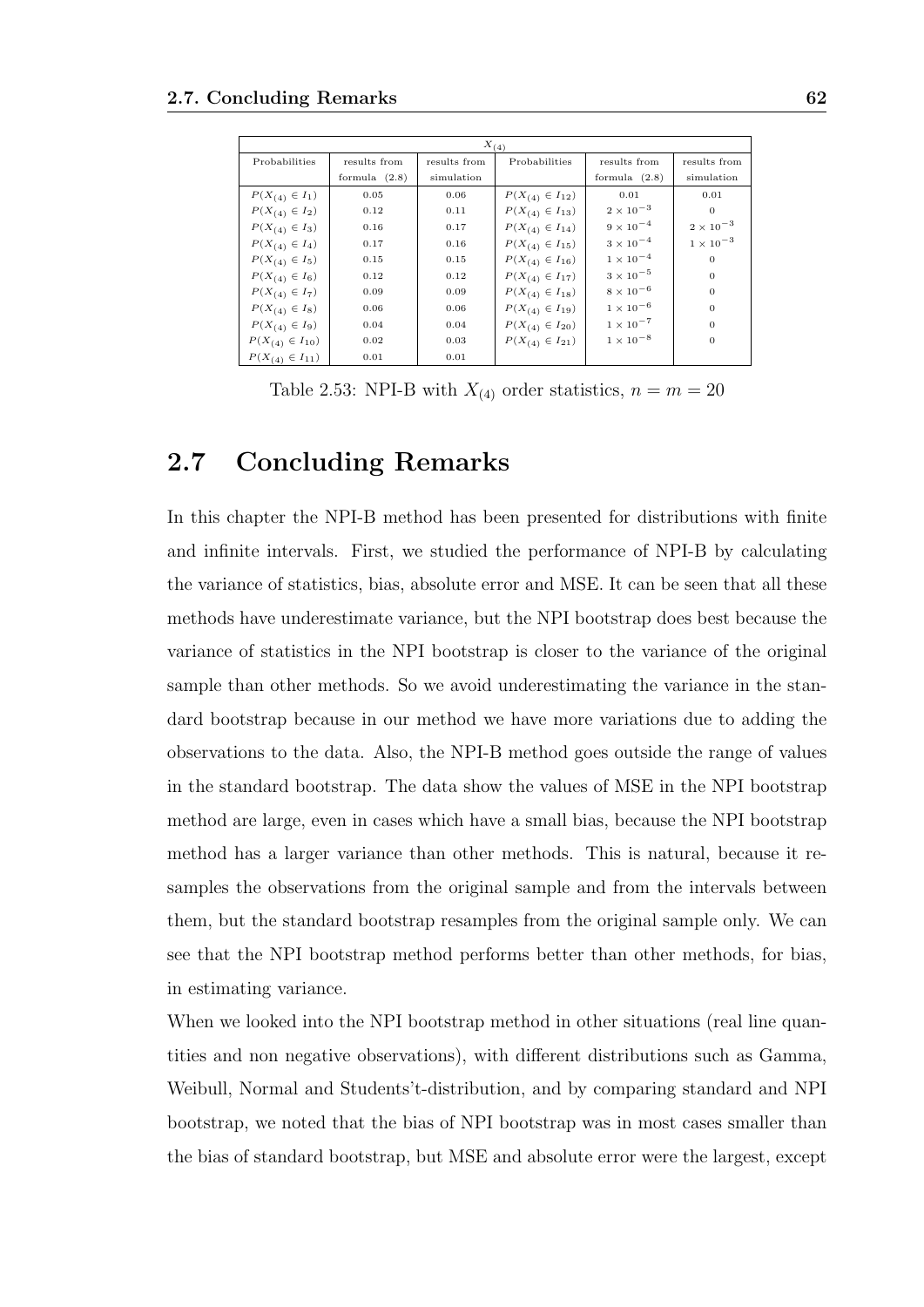| $X_{(4)}$ | | | | | |
|---|---|---|---|---|---|
| Probabilities | results from formula (2.8) | results from simulation | Probabilities | results from formula (2.8) | results from simulation |
| $P(X_{(4)} \in I_1)$ | 0.05 | 0.06 | $P(X_{(4)} \in I_{12})$ | 0.01 | 0.01 |
| $P(X_{(4)} \in I_2)$ | 0.12 | 0.11 | $P(X_{(4)} \in I_{13})$ | $2 \times 10^{-3}$ | 0 |
| $P(X_{(4)} \in I_3)$ | 0.16 | 0.17 | $P(X_{(4)} \in I_{14})$ | $9 \times 10^{-4}$ | $2 \times 10^{-3}$ |
| $P(X_{(4)} \in I_4)$ | 0.17 | 0.16 | $P(X_{(4)} \in I_{15})$ | $3 \times 10^{-4}$ | $1 \times 10^{-3}$ |
| $P(X_{(4)} \in I_5)$ | 0.15 | 0.15 | $P(X_{(4)} \in I_{16})$ | $1 \times 10^{-4}$ | 0 |
| $P(X_{(4)} \in I_6)$ | 0.12 | 0.12 | $P(X_{(4)} \in I_{17})$ | $3 \times 10^{-5}$ | 0 |
| $P(X_{(4)} \in I_7)$ | 0.09 | 0.09 | $P(X_{(4)} \in I_{18})$ | $8 \times 10^{-6}$ | 0 |
| $P(X_{(4)} \in I_8)$ | 0.06 | 0.06 | $P(X_{(4)} \in I_{19})$ | $1 \times 10^{-6}$ | 0 |
| $P(X_{(4)} \in I_9)$ | 0.04 | 0.04 | $P(X_{(4)} \in I_{20})$ | $1 \times 10^{-7}$ | 0 |
| $P(X_{(4)} \in I_{10})$ | 0.02 | 0.03 | $P(X_{(4)} \in I_{21})$ | $1 \times 10^{-8}$ | 0 |
| $P(X_{(4)} \in I_{11})$ | 0.01 | 0.01 | | | |

Table 2.53: NPI-B with $X_{(4)}$ order statistics, $n = m = 20$

## 2.7 Concluding Remarks

In this chapter the NPI-B method has been presented for distributions with finite and infinite intervals. First, we studied the performance of NPI-B by calculating the variance of statistics, bias, absolute error and MSE. It can be seen that all these methods have underestimate variance, but the NPI bootstrap does best because the variance of statistics in the NPI bootstrap is closer to the variance of the original sample than other methods. So we avoid underestimating the variance in the standard bootstrap because in our method we have more variations due to adding the observations to the data. Also, the NPI-B method goes outside the range of values in the standard bootstrap. The data show the values of MSE in the NPI bootstrap method are large, even in cases which have a small bias, because the NPI bootstrap method has a larger variance than other methods. This is natural, because it resamples the observations from the original sample and from the intervals between them, but the standard bootstrap resamples from the original sample only. We can see that the NPI bootstrap method performs better than other methods, for bias, in estimating variance.

When we looked into the NPI bootstrap method in other situations (real line quantities and non negative observations), with different distributions such as Gamma, Weibull, Normal and Students't-distribution, and by comparing standard and NPI bootstrap, we noted that the bias of NPI bootstrap was in most cases smaller than the bias of standard bootstrap, but MSE and absolute error were the largest, except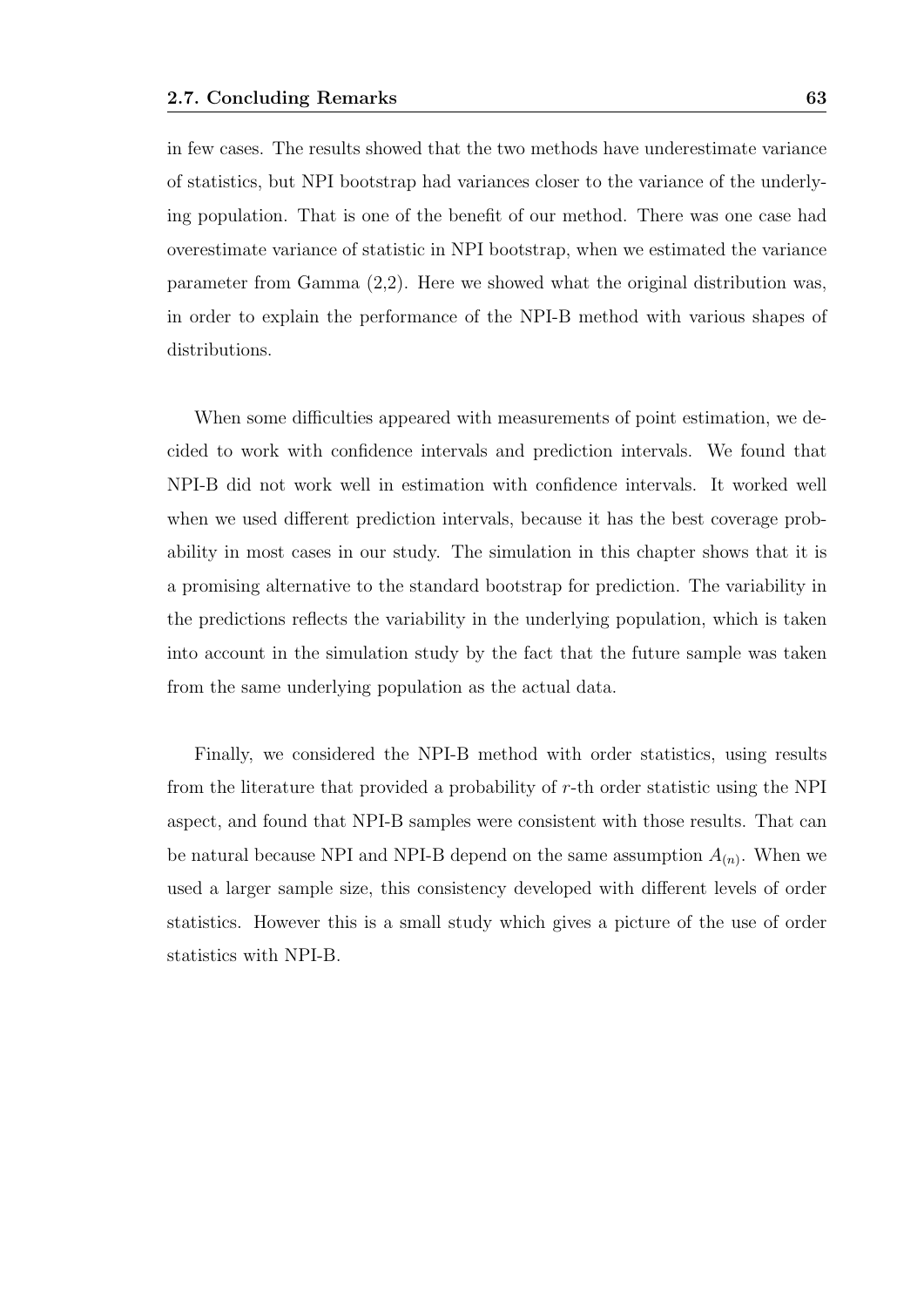in few cases. The results showed that the two methods have underestimate variance of statistics, but NPI bootstrap had variances closer to the variance of the underlying population. That is one of the benefit of our method. There was one case had overestimate variance of statistic in NPI bootstrap, when we estimated the variance parameter from Gamma (2,2). Here we showed what the original distribution was, in order to explain the performance of the NPI-B method with various shapes of distributions.

When some difficulties appeared with measurements of point estimation, we decided to work with confidence intervals and prediction intervals. We found that NPI-B did not work well in estimation with confidence intervals. It worked well when we used different prediction intervals, because it has the best coverage probability in most cases in our study. The simulation in this chapter shows that it is a promising alternative to the standard bootstrap for prediction. The variability in the predictions reflects the variability in the underlying population, which is taken into account in the simulation study by the fact that the future sample was taken from the same underlying population as the actual data.

Finally, we considered the NPI-B method with order statistics, using results from the literature that provided a probability of $r$-th order statistic using the NPI aspect, and found that NPI-B samples were consistent with those results. That can be natural because NPI and NPI-B depend on the same assumption $A_{(n)}$. When we used a larger sample size, this consistency developed with different levels of order statistics. However this is a small study which gives a picture of the use of order statistics with NPI-B.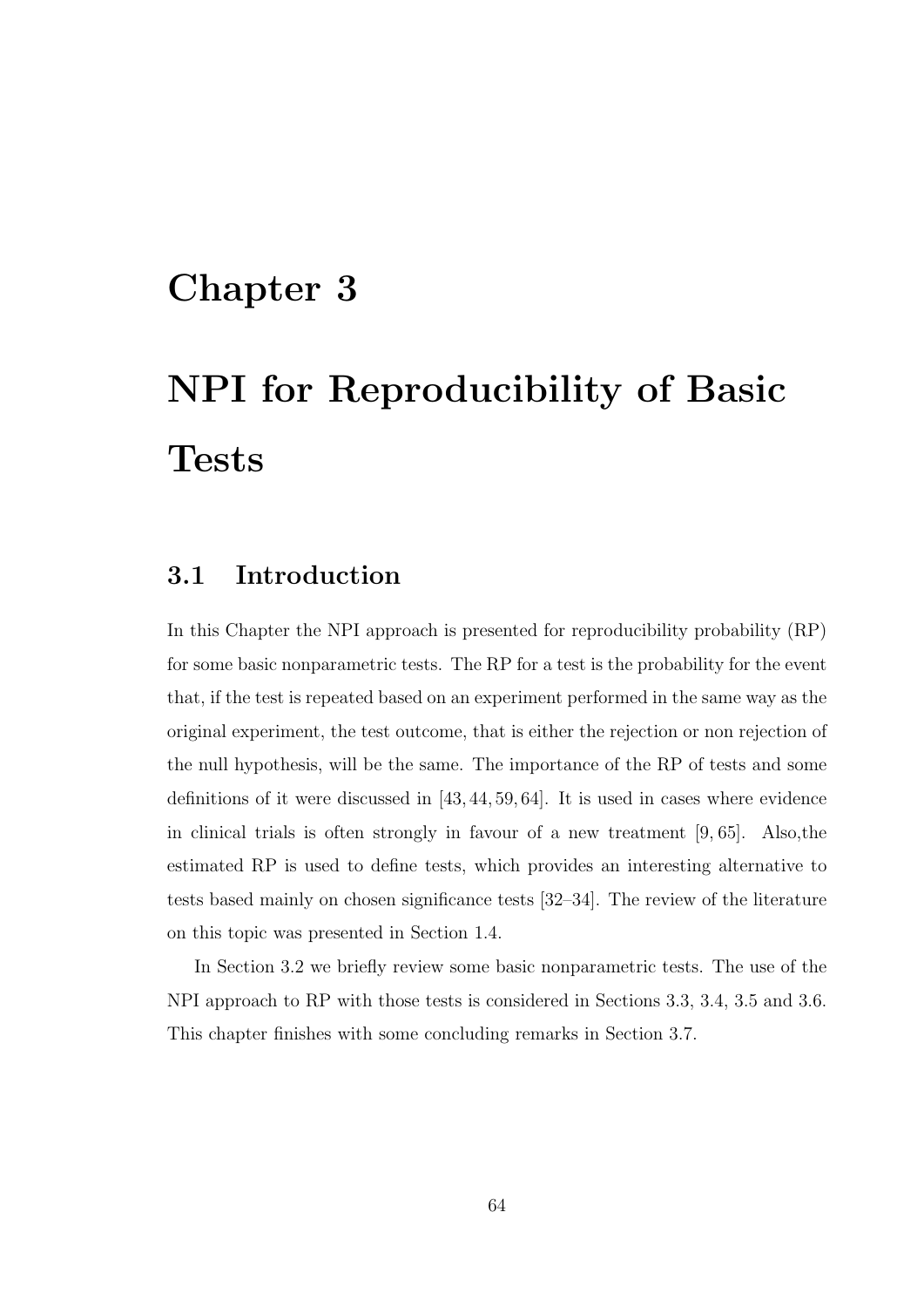# Chapter 3

# NPI for Reproducibility of Basic Tests

## 3.1 Introduction

In this Chapter the NPI approach is presented for reproducibility probability (RP) for some basic nonparametric tests. The RP for a test is the probability for the event that, if the test is repeated based on an experiment performed in the same way as the original experiment, the test outcome, that is either the rejection or non rejection of the null hypothesis, will be the same. The importance of the RP of tests and some definitions of it were discussed in [43, 44, 59, 64]. It is used in cases where evidence in clinical trials is often strongly in favour of a new treatment [9, 65]. Also,the estimated RP is used to define tests, which provides an interesting alternative to tests based mainly on chosen significance tests [32–34]. The review of the literature on this topic was presented in Section 1.4.

In Section 3.2 we briefly review some basic nonparametric tests. The use of the NPI approach to RP with those tests is considered in Sections 3.3, 3.4, 3.5 and 3.6. This chapter finishes with some concluding remarks in Section 3.7.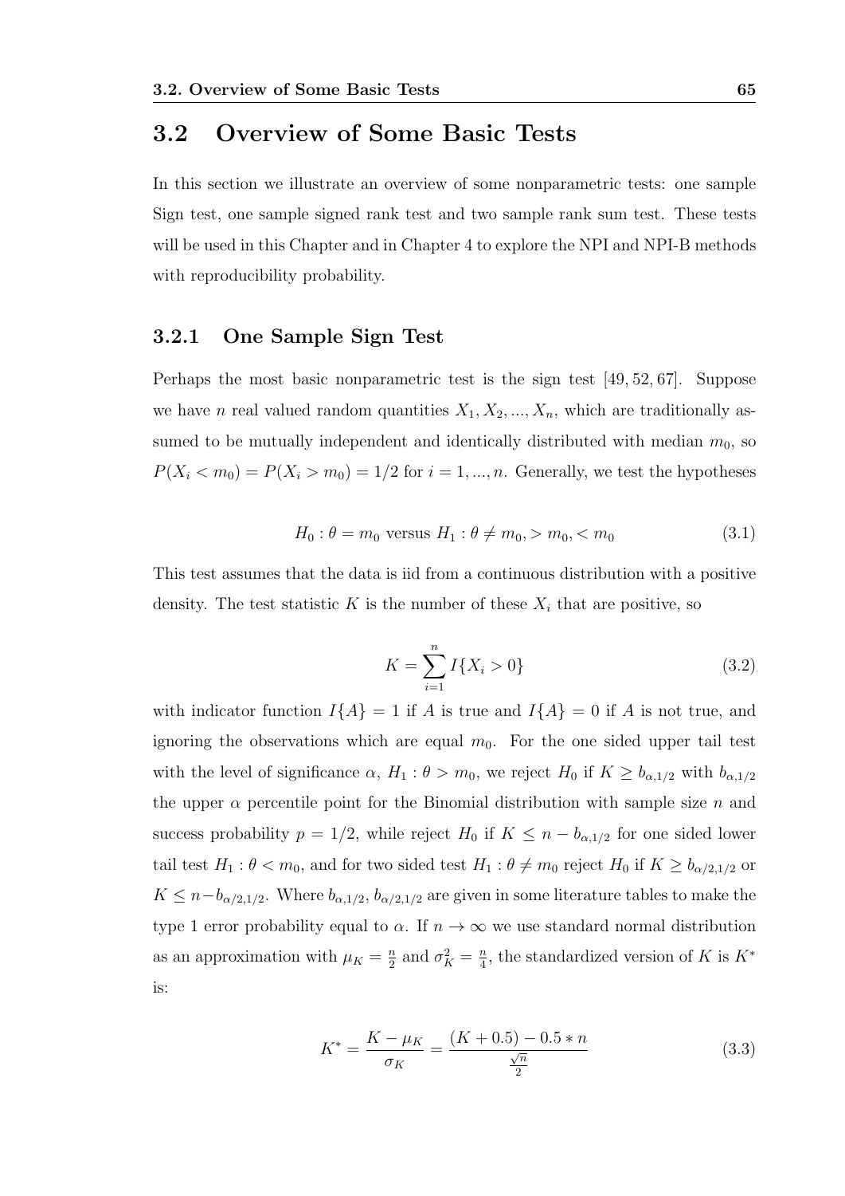## 3.2 Overview of Some Basic Tests

In this section we illustrate an overview of some nonparametric tests: one sample Sign test, one sample signed rank test and two sample rank sum test. These tests will be used in this Chapter and in Chapter 4 to explore the NPI and NPI-B methods with reproducibility probability.

### 3.2.1 One Sample Sign Test

Perhaps the most basic nonparametric test is the sign test [49, 52, 67]. Suppose we have $n$ real valued random quantities $X_1, X_2, ..., X_n$, which are traditionally assumed to be mutually independent and identically distributed with median $m_0$, so $P(X_i < m_0) = P(X_i > m_0) = 1/2$ for $i = 1, ..., n$. Generally, we test the hypotheses

$$H_0 : \theta = m_0 \text{ versus } H_1 : \theta \neq m_0, > m_0, < m_0 \tag{3.1}$$

This test assumes that the data is iid from a continuous distribution with a positive density. The test statistic $K$ is the number of these $X_i$ that are positive, so

$$K = \sum_{i=1}^{n} I\{X_i > 0\} \tag{3.2}$$

with indicator function $I\{A\} = 1$ if $A$ is true and $I\{A\} = 0$ if $A$ is not true, and ignoring the observations which are equal $m_0$. For the one sided upper tail test with the level of significance $\alpha$, $H_1 : \theta > m_0$, we reject $H_0$ if $K \geq b_{\alpha,1/2}$ with $b_{\alpha,1/2}$ the upper $\alpha$ percentile point for the Binomial distribution with sample size $n$ and success probability $p = 1/2$, while reject $H_0$ if $K \leq n - b_{\alpha,1/2}$ for one sided lower tail test $H_1 : \theta < m_0$, and for two sided test $H_1 : \theta \neq m_0$ reject $H_0$ if $K \geq b_{\alpha/2,1/2}$ or $K \leq n - b_{\alpha/2,1/2}$. Where $b_{\alpha,1/2}$, $b_{\alpha/2,1/2}$ are given in some literature tables to make the type 1 error probability equal to $\alpha$. If $n \to \infty$ we use standard normal distribution as an approximation with $\mu_K = \frac{n}{2}$ and $\sigma_K^2 = \frac{n}{4}$, the standardized version of $K$ is $K^*$ is:

$$K^* = \frac{K - \mu_K}{\sigma_K} = \frac{(K + 0.5) - 0.5 * n}{\frac{\sqrt{n}}{2}} \tag{3.3}$$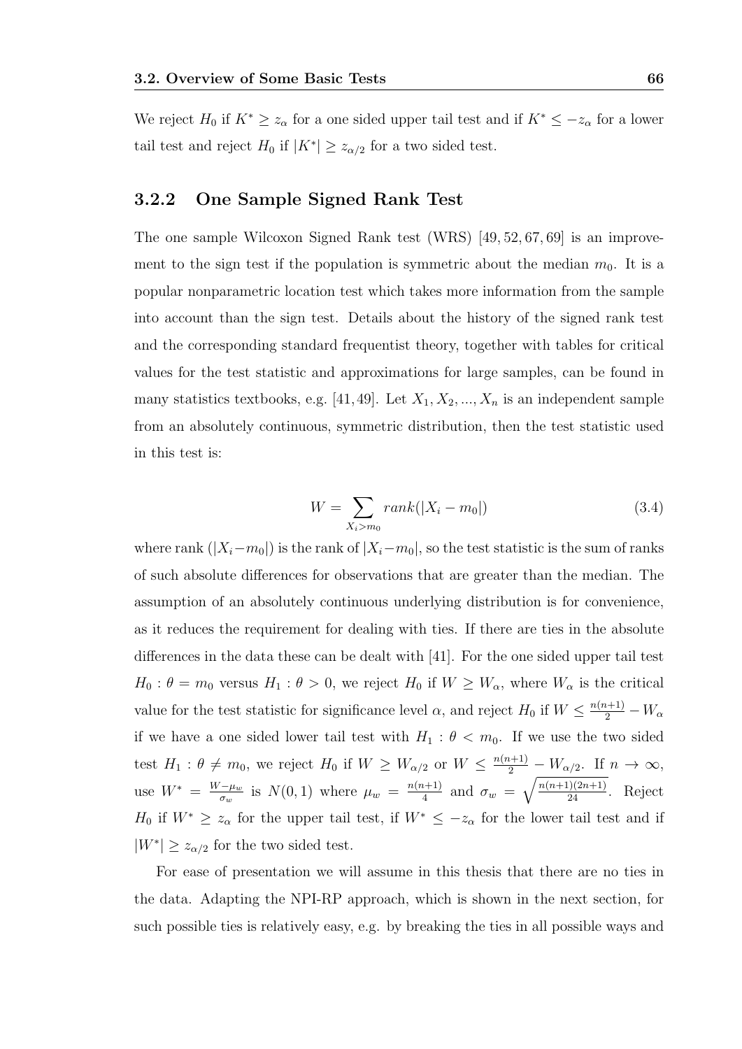We reject $H_0$ if $K^* \geq z_\alpha$ for a one sided upper tail test and if $K^* \leq -z_\alpha$ for a lower tail test and reject $H_0$ if $|K^*| \geq z_{\alpha/2}$ for a two sided test.

### 3.2.2 One Sample Signed Rank Test

The one sample Wilcoxon Signed Rank test (WRS) [49, 52, 67, 69] is an improvement to the sign test if the population is symmetric about the median $m_0$. It is a popular nonparametric location test which takes more information from the sample into account than the sign test. Details about the history of the signed rank test and the corresponding standard frequentist theory, together with tables for critical values for the test statistic and approximations for large samples, can be found in many statistics textbooks, e.g. [41, 49]. Let $X_1, X_2, ..., X_n$ is an independent sample from an absolutely continuous, symmetric distribution, then the test statistic used in this test is:

$$W = \sum_{X_i > m_0} rank(|X_i - m_0|) \tag{3.4}$$

where rank $(|X_i - m_0|)$ is the rank of $|X_i - m_0|$, so the test statistic is the sum of ranks of such absolute differences for observations that are greater than the median. The assumption of an absolutely continuous underlying distribution is for convenience, as it reduces the requirement for dealing with ties. If there are ties in the absolute differences in the data these can be dealt with [41]. For the one sided upper tail test $H_0 : \theta = m_0$ versus $H_1 : \theta > 0$, we reject $H_0$ if $W \geq W_\alpha$, where $W_\alpha$ is the critical value for the test statistic for significance level $\alpha$, and reject $H_0$ if $W \leq \frac{n(n+1)}{2} - W_\alpha$ if we have a one sided lower tail test with $H_1 : \theta < m_0$. If we use the two sided test $H_1 : \theta \neq m_0$, we reject $H_0$ if $W \geq W_{\alpha/2}$ or $W \leq \frac{n(n+1)}{2} - W_{\alpha/2}$. If $n \to \infty$, use $W^* = \frac{W - \mu_w}{\sigma_w}$ is $N(0, 1)$ where $\mu_w = \frac{n(n+1)}{4}$ and $\sigma_w = \sqrt{\frac{n(n+1)(2n+1)}{24}}$. Reject $H_0$ if $W^* \geq z_\alpha$ for the upper tail test, if $W^* \leq -z_\alpha$ for the lower tail test and if $|W^*| \geq z_{\alpha/2}$ for the two sided test.

For ease of presentation we will assume in this thesis that there are no ties in the data. Adapting the NPI-RP approach, which is shown in the next section, for such possible ties is relatively easy, e.g. by breaking the ties in all possible ways and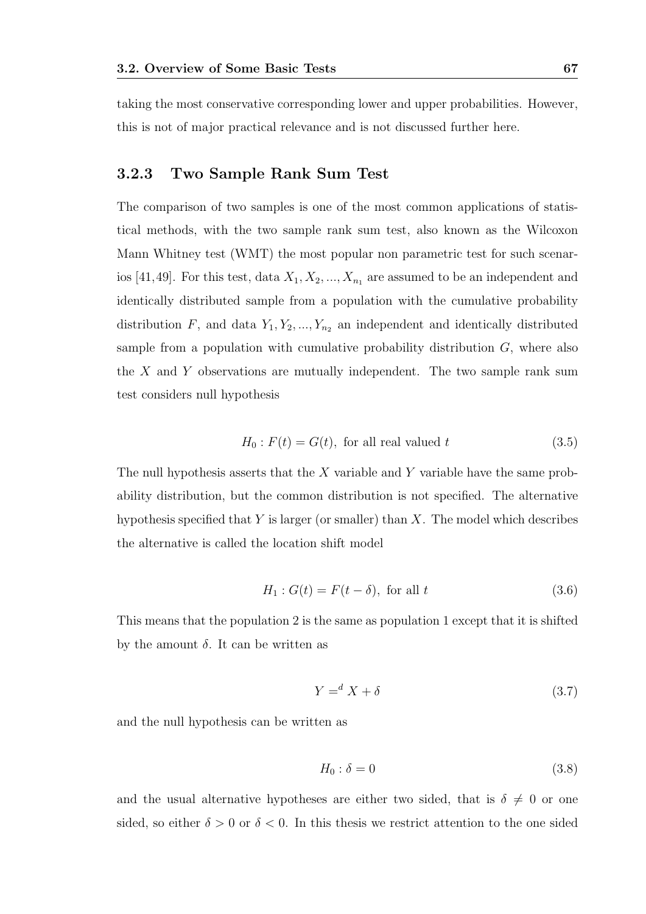taking the most conservative corresponding lower and upper probabilities. However, this is not of major practical relevance and is not discussed further here.

### 3.2.3 Two Sample Rank Sum Test

The comparison of two samples is one of the most common applications of statistical methods, with the two sample rank sum test, also known as the Wilcoxon Mann Whitney test (WMT) the most popular non parametric test for such scenarios [41,49]. For this test, data $X_1, X_2, ..., X_{n_1}$ are assumed to be an independent and identically distributed sample from a population with the cumulative probability distribution $F$, and data $Y_1, Y_2, ..., Y_{n_2}$ an independent and identically distributed sample from a population with cumulative probability distribution $G$, where also the $X$ and $Y$ observations are mutually independent. The two sample rank sum test considers null hypothesis

$$H_0 : F(t) = G(t), \text{ for all real valued } t \tag{3.5}$$

The null hypothesis asserts that the $X$ variable and $Y$ variable have the same probability distribution, but the common distribution is not specified. The alternative hypothesis specified that $Y$ is larger (or smaller) than $X$. The model which describes the alternative is called the location shift model

$$H_1 : G(t) = F(t - \delta), \text{ for all } t \tag{3.6}$$

This means that the population 2 is the same as population 1 except that it is shifted by the amount $\delta$. It can be written as

$$Y =^d X + \delta \tag{3.7}$$

and the null hypothesis can be written as

$$H_0 : \delta = 0 \tag{3.8}$$

and the usual alternative hypotheses are either two sided, that is $\delta \neq 0$ or one sided, so either $\delta > 0$ or $\delta < 0$. In this thesis we restrict attention to the one sided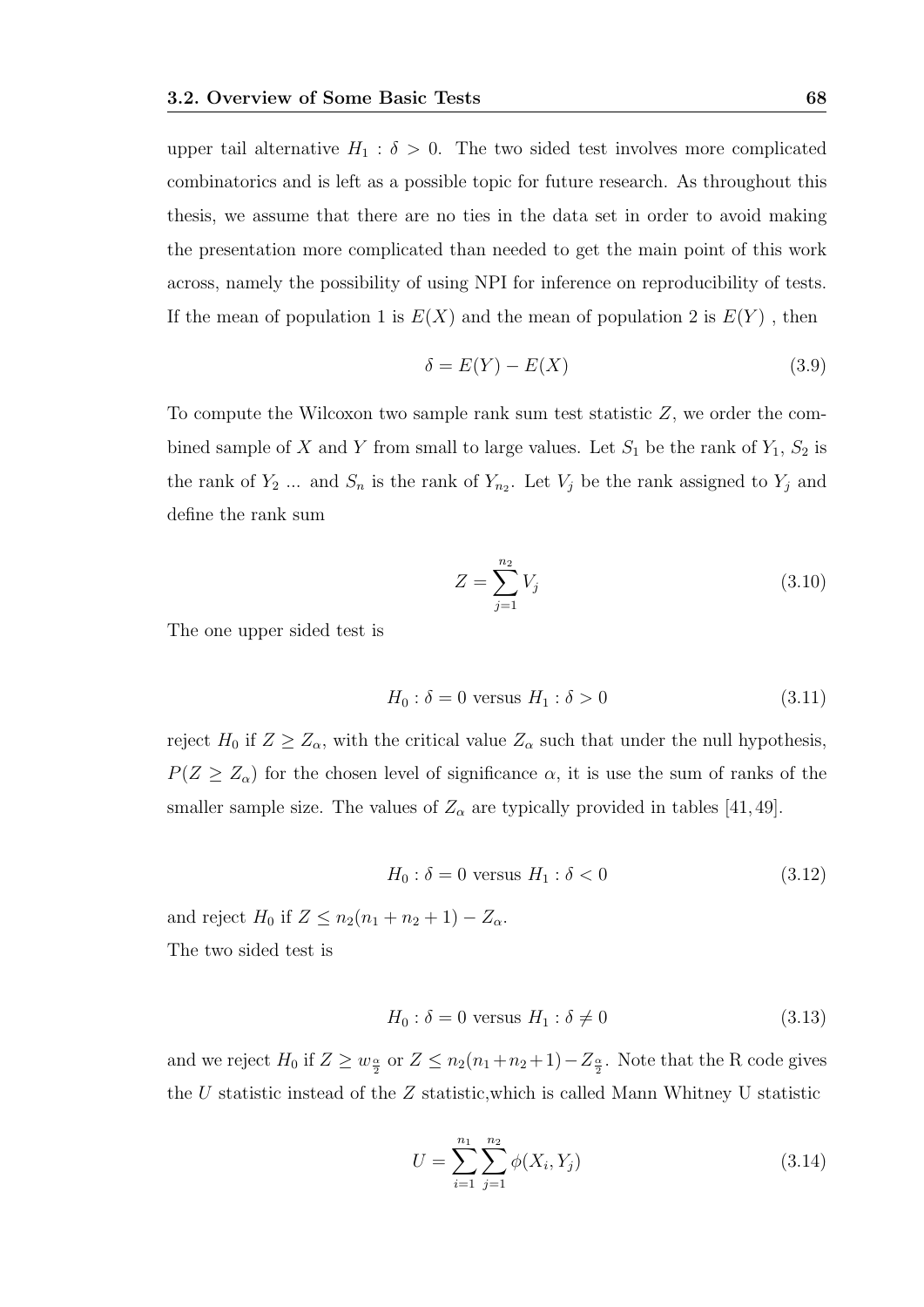upper tail alternative $H_1 : \delta > 0$. The two sided test involves more complicated combinatorics and is left as a possible topic for future research. As throughout this thesis, we assume that there are no ties in the data set in order to avoid making the presentation more complicated than needed to get the main point of this work across, namely the possibility of using NPI for inference on reproducibility of tests. If the mean of population 1 is $E(X)$ and the mean of population 2 is $E(Y)$ , then

$$\delta = E(Y) - E(X) \tag{3.9}$$

To compute the Wilcoxon two sample rank sum test statistic $Z$, we order the combined sample of $X$ and $Y$ from small to large values. Let $S_1$ be the rank of $Y_1$, $S_2$ is the rank of $Y_2$ ... and $S_n$ is the rank of $Y_{n_2}$. Let $V_j$ be the rank assigned to $Y_j$ and define the rank sum

$$Z = \sum_{j=1}^{n_2} V_j \tag{3.10}$$

The one upper sided test is

$$H_0 : \delta = 0 \text{ versus } H_1 : \delta > 0 \tag{3.11}$$

reject $H_0$ if $Z \geq Z_\alpha$, with the critical value $Z_\alpha$ such that under the null hypothesis, $P(Z \geq Z_\alpha)$ for the chosen level of significance $\alpha$, it is use the sum of ranks of the smaller sample size. The values of $Z_\alpha$ are typically provided in tables [41, 49].

$$H_0 : \delta = 0 \text{ versus } H_1 : \delta < 0 \tag{3.12}$$

and reject $H_0$ if $Z \leq n_2(n_1 + n_2 + 1) - Z_\alpha$.
The two sided test is

$$H_0 : \delta = 0 \text{ versus } H_1 : \delta \neq 0 \tag{3.13}$$

and we reject $H_0$ if $Z \geq w_{\frac{\alpha}{2}}$ or $Z \leq n_2(n_1+n_2+1)-Z_{\frac{\alpha}{2}}$. Note that the R code gives the $U$ statistic instead of the $Z$ statistic,which is called Mann Whitney U statistic

$$U = \sum_{i=1}^{n_1} \sum_{j=1}^{n_2} \phi(X_i, Y_j) \tag{3.14}$$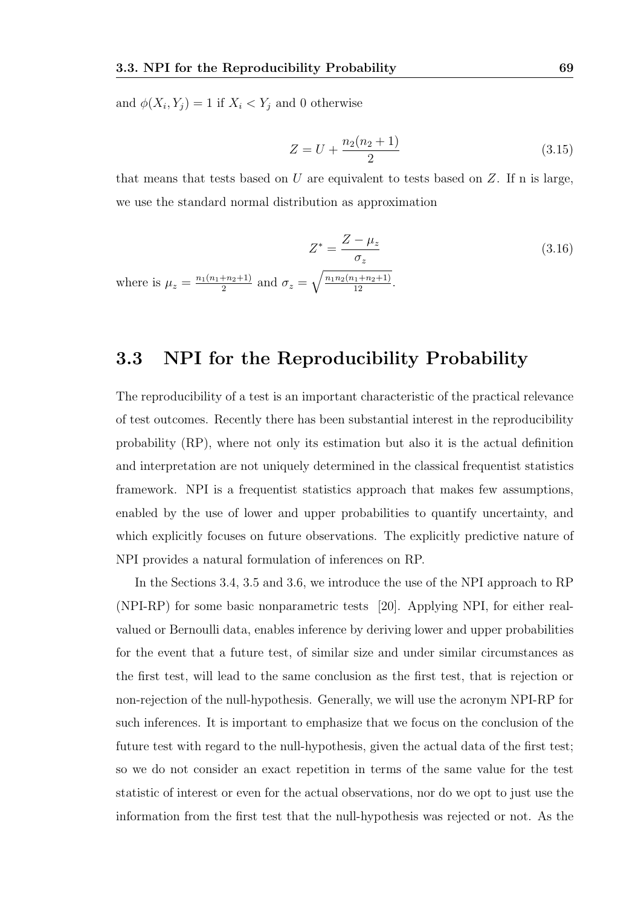and $\phi(X_i, Y_j) = 1$ if $X_i < Y_j$ and 0 otherwise

$$Z = U + \frac{n_2(n_2+1)}{2} \tag{3.15}$$

that means that tests based on $U$ are equivalent to tests based on $Z$. If n is large, we use the standard normal distribution as approximation

$$Z^* = \frac{Z - \mu_z}{\sigma_z} \tag{3.16}$$

where is $\mu_z = \frac{n_1(n_1+n_2+1)}{2}$ and $\sigma_z = \sqrt{\frac{n_1 n_2(n_1+n_2+1)}{12}}$.

## 3.3 NPI for the Reproducibility Probability

The reproducibility of a test is an important characteristic of the practical relevance of test outcomes. Recently there has been substantial interest in the reproducibility probability (RP), where not only its estimation but also it is the actual definition and interpretation are not uniquely determined in the classical frequentist statistics framework. NPI is a frequentist statistics approach that makes few assumptions, enabled by the use of lower and upper probabilities to quantify uncertainty, and which explicitly focuses on future observations. The explicitly predictive nature of NPI provides a natural formulation of inferences on RP.

In the Sections 3.4, 3.5 and 3.6, we introduce the use of the NPI approach to RP (NPI-RP) for some basic nonparametric tests [20]. Applying NPI, for either real-valued or Bernoulli data, enables inference by deriving lower and upper probabilities for the event that a future test, of similar size and under similar circumstances as the first test, will lead to the same conclusion as the first test, that is rejection or non-rejection of the null-hypothesis. Generally, we will use the acronym NPI-RP for such inferences. It is important to emphasize that we focus on the conclusion of the future test with regard to the null-hypothesis, given the actual data of the first test; so we do not consider an exact repetition in terms of the same value for the test statistic of interest or even for the actual observations, nor do we opt to just use the information from the first test that the null-hypothesis was rejected or not. As the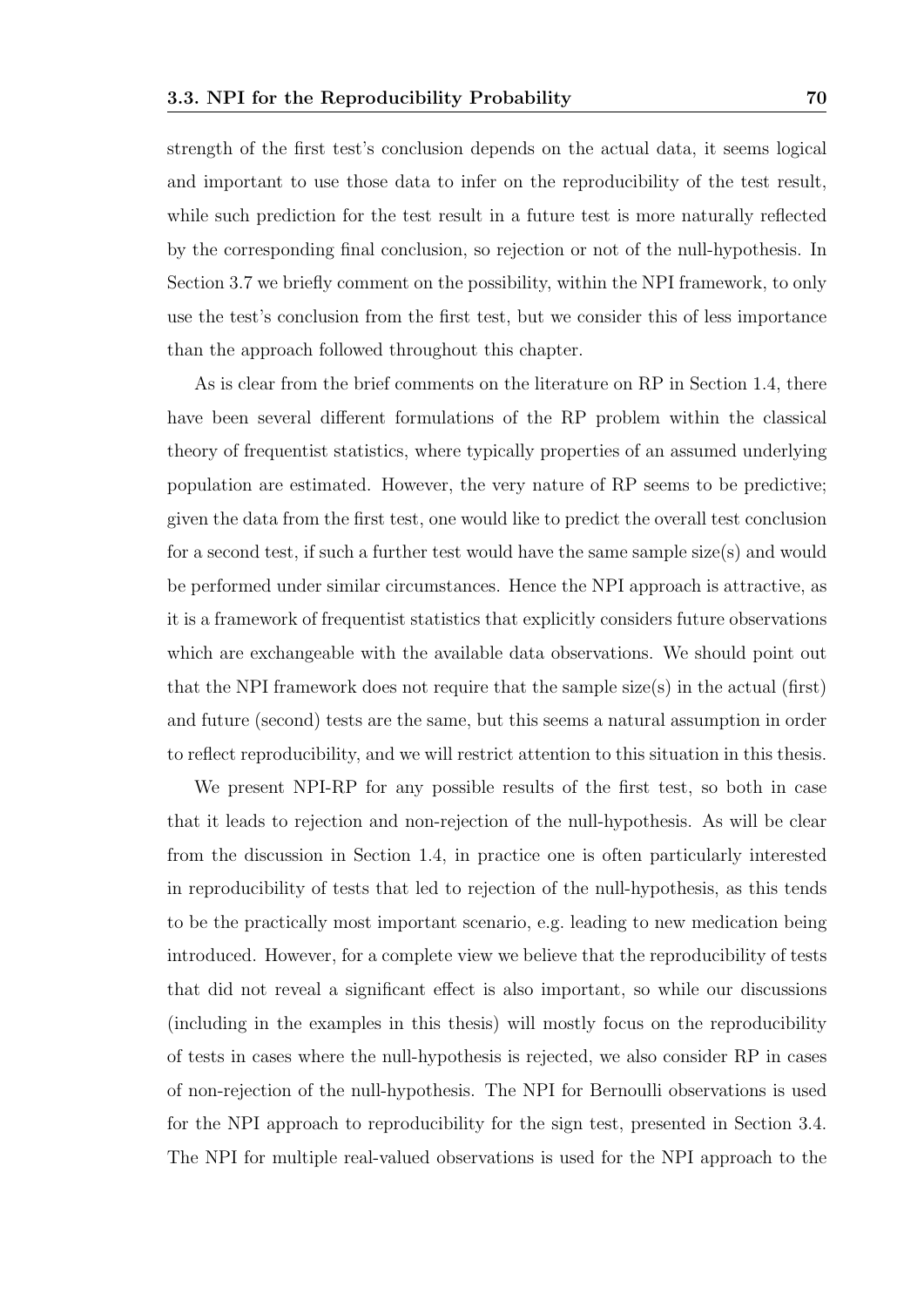strength of the first test's conclusion depends on the actual data, it seems logical and important to use those data to infer on the reproducibility of the test result, while such prediction for the test result in a future test is more naturally reflected by the corresponding final conclusion, so rejection or not of the null-hypothesis. In Section 3.7 we briefly comment on the possibility, within the NPI framework, to only use the test's conclusion from the first test, but we consider this of less importance than the approach followed throughout this chapter.

As is clear from the brief comments on the literature on RP in Section 1.4, there have been several different formulations of the RP problem within the classical theory of frequentist statistics, where typically properties of an assumed underlying population are estimated. However, the very nature of RP seems to be predictive; given the data from the first test, one would like to predict the overall test conclusion for a second test, if such a further test would have the same sample size(s) and would be performed under similar circumstances. Hence the NPI approach is attractive, as it is a framework of frequentist statistics that explicitly considers future observations which are exchangeable with the available data observations. We should point out that the NPI framework does not require that the sample size(s) in the actual (first) and future (second) tests are the same, but this seems a natural assumption in order to reflect reproducibility, and we will restrict attention to this situation in this thesis.

We present NPI-RP for any possible results of the first test, so both in case that it leads to rejection and non-rejection of the null-hypothesis. As will be clear from the discussion in Section 1.4, in practice one is often particularly interested in reproducibility of tests that led to rejection of the null-hypothesis, as this tends to be the practically most important scenario, e.g. leading to new medication being introduced. However, for a complete view we believe that the reproducibility of tests that did not reveal a significant effect is also important, so while our discussions (including in the examples in this thesis) will mostly focus on the reproducibility of tests in cases where the null-hypothesis is rejected, we also consider RP in cases of non-rejection of the null-hypothesis. The NPI for Bernoulli observations is used for the NPI approach to reproducibility for the sign test, presented in Section 3.4. The NPI for multiple real-valued observations is used for the NPI approach to the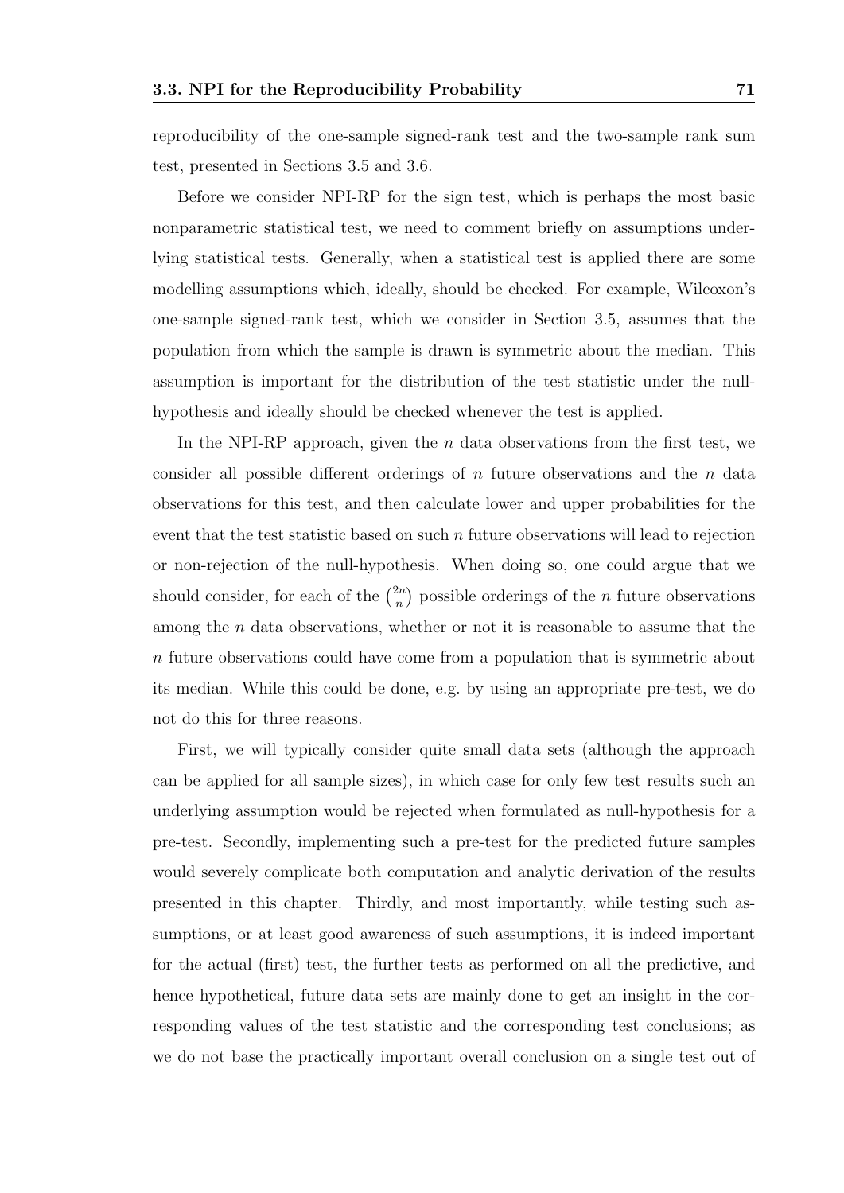reproducibility of the one-sample signed-rank test and the two-sample rank sum test, presented in Sections 3.5 and 3.6.

Before we consider NPI-RP for the sign test, which is perhaps the most basic nonparametric statistical test, we need to comment briefly on assumptions underlying statistical tests. Generally, when a statistical test is applied there are some modelling assumptions which, ideally, should be checked. For example, Wilcoxon's one-sample signed-rank test, which we consider in Section 3.5, assumes that the population from which the sample is drawn is symmetric about the median. This assumption is important for the distribution of the test statistic under the null-hypothesis and ideally should be checked whenever the test is applied.

In the NPI-RP approach, given the $n$ data observations from the first test, we consider all possible different orderings of $n$ future observations and the $n$ data observations for this test, and then calculate lower and upper probabilities for the event that the test statistic based on such $n$ future observations will lead to rejection or non-rejection of the null-hypothesis. When doing so, one could argue that we should consider, for each of the $\binom{2n}{n}$ possible orderings of the $n$ future observations among the $n$ data observations, whether or not it is reasonable to assume that the $n$ future observations could have come from a population that is symmetric about its median. While this could be done, e.g. by using an appropriate pre-test, we do not do this for three reasons.

First, we will typically consider quite small data sets (although the approach can be applied for all sample sizes), in which case for only few test results such an underlying assumption would be rejected when formulated as null-hypothesis for a pre-test. Secondly, implementing such a pre-test for the predicted future samples would severely complicate both computation and analytic derivation of the results presented in this chapter. Thirdly, and most importantly, while testing such assumptions, or at least good awareness of such assumptions, it is indeed important for the actual (first) test, the further tests as performed on all the predictive, and hence hypothetical, future data sets are mainly done to get an insight in the corresponding values of the test statistic and the corresponding test conclusions; as we do not base the practically important overall conclusion on a single test out of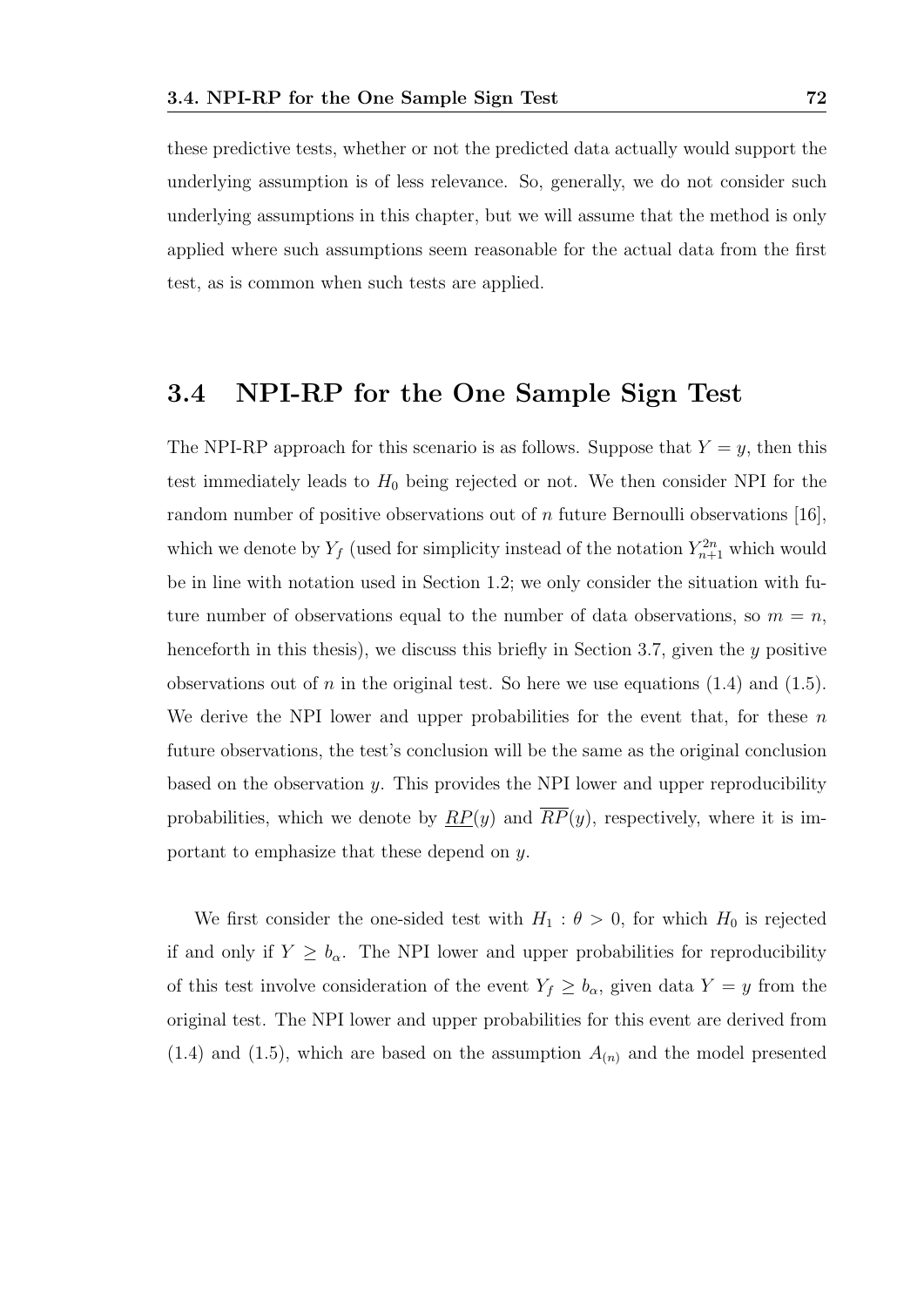these predictive tests, whether or not the predicted data actually would support the underlying assumption is of less relevance. So, generally, we do not consider such underlying assumptions in this chapter, but we will assume that the method is only applied where such assumptions seem reasonable for the actual data from the first test, as is common when such tests are applied.

## 3.4 NPI-RP for the One Sample Sign Test

The NPI-RP approach for this scenario is as follows. Suppose that $Y = y$, then this test immediately leads to $H_0$ being rejected or not. We then consider NPI for the random number of positive observations out of $n$ future Bernoulli observations [16], which we denote by $Y_f$ (used for simplicity instead of the notation $Y_{n+1}^{2n}$ which would be in line with notation used in Section 1.2; we only consider the situation with future number of observations equal to the number of data observations, so $m = n$, henceforth in this thesis), we discuss this briefly in Section 3.7, given the $y$ positive observations out of $n$ in the original test. So here we use equations (1.4) and (1.5). We derive the NPI lower and upper probabilities for the event that, for these $n$ future observations, the test's conclusion will be the same as the original conclusion based on the observation $y$. This provides the NPI lower and upper reproducibility probabilities, which we denote by $\underline{RP}(y)$ and $\overline{RP}(y)$, respectively, where it is important to emphasize that these depend on $y$.

We first consider the one-sided test with $H_1 : \theta > 0$, for which $H_0$ is rejected if and only if $Y \geq b_\alpha$. The NPI lower and upper probabilities for reproducibility of this test involve consideration of the event $Y_f \geq b_\alpha$, given data $Y = y$ from the original test. The NPI lower and upper probabilities for this event are derived from (1.4) and (1.5), which are based on the assumption $A_{(n)}$ and the model presented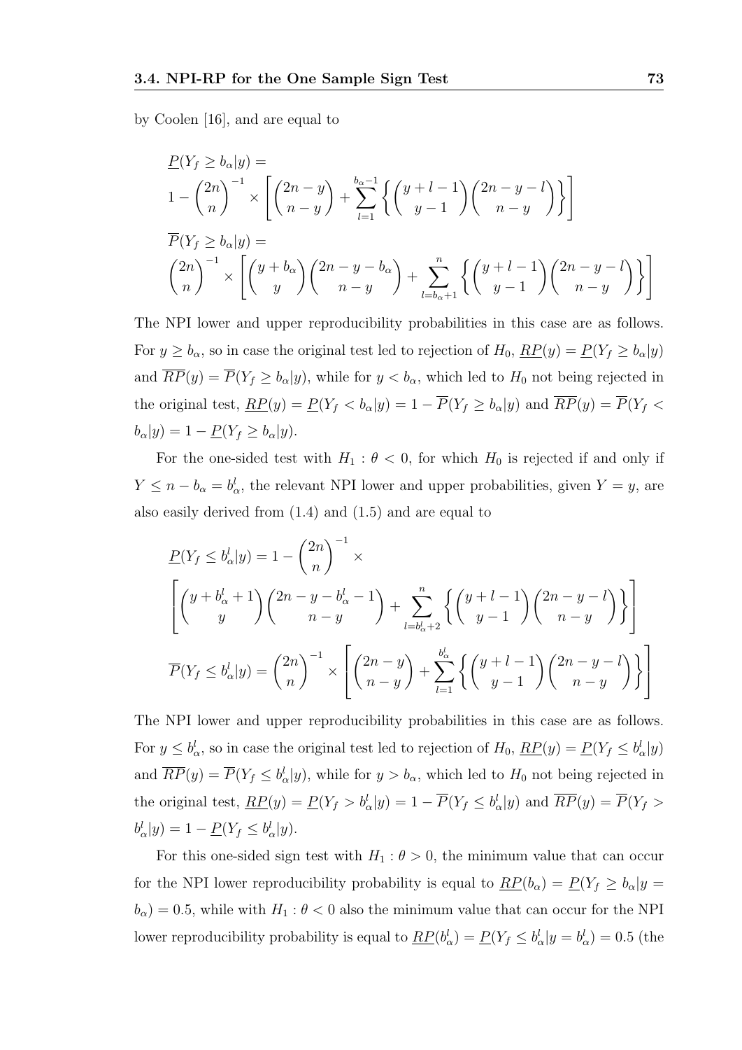by Coolen [16], and are equal to

$$
\begin{aligned}
&\underline{P}(Y_f \geq b_\alpha | y) = \\
&1 - \binom{2n}{n}^{-1} \times \left[ \binom{2n-y}{n-y} + \sum_{l=1}^{b_\alpha - 1} \left\{ \binom{y+l-1}{y-1} \binom{2n-y-l}{n-y} \right\} \right] \\
&\overline{P}(Y_f \geq b_\alpha | y) = \\
&\binom{2n}{n}^{-1} \times \left[ \binom{y+b_\alpha}{y} \binom{2n-y-b_\alpha}{n-y} + \sum_{l=b_\alpha+1}^{n} \left\{ \binom{y+l-1}{y-1} \binom{2n-y-l}{n-y} \right\} \right]
\end{aligned}
$$

The NPI lower and upper reproducibility probabilities in this case are as follows. For $y \geq b_\alpha$, so in case the original test led to rejection of $H_0$, $\underline{RP}(y) = \underline{P}(Y_f \geq b_\alpha | y)$ and $\overline{RP}(y) = \overline{P}(Y_f \geq b_\alpha | y)$, while for $y < b_\alpha$, which led to $H_0$ not being rejected in the original test, $\underline{RP}(y) = \underline{P}(Y_f < b_\alpha | y) = 1 - \overline{P}(Y_f \geq b_\alpha | y)$ and $\overline{RP}(y) = \overline{P}(Y_f < b_\alpha | y) = 1 - \underline{P}(Y_f \geq b_\alpha | y)$.

For the one-sided test with $H_1 : \theta < 0$, for which $H_0$ is rejected if and only if $Y \leq n - b_\alpha = b^l_\alpha$, the relevant NPI lower and upper probabilities, given $Y = y$, are also easily derived from (1.4) and (1.5) and are equal to

$$
\begin{aligned}
&\underline{P}(Y_f \leq b^l_\alpha | y) = 1 - \binom{2n}{n}^{-1} \times \\
&\left[ \binom{y+b^l_\alpha+1}{y} \binom{2n-y-b^l_\alpha-1}{n-y} + \sum_{l=b^l_\alpha+2}^{n} \left\{ \binom{y+l-1}{y-1} \binom{2n-y-l}{n-y} \right\} \right] \\
&\overline{P}(Y_f \leq b^l_\alpha | y) = \binom{2n}{n}^{-1} \times \left[ \binom{2n-y}{n-y} + \sum_{l=1}^{b^l_\alpha} \left\{ \binom{y+l-1}{y-1} \binom{2n-y-l}{n-y} \right\} \right]
\end{aligned}
$$

The NPI lower and upper reproducibility probabilities in this case are as follows. For $y \leq b^l_\alpha$, so in case the original test led to rejection of $H_0$, $\underline{RP}(y) = \underline{P}(Y_f \leq b^l_\alpha | y)$ and $\overline{RP}(y) = \overline{P}(Y_f \leq b^l_\alpha | y)$, while for $y > b_\alpha$, which led to $H_0$ not being rejected in the original test, $\underline{RP}(y) = \underline{P}(Y_f > b^l_\alpha | y) = 1 - \overline{P}(Y_f \leq b^l_\alpha | y)$ and $\overline{RP}(y) = \overline{P}(Y_f > b^l_\alpha | y) = 1 - \underline{P}(Y_f \leq b^l_\alpha | y)$.

For this one-sided sign test with $H_1 : \theta > 0$, the minimum value that can occur for the NPI lower reproducibility probability is equal to $\underline{RP}(b_\alpha) = \underline{P}(Y_f \geq b_\alpha | y = b_\alpha) = 0.5$, while with $H_1 : \theta < 0$ also the minimum value that can occur for the NPI lower reproducibility probability is equal to $\underline{RP}(b^l_\alpha) = \underline{P}(Y_f \leq b^l_\alpha | y = b^l_\alpha) = 0.5$ (the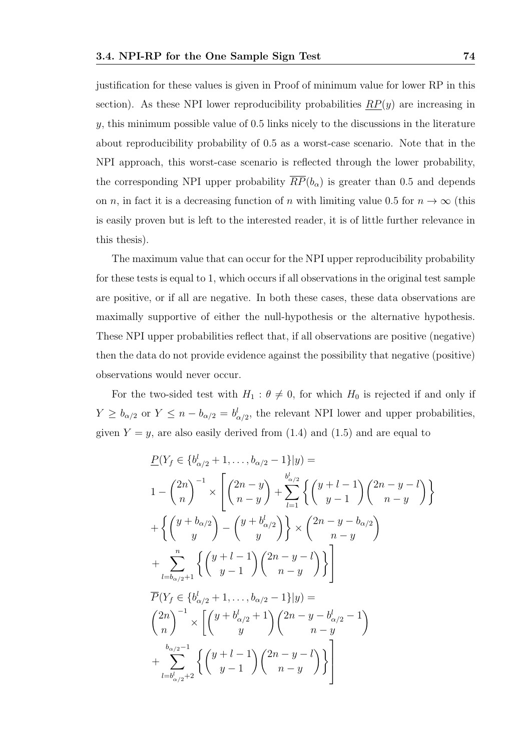justification for these values is given in Proof of minimum value for lower RP in this section). As these NPI lower reproducibility probabilities $\underline{RP}(y)$ are increasing in $y$, this minimum possible value of 0.5 links nicely to the discussions in the literature about reproducibility probability of 0.5 as a worst-case scenario. Note that in the NPI approach, this worst-case scenario is reflected through the lower probability, the corresponding NPI upper probability $\overline{RP}(b_\alpha)$ is greater than 0.5 and depends on $n$, in fact it is a decreasing function of $n$ with limiting value 0.5 for $n \to \infty$ (this is easily proven but is left to the interested reader, it is of little further relevance in this thesis).

The maximum value that can occur for the NPI upper reproducibility probability for these tests is equal to 1, which occurs if all observations in the original test sample are positive, or if all are negative. In both these cases, these data observations are maximally supportive of either the null-hypothesis or the alternative hypothesis. These NPI upper probabilities reflect that, if all observations are positive (negative) then the data do not provide evidence against the possibility that negative (positive) observations would never occur.

For the two-sided test with $H_1 : \theta \neq 0$, for which $H_0$ is rejected if and only if $Y \geq b_{\alpha/2}$ or $Y \leq n - b_{\alpha/2} = b^l_{\alpha/2}$, the relevant NPI lower and upper probabilities, given $Y = y$, are also easily derived from (1.4) and (1.5) and are equal to

$$
\begin{aligned}
&\underline{P}(Y_f \in \{b^l_{\alpha/2}+1, \ldots, b_{\alpha/2}-1\}|y) = \\
&1 - \binom{2n}{n}^{-1} \times \left[ \binom{2n-y}{n-y} + \sum_{l=1}^{b^l_{\alpha/2}} \left\{ \binom{y+l-1}{y-1} \binom{2n-y-l}{n-y} \right\} \right. \\
&+ \left\{ \binom{y+b_{\alpha/2}}{y} - \binom{y+b^l_{\alpha/2}}{y} \right\} \times \binom{2n-y-b_{\alpha/2}}{n-y} \\
&\left. + \sum_{l=b_{\alpha/2}+1}^{n} \left\{ \binom{y+l-1}{y-1} \binom{2n-y-l}{n-y} \right\} \right] \\
&\overline{P}(Y_f \in \{b^l_{\alpha/2}+1, \ldots, b_{\alpha/2}-1\}|y) = \\
&\binom{2n}{n}^{-1} \times \left[ \binom{y+b^l_{\alpha/2}+1}{y} \binom{2n-y-b^l_{\alpha/2}-1}{n-y} \right. \\
&\left. + \sum_{l=b^l_{\alpha/2}+2}^{b_{\alpha/2}-1} \left\{ \binom{y+l-1}{y-1} \binom{2n-y-l}{n-y} \right\} \right]
\end{aligned}
$$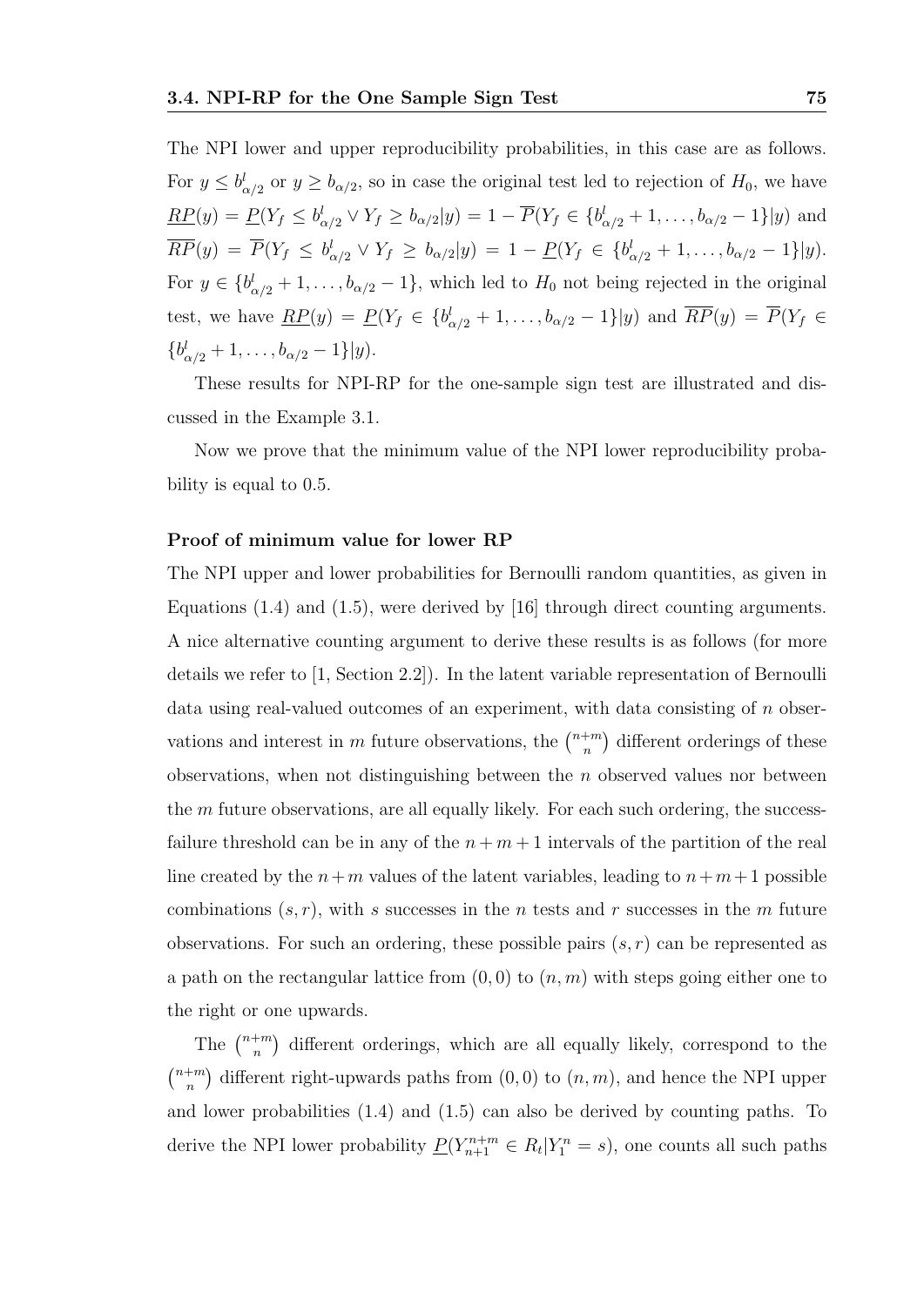The NPI lower and upper reproducibility probabilities, in this case are as follows. For $y \leq b^l_{\alpha/2}$ or $y \geq b_{\alpha/2}$, so in case the original test led to rejection of $H_0$, we have $\underline{RP}(y) = \underline{P}(Y_f \leq b^l_{\alpha/2} \vee Y_f \geq b_{\alpha/2}|y) = 1 - \overline{P}(Y_f \in \{b^l_{\alpha/2}+1, \ldots, b_{\alpha/2}-1\}|y)$ and $\overline{RP}(y) = \overline{P}(Y_f \leq b^l_{\alpha/2} \vee Y_f \geq b_{\alpha/2}|y) = 1 - \underline{P}(Y_f \in \{b^l_{\alpha/2}+1, \ldots, b_{\alpha/2}-1\}|y)$. For $y \in \{b^l_{\alpha/2}+1, \ldots, b_{\alpha/2}-1\}$, which led to $H_0$ not being rejected in the original test, we have $\underline{RP}(y) = \underline{P}(Y_f \in \{b^l_{\alpha/2}+1, \ldots, b_{\alpha/2}-1\}|y)$ and $\overline{RP}(y) = \overline{P}(Y_f \in \{b^l_{\alpha/2}+1, \ldots, b_{\alpha/2}-1\}|y)$.

These results for NPI-RP for the one-sample sign test are illustrated and discussed in the Example 3.1.

Now we prove that the minimum value of the NPI lower reproducibility probability is equal to 0.5.

**Proof of minimum value for lower RP**

The NPI upper and lower probabilities for Bernoulli random quantities, as given in Equations (1.4) and (1.5), were derived by [16] through direct counting arguments. A nice alternative counting argument to derive these results is as follows (for more details we refer to [1, Section 2.2]). In the latent variable representation of Bernoulli data using real-valued outcomes of an experiment, with data consisting of $n$ observations and interest in $m$ future observations, the $\binom{n+m}{n}$ different orderings of these observations, when not distinguishing between the $n$ observed values nor between the $m$ future observations, are all equally likely. For each such ordering, the success-failure threshold can be in any of the $n+m+1$ intervals of the partition of the real line created by the $n+m$ values of the latent variables, leading to $n+m+1$ possible combinations $(s, r)$, with $s$ successes in the $n$ tests and $r$ successes in the $m$ future observations. For such an ordering, these possible pairs $(s, r)$ can be represented as a path on the rectangular lattice from $(0, 0)$ to $(n, m)$ with steps going either one to the right or one upwards.

The $\binom{n+m}{n}$ different orderings, which are all equally likely, correspond to the $\binom{n+m}{n}$ different right-upwards paths from $(0, 0)$ to $(n, m)$, and hence the NPI upper and lower probabilities (1.4) and (1.5) can also be derived by counting paths. To derive the NPI lower probability $\underline{P}(Y^{n+m}_{n+1} \in R_t|Y^n_1 = s)$, one counts all such paths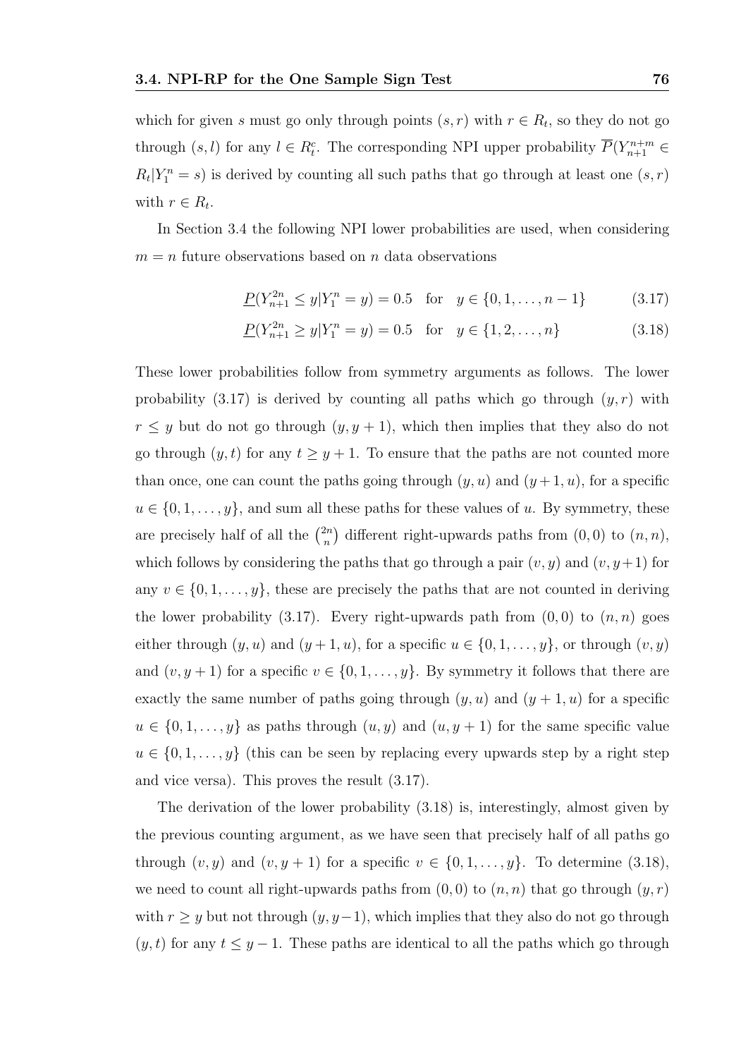which for given $s$ must go only through points $(s, r)$ with $r \in R_t$, so they do not go through $(s, l)$ for any $l \in R_t^c$. The corresponding NPI upper probability $\overline{P}(Y_{n+1}^{n+m} \in R_t | Y_1^n = s)$ is derived by counting all such paths that go through at least one $(s, r)$ with $r \in R_t$.

In Section 3.4 the following NPI lower probabilities are used, when considering $m = n$ future observations based on $n$ data observations

$$\underline{P}(Y_{n+1}^{2n} \leq y | Y_1^n = y) = 0.5 \quad \text{for} \quad y \in \{0, 1, \ldots, n-1\} \tag{3.17}$$

$$\underline{P}(Y_{n+1}^{2n} \geq y | Y_1^n = y) = 0.5 \quad \text{for} \quad y \in \{1, 2, \ldots, n\} \tag{3.18}$$

These lower probabilities follow from symmetry arguments as follows. The lower probability (3.17) is derived by counting all paths which go through $(y, r)$ with $r \leq y$ but do not go through $(y, y+1)$, which then implies that they also do not go through $(y, t)$ for any $t \geq y+1$. To ensure that the paths are not counted more than once, one can count the paths going through $(y, u)$ and $(y+1, u)$, for a specific $u \in \{0, 1, \ldots, y\}$, and sum all these paths for these values of $u$. By symmetry, these are precisely half of all the $\binom{2n}{n}$ different right-upwards paths from $(0, 0)$ to $(n, n)$, which follows by considering the paths that go through a pair $(v, y)$ and $(v, y+1)$ for any $v \in \{0, 1, \ldots, y\}$, these are precisely the paths that are not counted in deriving the lower probability (3.17). Every right-upwards path from $(0, 0)$ to $(n, n)$ goes either through $(y, u)$ and $(y+1, u)$, for a specific $u \in \{0, 1, \ldots, y\}$, or through $(v, y)$ and $(v, y+1)$ for a specific $v \in \{0, 1, \ldots, y\}$. By symmetry it follows that there are exactly the same number of paths going through $(y, u)$ and $(y+1, u)$ for a specific $u \in \{0, 1, \ldots, y\}$ as paths through $(u, y)$ and $(u, y+1)$ for the same specific value $u \in \{0, 1, \ldots, y\}$ (this can be seen by replacing every upwards step by a right step and vice versa). This proves the result (3.17).

The derivation of the lower probability (3.18) is, interestingly, almost given by the previous counting argument, as we have seen that precisely half of all paths go through $(v, y)$ and $(v, y+1)$ for a specific $v \in \{0, 1, \ldots, y\}$. To determine (3.18), we need to count all right-upwards paths from $(0, 0)$ to $(n, n)$ that go through $(y, r)$ with $r \geq y$ but not through $(y, y-1)$, which implies that they also do not go through $(y, t)$ for any $t \leq y-1$. These paths are identical to all the paths which go through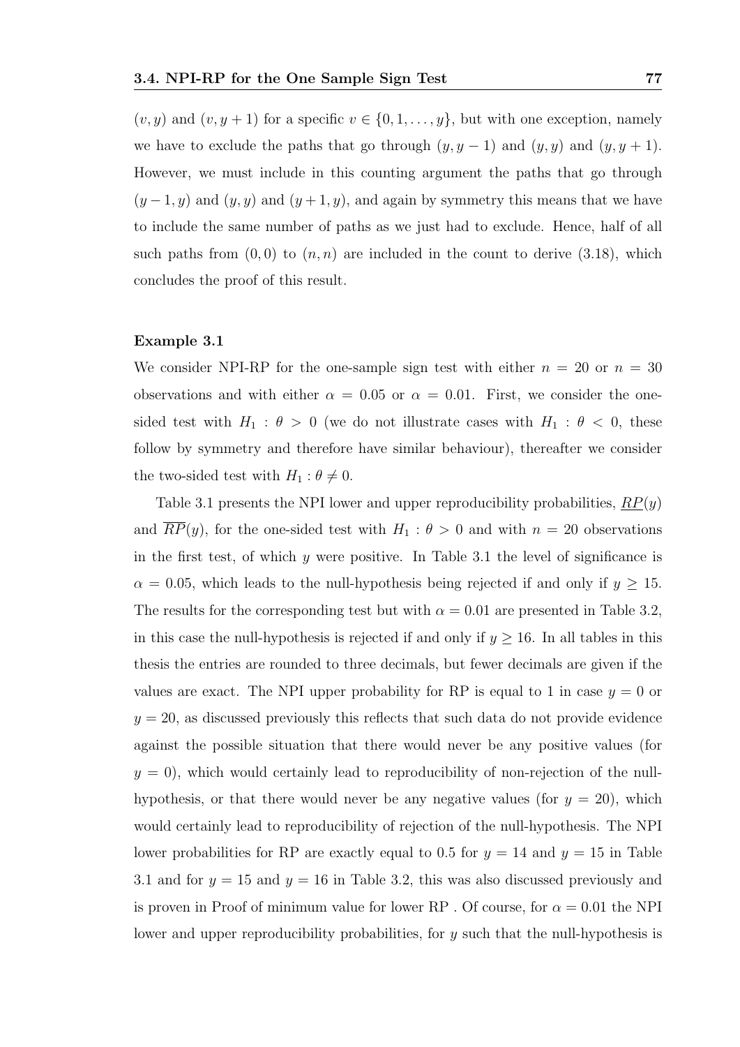$(v, y)$ and $(v, y+1)$ for a specific $v \in \{0, 1, \ldots, y\}$, but with one exception, namely we have to exclude the paths that go through $(y, y-1)$ and $(y, y)$ and $(y, y+1)$. However, we must include in this counting argument the paths that go through $(y-1, y)$ and $(y, y)$ and $(y+1, y)$, and again by symmetry this means that we have to include the same number of paths as we just had to exclude. Hence, half of all such paths from $(0, 0)$ to $(n, n)$ are included in the count to derive (3.18), which concludes the proof of this result.

**Example 3.1**

We consider NPI-RP for the one-sample sign test with either $n = 20$ or $n = 30$ observations and with either $\alpha = 0.05$ or $\alpha = 0.01$. First, we consider the one-sided test with $H_1 : \theta > 0$ (we do not illustrate cases with $H_1 : \theta < 0$, these follow by symmetry and therefore have similar behaviour), thereafter we consider the two-sided test with $H_1 : \theta \neq 0$.

Table 3.1 presents the NPI lower and upper reproducibility probabilities, $\underline{RP}(y)$ and $\overline{RP}(y)$, for the one-sided test with $H_1 : \theta > 0$ and with $n = 20$ observations in the first test, of which $y$ were positive. In Table 3.1 the level of significance is $\alpha = 0.05$, which leads to the null-hypothesis being rejected if and only if $y \geq 15$. The results for the corresponding test but with $\alpha = 0.01$ are presented in Table 3.2, in this case the null-hypothesis is rejected if and only if $y \geq 16$. In all tables in this thesis the entries are rounded to three decimals, but fewer decimals are given if the values are exact. The NPI upper probability for RP is equal to 1 in case $y = 0$ or $y = 20$, as discussed previously this reflects that such data do not provide evidence against the possible situation that there would never be any positive values (for $y = 0$), which would certainly lead to reproducibility of non-rejection of the null-hypothesis, or that there would never be any negative values (for $y = 20$), which would certainly lead to reproducibility of rejection of the null-hypothesis. The NPI lower probabilities for RP are exactly equal to 0.5 for $y = 14$ and $y = 15$ in Table 3.1 and for $y = 15$ and $y = 16$ in Table 3.2, this was also discussed previously and is proven in Proof of minimum value for lower RP . Of course, for $\alpha = 0.01$ the NPI lower and upper reproducibility probabilities, for $y$ such that the null-hypothesis is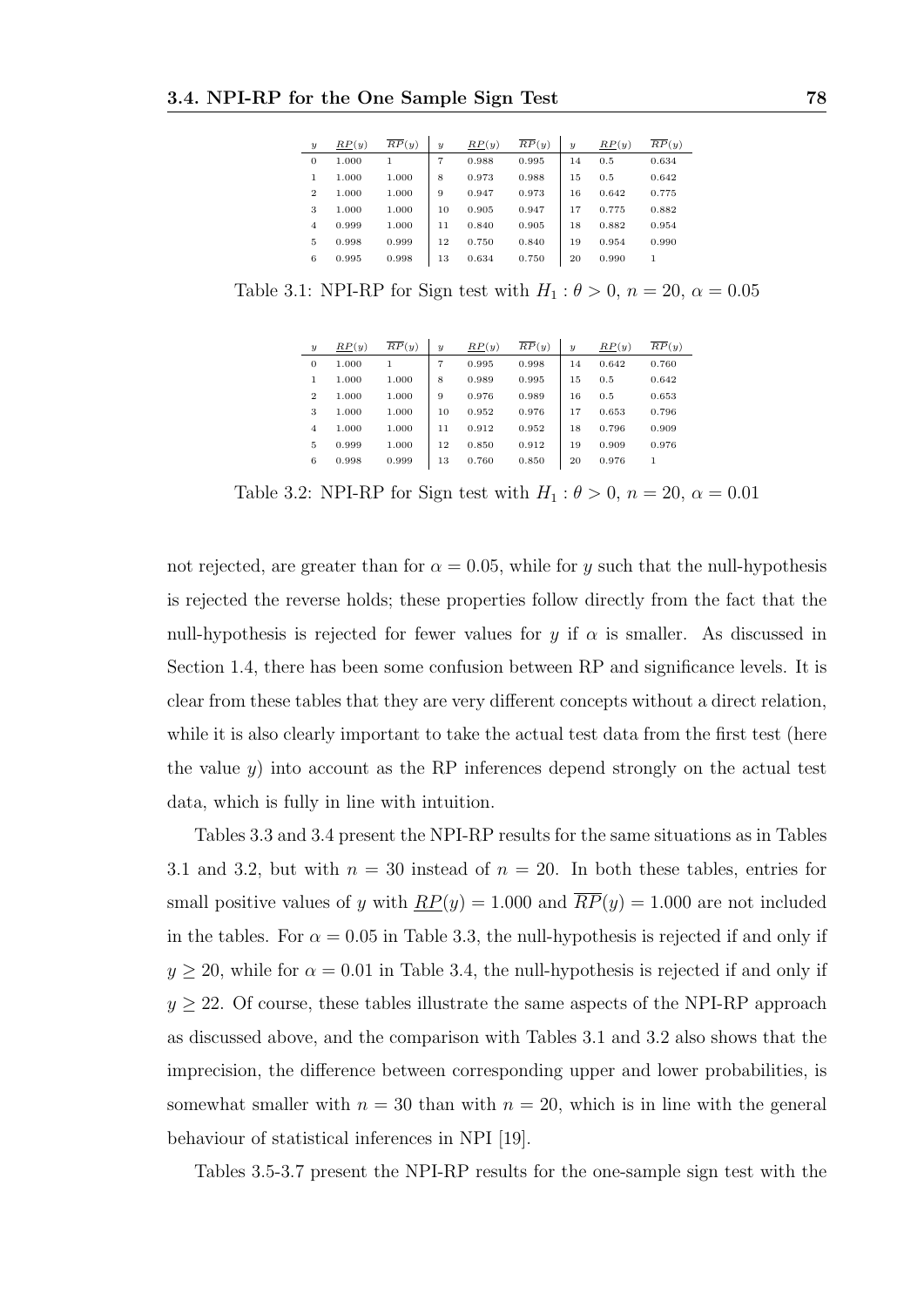| $y$ | $\underline{RP}(y)$ | $\overline{RP}(y)$ | $y$ | $\underline{RP}(y)$ | $\overline{RP}(y)$ | $y$ | $\underline{RP}(y)$ | $\overline{RP}(y)$ |
|---|---|---|---|---|---|---|---|---|
| 0 | 1.000 | 1 | 7 | 0.988 | 0.995 | 14 | 0.5 | 0.634 |
| 1 | 1.000 | 1.000 | 8 | 0.973 | 0.988 | 15 | 0.5 | 0.642 |
| 2 | 1.000 | 1.000 | 9 | 0.947 | 0.973 | 16 | 0.642 | 0.775 |
| 3 | 1.000 | 1.000 | 10 | 0.905 | 0.947 | 17 | 0.775 | 0.882 |
| 4 | 0.999 | 1.000 | 11 | 0.840 | 0.905 | 18 | 0.882 | 0.954 |
| 5 | 0.998 | 0.999 | 12 | 0.750 | 0.840 | 19 | 0.954 | 0.990 |
| 6 | 0.995 | 0.998 | 13 | 0.634 | 0.750 | 20 | 0.990 | 1 |

Table 3.1: NPI-RP for Sign test with $H_1 : \theta > 0$, $n = 20$, $\alpha = 0.05$

| $y$ | $\underline{RP}(y)$ | $\overline{RP}(y)$ | $y$ | $\underline{RP}(y)$ | $\overline{RP}(y)$ | $y$ | $\underline{RP}(y)$ | $\overline{RP}(y)$ |
|---|---|---|---|---|---|---|---|---|
| 0 | 1.000 | 1 | 7 | 0.995 | 0.998 | 14 | 0.642 | 0.760 |
| 1 | 1.000 | 1.000 | 8 | 0.989 | 0.995 | 15 | 0.5 | 0.642 |
| 2 | 1.000 | 1.000 | 9 | 0.976 | 0.989 | 16 | 0.5 | 0.653 |
| 3 | 1.000 | 1.000 | 10 | 0.952 | 0.976 | 17 | 0.653 | 0.796 |
| 4 | 1.000 | 1.000 | 11 | 0.912 | 0.952 | 18 | 0.796 | 0.909 |
| 5 | 0.999 | 1.000 | 12 | 0.850 | 0.912 | 19 | 0.909 | 0.976 |
| 6 | 0.998 | 0.999 | 13 | 0.760 | 0.850 | 20 | 0.976 | 1 |

Table 3.2: NPI-RP for Sign test with $H_1 : \theta > 0$, $n = 20$, $\alpha = 0.01$

not rejected, are greater than for $\alpha = 0.05$, while for $y$ such that the null-hypothesis is rejected the reverse holds; these properties follow directly from the fact that the null-hypothesis is rejected for fewer values for $y$ if $\alpha$ is smaller. As discussed in Section 1.4, there has been some confusion between RP and significance levels. It is clear from these tables that they are very different concepts without a direct relation, while it is also clearly important to take the actual test data from the first test (here the value $y$) into account as the RP inferences depend strongly on the actual test data, which is fully in line with intuition.

Tables 3.3 and 3.4 present the NPI-RP results for the same situations as in Tables 3.1 and 3.2, but with $n = 30$ instead of $n = 20$. In both these tables, entries for small positive values of $y$ with $\underline{RP}(y) = 1.000$ and $\overline{RP}(y) = 1.000$ are not included in the tables. For $\alpha = 0.05$ in Table 3.3, the null-hypothesis is rejected if and only if $y \geq 20$, while for $\alpha = 0.01$ in Table 3.4, the null-hypothesis is rejected if and only if $y \geq 22$. Of course, these tables illustrate the same aspects of the NPI-RP approach as discussed above, and the comparison with Tables 3.1 and 3.2 also shows that the imprecision, the difference between corresponding upper and lower probabilities, is somewhat smaller with $n = 30$ than with $n = 20$, which is in line with the general behaviour of statistical inferences in NPI [19].

Tables 3.5-3.7 present the NPI-RP results for the one-sample sign test with the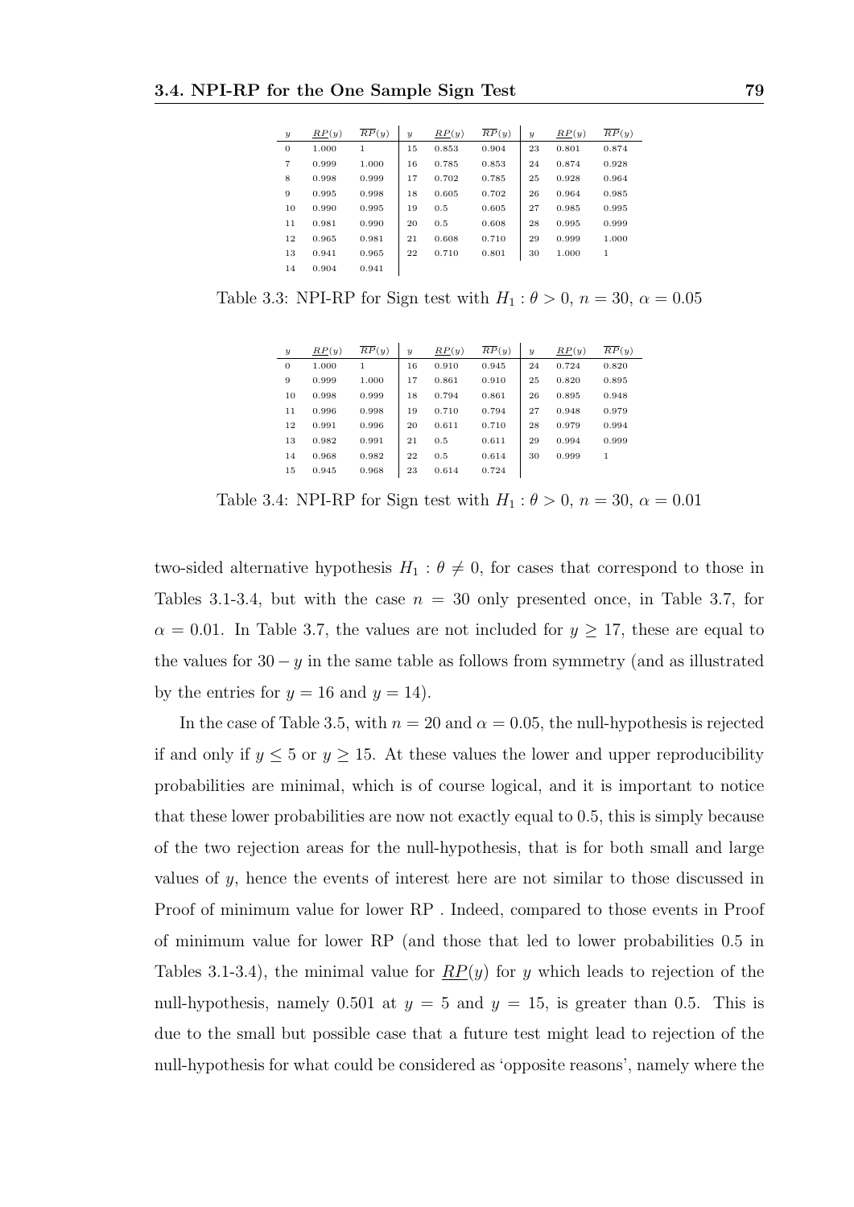| $y$ | $\underline{RP}(y)$ | $\overline{RP}(y)$ | $y$ | $\underline{RP}(y)$ | $\overline{RP}(y)$ | $y$ | $\underline{RP}(y)$ | $\overline{RP}(y)$ |
|---|---|---|---|---|---|---|---|---|
| 0 | 1.000 | 1 | 15 | 0.853 | 0.904 | 23 | 0.801 | 0.874 |
| 7 | 0.999 | 1.000 | 16 | 0.785 | 0.853 | 24 | 0.874 | 0.928 |
| 8 | 0.998 | 0.999 | 17 | 0.702 | 0.785 | 25 | 0.928 | 0.964 |
| 9 | 0.995 | 0.998 | 18 | 0.605 | 0.702 | 26 | 0.964 | 0.985 |
| 10 | 0.990 | 0.995 | 19 | 0.5 | 0.605 | 27 | 0.985 | 0.995 |
| 11 | 0.981 | 0.990 | 20 | 0.5 | 0.608 | 28 | 0.995 | 0.999 |
| 12 | 0.965 | 0.981 | 21 | 0.608 | 0.710 | 29 | 0.999 | 1.000 |
| 13 | 0.941 | 0.965 | 22 | 0.710 | 0.801 | 30 | 1.000 | 1 |
| 14 | 0.904 | 0.941 | | | | | | |

Table 3.3: NPI-RP for Sign test with $H_1 : \theta > 0$, $n = 30$, $\alpha = 0.05$

| $y$ | $\underline{RP}(y)$ | $\overline{RP}(y)$ | $y$ | $\underline{RP}(y)$ | $\overline{RP}(y)$ | $y$ | $\underline{RP}(y)$ | $\overline{RP}(y)$ |
|---|---|---|---|---|---|---|---|---|
| 0 | 1.000 | 1 | 16 | 0.910 | 0.945 | 24 | 0.724 | 0.820 |
| 9 | 0.999 | 1.000 | 17 | 0.861 | 0.910 | 25 | 0.820 | 0.895 |
| 10 | 0.998 | 0.999 | 18 | 0.794 | 0.861 | 26 | 0.895 | 0.948 |
| 11 | 0.996 | 0.998 | 19 | 0.710 | 0.794 | 27 | 0.948 | 0.979 |
| 12 | 0.991 | 0.996 | 20 | 0.611 | 0.710 | 28 | 0.979 | 0.994 |
| 13 | 0.982 | 0.991 | 21 | 0.5 | 0.611 | 29 | 0.994 | 0.999 |
| 14 | 0.968 | 0.982 | 22 | 0.5 | 0.614 | 30 | 0.999 | 1 |
| 15 | 0.945 | 0.968 | 23 | 0.614 | 0.724 | | | |

Table 3.4: NPI-RP for Sign test with $H_1 : \theta > 0$, $n = 30$, $\alpha = 0.01$

two-sided alternative hypothesis $H_1 : \theta \neq 0$, for cases that correspond to those in Tables 3.1-3.4, but with the case $n = 30$ only presented once, in Table 3.7, for $\alpha = 0.01$. In Table 3.7, the values are not included for $y \geq 17$, these are equal to the values for $30 - y$ in the same table as follows from symmetry (and as illustrated by the entries for $y = 16$ and $y = 14$).

In the case of Table 3.5, with $n = 20$ and $\alpha = 0.05$, the null-hypothesis is rejected if and only if $y \leq 5$ or $y \geq 15$. At these values the lower and upper reproducibility probabilities are minimal, which is of course logical, and it is important to notice that these lower probabilities are now not exactly equal to 0.5, this is simply because of the two rejection areas for the null-hypothesis, that is for both small and large values of $y$, hence the events of interest here are not similar to those discussed in Proof of minimum value for lower RP . Indeed, compared to those events in Proof of minimum value for lower RP (and those that led to lower probabilities 0.5 in Tables 3.1-3.4), the minimal value for $\underline{RP}(y)$ for $y$ which leads to rejection of the null-hypothesis, namely 0.501 at $y = 5$ and $y = 15$, is greater than 0.5. This is due to the small but possible case that a future test might lead to rejection of the null-hypothesis for what could be considered as 'opposite reasons', namely where the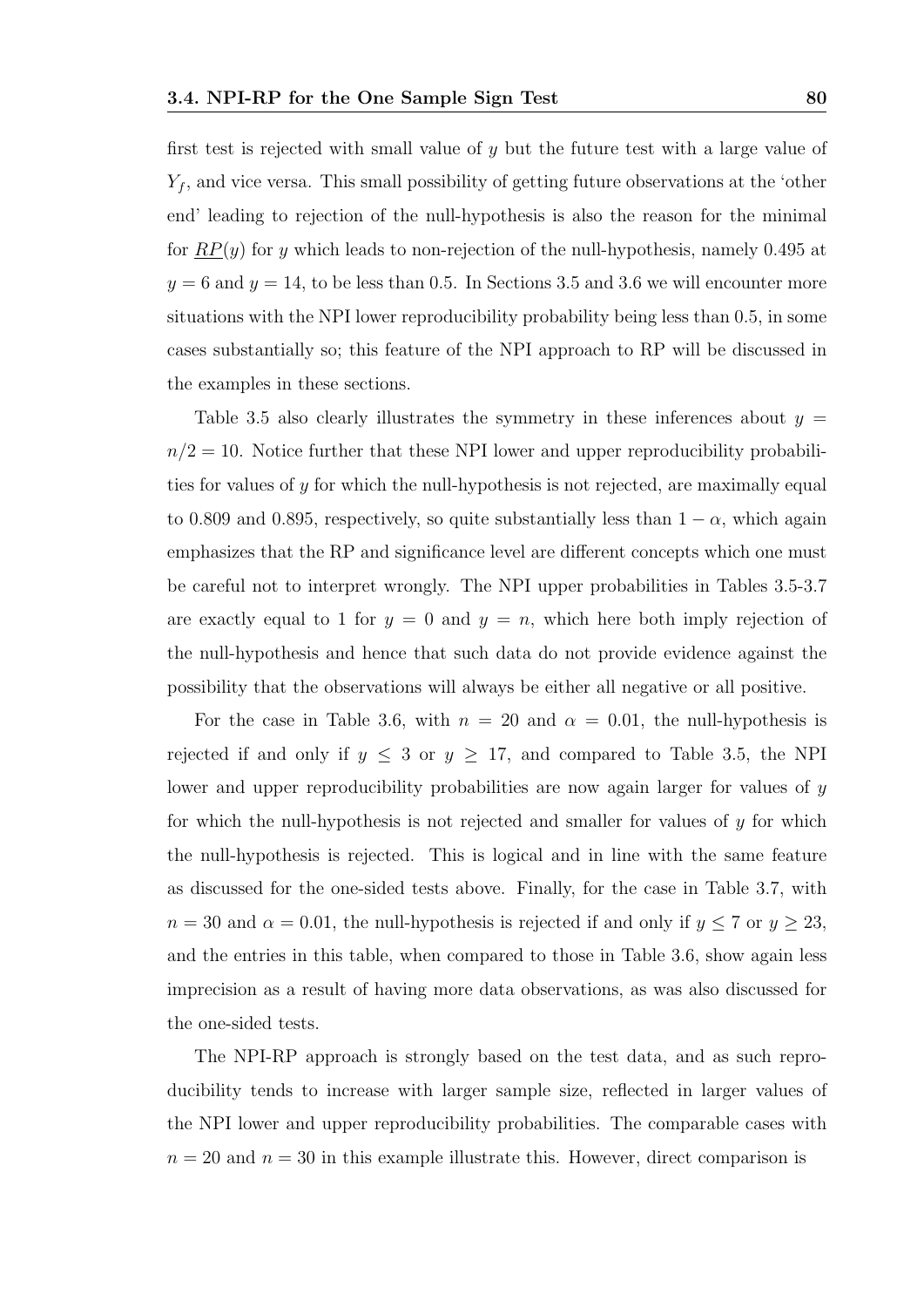first test is rejected with small value of $y$ but the future test with a large value of $Y_f$, and vice versa. This small possibility of getting future observations at the 'other end' leading to rejection of the null-hypothesis is also the reason for the minimal for $\underline{RP}(y)$ for $y$ which leads to non-rejection of the null-hypothesis, namely 0.495 at $y = 6$ and $y = 14$, to be less than 0.5. In Sections 3.5 and 3.6 we will encounter more situations with the NPI lower reproducibility probability being less than 0.5, in some cases substantially so; this feature of the NPI approach to RP will be discussed in the examples in these sections.

Table 3.5 also clearly illustrates the symmetry in these inferences about $y = n/2 = 10$. Notice further that these NPI lower and upper reproducibility probabilities for values of $y$ for which the null-hypothesis is not rejected, are maximally equal to 0.809 and 0.895, respectively, so quite substantially less than $1 - \alpha$, which again emphasizes that the RP and significance level are different concepts which one must be careful not to interpret wrongly. The NPI upper probabilities in Tables 3.5-3.7 are exactly equal to 1 for $y = 0$ and $y = n$, which here both imply rejection of the null-hypothesis and hence that such data do not provide evidence against the possibility that the observations will always be either all negative or all positive.

For the case in Table 3.6, with $n = 20$ and $\alpha = 0.01$, the null-hypothesis is rejected if and only if $y \leq 3$ or $y \geq 17$, and compared to Table 3.5, the NPI lower and upper reproducibility probabilities are now again larger for values of $y$ for which the null-hypothesis is not rejected and smaller for values of $y$ for which the null-hypothesis is rejected. This is logical and in line with the same feature as discussed for the one-sided tests above. Finally, for the case in Table 3.7, with $n = 30$ and $\alpha = 0.01$, the null-hypothesis is rejected if and only if $y \leq 7$ or $y \geq 23$, and the entries in this table, when compared to those in Table 3.6, show again less imprecision as a result of having more data observations, as was also discussed for the one-sided tests.

The NPI-RP approach is strongly based on the test data, and as such reproducibility tends to increase with larger sample size, reflected in larger values of the NPI lower and upper reproducibility probabilities. The comparable cases with $n = 20$ and $n = 30$ in this example illustrate this. However, direct comparison is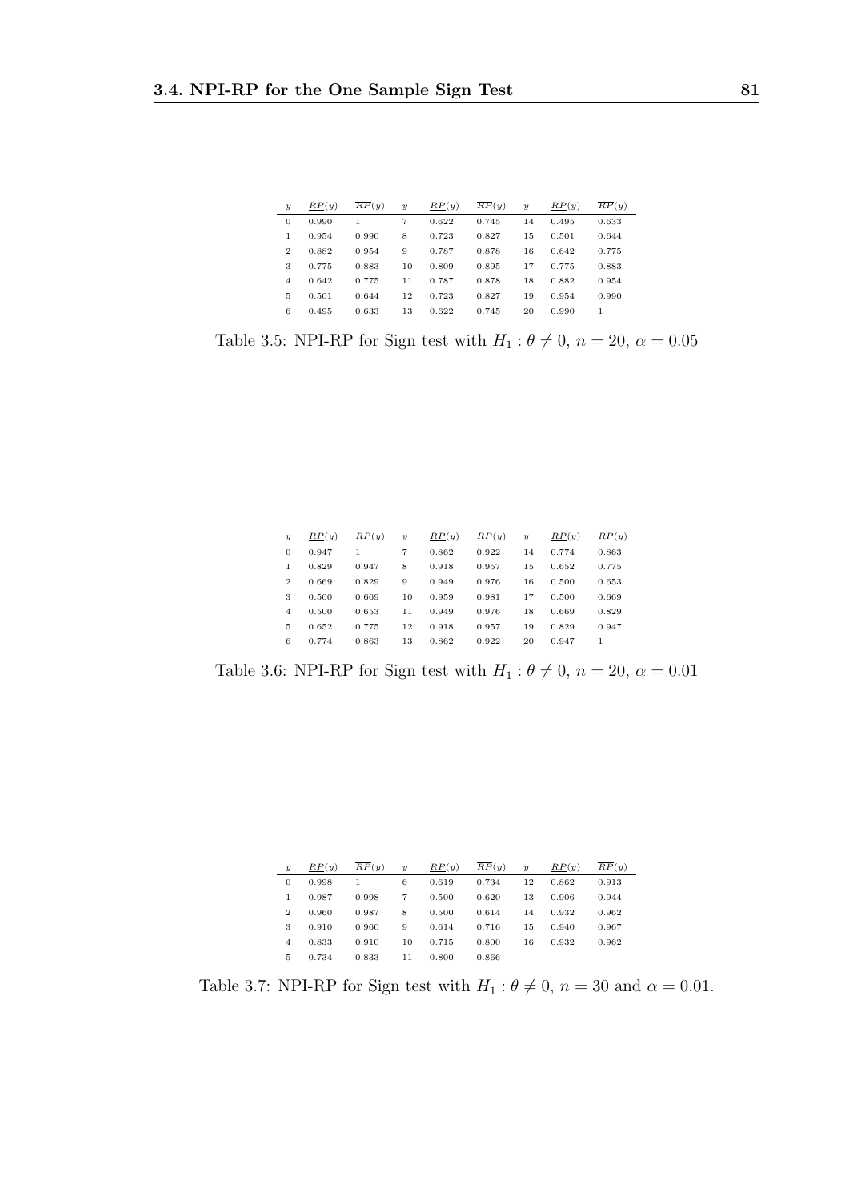| $y$ | $\underline{RP}(y)$ | $\overline{RP}(y)$ | $y$ | $\underline{RP}(y)$ | $\overline{RP}(y)$ | $y$ | $\underline{RP}(y)$ | $\overline{RP}(y)$ |
|---|---|---|---|---|---|---|---|---|
| 0 | 0.990 | 1 | 7 | 0.622 | 0.745 | 14 | 0.495 | 0.633 |
| 1 | 0.954 | 0.990 | 8 | 0.723 | 0.827 | 15 | 0.501 | 0.644 |
| 2 | 0.882 | 0.954 | 9 | 0.787 | 0.878 | 16 | 0.642 | 0.775 |
| 3 | 0.775 | 0.883 | 10 | 0.809 | 0.895 | 17 | 0.775 | 0.883 |
| 4 | 0.642 | 0.775 | 11 | 0.787 | 0.878 | 18 | 0.882 | 0.954 |
| 5 | 0.501 | 0.644 | 12 | 0.723 | 0.827 | 19 | 0.954 | 0.990 |
| 6 | 0.495 | 0.633 | 13 | 0.622 | 0.745 | 20 | 0.990 | 1 |

Table 3.5: NPI-RP for Sign test with $H_1 : \theta \neq 0$, $n = 20$, $\alpha = 0.05$

| $y$ | $\underline{RP}(y)$ | $\overline{RP}(y)$ | $y$ | $\underline{RP}(y)$ | $\overline{RP}(y)$ | $y$ | $\underline{RP}(y)$ | $\overline{RP}(y)$ |
|---|---|---|---|---|---|---|---|---|
| 0 | 0.947 | 1 | 7 | 0.862 | 0.922 | 14 | 0.774 | 0.863 |
| 1 | 0.829 | 0.947 | 8 | 0.918 | 0.957 | 15 | 0.652 | 0.775 |
| 2 | 0.669 | 0.829 | 9 | 0.949 | 0.976 | 16 | 0.500 | 0.653 |
| 3 | 0.500 | 0.669 | 10 | 0.959 | 0.981 | 17 | 0.500 | 0.669 |
| 4 | 0.500 | 0.653 | 11 | 0.949 | 0.976 | 18 | 0.669 | 0.829 |
| 5 | 0.652 | 0.775 | 12 | 0.918 | 0.957 | 19 | 0.829 | 0.947 |
| 6 | 0.774 | 0.863 | 13 | 0.862 | 0.922 | 20 | 0.947 | 1 |

Table 3.6: NPI-RP for Sign test with $H_1 : \theta \neq 0$, $n = 20$, $\alpha = 0.01$

| $y$ | $\underline{RP}(y)$ | $\overline{RP}(y)$ | $y$ | $\underline{RP}(y)$ | $\overline{RP}(y)$ | $y$ | $\underline{RP}(y)$ | $\overline{RP}(y)$ |
|---|---|---|---|---|---|---|---|---|
| 0 | 0.998 | 1 | 6 | 0.619 | 0.734 | 12 | 0.862 | 0.913 |
| 1 | 0.987 | 0.998 | 7 | 0.500 | 0.620 | 13 | 0.906 | 0.944 |
| 2 | 0.960 | 0.987 | 8 | 0.500 | 0.614 | 14 | 0.932 | 0.962 |
| 3 | 0.910 | 0.960 | 9 | 0.614 | 0.716 | 15 | 0.940 | 0.967 |
| 4 | 0.833 | 0.910 | 10 | 0.715 | 0.800 | 16 | 0.932 | 0.962 |
| 5 | 0.734 | 0.833 | 11 | 0.800 | 0.866 | | | |

Table 3.7: NPI-RP for Sign test with $H_1 : \theta \neq 0$, $n = 30$ and $\alpha = 0.01$.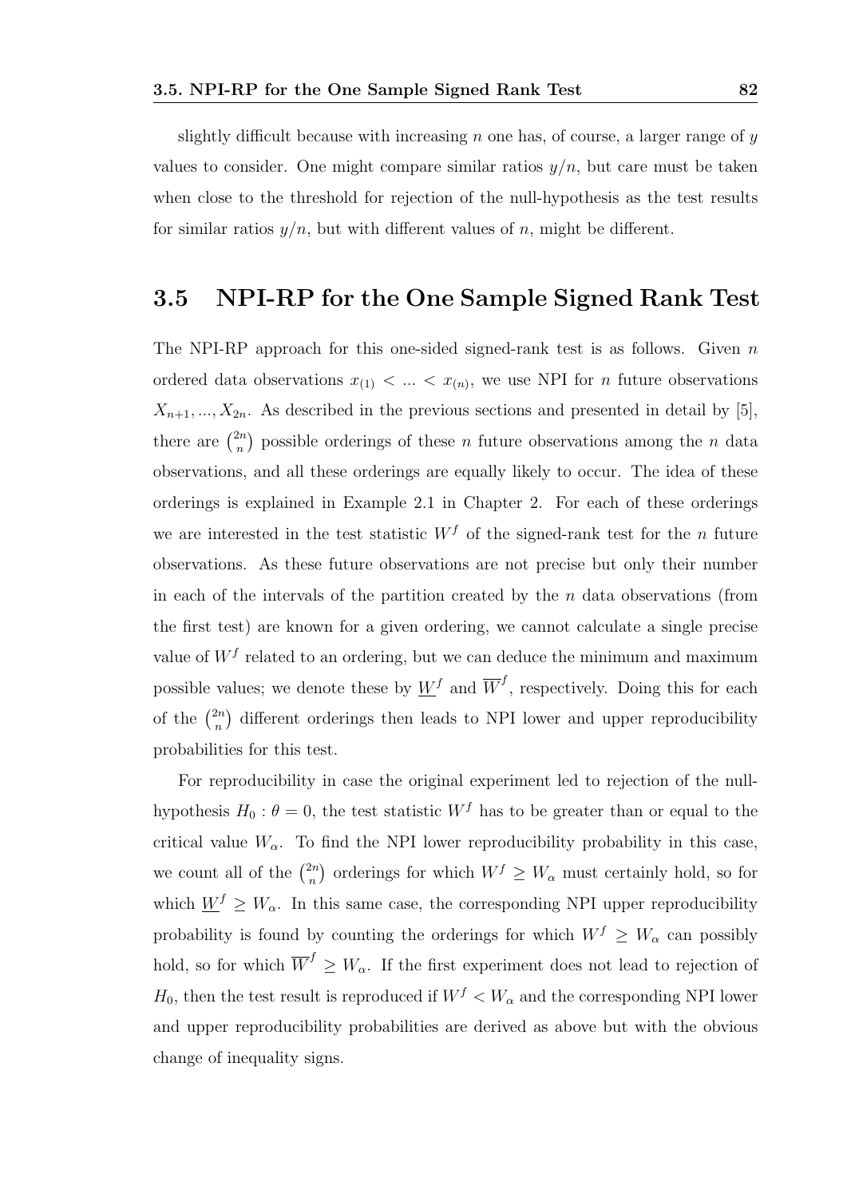slightly difficult because with increasing $n$ one has, of course, a larger range of $y$ values to consider. One might compare similar ratios $y/n$, but care must be taken when close to the threshold for rejection of the null-hypothesis as the test results for similar ratios $y/n$, but with different values of $n$, might be different.

## 3.5 NPI-RP for the One Sample Signed Rank Test

The NPI-RP approach for this one-sided signed-rank test is as follows. Given $n$ ordered data observations $x_{(1)} < ... < x_{(n)}$, we use NPI for $n$ future observations $X_{n+1}, ..., X_{2n}$. As described in the previous sections and presented in detail by [5], there are $\binom{2n}{n}$ possible orderings of these $n$ future observations among the $n$ data observations, and all these orderings are equally likely to occur. The idea of these orderings is explained in Example 2.1 in Chapter 2. For each of these orderings we are interested in the test statistic $W^f$ of the signed-rank test for the $n$ future observations. As these future observations are not precise but only their number in each of the intervals of the partition created by the $n$ data observations (from the first test) are known for a given ordering, we cannot calculate a single precise value of $W^f$ related to an ordering, but we can deduce the minimum and maximum possible values; we denote these by $\underline{W}^f$ and $\overline{W}^f$, respectively. Doing this for each of the $\binom{2n}{n}$ different orderings then leads to NPI lower and upper reproducibility probabilities for this test.

For reproducibility in case the original experiment led to rejection of the null-hypothesis $H_0 : \theta = 0$, the test statistic $W^f$ has to be greater than or equal to the critical value $W_\alpha$. To find the NPI lower reproducibility probability in this case, we count all of the $\binom{2n}{n}$ orderings for which $W^f \geq W_\alpha$ must certainly hold, so for which $\underline{W}^f \geq W_\alpha$. In this same case, the corresponding NPI upper reproducibility probability is found by counting the orderings for which $W^f \geq W_\alpha$ can possibly hold, so for which $\overline{W}^f \geq W_\alpha$. If the first experiment does not lead to rejection of $H_0$, then the test result is reproduced if $W^f < W_\alpha$ and the corresponding NPI lower and upper reproducibility probabilities are derived as above but with the obvious change of inequality signs.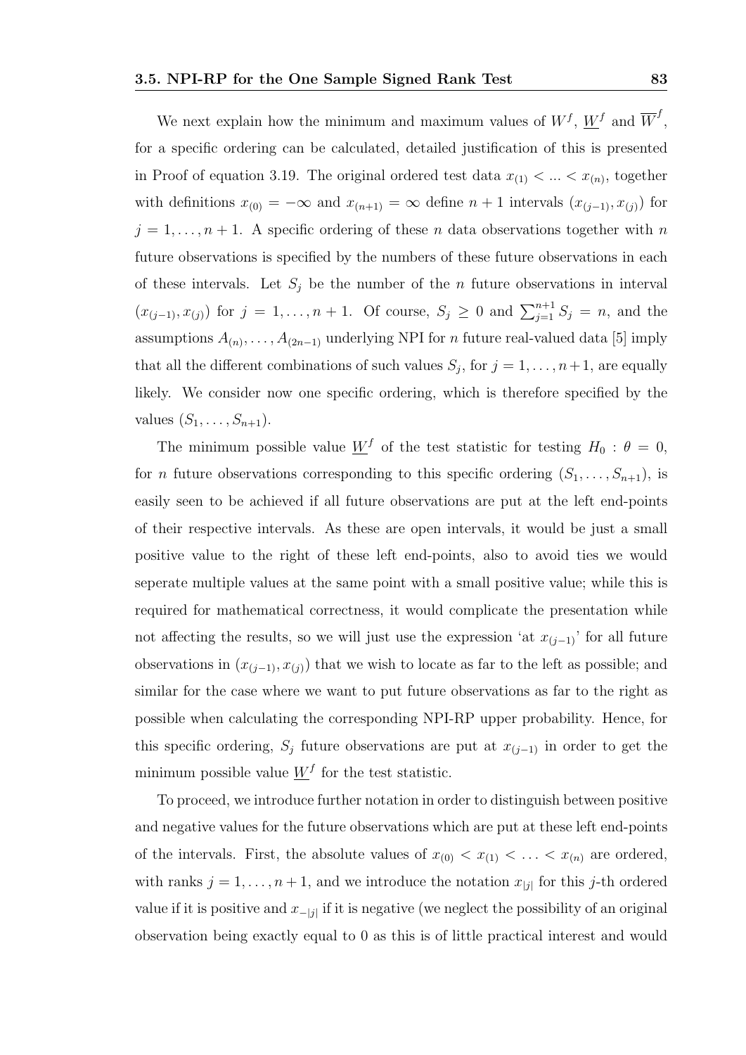We next explain how the minimum and maximum values of $W^f$, $\underline{W}^f$ and $\overline{W}^f$, for a specific ordering can be calculated, detailed justification of this is presented in Proof of equation 3.19. The original ordered test data $x_{(1)} < ... < x_{(n)}$, together with definitions $x_{(0)} = -\infty$ and $x_{(n+1)} = \infty$ define $n+1$ intervals $(x_{(j-1)}, x_{(j)})$ for $j = 1, \ldots, n+1$. A specific ordering of these $n$ data observations together with $n$ future observations is specified by the numbers of these future observations in each of these intervals. Let $S_j$ be the number of the $n$ future observations in interval $(x_{(j-1)}, x_{(j)})$ for $j = 1, \ldots, n+1$. Of course, $S_j \geq 0$ and $\sum_{j=1}^{n+1} S_j = n$, and the assumptions $A_{(n)}, \ldots, A_{(2n-1)}$ underlying NPI for $n$ future real-valued data [5] imply that all the different combinations of such values $S_j$, for $j = 1, \ldots, n+1$, are equally likely. We consider now one specific ordering, which is therefore specified by the values $(S_1, \ldots, S_{n+1})$.

The minimum possible value $\underline{W}^f$ of the test statistic for testing $H_0 : \theta = 0$, for $n$ future observations corresponding to this specific ordering $(S_1, \ldots, S_{n+1})$, is easily seen to be achieved if all future observations are put at the left end-points of their respective intervals. As these are open intervals, it would be just a small positive value to the right of these left end-points, also to avoid ties we would seperate multiple values at the same point with a small positive value; while this is required for mathematical correctness, it would complicate the presentation while not affecting the results, so we will just use the expression 'at $x_{(j-1)}$' for all future observations in $(x_{(j-1)}, x_{(j)})$ that we wish to locate as far to the left as possible; and similar for the case where we want to put future observations as far to the right as possible when calculating the corresponding NPI-RP upper probability. Hence, for this specific ordering, $S_j$ future observations are put at $x_{(j-1)}$ in order to get the minimum possible value $\underline{W}^f$ for the test statistic.

To proceed, we introduce further notation in order to distinguish between positive and negative values for the future observations which are put at these left end-points of the intervals. First, the absolute values of $x_{(0)} < x_{(1)} < \ldots < x_{(n)}$ are ordered, with ranks $j = 1, \ldots, n+1$, and we introduce the notation $x_{|j|}$ for this $j$-th ordered value if it is positive and $x_{-|j|}$ if it is negative (we neglect the possibility of an original observation being exactly equal to 0 as this is of little practical interest and would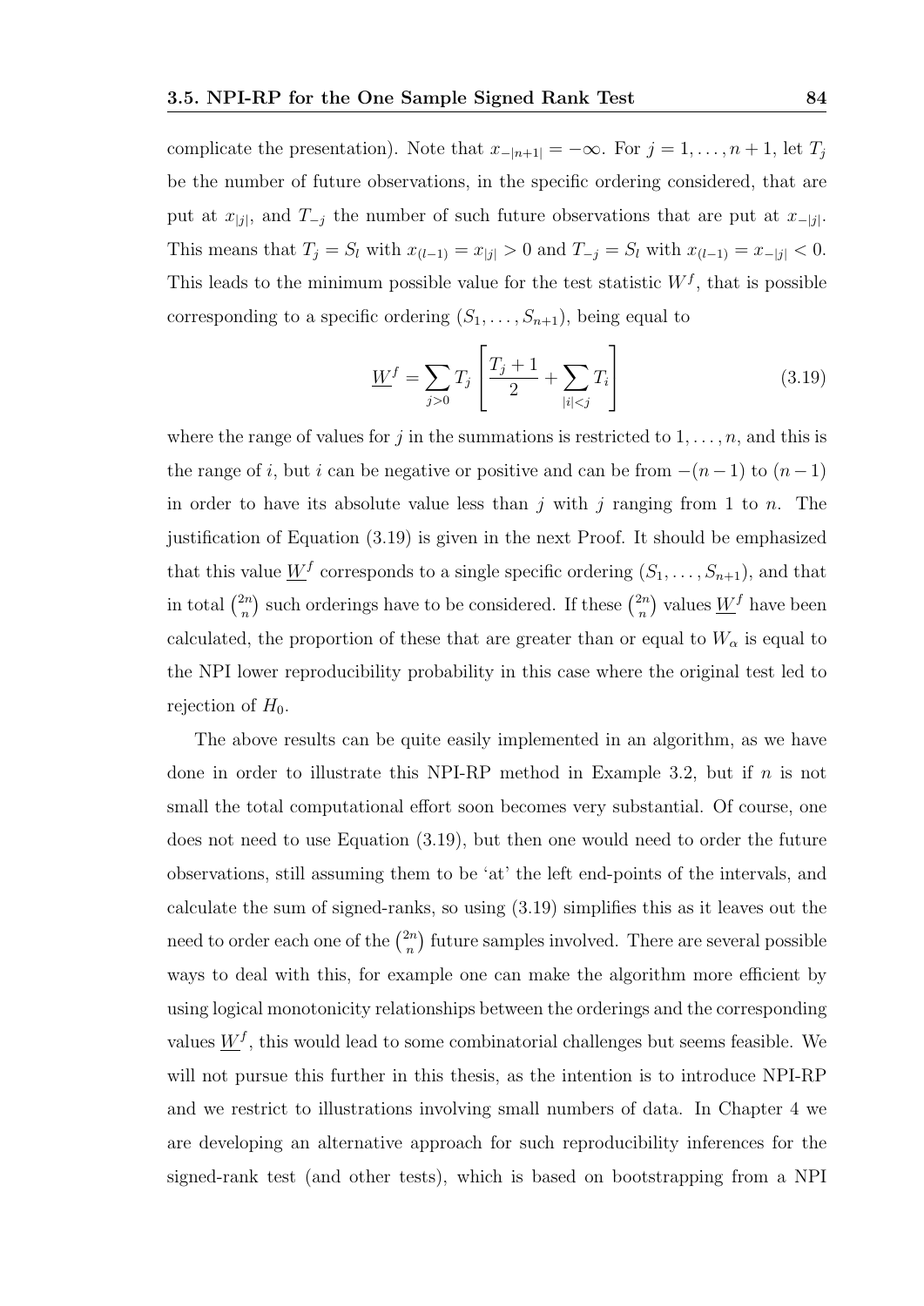complicate the presentation). Note that $x_{-|n+1|} = -\infty$. For $j = 1, \ldots, n+1$, let $T_j$ be the number of future observations, in the specific ordering considered, that are put at $x_{|j|}$, and $T_{-j}$ the number of such future observations that are put at $x_{-|j|}$. This means that $T_j = S_l$ with $x_{(l-1)} = x_{|j|} > 0$ and $T_{-j} = S_l$ with $x_{(l-1)} = x_{-|j|} < 0$. This leads to the minimum possible value for the test statistic $W^f$, that is possible corresponding to a specific ordering $(S_1, \ldots, S_{n+1})$, being equal to

$$\underline{W}^f = \sum_{j>0} T_j \left[ \frac{T_j + 1}{2} + \sum_{|i|<j} T_i \right] \tag{3.19}$$

where the range of values for $j$ in the summations is restricted to $1, \ldots, n$, and this is the range of $i$, but $i$ can be negative or positive and can be from $-(n-1)$ to $(n-1)$ in order to have its absolute value less than $j$ with $j$ ranging from 1 to $n$. The justification of Equation (3.19) is given in the next Proof. It should be emphasized that this value $\underline{W}^f$ corresponds to a single specific ordering $(S_1, \ldots, S_{n+1})$, and that in total $\binom{2n}{n}$ such orderings have to be considered. If these $\binom{2n}{n}$ values $\underline{W}^f$ have been calculated, the proportion of these that are greater than or equal to $W_\alpha$ is equal to the NPI lower reproducibility probability in this case where the original test led to rejection of $H_0$.

The above results can be quite easily implemented in an algorithm, as we have done in order to illustrate this NPI-RP method in Example 3.2, but if $n$ is not small the total computational effort soon becomes very substantial. Of course, one does not need to use Equation (3.19), but then one would need to order the future observations, still assuming them to be 'at' the left end-points of the intervals, and calculate the sum of signed-ranks, so using (3.19) simplifies this as it leaves out the need to order each one of the $\binom{2n}{n}$ future samples involved. There are several possible ways to deal with this, for example one can make the algorithm more efficient by using logical monotonicity relationships between the orderings and the corresponding values $\underline{W}^f$, this would lead to some combinatorial challenges but seems feasible. We will not pursue this further in this thesis, as the intention is to introduce NPI-RP and we restrict to illustrations involving small numbers of data. In Chapter 4 we are developing an alternative approach for such reproducibility inferences for the signed-rank test (and other tests), which is based on bootstrapping from a NPI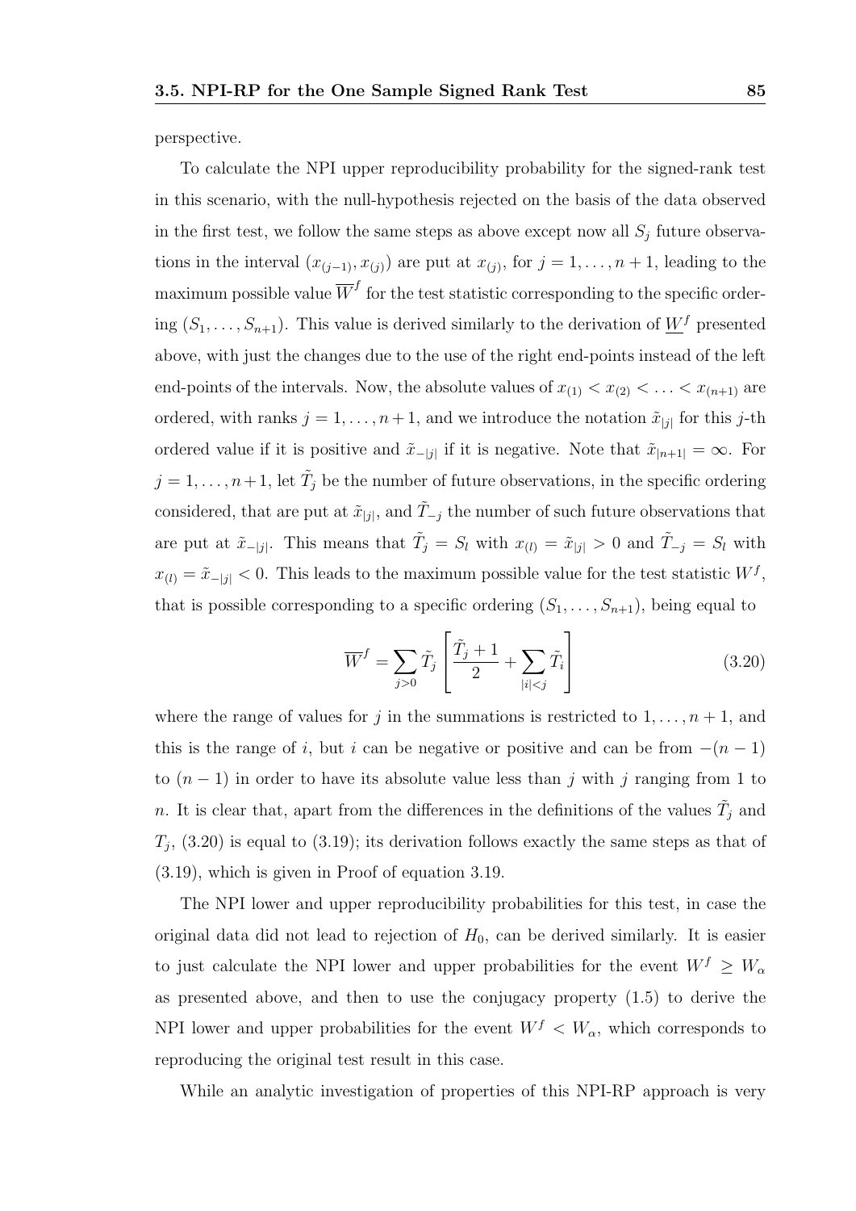perspective.

To calculate the NPI upper reproducibility probability for the signed-rank test in this scenario, with the null-hypothesis rejected on the basis of the data observed in the first test, we follow the same steps as above except now all $S_j$ future observations in the interval $(x_{(j-1)}, x_{(j)})$ are put at $x_{(j)}$, for $j = 1, \ldots, n+1$, leading to the maximum possible value $\overline{W}^f$ for the test statistic corresponding to the specific ordering $(S_1, \ldots, S_{n+1})$. This value is derived similarly to the derivation of $\underline{W}^f$ presented above, with just the changes due to the use of the right end-points instead of the left end-points of the intervals. Now, the absolute values of $x_{(1)} < x_{(2)} < \ldots < x_{(n+1)}$ are ordered, with ranks $j = 1, \ldots, n+1$, and we introduce the notation $\tilde{x}_{|j|}$ for this $j$-th ordered value if it is positive and $\tilde{x}_{-|j|}$ if it is negative. Note that $\tilde{x}_{|n+1|} = \infty$. For $j = 1, \ldots, n+1$, let $\tilde{T}_j$ be the number of future observations, in the specific ordering considered, that are put at $\tilde{x}_{|j|}$, and $\tilde{T}_{-j}$ the number of such future observations that are put at $\tilde{x}_{-|j|}$. This means that $\tilde{T}_j = S_l$ with $x_{(l)} = \tilde{x}_{|j|} > 0$ and $\tilde{T}_{-j} = S_l$ with $x_{(l)} = \tilde{x}_{-|j|} < 0$. This leads to the maximum possible value for the test statistic $W^f$, that is possible corresponding to a specific ordering $(S_1, \ldots, S_{n+1})$, being equal to

$$\overline{W}^f = \sum_{j>0} \tilde{T}_j \left[ \frac{\tilde{T}_j + 1}{2} + \sum_{|i|<j} \tilde{T}_i \right] \tag{3.20}$$

where the range of values for $j$ in the summations is restricted to $1, \ldots, n+1$, and this is the range of $i$, but $i$ can be negative or positive and can be from $-(n-1)$ to $(n-1)$ in order to have its absolute value less than $j$ with $j$ ranging from 1 to $n$. It is clear that, apart from the differences in the definitions of the values $\tilde{T}_j$ and $T_j$, (3.20) is equal to (3.19); its derivation follows exactly the same steps as that of (3.19), which is given in Proof of equation 3.19.

The NPI lower and upper reproducibility probabilities for this test, in case the original data did not lead to rejection of $H_0$, can be derived similarly. It is easier to just calculate the NPI lower and upper probabilities for the event $W^f \geq W_\alpha$ as presented above, and then to use the conjugacy property (1.5) to derive the NPI lower and upper probabilities for the event $W^f < W_\alpha$, which corresponds to reproducing the original test result in this case.

While an analytic investigation of properties of this NPI-RP approach is very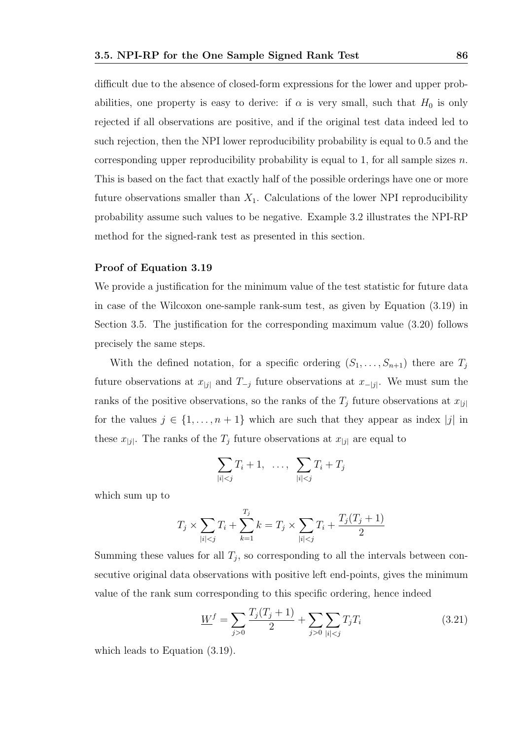difficult due to the absence of closed-form expressions for the lower and upper probabilities, one property is easy to derive: if $\alpha$ is very small, such that $H_0$ is only rejected if all observations are positive, and if the original test data indeed led to such rejection, then the NPI lower reproducibility probability is equal to 0.5 and the corresponding upper reproducibility probability is equal to 1, for all sample sizes $n$. This is based on the fact that exactly half of the possible orderings have one or more future observations smaller than $X_1$. Calculations of the lower NPI reproducibility probability assume such values to be negative. Example 3.2 illustrates the NPI-RP method for the signed-rank test as presented in this section.

#### Proof of Equation 3.19

We provide a justification for the minimum value of the test statistic for future data in case of the Wilcoxon one-sample rank-sum test, as given by Equation (3.19) in Section 3.5. The justification for the corresponding maximum value (3.20) follows precisely the same steps.

With the defined notation, for a specific ordering $(S_1, \ldots, S_{n+1})$ there are $T_j$ future observations at $x_{|j|}$ and $T_{-j}$ future observations at $x_{-|j|}$. We must sum the ranks of the positive observations, so the ranks of the $T_j$ future observations at $x_{|j|}$ for the values $j \in \{1, \ldots, n+1\}$ which are such that they appear as index $|j|$ in these $x_{|j|}$. The ranks of the $T_j$ future observations at $x_{|j|}$ are equal to

$$\sum_{|i|<j} T_i + 1, \ \ldots, \ \sum_{|i|<j} T_i + T_j$$

which sum up to

$$T_j \times \sum_{|i|<j} T_i + \sum_{k=1}^{T_j} k = T_j \times \sum_{|i|<j} T_i + \frac{T_j(T_j+1)}{2}$$

Summing these values for all $T_j$, so corresponding to all the intervals between consecutive original data observations with positive left end-points, gives the minimum value of the rank sum corresponding to this specific ordering, hence indeed

$$\underline{W}^f = \sum_{j>0} \frac{T_j(T_j+1)}{2} + \sum_{j>0} \sum_{|i|<j} T_j T_i \tag{3.21}$$

which leads to Equation (3.19).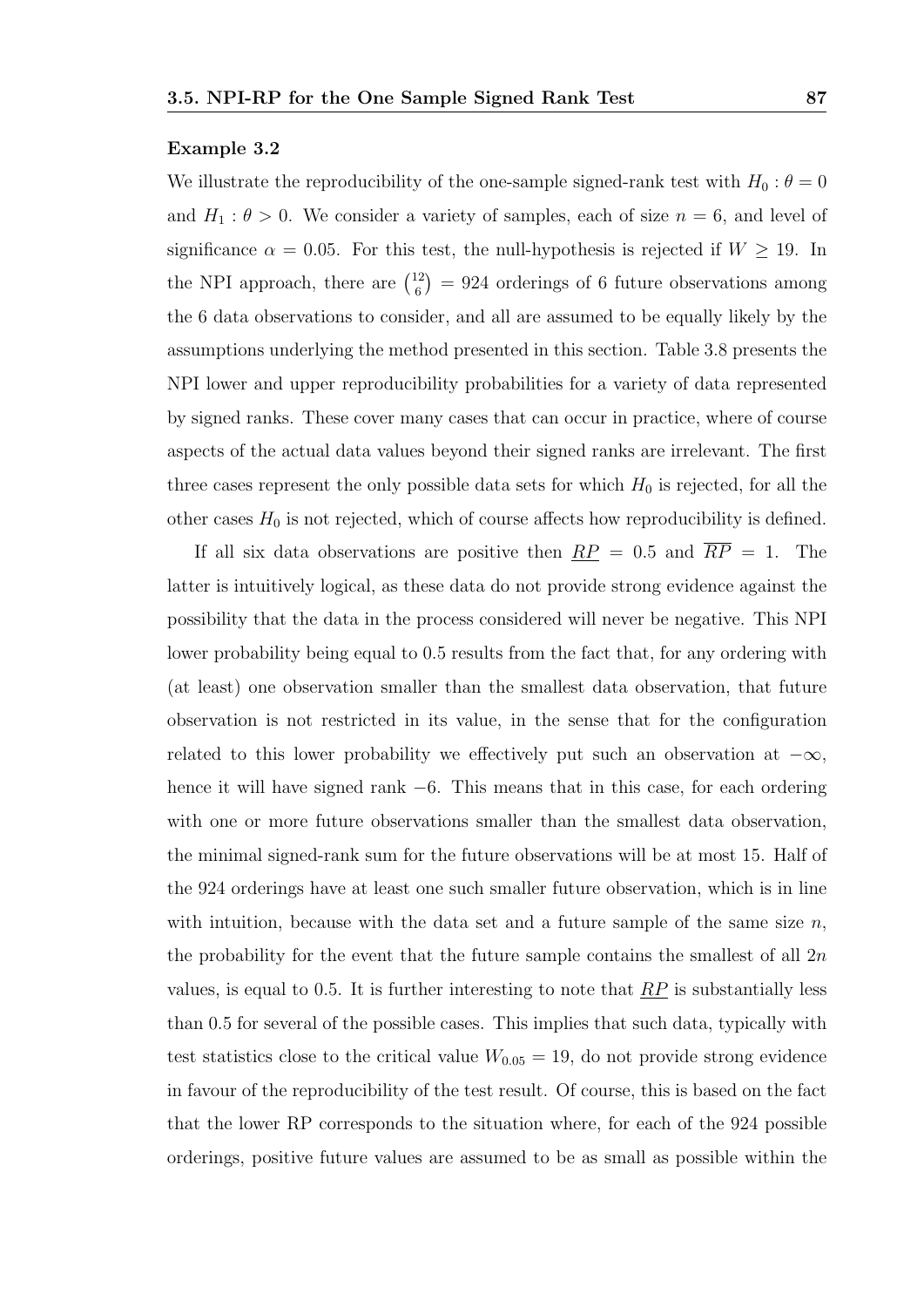#### Example 3.2

We illustrate the reproducibility of the one-sample signed-rank test with $H_0 : \theta = 0$ and $H_1 : \theta > 0$. We consider a variety of samples, each of size $n = 6$, and level of significance $\alpha = 0.05$. For this test, the null-hypothesis is rejected if $W \geq 19$. In the NPI approach, there are $\binom{12}{6} = 924$ orderings of 6 future observations among the 6 data observations to consider, and all are assumed to be equally likely by the assumptions underlying the method presented in this section. Table 3.8 presents the NPI lower and upper reproducibility probabilities for a variety of data represented by signed ranks. These cover many cases that can occur in practice, where of course aspects of the actual data values beyond their signed ranks are irrelevant. The first three cases represent the only possible data sets for which $H_0$ is rejected, for all the other cases $H_0$ is not rejected, which of course affects how reproducibility is defined.

If all six data observations are positive then $\underline{RP} = 0.5$ and $\overline{RP} = 1$. The latter is intuitively logical, as these data do not provide strong evidence against the possibility that the data in the process considered will never be negative. This NPI lower probability being equal to 0.5 results from the fact that, for any ordering with (at least) one observation smaller than the smallest data observation, that future observation is not restricted in its value, in the sense that for the configuration related to this lower probability we effectively put such an observation at $-\infty$, hence it will have signed rank $-6$. This means that in this case, for each ordering with one or more future observations smaller than the smallest data observation, the minimal signed-rank sum for the future observations will be at most 15. Half of the 924 orderings have at least one such smaller future observation, which is in line with intuition, because with the data set and a future sample of the same size $n$, the probability for the event that the future sample contains the smallest of all $2n$ values, is equal to 0.5. It is further interesting to note that $\underline{RP}$ is substantially less than 0.5 for several of the possible cases. This implies that such data, typically with test statistics close to the critical value $W_{0.05} = 19$, do not provide strong evidence in favour of the reproducibility of the test result. Of course, this is based on the fact that the lower RP corresponds to the situation where, for each of the 924 possible orderings, positive future values are assumed to be as small as possible within the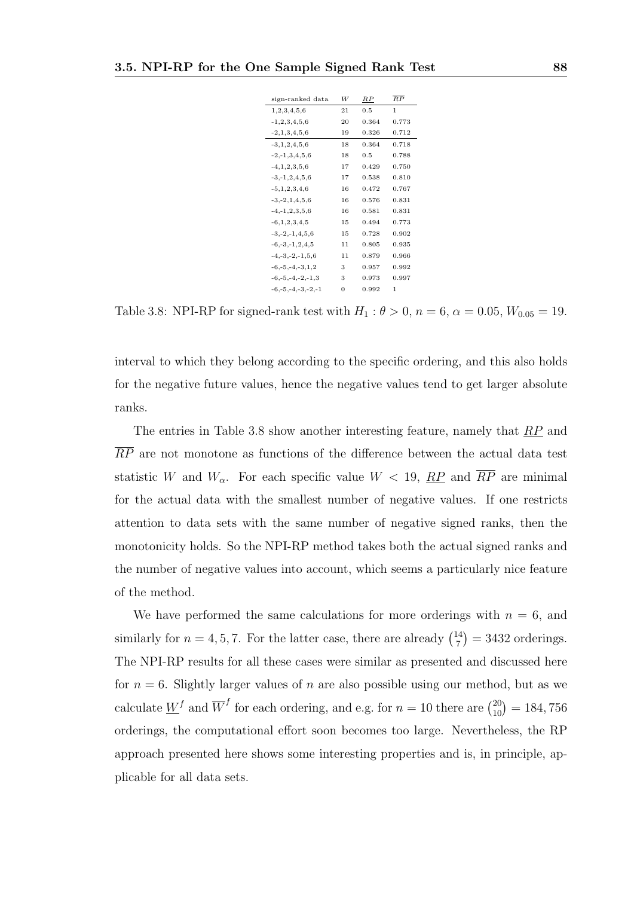| sign-ranked data | $W$ | $\underline{RP}$ | $\overline{RP}$ |
|---|---|---|---|
| 1,2,3,4,5,6 | 21 | 0.5 | 1 |
| -1,2,3,4,5,6 | 20 | 0.364 | 0.773 |
| -2,1,3,4,5,6 | 19 | 0.326 | 0.712 |
| -3,1,2,4,5,6 | 18 | 0.364 | 0.718 |
| -2,-1,3,4,5,6 | 18 | 0.5 | 0.788 |
| -4,1,2,3,5,6 | 17 | 0.429 | 0.750 |
| -3,-1,2,4,5,6 | 17 | 0.538 | 0.810 |
| -5,1,2,3,4,6 | 16 | 0.472 | 0.767 |
| -3,-2,1,4,5,6 | 16 | 0.576 | 0.831 |
| -4,-1,2,3,5,6 | 16 | 0.581 | 0.831 |
| -6,1,2,3,4,5 | 15 | 0.494 | 0.773 |
| -3,-2,-1,4,5,6 | 15 | 0.728 | 0.902 |
| -6,-3,-1,2,4,5 | 11 | 0.805 | 0.935 |
| -4,-3,-2,-1,5,6 | 11 | 0.879 | 0.966 |
| -6,-5,-4,-3,1,2 | 3 | 0.957 | 0.992 |
| -6,-5,-4,-2,-1,3 | 3 | 0.973 | 0.997 |
| -6,-5,-4,-3,-2,-1 | 0 | 0.992 | 1 |

Table 3.8: NPI-RP for signed-rank test with $H_1 : \theta > 0$, $n = 6$, $\alpha = 0.05$, $W_{0.05} = 19$.

interval to which they belong according to the specific ordering, and this also holds for the negative future values, hence the negative values tend to get larger absolute ranks.

The entries in Table 3.8 show another interesting feature, namely that $\underline{RP}$ and $\overline{RP}$ are not monotone as functions of the difference between the actual data test statistic $W$ and $W_\alpha$. For each specific value $W < 19$, $\underline{RP}$ and $\overline{RP}$ are minimal for the actual data with the smallest number of negative values. If one restricts attention to data sets with the same number of negative signed ranks, then the monotonicity holds. So the NPI-RP method takes both the actual signed ranks and the number of negative values into account, which seems a particularly nice feature of the method.

We have performed the same calculations for more orderings with $n = 6$, and similarly for $n = 4, 5, 7$. For the latter case, there are already $\binom{14}{7} = 3432$ orderings. The NPI-RP results for all these cases were similar as presented and discussed here for $n = 6$. Slightly larger values of $n$ are also possible using our method, but as we calculate $\underline{W}^f$ and $\overline{W}^f$ for each ordering, and e.g. for $n = 10$ there are $\binom{20}{10} = 184,756$ orderings, the computational effort soon becomes too large. Nevertheless, the RP approach presented here shows some interesting properties and is, in principle, applicable for all data sets.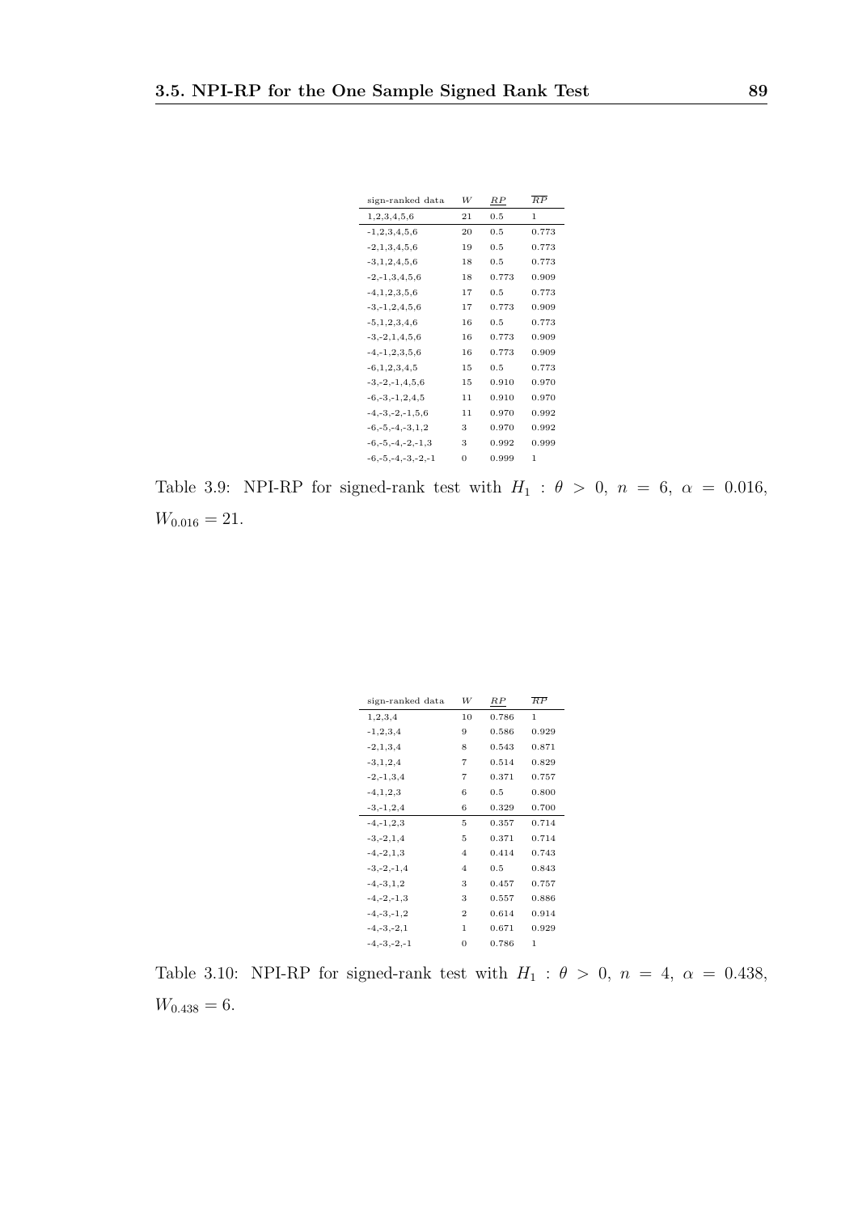| sign-ranked data | $W$ | $\underline{RP}$ | $\overline{RP}$ |
|---|---|---|---|
| 1,2,3,4,5,6 | 21 | 0.5 | 1 |
| -1,2,3,4,5,6 | 20 | 0.5 | 0.773 |
| -2,1,3,4,5,6 | 19 | 0.5 | 0.773 |
| -3,1,2,4,5,6 | 18 | 0.5 | 0.773 |
| -2,-1,3,4,5,6 | 18 | 0.773 | 0.909 |
| -4,1,2,3,5,6 | 17 | 0.5 | 0.773 |
| -3,-1,2,4,5,6 | 17 | 0.773 | 0.909 |
| -5,1,2,3,4,6 | 16 | 0.5 | 0.773 |
| -3,-2,1,4,5,6 | 16 | 0.773 | 0.909 |
| -4,-1,2,3,5,6 | 16 | 0.773 | 0.909 |
| -6,1,2,3,4,5 | 15 | 0.5 | 0.773 |
| -3,-2,-1,4,5,6 | 15 | 0.910 | 0.970 |
| -6,-3,-1,2,4,5 | 11 | 0.910 | 0.970 |
| -4,-3,-2,-1,5,6 | 11 | 0.970 | 0.992 |
| -6,-5,-4,-3,1,2 | 3 | 0.970 | 0.992 |
| -6,-5,-4,-2,-1,3 | 3 | 0.992 | 0.999 |
| -6,-5,-4,-3,-2,-1 | 0 | 0.999 | 1 |

Table 3.9: NPI-RP for signed-rank test with $H_1 : \theta > 0$, $n = 6$, $\alpha = 0.016$, $W_{0.016} = 21$.

| sign-ranked data | $W$ | $\underline{RP}$ | $\overline{RP}$ |
|---|---|---|---|
| 1,2,3,4 | 10 | 0.786 | 1 |
| -1,2,3,4 | 9 | 0.586 | 0.929 |
| -2,1,3,4 | 8 | 0.543 | 0.871 |
| -3,1,2,4 | 7 | 0.514 | 0.829 |
| -2,-1,3,4 | 7 | 0.371 | 0.757 |
| -4,1,2,3 | 6 | 0.5 | 0.800 |
| -3,-1,2,4 | 6 | 0.329 | 0.700 |
| -4,-1,2,3 | 5 | 0.357 | 0.714 |
| -3,-2,1,4 | 5 | 0.371 | 0.714 |
| -4,-2,1,3 | 4 | 0.414 | 0.743 |
| -3,-2,-1,4 | 4 | 0.5 | 0.843 |
| -4,-3,1,2 | 3 | 0.457 | 0.757 |
| -4,-2,-1,3 | 3 | 0.557 | 0.886 |
| -4,-3,-1,2 | 2 | 0.614 | 0.914 |
| -4,-3,-2,1 | 1 | 0.671 | 0.929 |
| -4,-3,-2,-1 | 0 | 0.786 | 1 |

Table 3.10: NPI-RP for signed-rank test with $H_1 : \theta > 0$, $n = 4$, $\alpha = 0.438$, $W_{0.438} = 6$.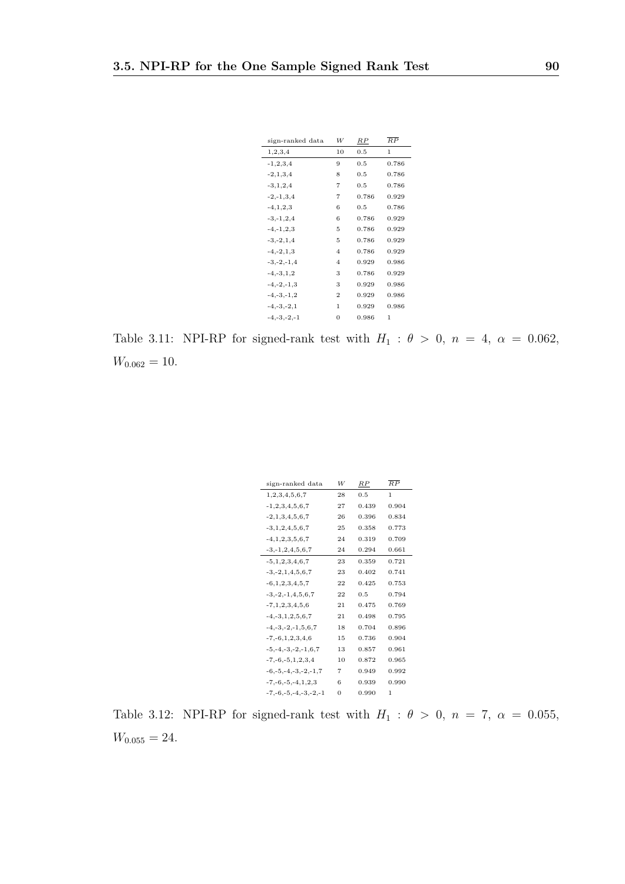| sign-ranked data | $W$ | $\underline{RP}$ | $\overline{RP}$ |
|---|---|---|---|
| 1,2,3,4 | 10 | 0.5 | 1 |
| -1,2,3,4 | 9 | 0.5 | 0.786 |
| -2,1,3,4 | 8 | 0.5 | 0.786 |
| -3,1,2,4 | 7 | 0.5 | 0.786 |
| -2,-1,3,4 | 7 | 0.786 | 0.929 |
| -4,1,2,3 | 6 | 0.5 | 0.786 |
| -3,-1,2,4 | 6 | 0.786 | 0.929 |
| -4,-1,2,3 | 5 | 0.786 | 0.929 |
| -3,-2,1,4 | 5 | 0.786 | 0.929 |
| -4,-2,1,3 | 4 | 0.786 | 0.929 |
| -3,-2,-1,4 | 4 | 0.929 | 0.986 |
| -4,-3,1,2 | 3 | 0.786 | 0.929 |
| -4,-2,-1,3 | 3 | 0.929 | 0.986 |
| -4,-3,-1,2 | 2 | 0.929 | 0.986 |
| -4,-3,-2,1 | 1 | 0.929 | 0.986 |
| -4,-3,-2,-1 | 0 | 0.986 | 1 |

Table 3.11: NPI-RP for signed-rank test with $H_1 : \theta > 0$, $n = 4$, $\alpha = 0.062$, $W_{0.062} = 10$.

| sign-ranked data | $W$ | $\underline{RP}$ | $\overline{RP}$ |
|---|---|---|---|
| 1,2,3,4,5,6,7 | 28 | 0.5 | 1 |
| -1,2,3,4,5,6,7 | 27 | 0.439 | 0.904 |
| -2,1,3,4,5,6,7 | 26 | 0.396 | 0.834 |
| -3,1,2,4,5,6,7 | 25 | 0.358 | 0.773 |
| -4,1,2,3,5,6,7 | 24 | 0.319 | 0.709 |
| -3,-1,2,4,5,6,7 | 24 | 0.294 | 0.661 |
| -5,1,2,3,4,6,7 | 23 | 0.359 | 0.721 |
| -3,-2,1,4,5,6,7 | 23 | 0.402 | 0.741 |
| -6,1,2,3,4,5,7 | 22 | 0.425 | 0.753 |
| -3,-2,-1,4,5,6,7 | 22 | 0.5 | 0.794 |
| -7,1,2,3,4,5,6 | 21 | 0.475 | 0.769 |
| -4,-3,1,2,5,6,7 | 21 | 0.498 | 0.795 |
| -4,-3,-2,-1,5,6,7 | 18 | 0.704 | 0.896 |
| -7,-6,1,2,3,4,6 | 15 | 0.736 | 0.904 |
| -5,-4,-3,-2,-1,6,7 | 13 | 0.857 | 0.961 |
| -7,-6,-5,1,2,3,4 | 10 | 0.872 | 0.965 |
| -6,-5,-4,-3,-2,-1,7 | 7 | 0.949 | 0.992 |
| -7,-6,-5,-4,1,2,3 | 6 | 0.939 | 0.990 |
| -7,-6,-5,-4,-3,-2,-1 | 0 | 0.990 | 1 |

Table 3.12: NPI-RP for signed-rank test with $H_1 : \theta > 0$, $n = 7$, $\alpha = 0.055$, $W_{0.055} = 24$.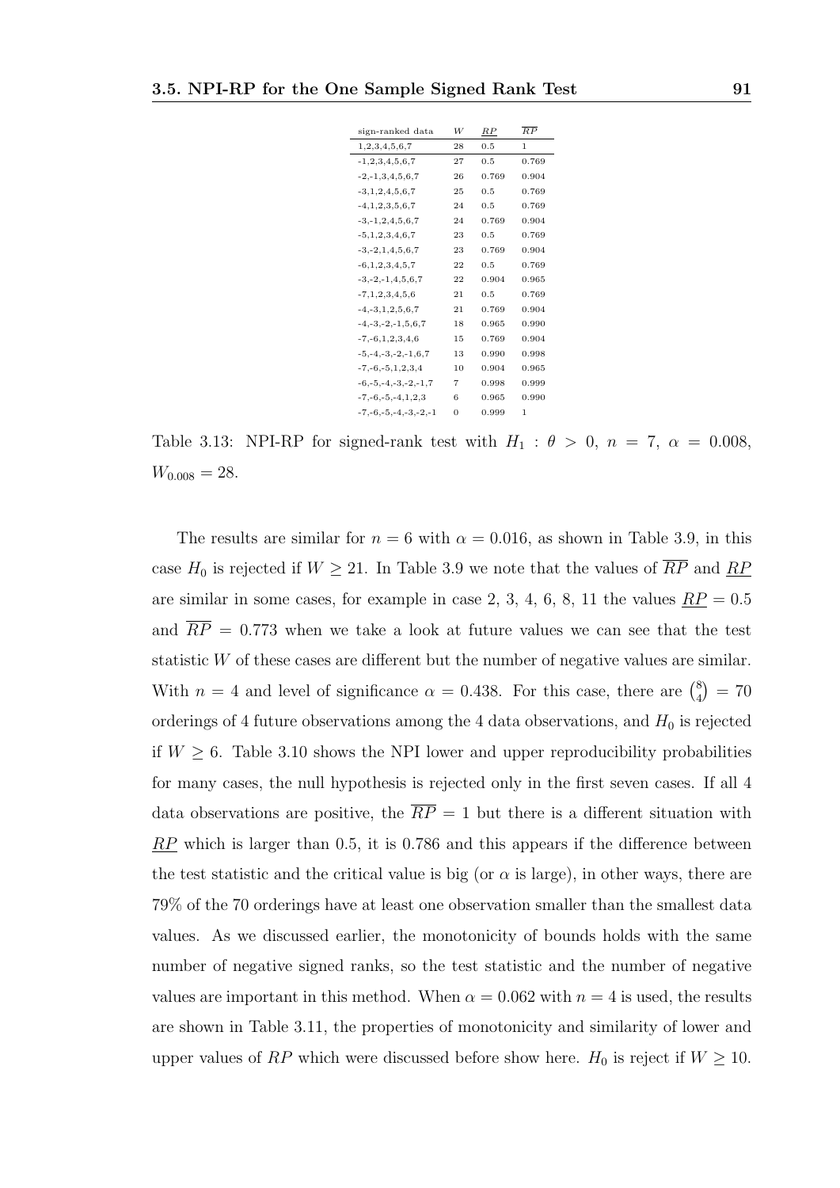| sign-ranked data | $W$ | $\underline{RP}$ | $\overline{RP}$ |
|---|---|---|---|
| 1,2,3,4,5,6,7 | 28 | 0.5 | 1 |
| -1,2,3,4,5,6,7 | 27 | 0.5 | 0.769 |
| -2,-1,3,4,5,6,7 | 26 | 0.769 | 0.904 |
| -3,1,2,4,5,6,7 | 25 | 0.5 | 0.769 |
| -4,1,2,3,5,6,7 | 24 | 0.5 | 0.769 |
| -3,-1,2,4,5,6,7 | 24 | 0.769 | 0.904 |
| -5,1,2,3,4,6,7 | 23 | 0.5 | 0.769 |
| -3,-2,1,4,5,6,7 | 23 | 0.769 | 0.904 |
| -6,1,2,3,4,5,7 | 22 | 0.5 | 0.769 |
| -3,-2,-1,4,5,6,7 | 22 | 0.904 | 0.965 |
| -7,1,2,3,4,5,6 | 21 | 0.5 | 0.769 |
| -4,-3,1,2,5,6,7 | 21 | 0.769 | 0.904 |
| -4,-3,-2,-1,5,6,7 | 18 | 0.965 | 0.990 |
| -7,-6,1,2,3,4,6 | 15 | 0.769 | 0.904 |
| -5,-4,-3,-2,-1,6,7 | 13 | 0.990 | 0.998 |
| -7,-6,-5,1,2,3,4 | 10 | 0.904 | 0.965 |
| -6,-5,-4,-3,-2,-1,7 | 7 | 0.998 | 0.999 |
| -7,-6,-5,-4,1,2,3 | 6 | 0.965 | 0.990 |
| -7,-6,-5,-4,-3,-2,-1 | 0 | 0.999 | 1 |

Table 3.13: NPI-RP for signed-rank test with $H_1 : \theta > 0$, $n = 7$, $\alpha = 0.008$, $W_{0.008} = 28$.

The results are similar for $n = 6$ with $\alpha = 0.016$, as shown in Table 3.9, in this case $H_0$ is rejected if $W \geq 21$. In Table 3.9 we note that the values of $\overline{RP}$ and $\underline{RP}$ are similar in some cases, for example in case 2, 3, 4, 6, 8, 11 the values $\underline{RP} = 0.5$ and $\overline{RP} = 0.773$ when we take a look at future values we can see that the test statistic $W$ of these cases are different but the number of negative values are similar. With $n = 4$ and level of significance $\alpha = 0.438$. For this case, there are $\binom{8}{4} = 70$ orderings of 4 future observations among the 4 data observations, and $H_0$ is rejected if $W \geq 6$. Table 3.10 shows the NPI lower and upper reproducibility probabilities for many cases, the null hypothesis is rejected only in the first seven cases. If all 4 data observations are positive, the $\overline{RP} = 1$ but there is a different situation with $\underline{RP}$ which is larger than 0.5, it is 0.786 and this appears if the difference between the test statistic and the critical value is big (or $\alpha$ is large), in other ways, there are 79% of the 70 orderings have at least one observation smaller than the smallest data values. As we discussed earlier, the monotonicity of bounds holds with the same number of negative signed ranks, so the test statistic and the number of negative values are important in this method. When $\alpha = 0.062$ with $n = 4$ is used, the results are shown in Table 3.11, the properties of monotonicity and similarity of lower and upper values of $RP$ which were discussed before show here. $H_0$ is reject if $W \geq 10$.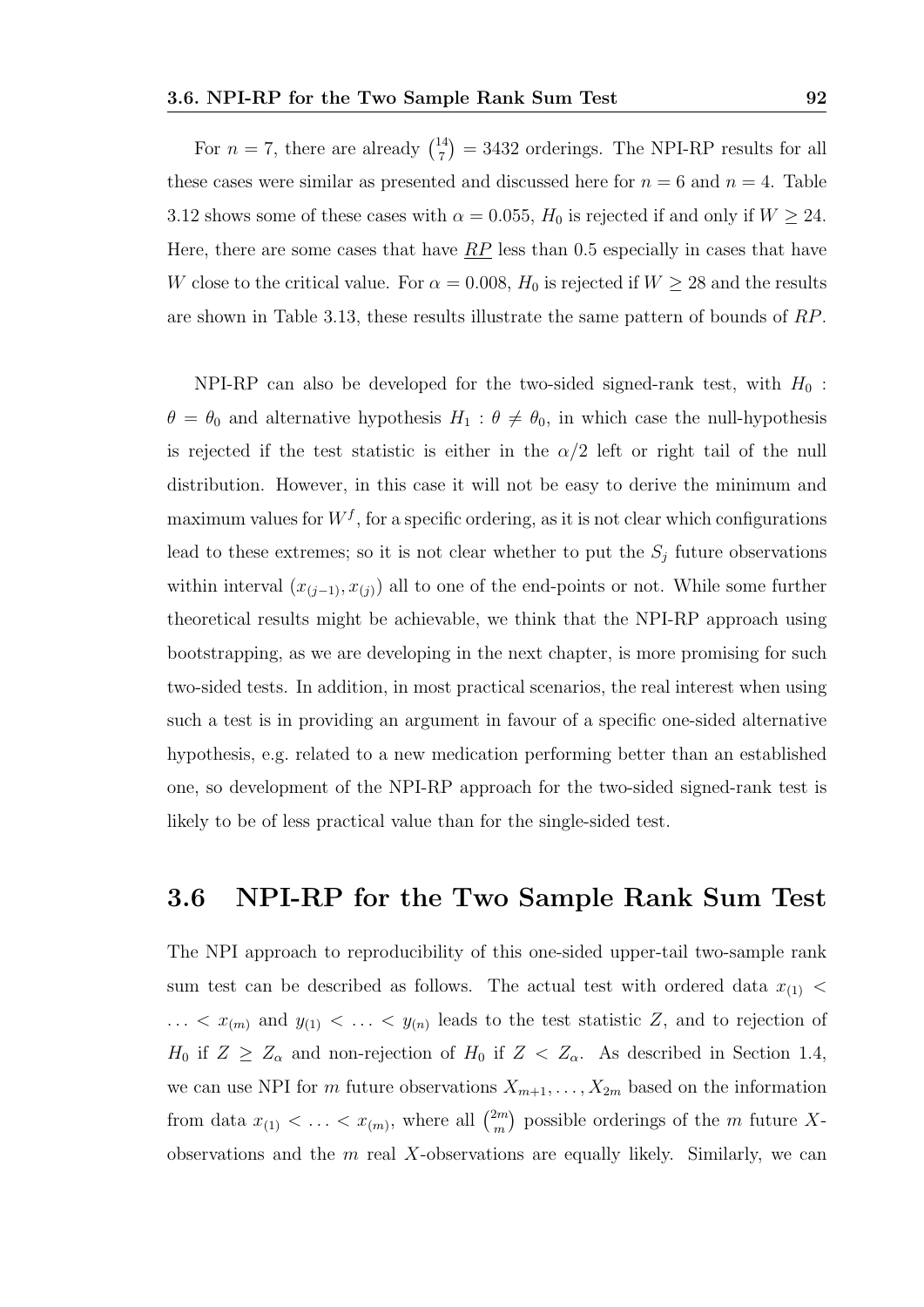For $n = 7$, there are already $\binom{14}{7} = 3432$ orderings. The NPI-RP results for all these cases were similar as presented and discussed here for $n = 6$ and $n = 4$. Table 3.12 shows some of these cases with $\alpha = 0.055$, $H_0$ is rejected if and only if $W \geq 24$. Here, there are some cases that have $\underline{RP}$ less than 0.5 especially in cases that have $W$ close to the critical value. For $\alpha = 0.008$, $H_0$ is rejected if $W \geq 28$ and the results are shown in Table 3.13, these results illustrate the same pattern of bounds of $RP$.

NPI-RP can also be developed for the two-sided signed-rank test, with $H_0 : \theta = \theta_0$ and alternative hypothesis $H_1 : \theta \neq \theta_0$, in which case the null-hypothesis is rejected if the test statistic is either in the $\alpha/2$ left or right tail of the null distribution. However, in this case it will not be easy to derive the minimum and maximum values for $W^f$, for a specific ordering, as it is not clear which configurations lead to these extremes; so it is not clear whether to put the $S_j$ future observations within interval $(x_{(j-1)}, x_{(j)})$ all to one of the end-points or not. While some further theoretical results might be achievable, we think that the NPI-RP approach using bootstrapping, as we are developing in the next chapter, is more promising for such two-sided tests. In addition, in most practical scenarios, the real interest when using such a test is in providing an argument in favour of a specific one-sided alternative hypothesis, e.g. related to a new medication performing better than an established one, so development of the NPI-RP approach for the two-sided signed-rank test is likely to be of less practical value than for the single-sided test.

## 3.6 NPI-RP for the Two Sample Rank Sum Test

The NPI approach to reproducibility of this one-sided upper-tail two-sample rank sum test can be described as follows. The actual test with ordered data $x_{(1)} < \ldots < x_{(m)}$ and $y_{(1)} < \ldots < y_{(n)}$ leads to the test statistic $Z$, and to rejection of $H_0$ if $Z \geq Z_\alpha$ and non-rejection of $H_0$ if $Z < Z_\alpha$. As described in Section 1.4, we can use NPI for $m$ future observations $X_{m+1}, \ldots, X_{2m}$ based on the information from data $x_{(1)} < \ldots < x_{(m)}$, where all $\binom{2m}{m}$ possible orderings of the $m$ future $X$-observations and the $m$ real $X$-observations are equally likely. Similarly, we can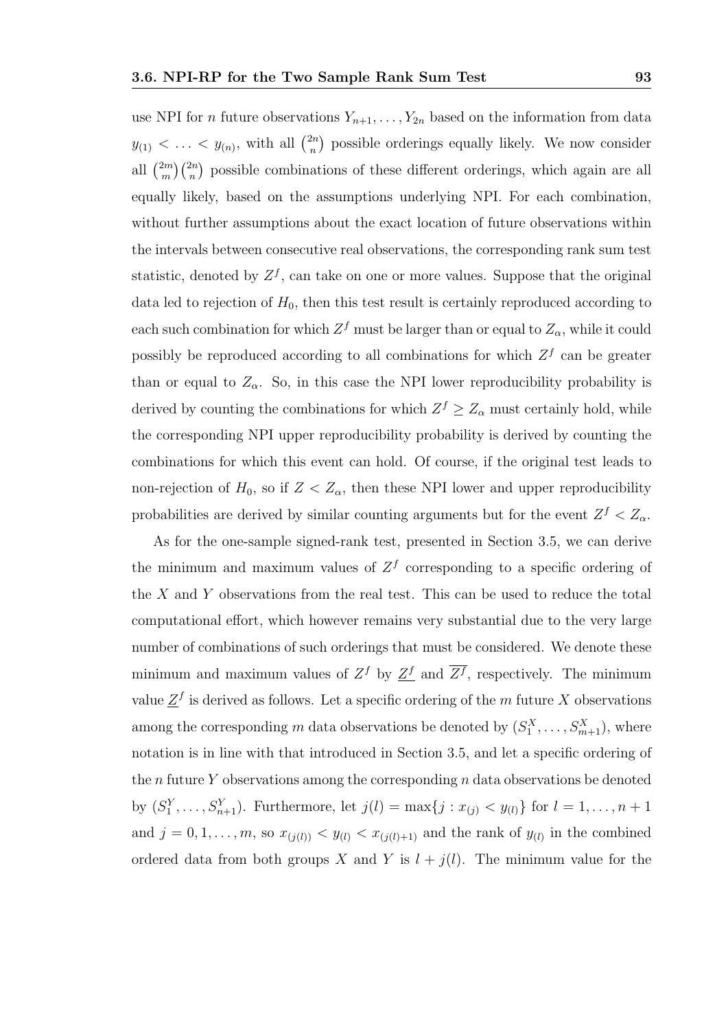use NPI for $n$ future observations $Y_{n+1}, \ldots, Y_{2n}$ based on the information from data $y_{(1)} < \ldots < y_{(n)}$, with all $\binom{2n}{n}$ possible orderings equally likely. We now consider all $\binom{2m}{m}\binom{2n}{n}$ possible combinations of these different orderings, which again are all equally likely, based on the assumptions underlying NPI. For each combination, without further assumptions about the exact location of future observations within the intervals between consecutive real observations, the corresponding rank sum test statistic, denoted by $Z^f$, can take on one or more values. Suppose that the original data led to rejection of $H_0$, then this test result is certainly reproduced according to each such combination for which $Z^f$ must be larger than or equal to $Z_\alpha$, while it could possibly be reproduced according to all combinations for which $Z^f$ can be greater than or equal to $Z_\alpha$. So, in this case the NPI lower reproducibility probability is derived by counting the combinations for which $Z^f \geq Z_\alpha$ must certainly hold, while the corresponding NPI upper reproducibility probability is derived by counting the combinations for which this event can hold. Of course, if the original test leads to non-rejection of $H_0$, so if $Z < Z_\alpha$, then these NPI lower and upper reproducibility probabilities are derived by similar counting arguments but for the event $Z^f < Z_\alpha$.

As for the one-sample signed-rank test, presented in Section 3.5, we can derive the minimum and maximum values of $Z^f$ corresponding to a specific ordering of the $X$ and $Y$ observations from the real test. This can be used to reduce the total computational effort, which however remains very substantial due to the very large number of combinations of such orderings that must be considered. We denote these minimum and maximum values of $Z^f$ by $\underline{Z^f}$ and $\overline{Z^f}$, respectively. The minimum value $\underline{Z}^f$ is derived as follows. Let a specific ordering of the $m$ future $X$ observations among the corresponding $m$ data observations be denoted by $(S_1^X, \ldots, S_{m+1}^X)$, where notation is in line with that introduced in Section 3.5, and let a specific ordering of the $n$ future $Y$ observations among the corresponding $n$ data observations be denoted by $(S_1^Y, \ldots, S_{n+1}^Y)$. Furthermore, let $j(l) = \max\{j : x_{(j)} < y_{(l)}\}$ for $l = 1, \ldots, n+1$ and $j = 0, 1, \ldots, m$, so $x_{(j(l))} < y_{(l)} < x_{(j(l)+1)}$ and the rank of $y_{(l)}$ in the combined ordered data from both groups $X$ and $Y$ is $l + j(l)$. The minimum value for the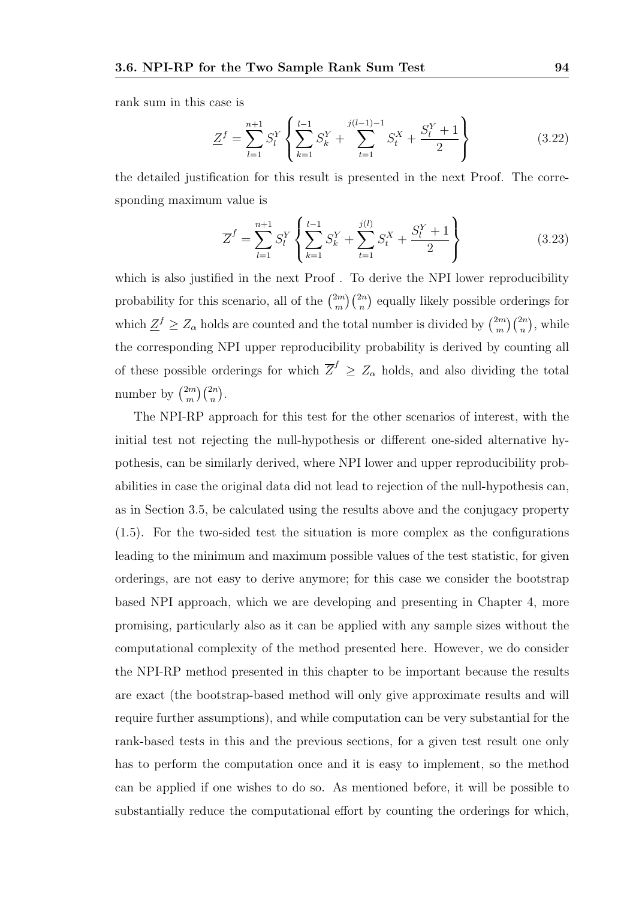rank sum in this case is

$$\underline{Z}^f = \sum_{l=1}^{n+1} S_l^Y \left\{ \sum_{k=1}^{l-1} S_k^Y + \sum_{t=1}^{j(l-1)-1} S_t^X + \frac{S_l^Y + 1}{2} \right\} \tag{3.22}$$

the detailed justification for this result is presented in the next Proof. The corresponding maximum value is

$$\overline{Z}^f = \sum_{l=1}^{n+1} S_l^Y \left\{ \sum_{k=1}^{l-1} S_k^Y + \sum_{t=1}^{j(l)} S_t^X + \frac{S_l^Y + 1}{2} \right\} \tag{3.23}$$

which is also justified in the next Proof . To derive the NPI lower reproducibility probability for this scenario, all of the $\binom{2m}{m}\binom{2n}{n}$ equally likely possible orderings for which $\underline{Z}^f \geq Z_\alpha$ holds are counted and the total number is divided by $\binom{2m}{m}\binom{2n}{n}$, while the corresponding NPI upper reproducibility probability is derived by counting all of these possible orderings for which $\overline{Z}^f \geq Z_\alpha$ holds, and also dividing the total number by $\binom{2m}{m}\binom{2n}{n}$.

The NPI-RP approach for this test for the other scenarios of interest, with the initial test not rejecting the null-hypothesis or different one-sided alternative hypothesis, can be similarly derived, where NPI lower and upper reproducibility probabilities in case the original data did not lead to rejection of the null-hypothesis can, as in Section 3.5, be calculated using the results above and the conjugacy property (1.5). For the two-sided test the situation is more complex as the configurations leading to the minimum and maximum possible values of the test statistic, for given orderings, are not easy to derive anymore; for this case we consider the bootstrap based NPI approach, which we are developing and presenting in Chapter 4, more promising, particularly also as it can be applied with any sample sizes without the computational complexity of the method presented here. However, we do consider the NPI-RP method presented in this chapter to be important because the results are exact (the bootstrap-based method will only give approximate results and will require further assumptions), and while computation can be very substantial for the rank-based tests in this and the previous sections, for a given test result one only has to perform the computation once and it is easy to implement, so the method can be applied if one wishes to do so. As mentioned before, it will be possible to substantially reduce the computational effort by counting the orderings for which,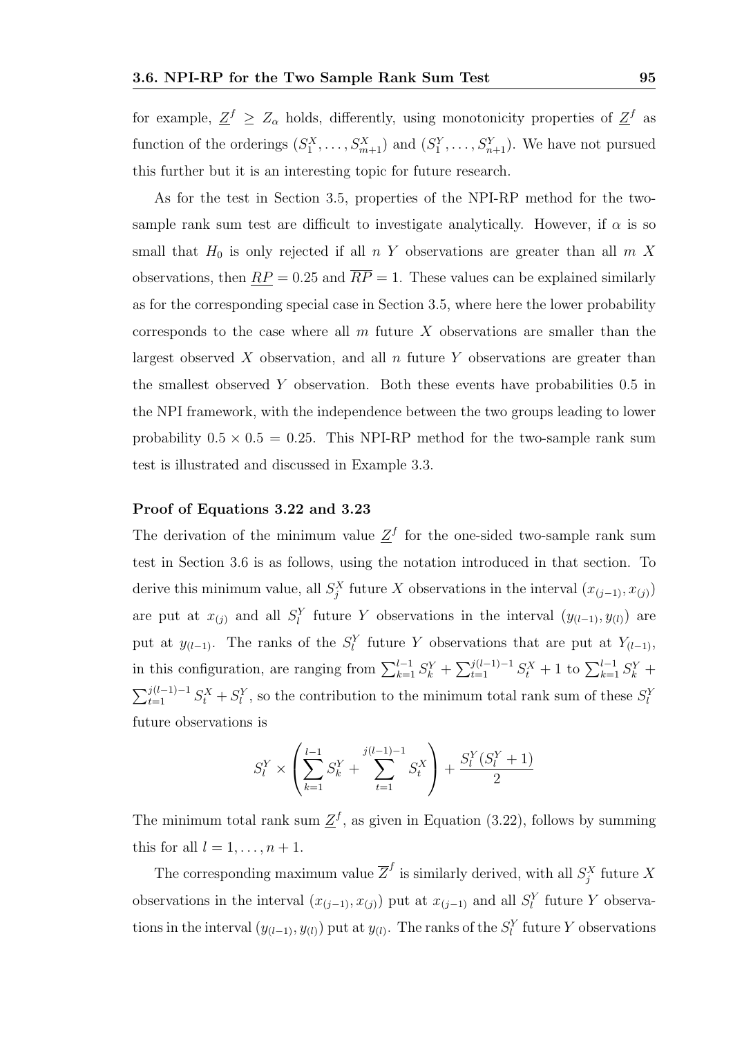for example, $\underline{Z}^f \geq Z_\alpha$ holds, differently, using monotonicity properties of $\underline{Z}^f$ as function of the orderings $(S_1^X, \ldots, S_{m+1}^X)$ and $(S_1^Y, \ldots, S_{n+1}^Y)$. We have not pursued this further but it is an interesting topic for future research.

As for the test in Section 3.5, properties of the NPI-RP method for the two-sample rank sum test are difficult to investigate analytically. However, if $\alpha$ is so small that $H_0$ is only rejected if all $n$ $Y$ observations are greater than all $m$ $X$ observations, then $\underline{RP} = 0.25$ and $\overline{RP} = 1$. These values can be explained similarly as for the corresponding special case in Section 3.5, where here the lower probability corresponds to the case where all $m$ future $X$ observations are smaller than the largest observed $X$ observation, and all $n$ future $Y$ observations are greater than the smallest observed $Y$ observation. Both these events have probabilities 0.5 in the NPI framework, with the independence between the two groups leading to lower probability $0.5 \times 0.5 = 0.25$. This NPI-RP method for the two-sample rank sum test is illustrated and discussed in Example 3.3.

**Proof of Equations 3.22 and 3.23**

The derivation of the minimum value $\underline{Z}^f$ for the one-sided two-sample rank sum test in Section 3.6 is as follows, using the notation introduced in that section. To derive this minimum value, all $S_j^X$ future $X$ observations in the interval $(x_{(j-1)}, x_{(j)})$ are put at $x_{(j)}$ and all $S_l^Y$ future $Y$ observations in the interval $(y_{(l-1)}, y_{(l)})$ are put at $y_{(l-1)}$. The ranks of the $S_l^Y$ future $Y$ observations that are put at $Y_{(l-1)}$, in this configuration, are ranging from $\sum_{k=1}^{l-1} S_k^Y + \sum_{t=1}^{j(l-1)-1} S_t^X + 1$ to $\sum_{k=1}^{l-1} S_k^Y + \sum_{t=1}^{j(l-1)-1} S_t^X + S_l^Y$, so the contribution to the minimum total rank sum of these $S_l^Y$ future observations is

$$S_l^Y \times \left( \sum_{k=1}^{l-1} S_k^Y + \sum_{t=1}^{j(l-1)-1} S_t^X \right) + \frac{S_l^Y(S_l^Y + 1)}{2}$$

The minimum total rank sum $\underline{Z}^f$, as given in Equation (3.22), follows by summing this for all $l = 1, \ldots, n+1$.

The corresponding maximum value $\overline{Z}^f$ is similarly derived, with all $S_j^X$ future $X$ observations in the interval $(x_{(j-1)}, x_{(j)})$ put at $x_{(j-1)}$ and all $S_l^Y$ future $Y$ observations in the interval $(y_{(l-1)}, y_{(l)})$ put at $y_{(l)}$. The ranks of the $S_l^Y$ future $Y$ observations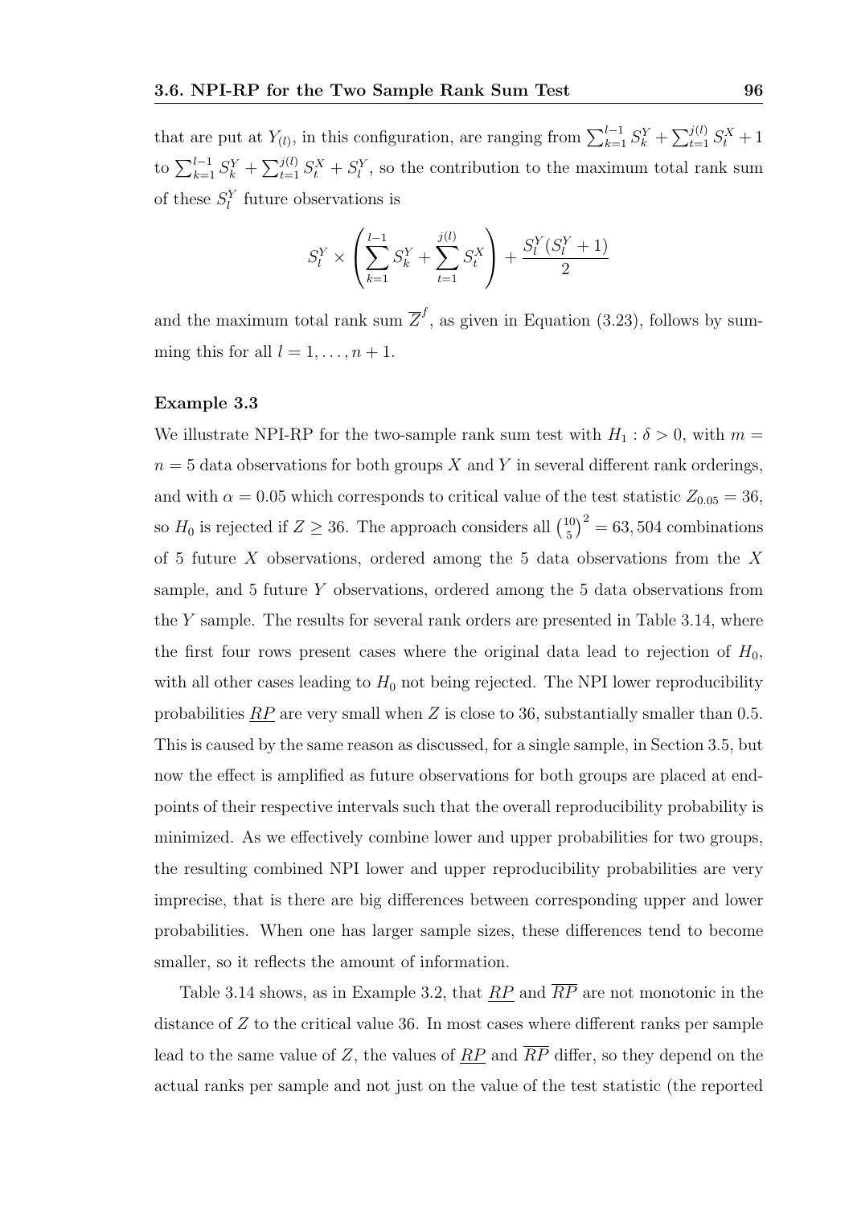that are put at $Y_{(l)}$, in this configuration, are ranging from $\sum_{k=1}^{l-1} S_k^Y + \sum_{t=1}^{j(l)} S_t^X + 1$ to $\sum_{k=1}^{l-1} S_k^Y + \sum_{t=1}^{j(l)} S_t^X + S_l^Y$, so the contribution to the maximum total rank sum of these $S_l^Y$ future observations is

$$S_l^Y \times \left( \sum_{k=1}^{l-1} S_k^Y + \sum_{t=1}^{j(l)} S_t^X \right) + \frac{S_l^Y (S_l^Y + 1)}{2}$$

and the maximum total rank sum $\overline{Z}^f$, as given in Equation (3.23), follows by summing this for all $l = 1, \ldots, n+1$.

**Example 3.3**

We illustrate NPI-RP for the two-sample rank sum test with $H_1 : \delta > 0$, with $m = n = 5$ data observations for both groups $X$ and $Y$ in several different rank orderings, and with $\alpha = 0.05$ which corresponds to critical value of the test statistic $Z_{0.05} = 36$, so $H_0$ is rejected if $Z \geq 36$. The approach considers all $\binom{10}{5}^2 = 63,504$ combinations of 5 future $X$ observations, ordered among the 5 data observations from the $X$ sample, and 5 future $Y$ observations, ordered among the 5 data observations from the $Y$ sample. The results for several rank orders are presented in Table 3.14, where the first four rows present cases where the original data lead to rejection of $H_0$, with all other cases leading to $H_0$ not being rejected. The NPI lower reproducibility probabilities $\underline{RP}$ are very small when $Z$ is close to 36, substantially smaller than 0.5. This is caused by the same reason as discussed, for a single sample, in Section 3.5, but now the effect is amplified as future observations for both groups are placed at endpoints of their respective intervals such that the overall reproducibility probability is minimized. As we effectively combine lower and upper probabilities for two groups, the resulting combined NPI lower and upper reproducibility probabilities are very imprecise, that is there are big differences between corresponding upper and lower probabilities. When one has larger sample sizes, these differences tend to become smaller, so it reflects the amount of information.

Table 3.14 shows, as in Example 3.2, that $\underline{RP}$ and $\overline{RP}$ are not monotonic in the distance of $Z$ to the critical value 36. In most cases where different ranks per sample lead to the same value of $Z$, the values of $\underline{RP}$ and $\overline{RP}$ differ, so they depend on the actual ranks per sample and not just on the value of the test statistic (the reported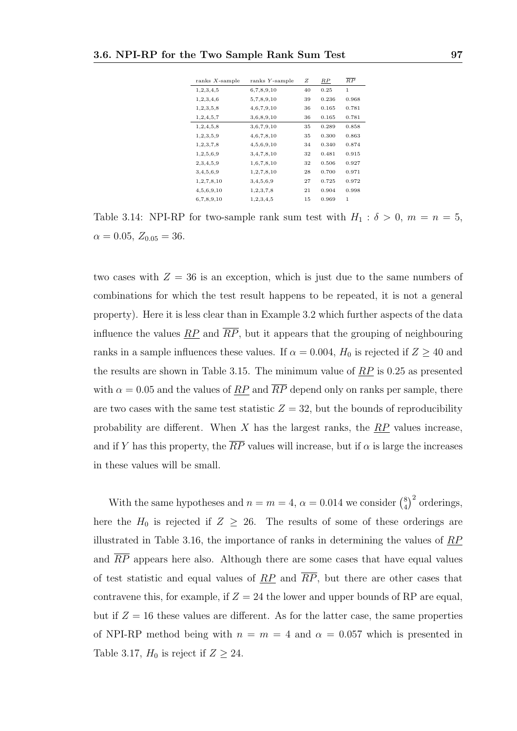| ranks $X$-sample | ranks $Y$-sample | $Z$ | $\underline{RP}$ | $\overline{RP}$ |
|---|---|---|---|---|
| 1,2,3,4,5 | 6,7,8,9,10 | 40 | 0.25 | 1 |
| 1,2,3,4,6 | 5,7,8,9,10 | 39 | 0.236 | 0.968 |
| 1,2,3,5,8 | 4,6,7,9,10 | 36 | 0.165 | 0.781 |
| 1,2,4,5,7 | 3,6,8,9,10 | 36 | 0.165 | 0.781 |
| 1,2,4,5,8 | 3,6,7,9,10 | 35 | 0.289 | 0.858 |
| 1,2,3,5,9 | 4,6,7,8,10 | 35 | 0.300 | 0.863 |
| 1,2,3,7,8 | 4,5,6,9,10 | 34 | 0.340 | 0.874 |
| 1,2,5,6,9 | 3,4,7,8,10 | 32 | 0.481 | 0.915 |
| 2,3,4,5,9 | 1,6,7,8,10 | 32 | 0.506 | 0.927 |
| 3,4,5,6,9 | 1,2,7,8,10 | 28 | 0.700 | 0.971 |
| 1,2,7,8,10 | 3,4,5,6,9 | 27 | 0.725 | 0.972 |
| 4,5,6,9,10 | 1,2,3,7,8 | 21 | 0.904 | 0.998 |
| 6,7,8,9,10 | 1,2,3,4,5 | 15 | 0.969 | 1 |

Table 3.14: NPI-RP for two-sample rank sum test with $H_1 : \delta > 0$, $m = n = 5$, $\alpha = 0.05$, $Z_{0.05} = 36$.

two cases with $Z = 36$ is an exception, which is just due to the same numbers of combinations for which the test result happens to be repeated, it is not a general property). Here it is less clear than in Example 3.2 which further aspects of the data influence the values $\underline{RP}$ and $\overline{RP}$, but it appears that the grouping of neighbouring ranks in a sample influences these values. If $\alpha = 0.004$, $H_0$ is rejected if $Z \geq 40$ and the results are shown in Table 3.15. The minimum value of $\underline{RP}$ is 0.25 as presented with $\alpha = 0.05$ and the values of $\underline{RP}$ and $\overline{RP}$ depend only on ranks per sample, there are two cases with the same test statistic $Z = 32$, but the bounds of reproducibility probability are different. When $X$ has the largest ranks, the $\underline{RP}$ values increase, and if $Y$ has this property, the $\overline{RP}$ values will increase, but if $\alpha$ is large the increases in these values will be small.

With the same hypotheses and $n = m = 4$, $\alpha = 0.014$ we consider $\binom{8}{4}^2$ orderings, here the $H_0$ is rejected if $Z \geq 26$. The results of some of these orderings are illustrated in Table 3.16, the importance of ranks in determining the values of $\underline{RP}$ and $\overline{RP}$ appears here also. Although there are some cases that have equal values of test statistic and equal values of $\underline{RP}$ and $\overline{RP}$, but there are other cases that contravene this, for example, if $Z = 24$ the lower and upper bounds of RP are equal, but if $Z = 16$ these values are different. As for the latter case, the same properties of NPI-RP method being with $n = m = 4$ and $\alpha = 0.057$ which is presented in Table 3.17, $H_0$ is reject if $Z \geq 24$.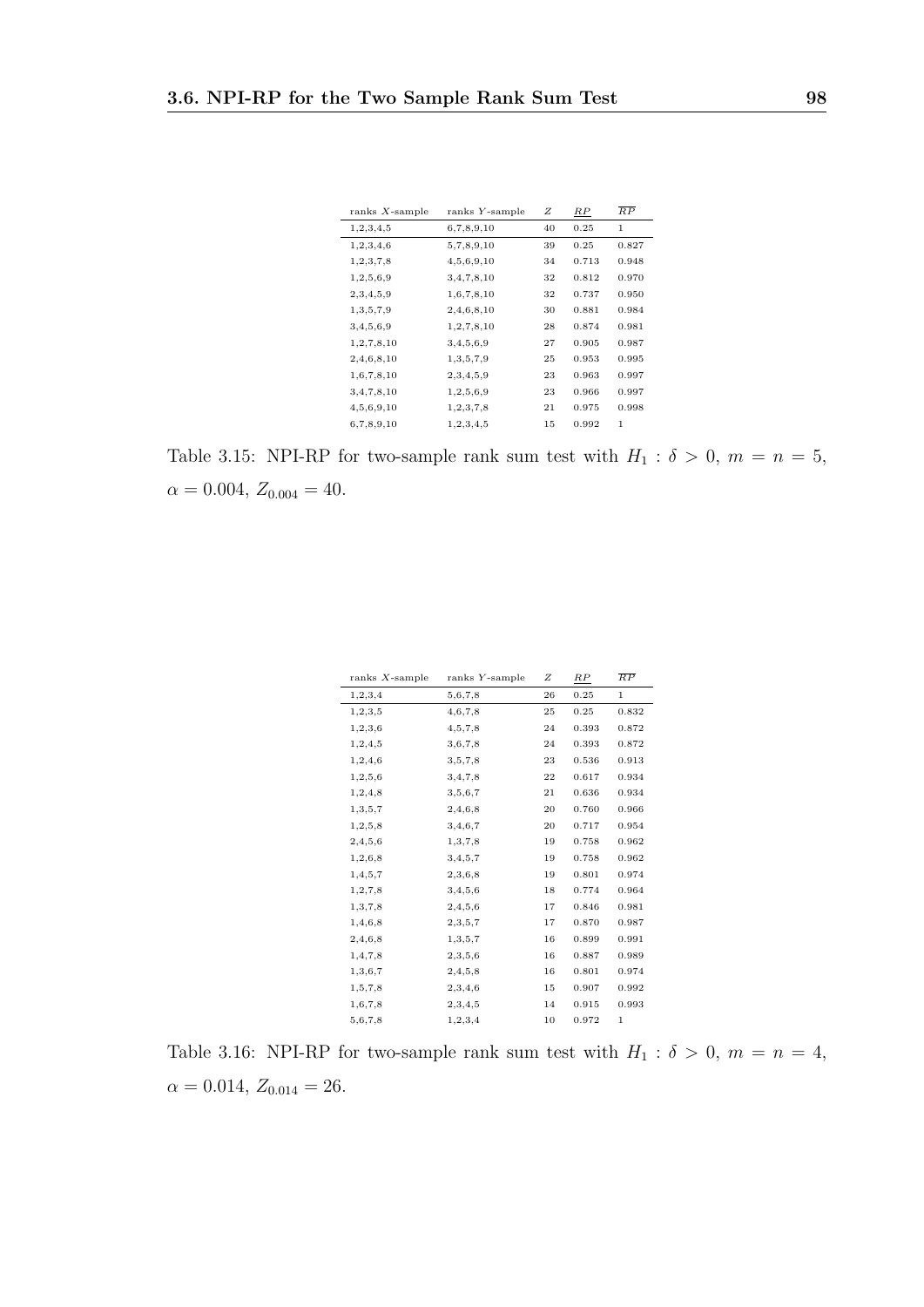| ranks $X$-sample | ranks $Y$-sample | $Z$ | $\underline{RP}$ | $\overline{RP}$ |
|---|---|---|---|---|
| 1,2,3,4,5 | 6,7,8,9,10 | 40 | 0.25 | 1 |
| 1,2,3,4,6 | 5,7,8,9,10 | 39 | 0.25 | 0.827 |
| 1,2,3,7,8 | 4,5,6,9,10 | 34 | 0.713 | 0.948 |
| 1,2,5,6,9 | 3,4,7,8,10 | 32 | 0.812 | 0.970 |
| 2,3,4,5,9 | 1,6,7,8,10 | 32 | 0.737 | 0.950 |
| 1,3,5,7,9 | 2,4,6,8,10 | 30 | 0.881 | 0.984 |
| 3,4,5,6,9 | 1,2,7,8,10 | 28 | 0.874 | 0.981 |
| 1,2,7,8,10 | 3,4,5,6,9 | 27 | 0.905 | 0.987 |
| 2,4,6,8,10 | 1,3,5,7,9 | 25 | 0.953 | 0.995 |
| 1,6,7,8,10 | 2,3,4,5,9 | 23 | 0.963 | 0.997 |
| 3,4,7,8,10 | 1,2,5,6,9 | 23 | 0.966 | 0.997 |
| 4,5,6,9,10 | 1,2,3,7,8 | 21 | 0.975 | 0.998 |
| 6,7,8,9,10 | 1,2,3,4,5 | 15 | 0.992 | 1 |

Table 3.15: NPI-RP for two-sample rank sum test with $H_1 : \delta > 0$, $m = n = 5$, $\alpha = 0.004$, $Z_{0.004} = 40$.

| ranks $X$-sample | ranks $Y$-sample | $Z$ | $\underline{RP}$ | $\overline{RP}$ |
|---|---|---|---|---|
| 1,2,3,4 | 5,6,7,8 | 26 | 0.25 | 1 |
| 1,2,3,5 | 4,6,7,8 | 25 | 0.25 | 0.832 |
| 1,2,3,6 | 4,5,7,8 | 24 | 0.393 | 0.872 |
| 1,2,4,5 | 3,6,7,8 | 24 | 0.393 | 0.872 |
| 1,2,4,6 | 3,5,7,8 | 23 | 0.536 | 0.913 |
| 1,2,5,6 | 3,4,7,8 | 22 | 0.617 | 0.934 |
| 1,2,4,8 | 3,5,6,7 | 21 | 0.636 | 0.934 |
| 1,3,5,7 | 2,4,6,8 | 20 | 0.760 | 0.966 |
| 1,2,5,8 | 3,4,6,7 | 20 | 0.717 | 0.954 |
| 2,4,5,6 | 1,3,7,8 | 19 | 0.758 | 0.962 |
| 1,2,6,8 | 3,4,5,7 | 19 | 0.758 | 0.962 |
| 1,4,5,7 | 2,3,6,8 | 19 | 0.801 | 0.974 |
| 1,2,7,8 | 3,4,5,6 | 18 | 0.774 | 0.964 |
| 1,3,7,8 | 2,4,5,6 | 17 | 0.846 | 0.981 |
| 1,4,6,8 | 2,3,5,7 | 17 | 0.870 | 0.987 |
| 2,4,6,8 | 1,3,5,7 | 16 | 0.899 | 0.991 |
| 1,4,7,8 | 2,3,5,6 | 16 | 0.887 | 0.989 |
| 1,3,6,7 | 2,4,5,8 | 16 | 0.801 | 0.974 |
| 1,5,7,8 | 2,3,4,6 | 15 | 0.907 | 0.992 |
| 1,6,7,8 | 2,3,4,5 | 14 | 0.915 | 0.993 |
| 5,6,7,8 | 1,2,3,4 | 10 | 0.972 | 1 |

Table 3.16: NPI-RP for two-sample rank sum test with $H_1 : \delta > 0$, $m = n = 4$, $\alpha = 0.014$, $Z_{0.014} = 26$.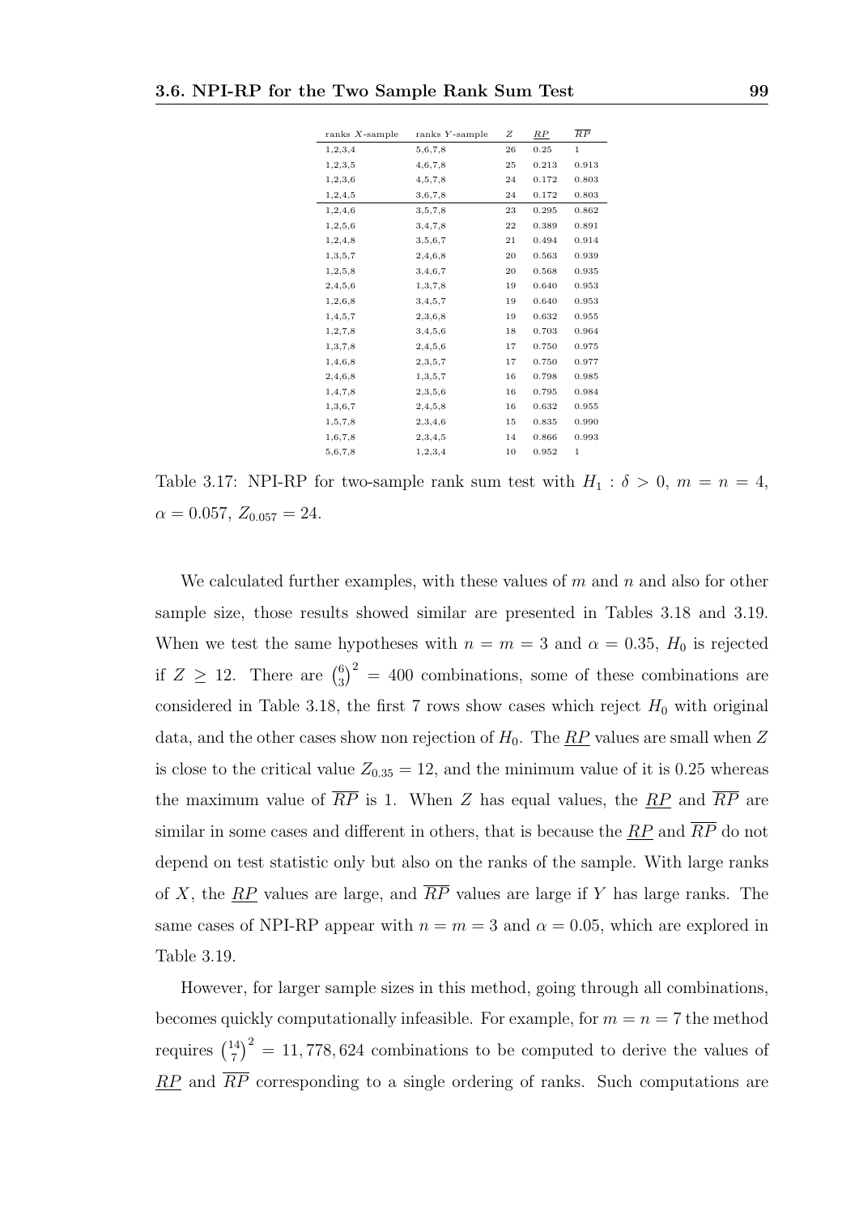| ranks $X$-sample | ranks $Y$-sample | $Z$ | $\underline{RP}$ | $\overline{RP}$ |
|---|---|---|---|---|
| 1,2,3,4 | 5,6,7,8 | 26 | 0.25 | 1 |
| 1,2,3,5 | 4,6,7,8 | 25 | 0.213 | 0.913 |
| 1,2,3,6 | 4,5,7,8 | 24 | 0.172 | 0.803 |
| 1,2,4,5 | 3,6,7,8 | 24 | 0.172 | 0.803 |
| 1,2,4,6 | 3,5,7,8 | 23 | 0.295 | 0.862 |
| 1,2,5,6 | 3,4,7,8 | 22 | 0.389 | 0.891 |
| 1,2,4,8 | 3,5,6,7 | 21 | 0.494 | 0.914 |
| 1,3,5,7 | 2,4,6,8 | 20 | 0.563 | 0.939 |
| 1,2,5,8 | 3,4,6,7 | 20 | 0.568 | 0.935 |
| 2,4,5,6 | 1,3,7,8 | 19 | 0.640 | 0.953 |
| 1,2,6,8 | 3,4,5,7 | 19 | 0.640 | 0.953 |
| 1,4,5,7 | 2,3,6,8 | 19 | 0.632 | 0.955 |
| 1,2,7,8 | 3,4,5,6 | 18 | 0.703 | 0.964 |
| 1,3,7,8 | 2,4,5,6 | 17 | 0.750 | 0.975 |
| 1,4,6,8 | 2,3,5,7 | 17 | 0.750 | 0.977 |
| 2,4,6,8 | 1,3,5,7 | 16 | 0.798 | 0.985 |
| 1,4,7,8 | 2,3,5,6 | 16 | 0.795 | 0.984 |
| 1,3,6,7 | 2,4,5,8 | 16 | 0.632 | 0.955 |
| 1,5,7,8 | 2,3,4,6 | 15 | 0.835 | 0.990 |
| 1,6,7,8 | 2,3,4,5 | 14 | 0.866 | 0.993 |
| 5,6,7,8 | 1,2,3,4 | 10 | 0.952 | 1 |

Table 3.17: NPI-RP for two-sample rank sum test with $H_1 : \delta > 0$, $m = n = 4$, $\alpha = 0.057$, $Z_{0.057} = 24$.

We calculated further examples, with these values of $m$ and $n$ and also for other sample size, those results showed similar are presented in Tables 3.18 and 3.19. When we test the same hypotheses with $n = m = 3$ and $\alpha = 0.35$, $H_0$ is rejected if $Z \geq 12$. There are $\binom{6}{3}^2 = 400$ combinations, some of these combinations are considered in Table 3.18, the first 7 rows show cases which reject $H_0$ with original data, and the other cases show non rejection of $H_0$. The $\underline{RP}$ values are small when $Z$ is close to the critical value $Z_{0.35} = 12$, and the minimum value of it is 0.25 whereas the maximum value of $\overline{RP}$ is 1. When $Z$ has equal values, the $\underline{RP}$ and $\overline{RP}$ are similar in some cases and different in others, that is because the $\underline{RP}$ and $\overline{RP}$ do not depend on test statistic only but also on the ranks of the sample. With large ranks of $X$, the $\underline{RP}$ values are large, and $\overline{RP}$ values are large if $Y$ has large ranks. The same cases of NPI-RP appear with $n = m = 3$ and $\alpha = 0.05$, which are explored in Table 3.19.

However, for larger sample sizes in this method, going through all combinations, becomes quickly computationally infeasible. For example, for $m = n = 7$ the method requires $\binom{14}{7}^2 = 11,778,624$ combinations to be computed to derive the values of $\underline{RP}$ and $\overline{RP}$ corresponding to a single ordering of ranks. Such computations are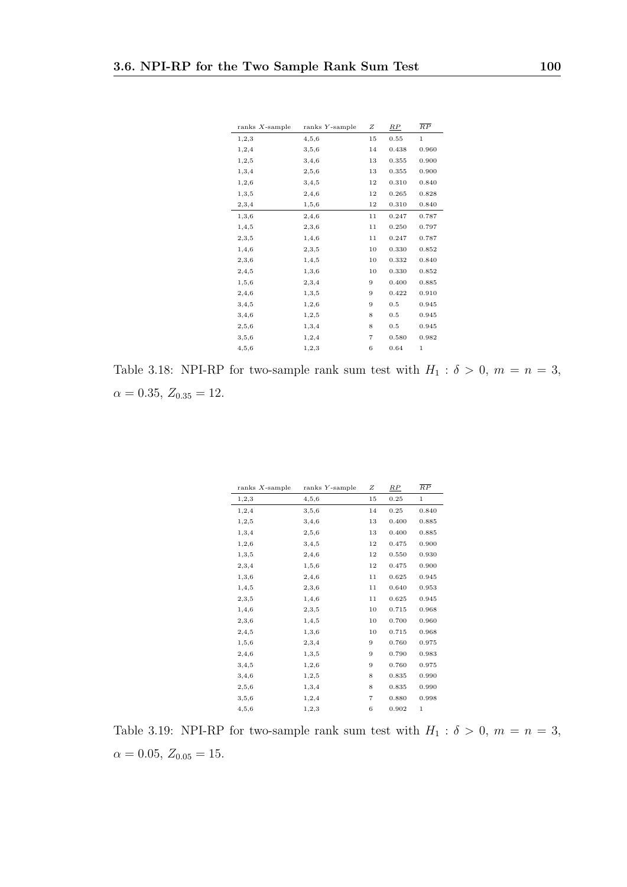| ranks $X$-sample | ranks $Y$-sample | $Z$ | $\underline{RP}$ | $\overline{RP}$ |
|---|---|---|---|---|
| 1,2,3 | 4,5,6 | 15 | 0.55 | 1 |
| 1,2,4 | 3,5,6 | 14 | 0.438 | 0.960 |
| 1,2,5 | 3,4,6 | 13 | 0.355 | 0.900 |
| 1,3,4 | 2,5,6 | 13 | 0.355 | 0.900 |
| 1,2,6 | 3,4,5 | 12 | 0.310 | 0.840 |
| 1,3,5 | 2,4,6 | 12 | 0.265 | 0.828 |
| 2,3,4 | 1,5,6 | 12 | 0.310 | 0.840 |
| 1,3,6 | 2,4,6 | 11 | 0.247 | 0.787 |
| 1,4,5 | 2,3,6 | 11 | 0.250 | 0.797 |
| 2,3,5 | 1,4,6 | 11 | 0.247 | 0.787 |
| 1,4,6 | 2,3,5 | 10 | 0.330 | 0.852 |
| 2,3,6 | 1,4,5 | 10 | 0.332 | 0.840 |
| 2,4,5 | 1,3,6 | 10 | 0.330 | 0.852 |
| 1,5,6 | 2,3,4 | 9 | 0.400 | 0.885 |
| 2,4,6 | 1,3,5 | 9 | 0.422 | 0.910 |
| 3,4,5 | 1,2,6 | 9 | 0.5 | 0.945 |
| 3,4,6 | 1,2,5 | 8 | 0.5 | 0.945 |
| 2,5,6 | 1,3,4 | 8 | 0.5 | 0.945 |
| 3,5,6 | 1,2,4 | 7 | 0.580 | 0.982 |
| 4,5,6 | 1,2,3 | 6 | 0.64 | 1 |

Table 3.18: NPI-RP for two-sample rank sum test with $H_1 : \delta > 0$, $m = n = 3$, $\alpha = 0.35$, $Z_{0.35} = 12$.

| ranks $X$-sample | ranks $Y$-sample | $Z$ | $\underline{RP}$ | $\overline{RP}$ |
|---|---|---|---|---|
| 1,2,3 | 4,5,6 | 15 | 0.25 | 1 |
| 1,2,4 | 3,5,6 | 14 | 0.25 | 0.840 |
| 1,2,5 | 3,4,6 | 13 | 0.400 | 0.885 |
| 1,3,4 | 2,5,6 | 13 | 0.400 | 0.885 |
| 1,2,6 | 3,4,5 | 12 | 0.475 | 0.900 |
| 1,3,5 | 2,4,6 | 12 | 0.550 | 0.930 |
| 2,3,4 | 1,5,6 | 12 | 0.475 | 0.900 |
| 1,3,6 | 2,4,6 | 11 | 0.625 | 0.945 |
| 1,4,5 | 2,3,6 | 11 | 0.640 | 0.953 |
| 2,3,5 | 1,4,6 | 11 | 0.625 | 0.945 |
| 1,4,6 | 2,3,5 | 10 | 0.715 | 0.968 |
| 2,3,6 | 1,4,5 | 10 | 0.700 | 0.960 |
| 2,4,5 | 1,3,6 | 10 | 0.715 | 0.968 |
| 1,5,6 | 2,3,4 | 9 | 0.760 | 0.975 |
| 2,4,6 | 1,3,5 | 9 | 0.790 | 0.983 |
| 3,4,5 | 1,2,6 | 9 | 0.760 | 0.975 |
| 3,4,6 | 1,2,5 | 8 | 0.835 | 0.990 |
| 2,5,6 | 1,3,4 | 8 | 0.835 | 0.990 |
| 3,5,6 | 1,2,4 | 7 | 0.880 | 0.998 |
| 4,5,6 | 1,2,3 | 6 | 0.902 | 1 |

Table 3.19: NPI-RP for two-sample rank sum test with $H_1 : \delta > 0$, $m = n = 3$, $\alpha = 0.05$, $Z_{0.05} = 15$.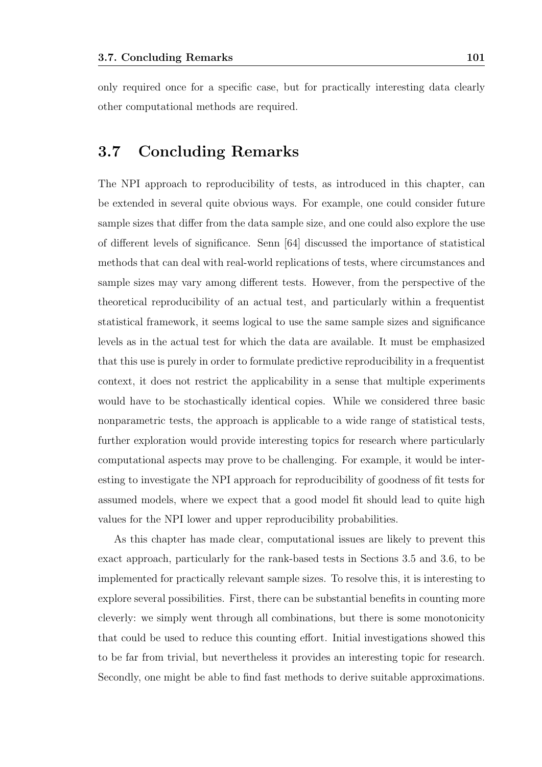only required once for a specific case, but for practically interesting data clearly other computational methods are required.

## 3.7 Concluding Remarks

The NPI approach to reproducibility of tests, as introduced in this chapter, can be extended in several quite obvious ways. For example, one could consider future sample sizes that differ from the data sample size, and one could also explore the use of different levels of significance. Senn [64] discussed the importance of statistical methods that can deal with real-world replications of tests, where circumstances and sample sizes may vary among different tests. However, from the perspective of the theoretical reproducibility of an actual test, and particularly within a frequentist statistical framework, it seems logical to use the same sample sizes and significance levels as in the actual test for which the data are available. It must be emphasized that this use is purely in order to formulate predictive reproducibility in a frequentist context, it does not restrict the applicability in a sense that multiple experiments would have to be stochastically identical copies. While we considered three basic nonparametric tests, the approach is applicable to a wide range of statistical tests, further exploration would provide interesting topics for research where particularly computational aspects may prove to be challenging. For example, it would be interesting to investigate the NPI approach for reproducibility of goodness of fit tests for assumed models, where we expect that a good model fit should lead to quite high values for the NPI lower and upper reproducibility probabilities.

As this chapter has made clear, computational issues are likely to prevent this exact approach, particularly for the rank-based tests in Sections 3.5 and 3.6, to be implemented for practically relevant sample sizes. To resolve this, it is interesting to explore several possibilities. First, there can be substantial benefits in counting more cleverly: we simply went through all combinations, but there is some monotonicity that could be used to reduce this counting effort. Initial investigations showed this to be far from trivial, but nevertheless it provides an interesting topic for research. Secondly, one might be able to find fast methods to derive suitable approximations.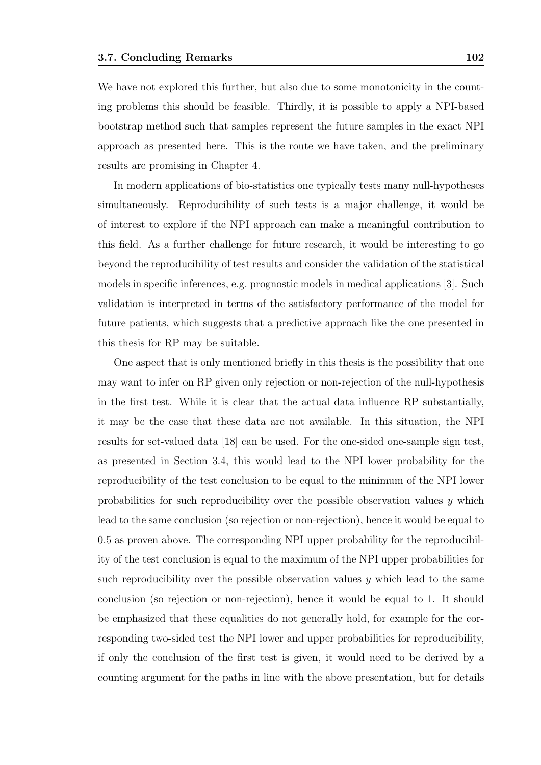We have not explored this further, but also due to some monotonicity in the counting problems this should be feasible. Thirdly, it is possible to apply a NPI-based bootstrap method such that samples represent the future samples in the exact NPI approach as presented here. This is the route we have taken, and the preliminary results are promising in Chapter 4.

In modern applications of bio-statistics one typically tests many null-hypotheses simultaneously. Reproducibility of such tests is a major challenge, it would be of interest to explore if the NPI approach can make a meaningful contribution to this field. As a further challenge for future research, it would be interesting to go beyond the reproducibility of test results and consider the validation of the statistical models in specific inferences, e.g. prognostic models in medical applications [3]. Such validation is interpreted in terms of the satisfactory performance of the model for future patients, which suggests that a predictive approach like the one presented in this thesis for RP may be suitable.

One aspect that is only mentioned briefly in this thesis is the possibility that one may want to infer on RP given only rejection or non-rejection of the null-hypothesis in the first test. While it is clear that the actual data influence RP substantially, it may be the case that these data are not available. In this situation, the NPI results for set-valued data [18] can be used. For the one-sided one-sample sign test, as presented in Section 3.4, this would lead to the NPI lower probability for the reproducibility of the test conclusion to be equal to the minimum of the NPI lower probabilities for such reproducibility over the possible observation values $y$ which lead to the same conclusion (so rejection or non-rejection), hence it would be equal to 0.5 as proven above. The corresponding NPI upper probability for the reproducibility of the test conclusion is equal to the maximum of the NPI upper probabilities for such reproducibility over the possible observation values $y$ which lead to the same conclusion (so rejection or non-rejection), hence it would be equal to 1. It should be emphasized that these equalities do not generally hold, for example for the corresponding two-sided test the NPI lower and upper probabilities for reproducibility, if only the conclusion of the first test is given, it would need to be derived by a counting argument for the paths in line with the above presentation, but for details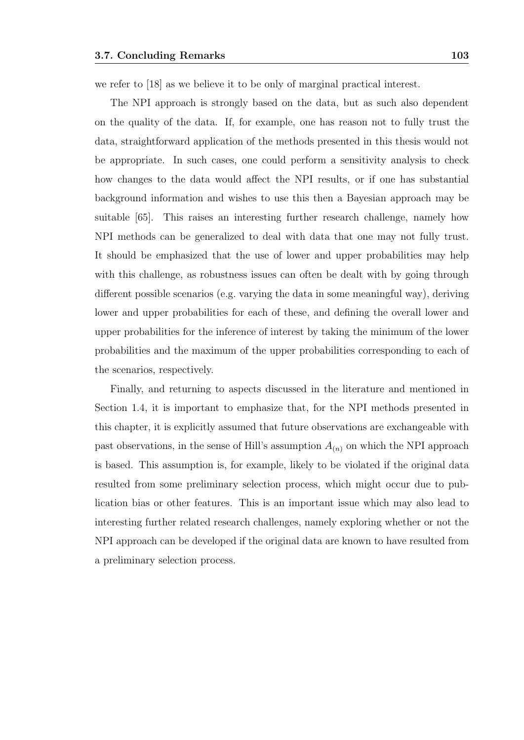we refer to [18] as we believe it to be only of marginal practical interest.

The NPI approach is strongly based on the data, but as such also dependent on the quality of the data. If, for example, one has reason not to fully trust the data, straightforward application of the methods presented in this thesis would not be appropriate. In such cases, one could perform a sensitivity analysis to check how changes to the data would affect the NPI results, or if one has substantial background information and wishes to use this then a Bayesian approach may be suitable [65]. This raises an interesting further research challenge, namely how NPI methods can be generalized to deal with data that one may not fully trust. It should be emphasized that the use of lower and upper probabilities may help with this challenge, as robustness issues can often be dealt with by going through different possible scenarios (e.g. varying the data in some meaningful way), deriving lower and upper probabilities for each of these, and defining the overall lower and upper probabilities for the inference of interest by taking the minimum of the lower probabilities and the maximum of the upper probabilities corresponding to each of the scenarios, respectively.

Finally, and returning to aspects discussed in the literature and mentioned in Section 1.4, it is important to emphasize that, for the NPI methods presented in this chapter, it is explicitly assumed that future observations are exchangeable with past observations, in the sense of Hill's assumption $A_{(n)}$ on which the NPI approach is based. This assumption is, for example, likely to be violated if the original data resulted from some preliminary selection process, which might occur due to publication bias or other features. This is an important issue which may also lead to interesting further related research challenges, namely exploring whether or not the NPI approach can be developed if the original data are known to have resulted from a preliminary selection process.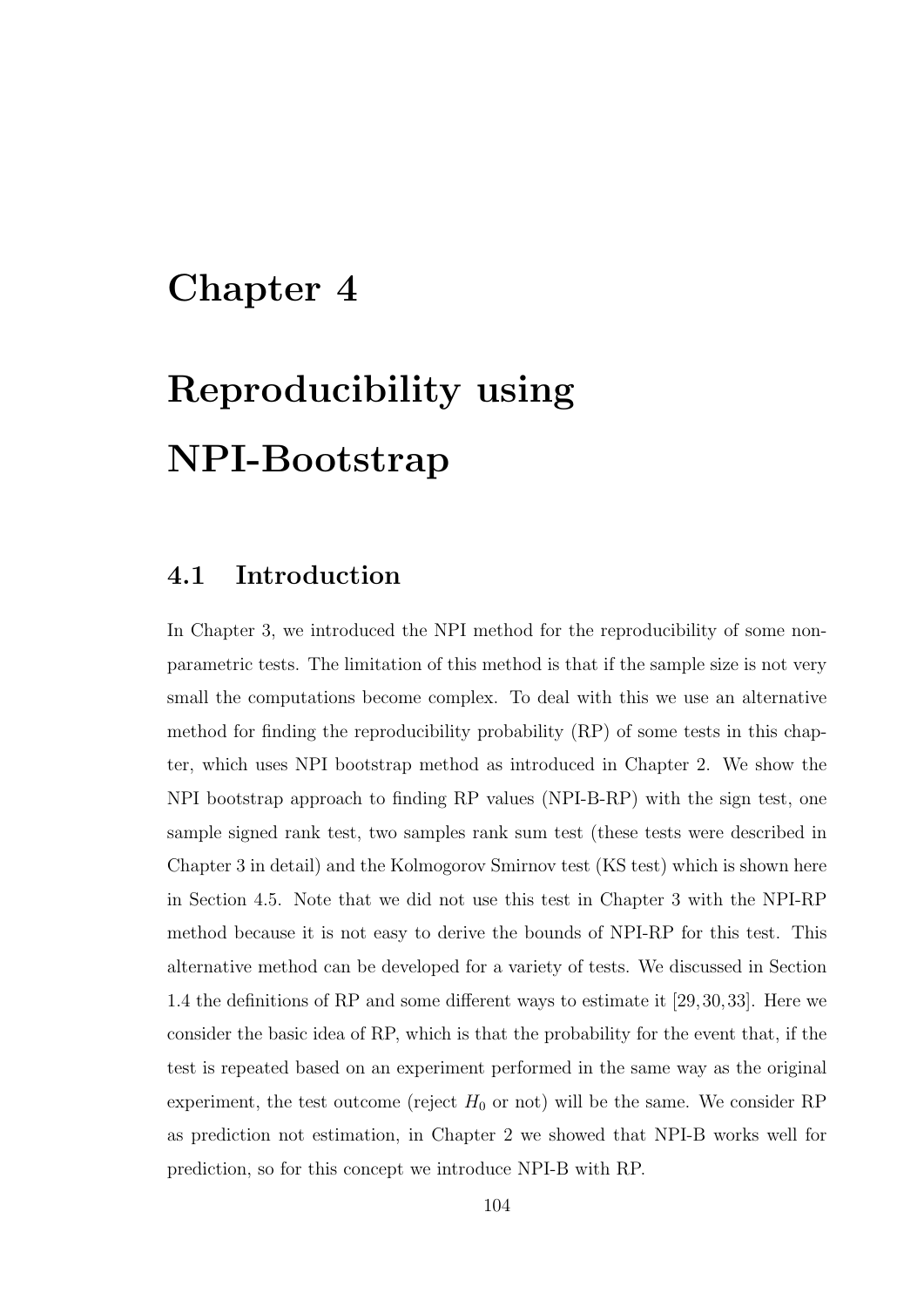# Chapter 4

# Reproducibility using NPI-Bootstrap

## 4.1 Introduction

In Chapter 3, we introduced the NPI method for the reproducibility of some nonparametric tests. The limitation of this method is that if the sample size is not very small the computations become complex. To deal with this we use an alternative method for finding the reproducibility probability (RP) of some tests in this chapter, which uses NPI bootstrap method as introduced in Chapter 2. We show the NPI bootstrap approach to finding RP values (NPI-B-RP) with the sign test, one sample signed rank test, two samples rank sum test (these tests were described in Chapter 3 in detail) and the Kolmogorov Smirnov test (KS test) which is shown here in Section 4.5. Note that we did not use this test in Chapter 3 with the NPI-RP method because it is not easy to derive the bounds of NPI-RP for this test. This alternative method can be developed for a variety of tests. We discussed in Section 1.4 the definitions of RP and some different ways to estimate it [29, 30, 33]. Here we consider the basic idea of RP, which is that the probability for the event that, if the test is repeated based on an experiment performed in the same way as the original experiment, the test outcome (reject $H_0$ or not) will be the same. We consider RP as prediction not estimation, in Chapter 2 we showed that NPI-B works well for prediction, so for this concept we introduce NPI-B with RP.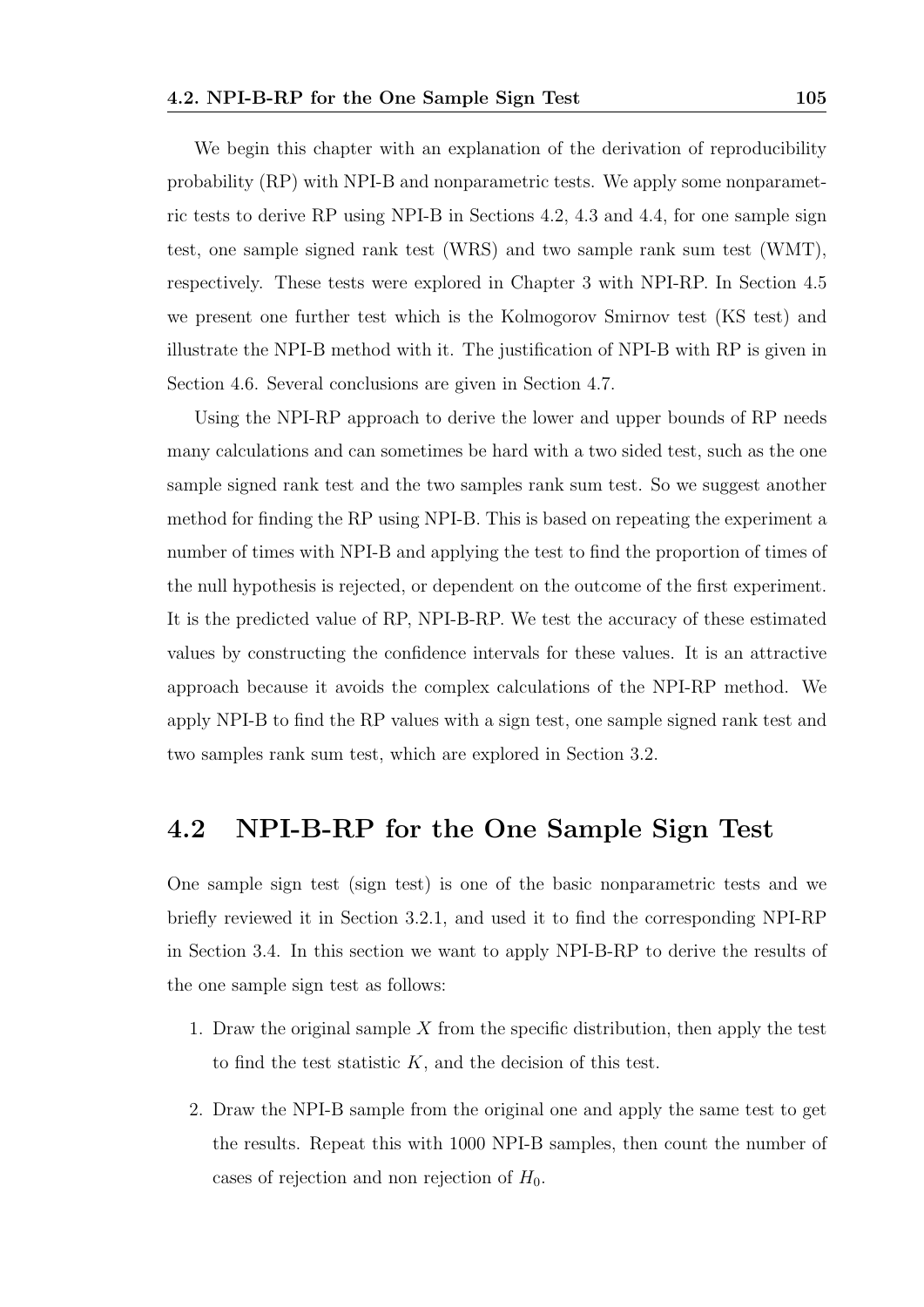We begin this chapter with an explanation of the derivation of reproducibility probability (RP) with NPI-B and nonparametric tests. We apply some nonparametric tests to derive RP using NPI-B in Sections 4.2, 4.3 and 4.4, for one sample sign test, one sample signed rank test (WRS) and two sample rank sum test (WMT), respectively. These tests were explored in Chapter 3 with NPI-RP. In Section 4.5 we present one further test which is the Kolmogorov Smirnov test (KS test) and illustrate the NPI-B method with it. The justification of NPI-B with RP is given in Section 4.6. Several conclusions are given in Section 4.7.

Using the NPI-RP approach to derive the lower and upper bounds of RP needs many calculations and can sometimes be hard with a two sided test, such as the one sample signed rank test and the two samples rank sum test. So we suggest another method for finding the RP using NPI-B. This is based on repeating the experiment a number of times with NPI-B and applying the test to find the proportion of times of the null hypothesis is rejected, or dependent on the outcome of the first experiment. It is the predicted value of RP, NPI-B-RP. We test the accuracy of these estimated values by constructing the confidence intervals for these values. It is an attractive approach because it avoids the complex calculations of the NPI-RP method. We apply NPI-B to find the RP values with a sign test, one sample signed rank test and two samples rank sum test, which are explored in Section 3.2.

## 4.2 NPI-B-RP for the One Sample Sign Test

One sample sign test (sign test) is one of the basic nonparametric tests and we briefly reviewed it in Section 3.2.1, and used it to find the corresponding NPI-RP in Section 3.4. In this section we want to apply NPI-B-RP to derive the results of the one sample sign test as follows:

1. Draw the original sample $X$ from the specific distribution, then apply the test to find the test statistic $K$, and the decision of this test.

2. Draw the NPI-B sample from the original one and apply the same test to get the results. Repeat this with 1000 NPI-B samples, then count the number of cases of rejection and non rejection of $H_0$.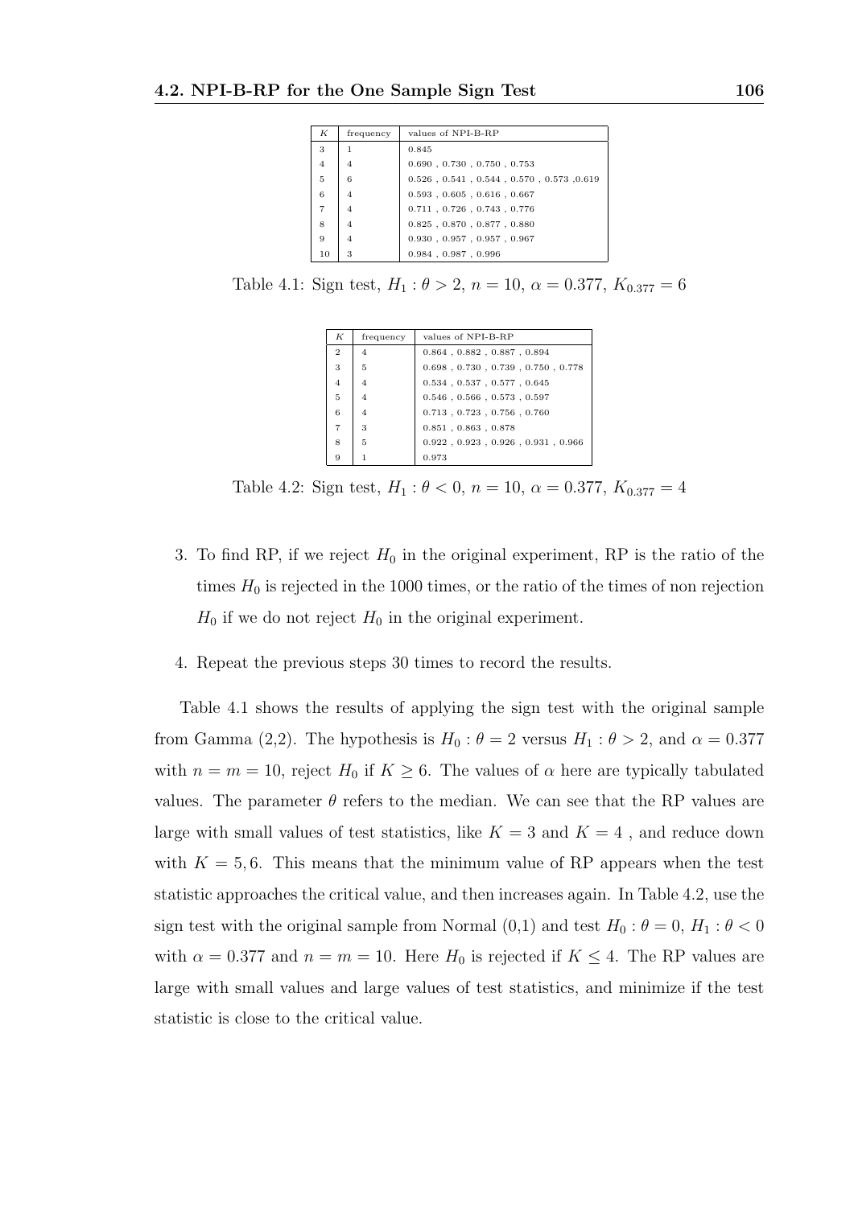| $K$ | frequency | values of NPI-B-RP |
|---|---|---|
| 3 | 1 | 0.845 |
| 4 | 4 | 0.690 , 0.730 , 0.750 , 0.753 |
| 5 | 6 | 0.526 , 0.541 , 0.544 , 0.570 , 0.573 ,0.619 |
| 6 | 4 | 0.593 , 0.605 , 0.616 , 0.667 |
| 7 | 4 | 0.711 , 0.726 , 0.743 , 0.776 |
| 8 | 4 | 0.825 , 0.870 , 0.877 , 0.880 |
| 9 | 4 | 0.930 , 0.957 , 0.957 , 0.967 |
| 10 | 3 | 0.984 , 0.987 , 0.996 |

Table 4.1: Sign test, $H_1 : \theta > 2$, $n = 10$, $\alpha = 0.377$, $K_{0.377} = 6$

| $K$ | frequency | values of NPI-B-RP |
|---|---|---|
| 2 | 4 | 0.864 , 0.882 , 0.887 , 0.894 |
| 3 | 5 | 0.698 , 0.730 , 0.739 , 0.750 , 0.778 |
| 4 | 4 | 0.534 , 0.537 , 0.577 , 0.645 |
| 5 | 4 | 0.546 , 0.566 , 0.573 , 0.597 |
| 6 | 4 | 0.713 , 0.723 , 0.756 , 0.760 |
| 7 | 3 | 0.851 , 0.863 , 0.878 |
| 8 | 5 | 0.922 , 0.923 , 0.926 , 0.931 , 0.966 |
| 9 | 1 | 0.973 |

Table 4.2: Sign test, $H_1 : \theta < 0$, $n = 10$, $\alpha = 0.377$, $K_{0.377} = 4$

3. To find RP, if we reject $H_0$ in the original experiment, RP is the ratio of the times $H_0$ is rejected in the 1000 times, or the ratio of the times of non rejection $H_0$ if we do not reject $H_0$ in the original experiment.

4. Repeat the previous steps 30 times to record the results.

Table 4.1 shows the results of applying the sign test with the original sample from Gamma (2,2). The hypothesis is $H_0 : \theta = 2$ versus $H_1 : \theta > 2$, and $\alpha = 0.377$ with $n = m = 10$, reject $H_0$ if $K \geq 6$. The values of $\alpha$ here are typically tabulated values. The parameter $\theta$ refers to the median. We can see that the RP values are large with small values of test statistics, like $K = 3$ and $K = 4$ , and reduce down with $K = 5, 6$. This means that the minimum value of RP appears when the test statistic approaches the critical value, and then increases again. In Table 4.2, use the sign test with the original sample from Normal (0,1) and test $H_0 : \theta = 0$, $H_1 : \theta < 0$ with $\alpha = 0.377$ and $n = m = 10$. Here $H_0$ is rejected if $K \leq 4$. The RP values are large with small values and large values of test statistics, and minimize if the test statistic is close to the critical value.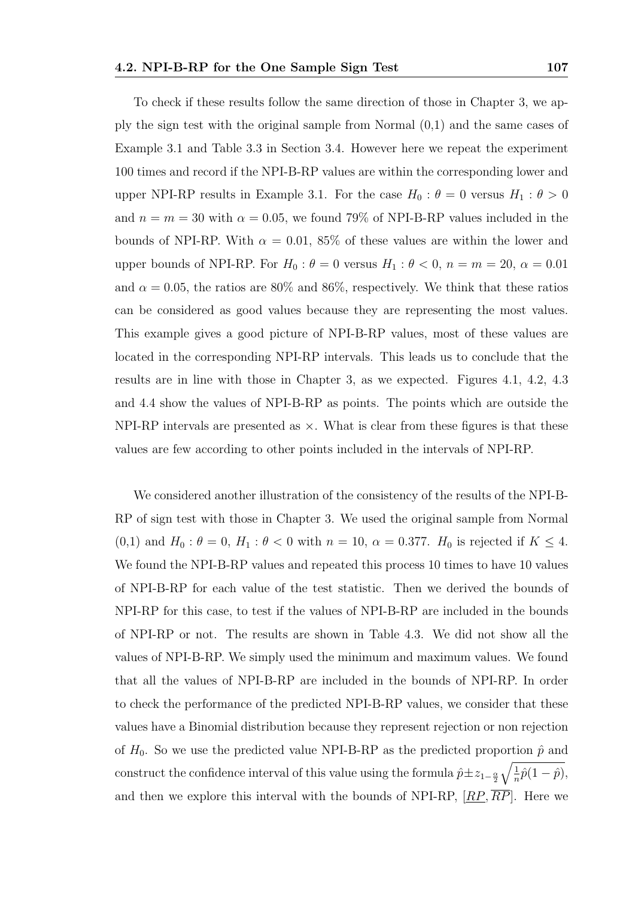To check if these results follow the same direction of those in Chapter 3, we apply the sign test with the original sample from Normal (0,1) and the same cases of Example 3.1 and Table 3.3 in Section 3.4. However here we repeat the experiment 100 times and record if the NPI-B-RP values are within the corresponding lower and upper NPI-RP results in Example 3.1. For the case $H_0 : \theta = 0$ versus $H_1 : \theta > 0$ and $n = m = 30$ with $\alpha = 0.05$, we found 79% of NPI-B-RP values included in the bounds of NPI-RP. With $\alpha = 0.01$, 85% of these values are within the lower and upper bounds of NPI-RP. For $H_0 : \theta = 0$ versus $H_1 : \theta < 0$, $n = m = 20$, $\alpha = 0.01$ and $\alpha = 0.05$, the ratios are 80% and 86%, respectively. We think that these ratios can be considered as good values because they are representing the most values. This example gives a good picture of NPI-B-RP values, most of these values are located in the corresponding NPI-RP intervals. This leads us to conclude that the results are in line with those in Chapter 3, as we expected. Figures 4.1, 4.2, 4.3 and 4.4 show the values of NPI-B-RP as points. The points which are outside the NPI-RP intervals are presented as $\times$. What is clear from these figures is that these values are few according to other points included in the intervals of NPI-RP.

We considered another illustration of the consistency of the results of the NPI-B-RP of sign test with those in Chapter 3. We used the original sample from Normal (0,1) and $H_0 : \theta = 0$, $H_1 : \theta < 0$ with $n = 10$, $\alpha = 0.377$. $H_0$ is rejected if $K \leq 4$. We found the NPI-B-RP values and repeated this process 10 times to have 10 values of NPI-B-RP for each value of the test statistic. Then we derived the bounds of NPI-RP for this case, to test if the values of NPI-B-RP are included in the bounds of NPI-RP or not. The results are shown in Table 4.3. We did not show all the values of NPI-B-RP. We simply used the minimum and maximum values. We found that all the values of NPI-B-RP are included in the bounds of NPI-RP. In order to check the performance of the predicted NPI-B-RP values, we consider that these values have a Binomial distribution because they represent rejection or non rejection of $H_0$. So we use the predicted value NPI-B-RP as the predicted proportion $\hat{p}$ and construct the confidence interval of this value using the formula $\hat{p} \pm z_{1-\frac{\alpha}{2}} \sqrt{\frac{1}{n}\hat{p}(1-\hat{p})}$, and then we explore this interval with the bounds of NPI-RP, $[\underline{RP}, \overline{RP}]$. Here we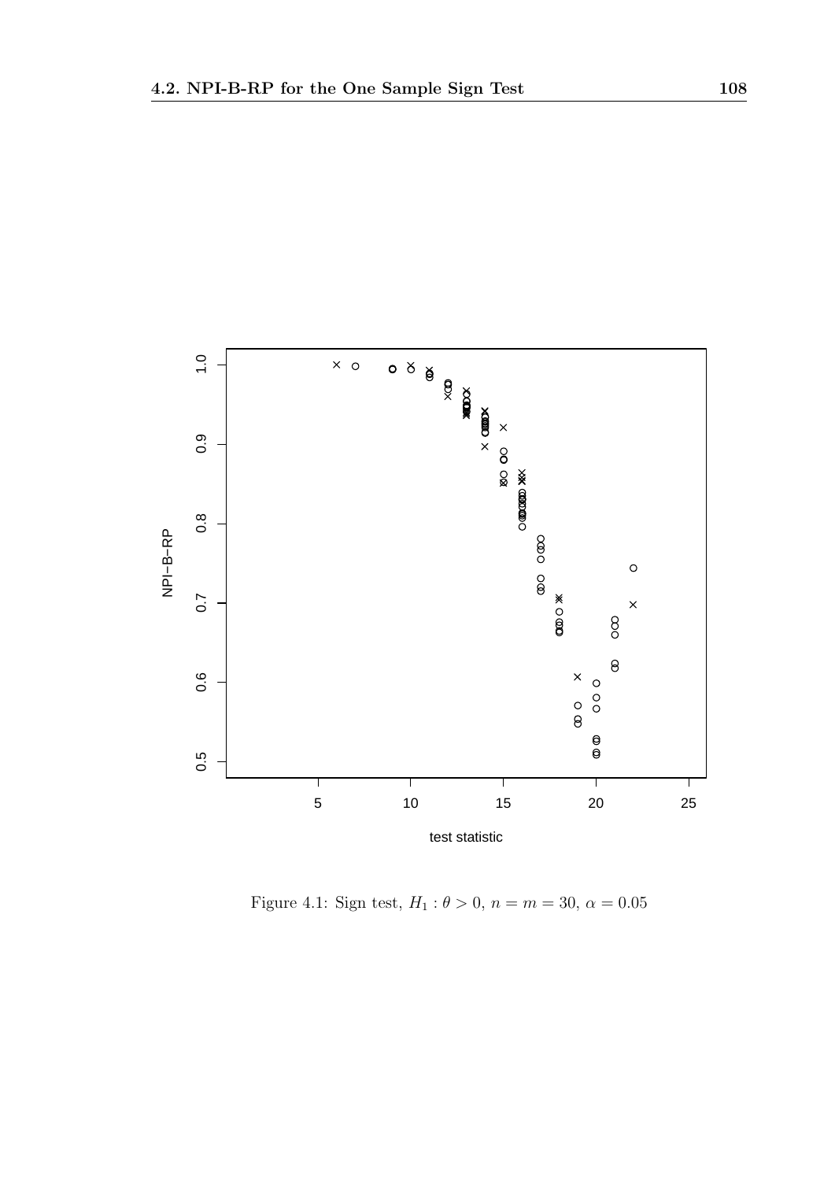Figure 4.1: Sign test, $H_1 : \theta > 0$, $n = m = 30$, $\alpha = 0.05$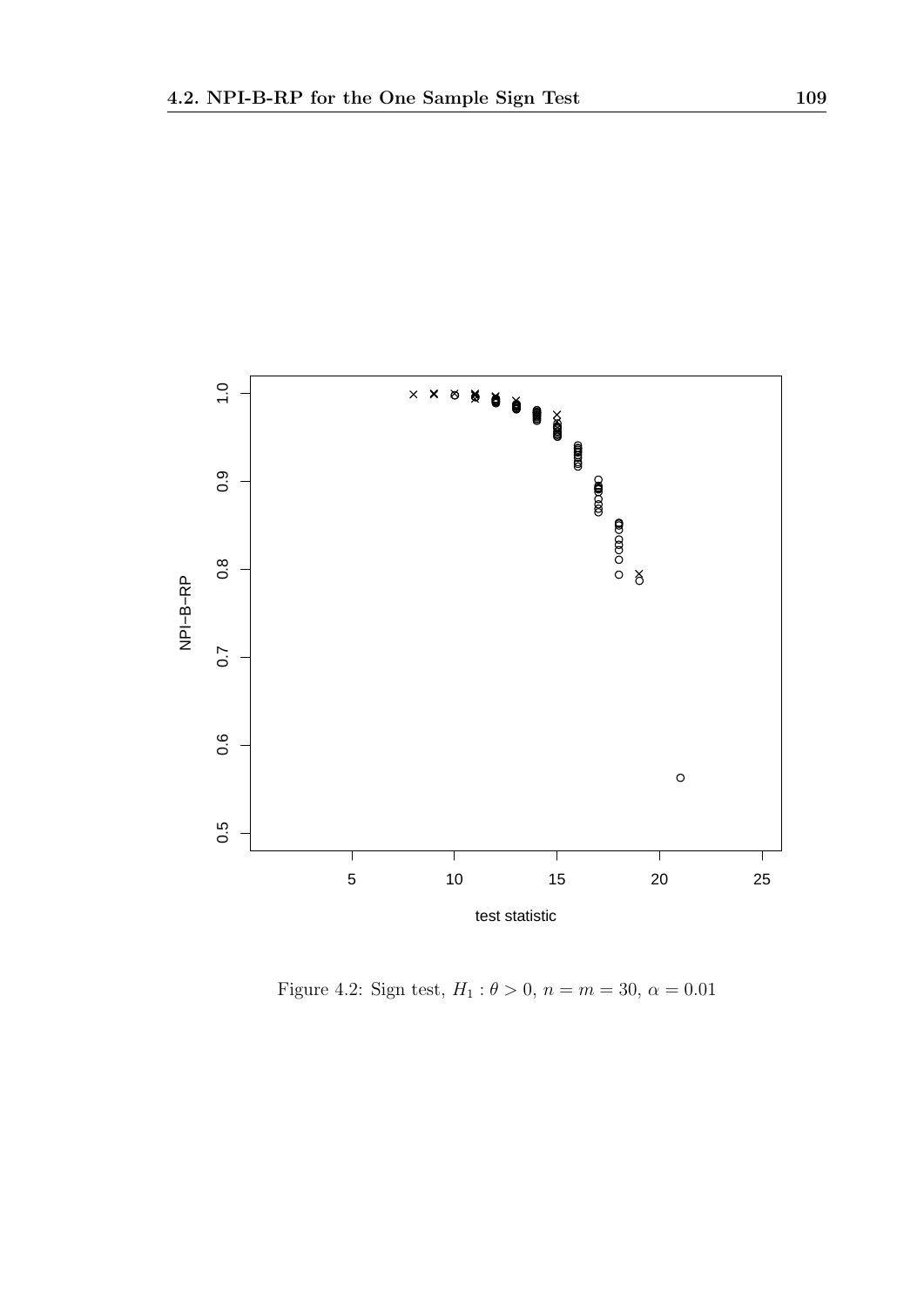Figure 4.2: Sign test, $H_1 : \theta > 0$, $n = m = 30$, $\alpha = 0.01$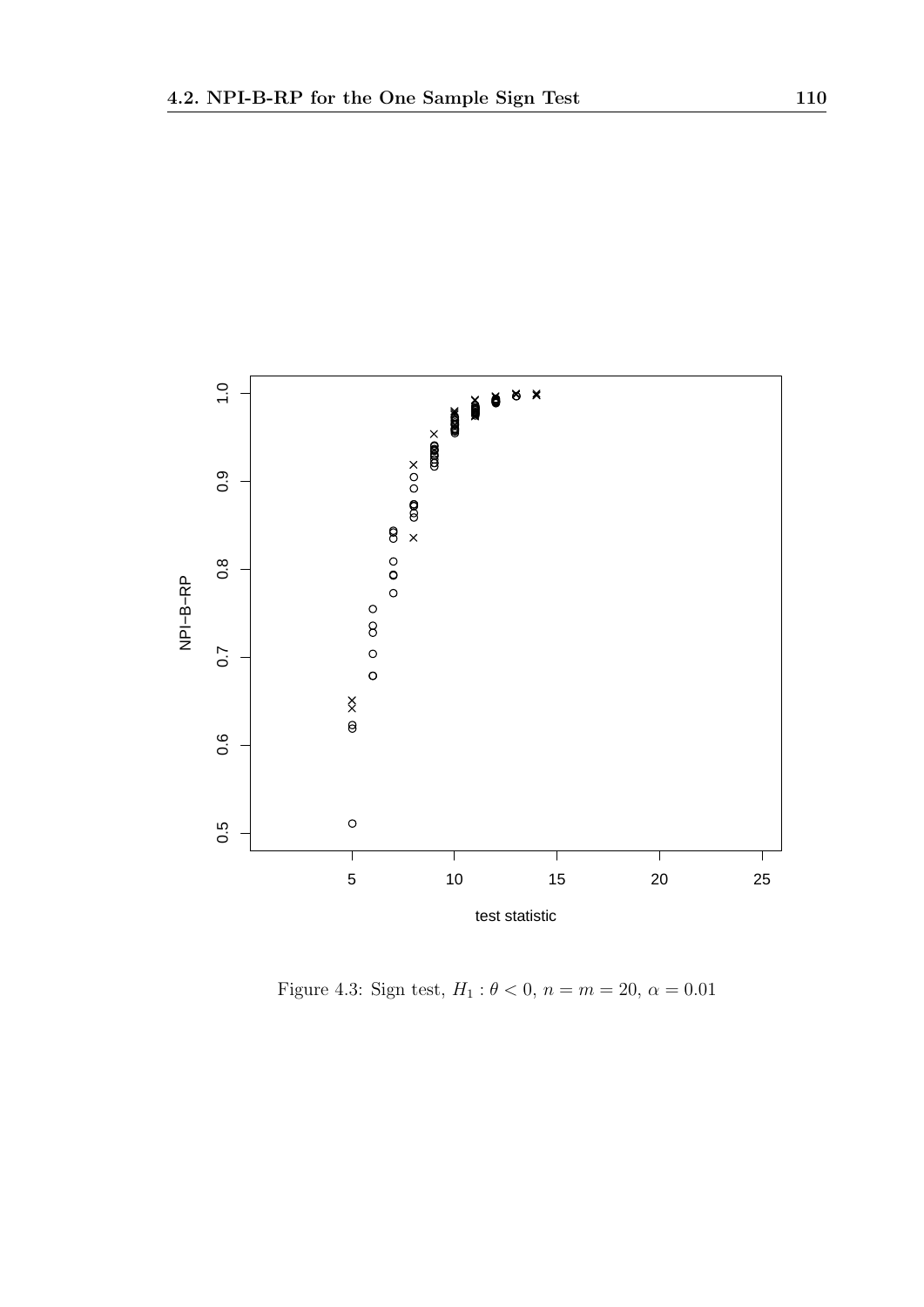Figure 4.3: Sign test, $H_1 : \theta < 0$, $n = m = 20$, $\alpha = 0.01$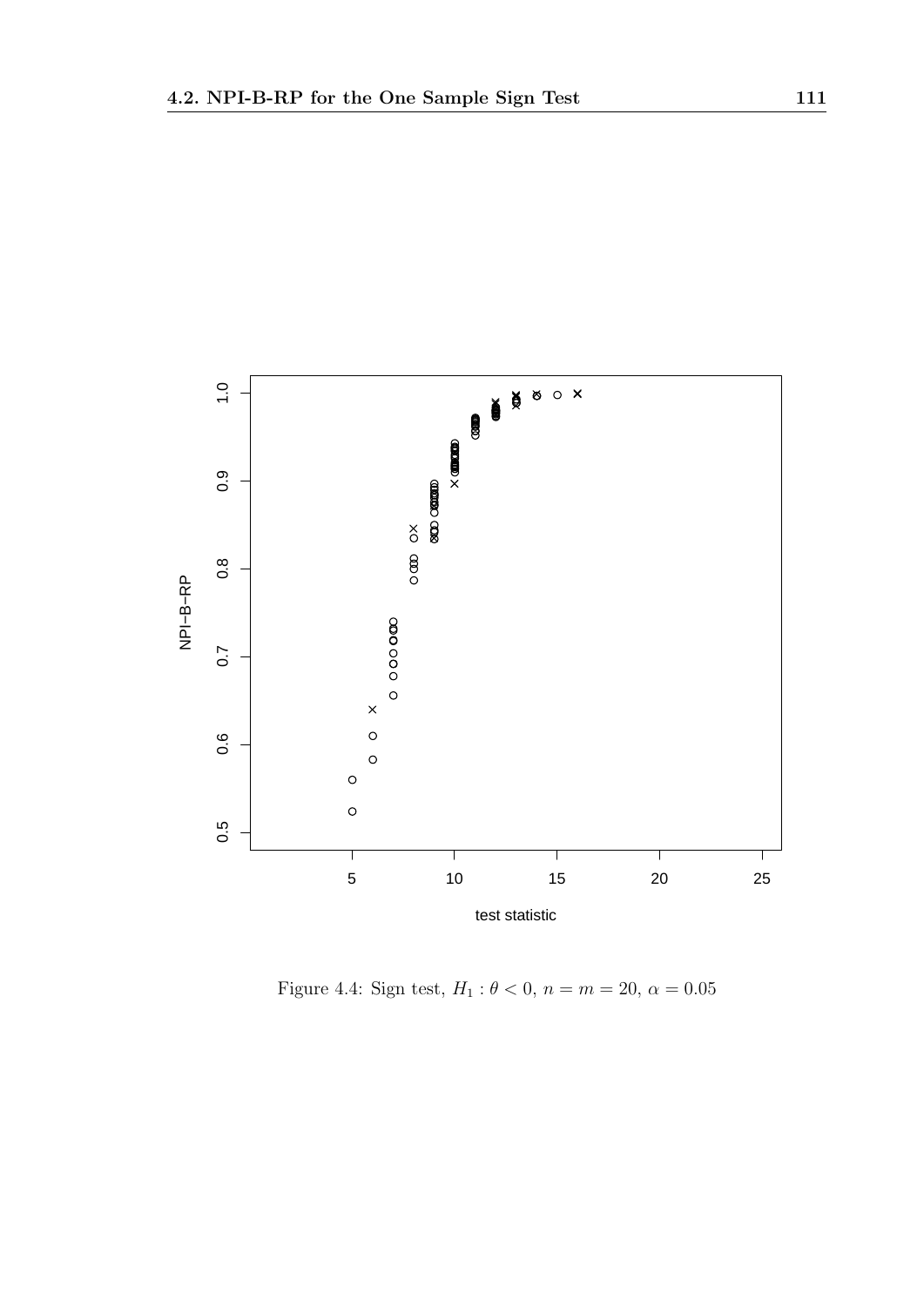Figure 4.4: Sign test, $H_1 : \theta < 0$, $n = m = 20$, $\alpha = 0.05$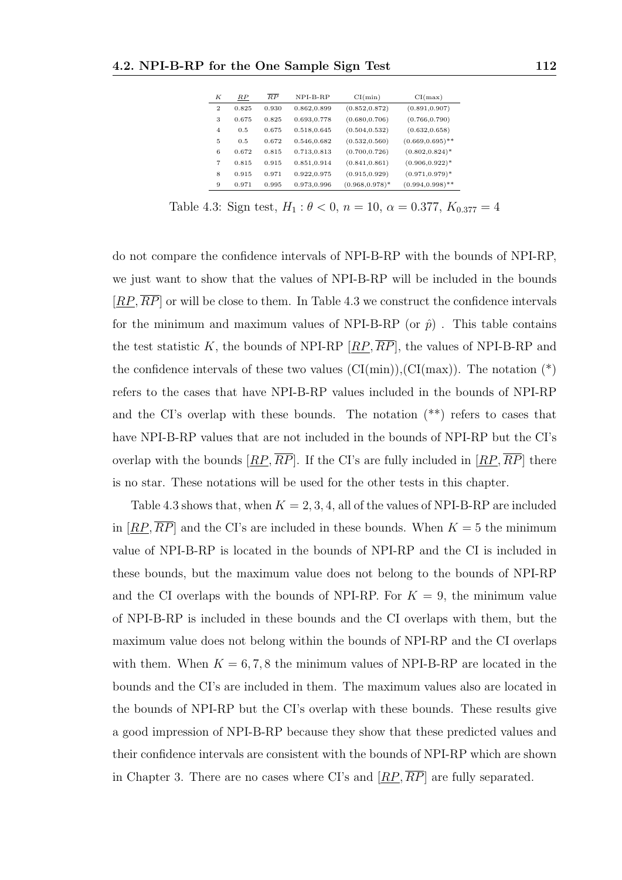| $K$ | $\underline{RP}$ | $\overline{RP}$ | NPI-B-RP | CI(min) | CI(max) |
|---|---|---|---|---|---|
| 2 | 0.825 | 0.930 | 0.862,0.899 | (0.852,0.872) | (0.891,0.907) |
| 3 | 0.675 | 0.825 | 0.693,0.778 | (0.680,0.706) | (0.766,0.790) |
| 4 | 0.5 | 0.675 | 0.518,0.645 | (0.504,0.532) | (0.632,0.658) |
| 5 | 0.5 | 0.672 | 0.546,0.682 | (0.532,0.560) | (0.669,0.695)** |
| 6 | 0.672 | 0.815 | 0.713,0.813 | (0.700,0.726) | (0.802,0.824)* |
| 7 | 0.815 | 0.915 | 0.851,0.914 | (0.841,0.861) | (0.906,0.922)* |
| 8 | 0.915 | 0.971 | 0.922,0.975 | (0.915,0.929) | (0.971,0.979)* |
| 9 | 0.971 | 0.995 | 0.973,0.996 | (0.968,0.978)* | (0.994,0.998)** |

Table 4.3: Sign test, $H_1 : \theta < 0$, $n = 10$, $\alpha = 0.377$, $K_{0.377} = 4$

do not compare the confidence intervals of NPI-B-RP with the bounds of NPI-RP, we just want to show that the values of NPI-B-RP will be included in the bounds $[\underline{RP}, \overline{RP}]$ or will be close to them. In Table 4.3 we construct the confidence intervals for the minimum and maximum values of NPI-B-RP (or $\hat{p}$) . This table contains the test statistic $K$, the bounds of NPI-RP $[\underline{RP}, \overline{RP}]$, the values of NPI-B-RP and the confidence intervals of these two values (CI(min)),(CI(max)). The notation (*) refers to the cases that have NPI-B-RP values included in the bounds of NPI-RP and the CI's overlap with these bounds. The notation (**) refers to cases that have NPI-B-RP values that are not included in the bounds of NPI-RP but the CI's overlap with the bounds $[\underline{RP}, \overline{RP}]$. If the CI's are fully included in $[\underline{RP}, \overline{RP}]$ there is no star. These notations will be used for the other tests in this chapter.

Table 4.3 shows that, when $K = 2, 3, 4$, all of the values of NPI-B-RP are included in $[\underline{RP}, \overline{RP}]$ and the CI's are included in these bounds. When $K = 5$ the minimum value of NPI-B-RP is located in the bounds of NPI-RP and the CI is included in these bounds, but the maximum value does not belong to the bounds of NPI-RP and the CI overlaps with the bounds of NPI-RP. For $K = 9$, the minimum value of NPI-B-RP is included in these bounds and the CI overlaps with them, but the maximum value does not belong within the bounds of NPI-RP and the CI overlaps with them. When $K = 6, 7, 8$ the minimum values of NPI-B-RP are located in the bounds and the CI's are included in them. The maximum values also are located in the bounds of NPI-RP but the CI's overlap with these bounds. These results give a good impression of NPI-B-RP because they show that these predicted values and their confidence intervals are consistent with the bounds of NPI-RP which are shown in Chapter 3. There are no cases where CI's and $[\underline{RP}, \overline{RP}]$ are fully separated.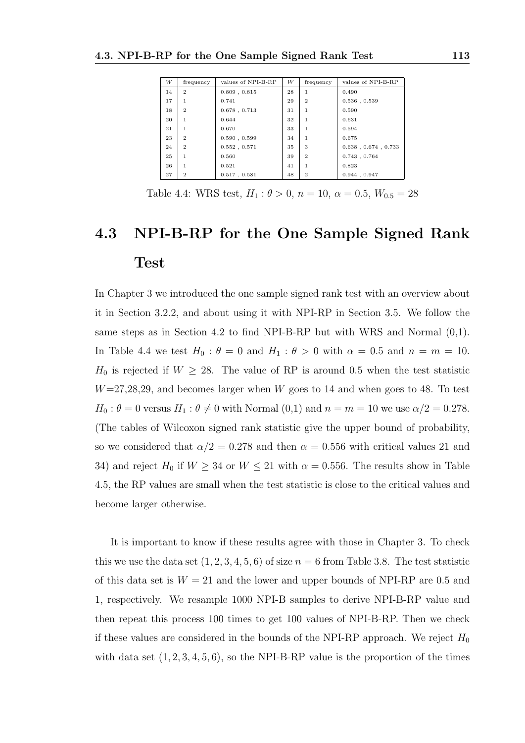| $W$ | frequency | values of NPI-B-RP | $W$ | frequency | values of NPI-B-RP |
|---|---|---|---|---|---|
| 14 | 2 | 0.809 , 0.815 | 28 | 1 | 0.490 |
| 17 | 1 | 0.741 | 29 | 2 | 0.536 , 0.539 |
| 18 | 2 | 0.678 , 0.713 | 31 | 1 | 0.590 |
| 20 | 1 | 0.644 | 32 | 1 | 0.631 |
| 21 | 1 | 0.670 | 33 | 1 | 0.594 |
| 23 | 2 | 0.590 , 0.599 | 34 | 1 | 0.675 |
| 24 | 2 | 0.552 , 0.571 | 35 | 3 | 0.638 , 0.674 , 0.733 |
| 25 | 1 | 0.560 | 39 | 2 | 0.743 , 0.764 |
| 26 | 1 | 0.521 | 41 | 1 | 0.823 |
| 27 | 2 | 0.517 , 0.581 | 48 | 2 | 0.944 , 0.947 |

Table 4.4: WRS test, $H_1 : \theta > 0$, $n = 10$, $\alpha = 0.5$, $W_{0.5} = 28$

## 4.3 NPI-B-RP for the One Sample Signed Rank Test

In Chapter 3 we introduced the one sample signed rank test with an overview about it in Section 3.2.2, and about using it with NPI-RP in Section 3.5. We follow the same steps as in Section 4.2 to find NPI-B-RP but with WRS and Normal (0,1). In Table 4.4 we test $H_0 : \theta = 0$ and $H_1 : \theta > 0$ with $\alpha = 0.5$ and $n = m = 10$. $H_0$ is rejected if $W \geq 28$. The value of RP is around 0.5 when the test statistic $W$=27,28,29, and becomes larger when $W$ goes to 14 and when goes to 48. To test $H_0 : \theta = 0$ versus $H_1 : \theta \neq 0$ with Normal (0,1) and $n = m = 10$ we use $\alpha/2 = 0.278$. (The tables of Wilcoxon signed rank statistic give the upper bound of probability, so we considered that $\alpha/2 = 0.278$ and then $\alpha = 0.556$ with critical values 21 and 34) and reject $H_0$ if $W \geq 34$ or $W \leq 21$ with $\alpha = 0.556$. The results show in Table 4.5, the RP values are small when the test statistic is close to the critical values and become larger otherwise.

It is important to know if these results agree with those in Chapter 3. To check this we use the data set $(1, 2, 3, 4, 5, 6)$ of size $n = 6$ from Table 3.8. The test statistic of this data set is $W = 21$ and the lower and upper bounds of NPI-RP are 0.5 and 1, respectively. We resample 1000 NPI-B samples to derive NPI-B-RP value and then repeat this process 100 times to get 100 values of NPI-B-RP. Then we check if these values are considered in the bounds of the NPI-RP approach. We reject $H_0$ with data set $(1, 2, 3, 4, 5, 6)$, so the NPI-B-RP value is the proportion of the times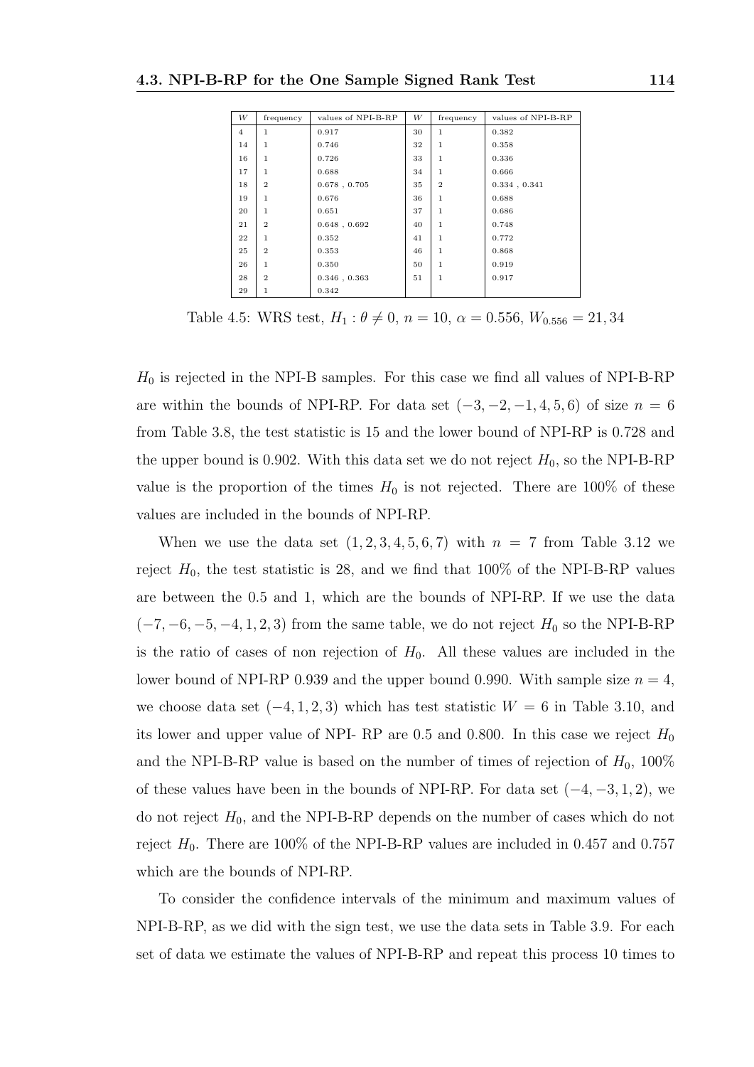| $W$ | frequency | values of NPI-B-RP | $W$ | frequency | values of NPI-B-RP |
|---|---|---|---|---|---|
| 4 | 1 | 0.917 | 30 | 1 | 0.382 |
| 14 | 1 | 0.746 | 32 | 1 | 0.358 |
| 16 | 1 | 0.726 | 33 | 1 | 0.336 |
| 17 | 1 | 0.688 | 34 | 1 | 0.666 |
| 18 | 2 | 0.678 , 0.705 | 35 | 2 | 0.334 , 0.341 |
| 19 | 1 | 0.676 | 36 | 1 | 0.688 |
| 20 | 1 | 0.651 | 37 | 1 | 0.686 |
| 21 | 2 | 0.648 , 0.692 | 40 | 1 | 0.748 |
| 22 | 1 | 0.352 | 41 | 1 | 0.772 |
| 25 | 2 | 0.353 | 46 | 1 | 0.868 |
| 26 | 1 | 0.350 | 50 | 1 | 0.919 |
| 28 | 2 | 0.346 , 0.363 | 51 | 1 | 0.917 |
| 29 | 1 | 0.342 | | | |

Table 4.5: WRS test, $H_1 : \theta \neq 0$, $n = 10$, $\alpha = 0.556$, $W_{0.556} = 21, 34$

$H_0$ is rejected in the NPI-B samples. For this case we find all values of NPI-B-RP are within the bounds of NPI-RP. For data set $(-3, -2, -1, 4, 5, 6)$ of size $n = 6$ from Table 3.8, the test statistic is 15 and the lower bound of NPI-RP is 0.728 and the upper bound is 0.902. With this data set we do not reject $H_0$, so the NPI-B-RP value is the proportion of the times $H_0$ is not rejected. There are 100% of these values are included in the bounds of NPI-RP.

When we use the data set $(1, 2, 3, 4, 5, 6, 7)$ with $n = 7$ from Table 3.12 we reject $H_0$, the test statistic is 28, and we find that 100% of the NPI-B-RP values are between the 0.5 and 1, which are the bounds of NPI-RP. If we use the data $(-7, -6, -5, -4, 1, 2, 3)$ from the same table, we do not reject $H_0$ so the NPI-B-RP is the ratio of cases of non rejection of $H_0$. All these values are included in the lower bound of NPI-RP 0.939 and the upper bound 0.990. With sample size $n = 4$, we choose data set $(-4, 1, 2, 3)$ which has test statistic $W = 6$ in Table 3.10, and its lower and upper value of NPI- RP are 0.5 and 0.800. In this case we reject $H_0$ and the NPI-B-RP value is based on the number of times of rejection of $H_0$, 100% of these values have been in the bounds of NPI-RP. For data set $(-4, -3, 1, 2)$, we do not reject $H_0$, and the NPI-B-RP depends on the number of cases which do not reject $H_0$. There are 100% of the NPI-B-RP values are included in 0.457 and 0.757 which are the bounds of NPI-RP.

To consider the confidence intervals of the minimum and maximum values of NPI-B-RP, as we did with the sign test, we use the data sets in Table 3.9. For each set of data we estimate the values of NPI-B-RP and repeat this process 10 times to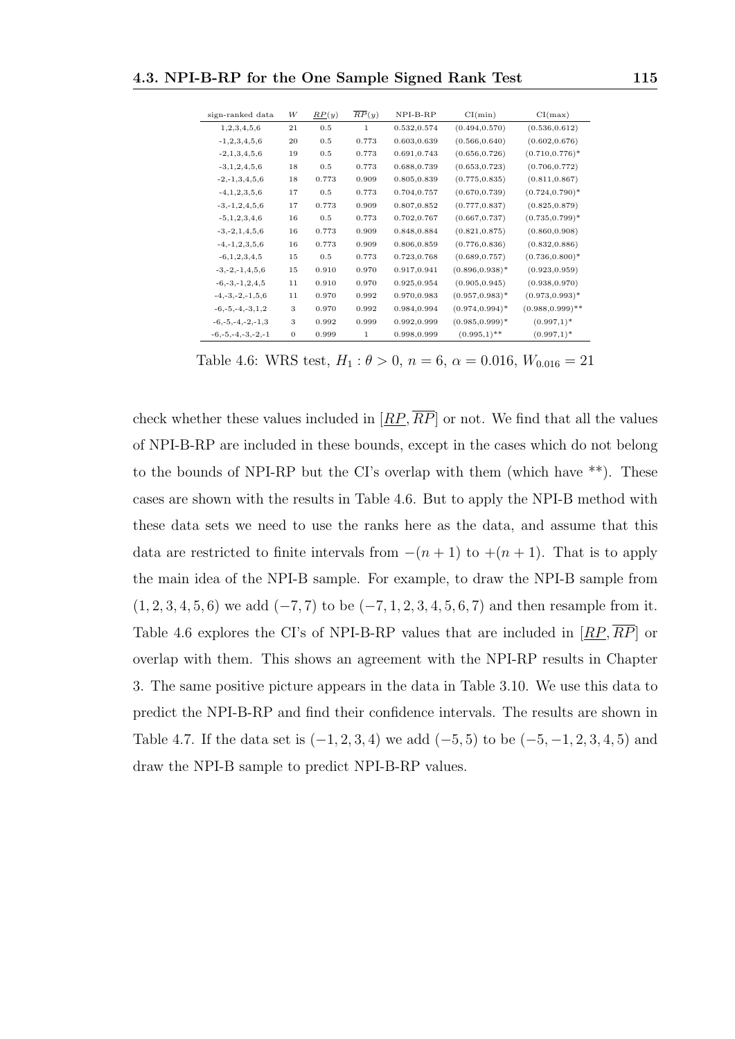| sign-ranked data | $W$ | $\underline{RP}(y)$ | $\overline{RP}(y)$ | NPI-B-RP | CI(min) | CI(max) |
|---|---|---|---|---|---|---|
| 1,2,3,4,5,6 | 21 | 0.5 | 1 | 0.532,0.574 | (0.494,0.570) | (0.536,0.612) |
| -1,2,3,4,5,6 | 20 | 0.5 | 0.773 | 0.603,0.639 | (0.566,0.640) | (0.602,0.676) |
| -2,1,3,4,5,6 | 19 | 0.5 | 0.773 | 0.691,0.743 | (0.656,0.726) | (0.710,0.776)* |
| -3,1,2,4,5,6 | 18 | 0.5 | 0.773 | 0.688,0.739 | (0.653,0.723) | (0.706,0.772) |
| -2,-1,3,4,5,6 | 18 | 0.773 | 0.909 | 0.805,0.839 | (0.775,0.835) | (0.811,0.867) |
| -4,1,2,3,5,6 | 17 | 0.5 | 0.773 | 0.704,0.757 | (0.670,0.739) | (0.724,0.790)* |
| -3,-1,2,4,5,6 | 17 | 0.773 | 0.909 | 0.807,0.852 | (0.777,0.837) | (0.825,0.879) |
| -5,1,2,3,4,6 | 16 | 0.5 | 0.773 | 0.702,0.767 | (0.667,0.737) | (0.735,0.799)* |
| -3,-2,1,4,5,6 | 16 | 0.773 | 0.909 | 0.848,0.884 | (0.821,0.875) | (0.860,0.908) |
| -4,-1,2,3,5,6 | 16 | 0.773 | 0.909 | 0.806,0.859 | (0.776,0.836) | (0.832,0.886) |
| -6,1,2,3,4,5 | 15 | 0.5 | 0.773 | 0.723,0.768 | (0.689,0.757) | (0.736,0.800)* |
| -3,-2,-1,4,5,6 | 15 | 0.910 | 0.970 | 0.917,0.941 | (0.896,0.938)* | (0.923,0.959) |
| -6,-3,-1,2,4,5 | 11 | 0.910 | 0.970 | 0.925,0.954 | (0.905,0.945) | (0.938,0.970) |
| -4,-3,-2,-1,5,6 | 11 | 0.970 | 0.992 | 0.970,0.983 | (0.957,0.983)* | (0.973,0.993)* |
| -6,-5,-4,-3,1,2 | 3 | 0.970 | 0.992 | 0.984,0.994 | (0.974,0.994)* | (0.988,0.999)** |
| -6,-5,-4,-2,-1,3 | 3 | 0.992 | 0.999 | 0.992,0.999 | (0.985,0.999)* | (0.997,1)* |
| -6,-5,-4,-3,-2,-1 | 0 | 0.999 | 1 | 0.998,0.999 | (0.995,1)** | (0.997,1)* |

Table 4.6: WRS test, $H_1 : \theta > 0$, $n = 6$, $\alpha = 0.016$, $W_{0.016} = 21$

check whether these values included in $[\underline{RP}, \overline{RP}]$ or not. We find that all the values of NPI-B-RP are included in these bounds, except in the cases which do not belong to the bounds of NPI-RP but the CI's overlap with them (which have **). These cases are shown with the results in Table 4.6. But to apply the NPI-B method with these data sets we need to use the ranks here as the data, and assume that this data are restricted to finite intervals from $-(n+1)$ to $+(n+1)$. That is to apply the main idea of the NPI-B sample. For example, to draw the NPI-B sample from $(1, 2, 3, 4, 5, 6)$ we add $(-7, 7)$ to be $(-7, 1, 2, 3, 4, 5, 6, 7)$ and then resample from it. Table 4.6 explores the CI's of NPI-B-RP values that are included in $[\underline{RP}, \overline{RP}]$ or overlap with them. This shows an agreement with the NPI-RP results in Chapter 3. The same positive picture appears in the data in Table 3.10. We use this data to predict the NPI-B-RP and find their confidence intervals. The results are shown in Table 4.7. If the data set is $(-1, 2, 3, 4)$ we add $(-5, 5)$ to be $(-5, -1, 2, 3, 4, 5)$ and draw the NPI-B sample to predict NPI-B-RP values.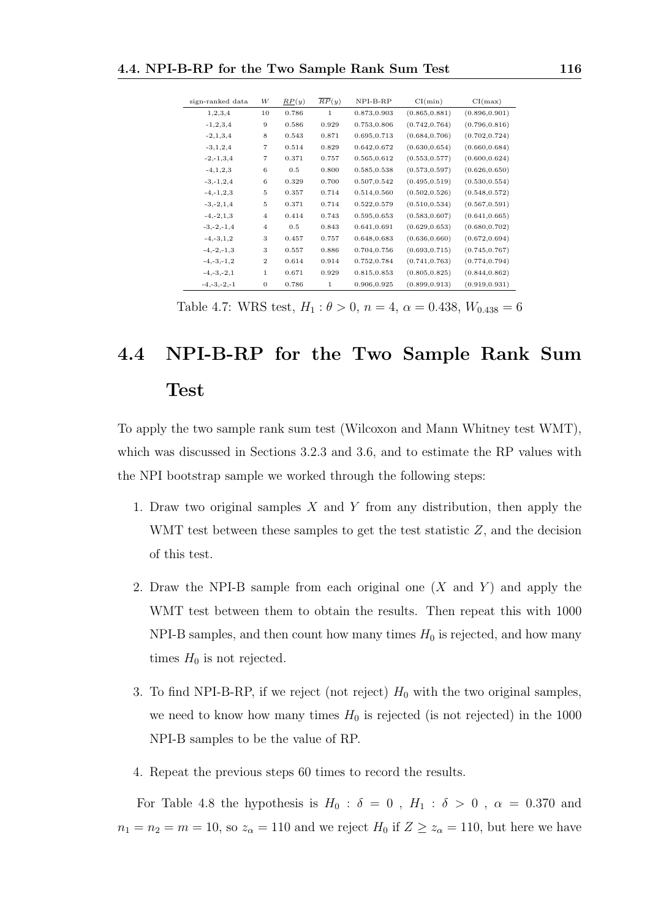| sign-ranked data | $W$ | $\underline{RP}(y)$ | $\overline{RP}(y)$ | NPI-B-RP | CI(min) | CI(max) |
|---|---|---|---|---|---|---|
| 1,2,3,4 | 10 | 0.786 | 1 | 0.873,0.903 | (0.865,0.881) | (0.896,0.901) |
| -1,2,3,4 | 9 | 0.586 | 0.929 | 0.753,0.806 | (0.742,0.764) | (0.796,0.816) |
| -2,1,3,4 | 8 | 0.543 | 0.871 | 0.695,0.713 | (0.684,0.706) | (0.702,0.724) |
| -3,1,2,4 | 7 | 0.514 | 0.829 | 0.642,0.672 | (0.630,0.654) | (0.660,0.684) |
| -2,-1,3,4 | 7 | 0.371 | 0.757 | 0.565,0.612 | (0.553,0.577) | (0.600,0.624) |
| -4,1,2,3 | 6 | 0.5 | 0.800 | 0.585,0.538 | (0.573,0.597) | (0.626,0.650) |
| -3,-1,2,4 | 6 | 0.329 | 0.700 | 0.507,0.542 | (0.495,0.519) | (0.530,0.554) |
| -4,-1,2,3 | 5 | 0.357 | 0.714 | 0.514,0.560 | (0.502,0.526) | (0.548,0.572) |
| -3,-2,1,4 | 5 | 0.371 | 0.714 | 0.522,0.579 | (0.510,0.534) | (0.567,0.591) |
| -4,-2,1,3 | 4 | 0.414 | 0.743 | 0.595,0.653 | (0.583,0.607) | (0.641,0.665) |
| -3,-2,-1,4 | 4 | 0.5 | 0.843 | 0.641,0.691 | (0.629,0.653) | (0.680,0.702) |
| -4,-3,1,2 | 3 | 0.457 | 0.757 | 0.648,0.683 | (0.636,0.660) | (0.672,0.694) |
| -4,-2,-1,3 | 3 | 0.557 | 0.886 | 0.704,0.756 | (0.693,0.715) | (0.745,0.767) |
| -4,-3,-1,2 | 2 | 0.614 | 0.914 | 0.752,0.784 | (0.741,0.763) | (0.774,0.794) |
| -4,-3,-2,1 | 1 | 0.671 | 0.929 | 0.815,0.853 | (0.805,0.825) | (0.844,0.862) |
| -4,-3,-2,-1 | 0 | 0.786 | 1 | 0.906,0.925 | (0.899,0.913) | (0.919,0.931) |

Table 4.7: WRS test, $H_1 : \theta > 0$, $n = 4$, $\alpha = 0.438$, $W_{0.438} = 6$

## 4.4 NPI-B-RP for the Two Sample Rank Sum Test

To apply the two sample rank sum test (Wilcoxon and Mann Whitney test WMT), which was discussed in Sections 3.2.3 and 3.6, and to estimate the RP values with the NPI bootstrap sample we worked through the following steps:

1. Draw two original samples $X$ and $Y$ from any distribution, then apply the WMT test between these samples to get the test statistic $Z$, and the decision of this test.
2. Draw the NPI-B sample from each original one ($X$ and $Y$) and apply the WMT test between them to obtain the results. Then repeat this with 1000 NPI-B samples, and then count how many times $H_0$ is rejected, and how many times $H_0$ is not rejected.
3. To find NPI-B-RP, if we reject (not reject) $H_0$ with the two original samples, we need to know how many times $H_0$ is rejected (is not rejected) in the 1000 NPI-B samples to be the value of RP.
4. Repeat the previous steps 60 times to record the results.

For Table 4.8 the hypothesis is $H_0 : \delta = 0$ , $H_1 : \delta > 0$ , $\alpha = 0.370$ and $n_1 = n_2 = m = 10$, so $z_\alpha = 110$ and we reject $H_0$ if $Z \geq z_\alpha = 110$, but here we have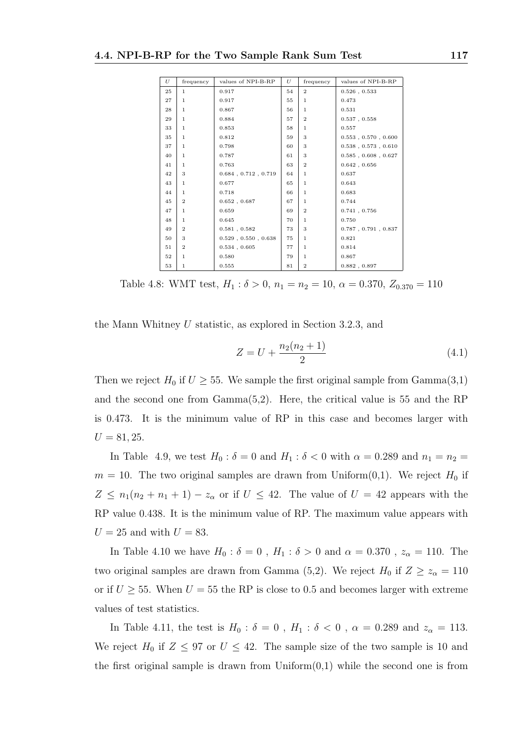| $U$ | frequency | values of NPI-B-RP | $U$ | frequency | values of NPI-B-RP |
|---|---|---|---|---|---|
| 25 | 1 | 0.917 | 54 | 2 | 0.526 , 0.533 |
| 27 | 1 | 0.917 | 55 | 1 | 0.473 |
| 28 | 1 | 0.867 | 56 | 1 | 0.531 |
| 29 | 1 | 0.884 | 57 | 2 | 0.537 , 0.558 |
| 33 | 1 | 0.853 | 58 | 1 | 0.557 |
| 35 | 1 | 0.812 | 59 | 3 | 0.553 , 0.570 , 0.600 |
| 37 | 1 | 0.798 | 60 | 3 | 0.538 , 0.573 , 0.610 |
| 40 | 1 | 0.787 | 61 | 3 | 0.585 , 0.608 , 0.627 |
| 41 | 1 | 0.763 | 63 | 2 | 0.642 , 0.656 |
| 42 | 3 | 0.684 , 0.712 , 0.719 | 64 | 1 | 0.637 |
| 43 | 1 | 0.677 | 65 | 1 | 0.643 |
| 44 | 1 | 0.718 | 66 | 1 | 0.683 |
| 45 | 2 | 0.652 , 0.687 | 67 | 1 | 0.744 |
| 47 | 1 | 0.659 | 69 | 2 | 0.741 , 0.756 |
| 48 | 1 | 0.645 | 70 | 1 | 0.750 |
| 49 | 2 | 0.581 , 0.582 | 73 | 3 | 0.787 , 0.791 , 0.837 |
| 50 | 3 | 0.529 , 0.550 , 0.638 | 75 | 1 | 0.821 |
| 51 | 2 | 0.534 , 0.605 | 77 | 1 | 0.814 |
| 52 | 1 | 0.580 | 79 | 1 | 0.867 |
| 53 | 1 | 0.555 | 81 | 2 | 0.882 , 0.897 |

Table 4.8: WMT test, $H_1 : \delta > 0$, $n_1 = n_2 = 10$, $\alpha = 0.370$, $Z_{0.370} = 110$

the Mann Whitney $U$ statistic, as explored in Section 3.2.3, and

$$Z = U + \frac{n_2(n_2+1)}{2} \tag{4.1}$$

Then we reject $H_0$ if $U \geq 55$. We sample the first original sample from Gamma(3,1) and the second one from Gamma(5,2). Here, the critical value is 55 and the RP is 0.473. It is the minimum value of RP in this case and becomes larger with $U = 81, 25$.

In Table 4.9, we test $H_0 : \delta = 0$ and $H_1 : \delta < 0$ with $\alpha = 0.289$ and $n_1 = n_2 = m = 10$. The two original samples are drawn from Uniform(0,1). We reject $H_0$ if $Z \leq n_1(n_2 + n_1 + 1) - z_\alpha$ or if $U \leq 42$. The value of $U = 42$ appears with the RP value 0.438. It is the minimum value of RP. The maximum value appears with $U = 25$ and with $U = 83$.

In Table 4.10 we have $H_0 : \delta = 0$ , $H_1 : \delta > 0$ and $\alpha = 0.370$ , $z_\alpha = 110$. The two original samples are drawn from Gamma (5,2). We reject $H_0$ if $Z \geq z_\alpha = 110$ or if $U \geq 55$. When $U = 55$ the RP is close to 0.5 and becomes larger with extreme values of test statistics.

In Table 4.11, the test is $H_0 : \delta = 0$ , $H_1 : \delta < 0$ , $\alpha = 0.289$ and $z_\alpha = 113$. We reject $H_0$ if $Z \leq 97$ or $U \leq 42$. The sample size of the two sample is 10 and the first original sample is drawn from Uniform(0,1) while the second one is from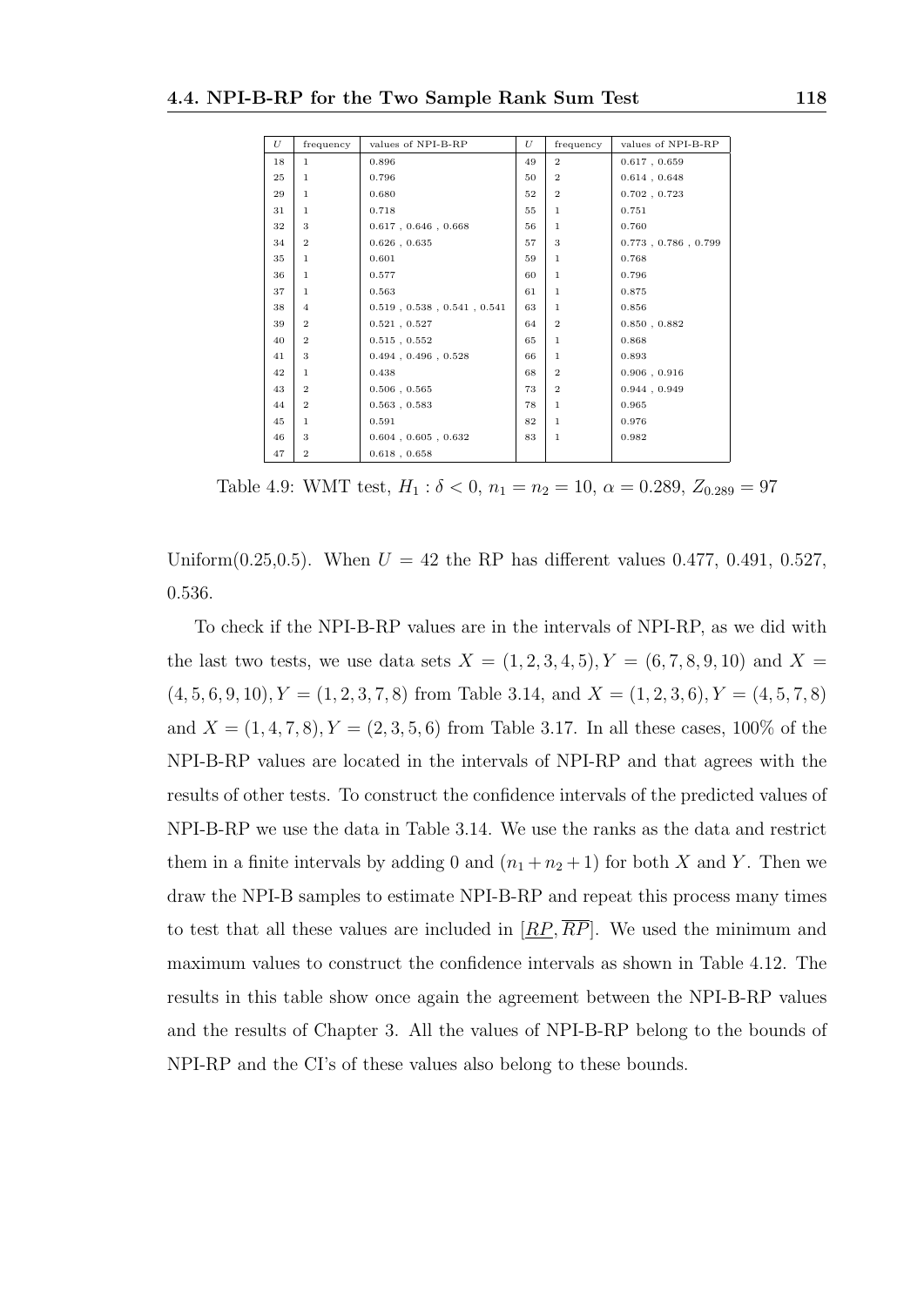| $U$ | frequency | values of NPI-B-RP | $U$ | frequency | values of NPI-B-RP |
|---|---|---|---|---|---|
| 18 | 1 | 0.896 | 49 | 2 | 0.617 , 0.659 |
| 25 | 1 | 0.796 | 50 | 2 | 0.614 , 0.648 |
| 29 | 1 | 0.680 | 52 | 2 | 0.702 , 0.723 |
| 31 | 1 | 0.718 | 55 | 1 | 0.751 |
| 32 | 3 | 0.617 , 0.646 , 0.668 | 56 | 1 | 0.760 |
| 34 | 2 | 0.626 , 0.635 | 57 | 3 | 0.773 , 0.786 , 0.799 |
| 35 | 1 | 0.601 | 59 | 1 | 0.768 |
| 36 | 1 | 0.577 | 60 | 1 | 0.796 |
| 37 | 1 | 0.563 | 61 | 1 | 0.875 |
| 38 | 4 | 0.519 , 0.538 , 0.541 , 0.541 | 63 | 1 | 0.856 |
| 39 | 2 | 0.521 , 0.527 | 64 | 2 | 0.850 , 0.882 |
| 40 | 2 | 0.515 , 0.552 | 65 | 1 | 0.868 |
| 41 | 3 | 0.494 , 0.496 , 0.528 | 66 | 1 | 0.893 |
| 42 | 1 | 0.438 | 68 | 2 | 0.906 , 0.916 |
| 43 | 2 | 0.506 , 0.565 | 73 | 2 | 0.944 , 0.949 |
| 44 | 2 | 0.563 , 0.583 | 78 | 1 | 0.965 |
| 45 | 1 | 0.591 | 82 | 1 | 0.976 |
| 46 | 3 | 0.604 , 0.605 , 0.632 | 83 | 1 | 0.982 |
| 47 | 2 | 0.618 , 0.658 | | | |

Table 4.9: WMT test, $H_1 : \delta < 0$, $n_1 = n_2 = 10$, $\alpha = 0.289$, $Z_{0.289} = 97$

Uniform(0.25,0.5). When $U = 42$ the RP has different values 0.477, 0.491, 0.527, 0.536.

To check if the NPI-B-RP values are in the intervals of NPI-RP, as we did with the last two tests, we use data sets $X = (1, 2, 3, 4, 5), Y = (6, 7, 8, 9, 10)$ and $X = (4, 5, 6, 9, 10), Y = (1, 2, 3, 7, 8)$ from Table 3.14, and $X = (1, 2, 3, 6), Y = (4, 5, 7, 8)$ and $X = (1, 4, 7, 8), Y = (2, 3, 5, 6)$ from Table 3.17. In all these cases, 100% of the NPI-B-RP values are located in the intervals of NPI-RP and that agrees with the results of other tests. To construct the confidence intervals of the predicted values of NPI-B-RP we use the data in Table 3.14. We use the ranks as the data and restrict them in a finite intervals by adding 0 and $(n_1 + n_2 + 1)$ for both $X$ and $Y$. Then we draw the NPI-B samples to estimate NPI-B-RP and repeat this process many times to test that all these values are included in $[\underline{RP}, \overline{RP}]$. We used the minimum and maximum values to construct the confidence intervals as shown in Table 4.12. The results in this table show once again the agreement between the NPI-B-RP values and the results of Chapter 3. All the values of NPI-B-RP belong to the bounds of NPI-RP and the CI's of these values also belong to these bounds.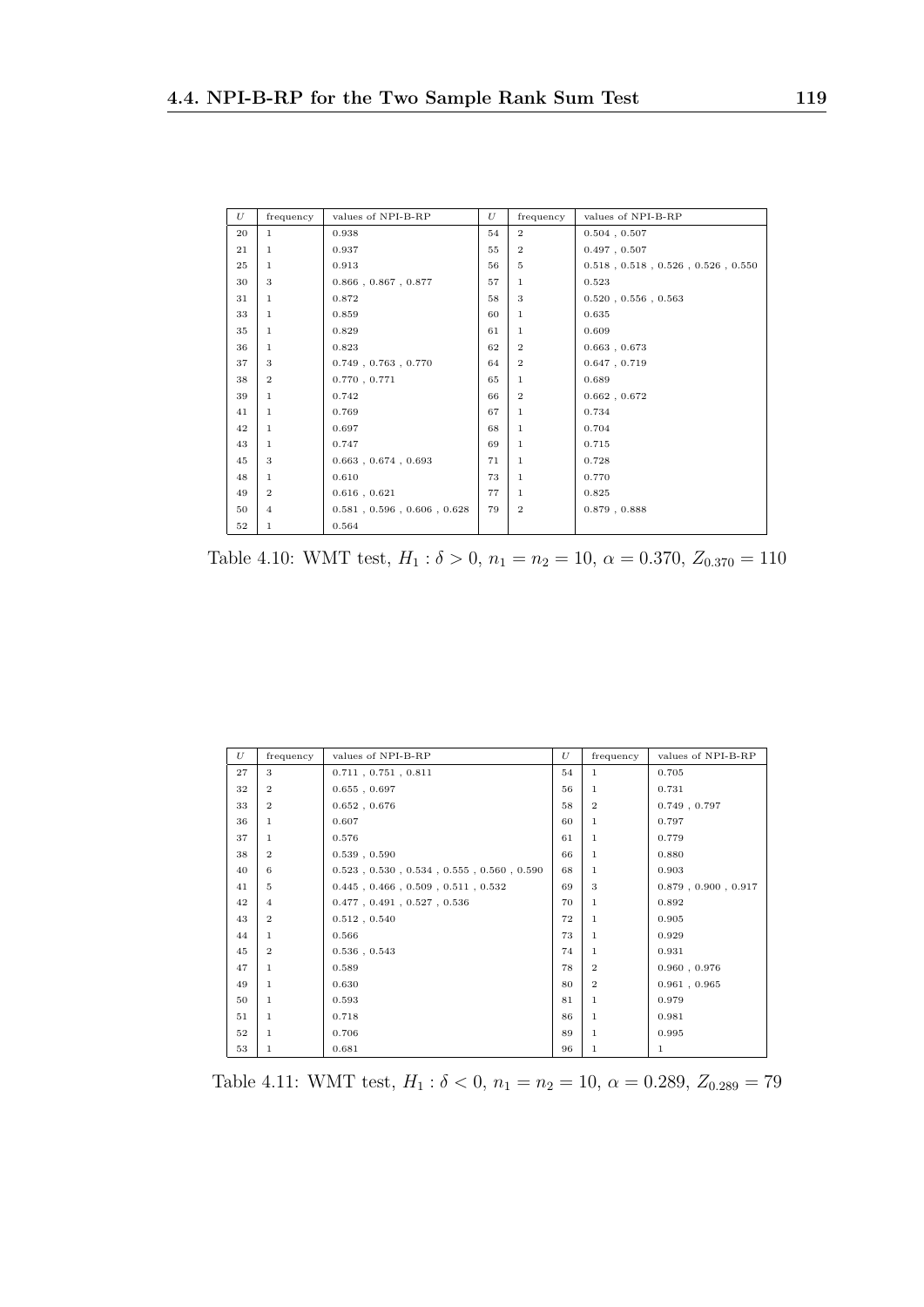| $U$ | frequency | values of NPI-B-RP | $U$ | frequency | values of NPI-B-RP |
|---|---|---|---|---|---|
| 20 | 1 | 0.938 | 54 | 2 | 0.504 , 0.507 |
| 21 | 1 | 0.937 | 55 | 2 | 0.497 , 0.507 |
| 25 | 1 | 0.913 | 56 | 5 | 0.518 , 0.518 , 0.526 , 0.526 , 0.550 |
| 30 | 3 | 0.866 , 0.867 , 0.877 | 57 | 1 | 0.523 |
| 31 | 1 | 0.872 | 58 | 3 | 0.520 , 0.556 , 0.563 |
| 33 | 1 | 0.859 | 60 | 1 | 0.635 |
| 35 | 1 | 0.829 | 61 | 1 | 0.609 |
| 36 | 1 | 0.823 | 62 | 2 | 0.663 , 0.673 |
| 37 | 3 | 0.749 , 0.763 , 0.770 | 64 | 2 | 0.647 , 0.719 |
| 38 | 2 | 0.770 , 0.771 | 65 | 1 | 0.689 |
| 39 | 1 | 0.742 | 66 | 2 | 0.662 , 0.672 |
| 41 | 1 | 0.769 | 67 | 1 | 0.734 |
| 42 | 1 | 0.697 | 68 | 1 | 0.704 |
| 43 | 1 | 0.747 | 69 | 1 | 0.715 |
| 45 | 3 | 0.663 , 0.674 , 0.693 | 71 | 1 | 0.728 |
| 48 | 1 | 0.610 | 73 | 1 | 0.770 |
| 49 | 2 | 0.616 , 0.621 | 77 | 1 | 0.825 |
| 50 | 4 | 0.581 , 0.596 , 0.606 , 0.628 | 79 | 2 | 0.879 , 0.888 |
| 52 | 1 | 0.564 | | | |

Table 4.10: WMT test, $H_1 : \delta > 0$, $n_1 = n_2 = 10$, $\alpha = 0.370$, $Z_{0.370} = 110$

| $U$ | frequency | values of NPI-B-RP | $U$ | frequency | values of NPI-B-RP |
|---|---|---|---|---|---|
| 27 | 3 | 0.711 , 0.751 , 0.811 | 54 | 1 | 0.705 |
| 32 | 2 | 0.655 , 0.697 | 56 | 1 | 0.731 |
| 33 | 2 | 0.652 , 0.676 | 58 | 2 | 0.749 , 0.797 |
| 36 | 1 | 0.607 | 60 | 1 | 0.797 |
| 37 | 1 | 0.576 | 61 | 1 | 0.779 |
| 38 | 2 | 0.539 , 0.590 | 66 | 1 | 0.880 |
| 40 | 6 | 0.523 , 0.530 , 0.534 , 0.555 , 0.560 , 0.590 | 68 | 1 | 0.903 |
| 41 | 5 | 0.445 , 0.466 , 0.509 , 0.511 , 0.532 | 69 | 3 | 0.879 , 0.900 , 0.917 |
| 42 | 4 | 0.477 , 0.491 , 0.527 , 0.536 | 70 | 1 | 0.892 |
| 43 | 2 | 0.512 , 0.540 | 72 | 1 | 0.905 |
| 44 | 1 | 0.566 | 73 | 1 | 0.929 |
| 45 | 2 | 0.536 , 0.543 | 74 | 1 | 0.931 |
| 47 | 1 | 0.589 | 78 | 2 | 0.960 , 0.976 |
| 49 | 1 | 0.630 | 80 | 2 | 0.961 , 0.965 |
| 50 | 1 | 0.593 | 81 | 1 | 0.979 |
| 51 | 1 | 0.718 | 86 | 1 | 0.981 |
| 52 | 1 | 0.706 | 89 | 1 | 0.995 |
| 53 | 1 | 0.681 | 96 | 1 | 1 |

Table 4.11: WMT test, $H_1 : \delta < 0$, $n_1 = n_2 = 10$, $\alpha = 0.289$, $Z_{0.289} = 79$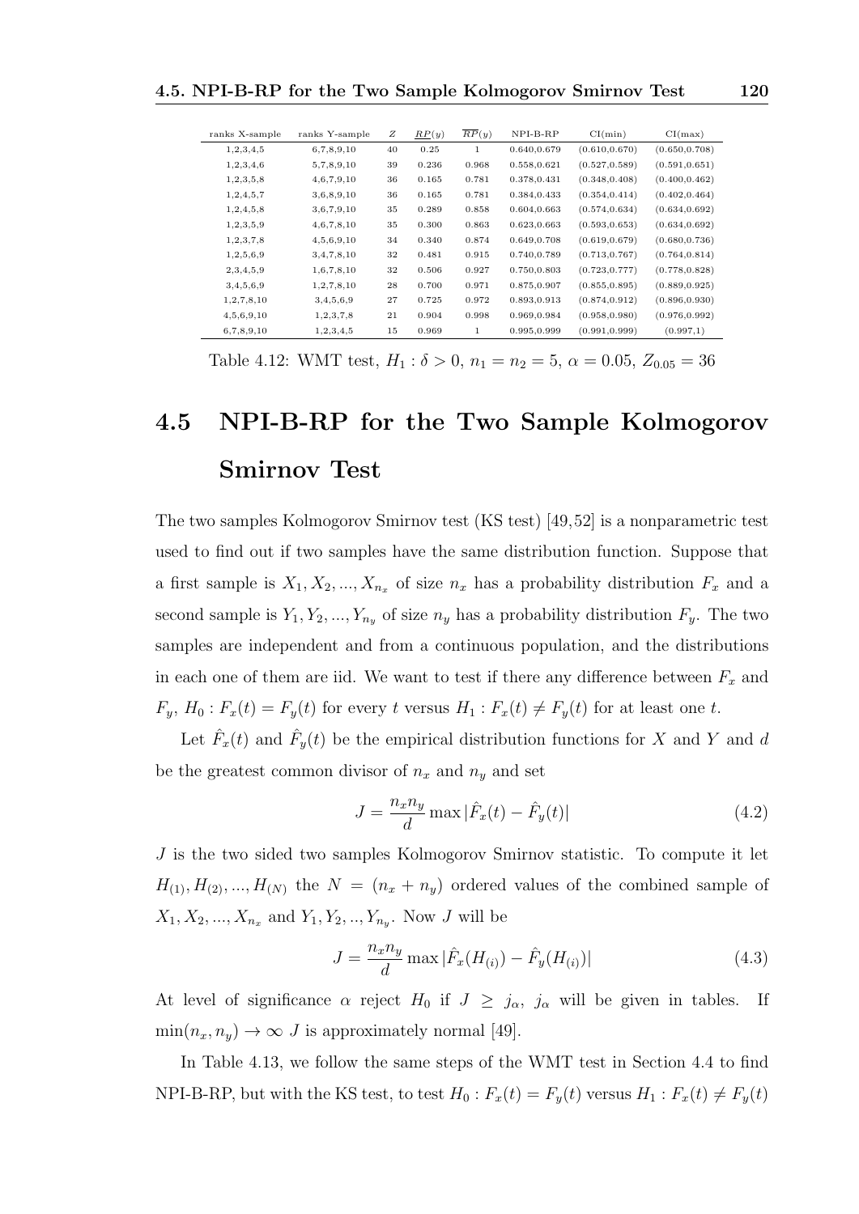| ranks X-sample | ranks Y-sample | $Z$ | $\underline{RP}(y)$ | $\overline{RP}(y)$ | NPI-B-RP | CI(min) | CI(max) |
|---|---|---|---|---|---|---|---|
| 1,2,3,4,5 | 6,7,8,9,10 | 40 | 0.25 | 1 | 0.640,0.679 | (0.610,0.670) | (0.650,0.708) |
| 1,2,3,4,6 | 5,7,8,9,10 | 39 | 0.236 | 0.968 | 0.558,0.621 | (0.527,0.589) | (0.591,0.651) |
| 1,2,3,5,8 | 4,6,7,9,10 | 36 | 0.165 | 0.781 | 0.378,0.431 | (0.348,0.408) | (0.400,0.462) |
| 1,2,4,5,7 | 3,6,8,9,10 | 36 | 0.165 | 0.781 | 0.384,0.433 | (0.354,0.414) | (0.402,0.464) |
| 1,2,4,5,8 | 3,6,7,9,10 | 35 | 0.289 | 0.858 | 0.604,0.663 | (0.574,0.634) | (0.634,0.692) |
| 1,2,3,5,9 | 4,6,7,8,10 | 35 | 0.300 | 0.863 | 0.623,0.663 | (0.593,0.653) | (0.634,0.692) |
| 1,2,3,7,8 | 4,5,6,9,10 | 34 | 0.340 | 0.874 | 0.649,0.708 | (0.619,0.679) | (0.680,0.736) |
| 1,2,5,6,9 | 3,4,7,8,10 | 32 | 0.481 | 0.915 | 0.740,0.789 | (0.713,0.767) | (0.764,0.814) |
| 2,3,4,5,9 | 1,6,7,8,10 | 32 | 0.506 | 0.927 | 0.750,0.803 | (0.723,0.777) | (0.778,0.828) |
| 3,4,5,6,9 | 1,2,7,8,10 | 28 | 0.700 | 0.971 | 0.875,0.907 | (0.855,0.895) | (0.889,0.925) |
| 1,2,7,8,10 | 3,4,5,6,9 | 27 | 0.725 | 0.972 | 0.893,0.913 | (0.874,0.912) | (0.896,0.930) |
| 4,5,6,9,10 | 1,2,3,7,8 | 21 | 0.904 | 0.998 | 0.969,0.984 | (0.958,0.980) | (0.976,0.992) |
| 6,7,8,9,10 | 1,2,3,4,5 | 15 | 0.969 | 1 | 0.995,0.999 | (0.991,0.999) | (0.997,1) |

Table 4.12: WMT test, $H_1 : \delta > 0$, $n_1 = n_2 = 5$, $\alpha = 0.05$, $Z_{0.05} = 36$

## 4.5 NPI-B-RP for the Two Sample Kolmogorov Smirnov Test

The two samples Kolmogorov Smirnov test (KS test) [49, 52] is a nonparametric test used to find out if two samples have the same distribution function. Suppose that a first sample is $X_1, X_2, ..., X_{n_x}$ of size $n_x$ has a probability distribution $F_x$ and a second sample is $Y_1, Y_2, ..., Y_{n_y}$ of size $n_y$ has a probability distribution $F_y$. The two samples are independent and from a continuous population, and the distributions in each one of them are iid. We want to test if there any difference between $F_x$ and $F_y$, $H_0 : F_x(t) = F_y(t)$ for every $t$ versus $H_1 : F_x(t) \neq F_y(t)$ for at least one $t$.

Let $\hat{F}_x(t)$ and $\hat{F}_y(t)$ be the empirical distribution functions for $X$ and $Y$ and $d$ be the greatest common divisor of $n_x$ and $n_y$ and set

$$J = \frac{n_x n_y}{d} \max |\hat{F}_x(t) - \hat{F}_y(t)| \tag{4.2}$$

$J$ is the two sided two samples Kolmogorov Smirnov statistic. To compute it let $H_{(1)}, H_{(2)}, ..., H_{(N)}$ the $N = (n_x + n_y)$ ordered values of the combined sample of $X_1, X_2, ..., X_{n_x}$ and $Y_1, Y_2, .., Y_{n_y}$. Now $J$ will be

$$J = \frac{n_x n_y}{d} \max |\hat{F}_x(H_{(i)}) - \hat{F}_y(H_{(i)})| \tag{4.3}$$

At level of significance $\alpha$ reject $H_0$ if $J \geq j_\alpha$, $j_\alpha$ will be given in tables. If $\min(n_x, n_y) \to \infty$ $J$ is approximately normal [49].

In Table 4.13, we follow the same steps of the WMT test in Section 4.4 to find NPI-B-RP, but with the KS test, to test $H_0 : F_x(t) = F_y(t)$ versus $H_1 : F_x(t) \neq F_y(t)$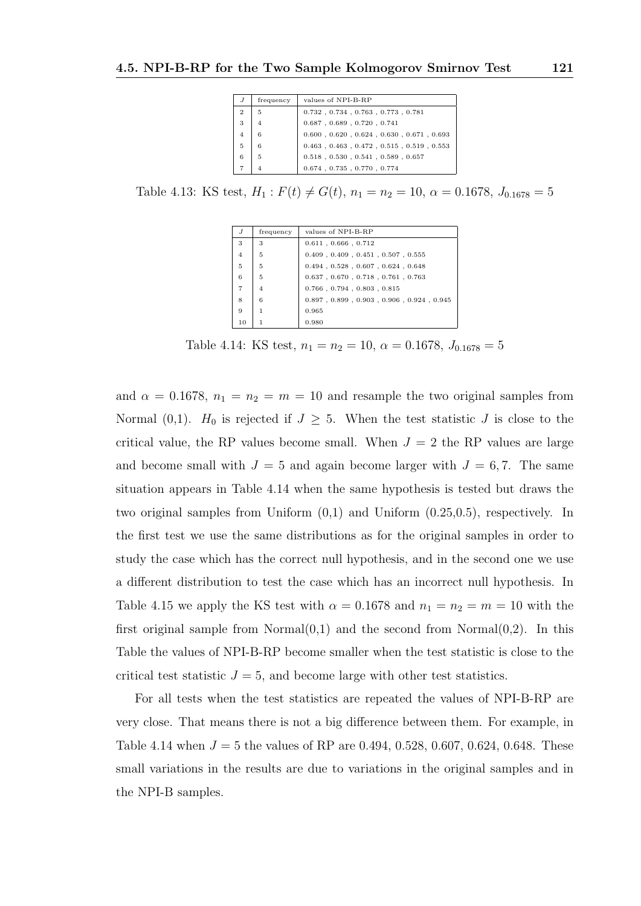| $J$ | frequency | values of NPI-B-RP |
|---|---|---|
| 2 | 5 | 0.732 , 0.734 , 0.763 , 0.773 , 0.781 |
| 3 | 4 | 0.687 , 0.689 , 0.720 , 0.741 |
| 4 | 6 | 0.600 , 0.620 , 0.624 , 0.630 , 0.671 , 0.693 |
| 5 | 6 | 0.463 , 0.463 , 0.472 , 0.515 , 0.519 , 0.553 |
| 6 | 5 | 0.518 , 0.530 , 0.541 , 0.589 , 0.657 |
| 7 | 4 | 0.674 , 0.735 , 0.770 , 0.774 |

Table 4.13: KS test, $H_1 : F(t) \neq G(t)$, $n_1 = n_2 = 10$, $\alpha = 0.1678$, $J_{0.1678} = 5$

| $J$ | frequency | values of NPI-B-RP |
|---|---|---|
| 3 | 3 | 0.611 , 0.666 , 0.712 |
| 4 | 5 | 0.409 , 0.409 , 0.451 , 0.507 , 0.555 |
| 5 | 5 | 0.494 , 0.528 , 0.607 , 0.624 , 0.648 |
| 6 | 5 | 0.637 , 0.670 , 0.718 , 0.761 , 0.763 |
| 7 | 4 | 0.766 , 0.794 , 0.803 , 0.815 |
| 8 | 6 | 0.897 , 0.899 , 0.903 , 0.906 , 0.924 , 0.945 |
| 9 | 1 | 0.965 |
| 10 | 1 | 0.980 |

Table 4.14: KS test, $n_1 = n_2 = 10$, $\alpha = 0.1678$, $J_{0.1678} = 5$

and $\alpha = 0.1678$, $n_1 = n_2 = m = 10$ and resample the two original samples from Normal (0,1). $H_0$ is rejected if $J \geq 5$. When the test statistic $J$ is close to the critical value, the RP values become small. When $J = 2$ the RP values are large and become small with $J = 5$ and again become larger with $J = 6, 7$. The same situation appears in Table 4.14 when the same hypothesis is tested but draws the two original samples from Uniform (0,1) and Uniform (0.25,0.5), respectively. In the first test we use the same distributions as for the original samples in order to study the case which has the correct null hypothesis, and in the second one we use a different distribution to test the case which has an incorrect null hypothesis. In Table 4.15 we apply the KS test with $\alpha = 0.1678$ and $n_1 = n_2 = m = 10$ with the first original sample from Normal(0,1) and the second from Normal(0,2). In this Table the values of NPI-B-RP become smaller when the test statistic is close to the critical test statistic $J = 5$, and become large with other test statistics.

For all tests when the test statistics are repeated the values of NPI-B-RP are very close. That means there is not a big difference between them. For example, in Table 4.14 when $J = 5$ the values of RP are 0.494, 0.528, 0.607, 0.624, 0.648. These small variations in the results are due to variations in the original samples and in the NPI-B samples.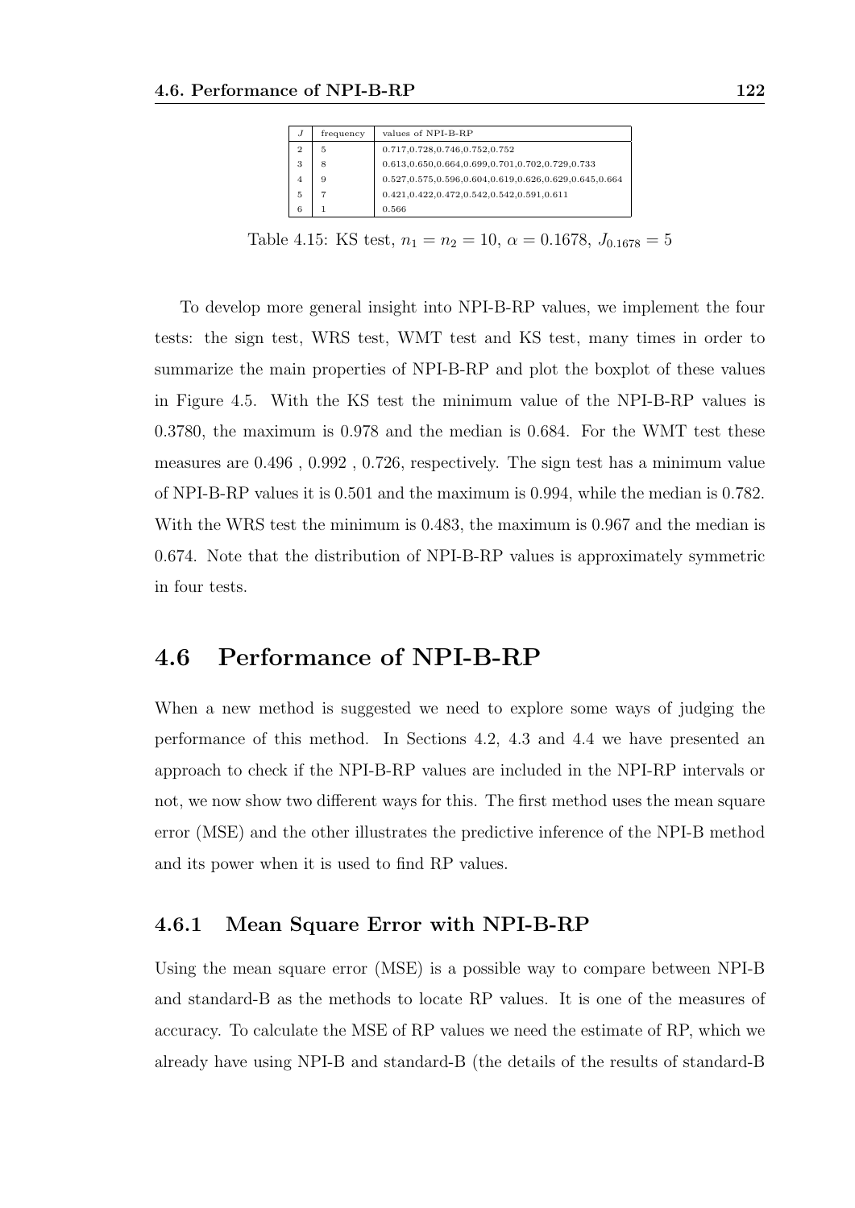| $J$ | frequency | values of NPI-B-RP |
|---|---|---|
| 2 | 5 | 0.717,0.728,0.746,0.752,0.752 |
| 3 | 8 | 0.613,0.650,0.664,0.699,0.701,0.702,0.729,0.733 |
| 4 | 9 | 0.527,0.575,0.596,0.604,0.619,0.626,0.629,0.645,0.664 |
| 5 | 7 | 0.421,0.422,0.472,0.542,0.542,0.591,0.611 |
| 6 | 1 | 0.566 |

Table 4.15: KS test, $n_1 = n_2 = 10$, $\alpha = 0.1678$, $J_{0.1678} = 5$

To develop more general insight into NPI-B-RP values, we implement the four tests: the sign test, WRS test, WMT test and KS test, many times in order to summarize the main properties of NPI-B-RP and plot the boxplot of these values in Figure 4.5. With the KS test the minimum value of the NPI-B-RP values is 0.3780, the maximum is 0.978 and the median is 0.684. For the WMT test these measures are 0.496 , 0.992 , 0.726, respectively. The sign test has a minimum value of NPI-B-RP values it is 0.501 and the maximum is 0.994, while the median is 0.782. With the WRS test the minimum is 0.483, the maximum is 0.967 and the median is 0.674. Note that the distribution of NPI-B-RP values is approximately symmetric in four tests.

## 4.6 Performance of NPI-B-RP

When a new method is suggested we need to explore some ways of judging the performance of this method. In Sections 4.2, 4.3 and 4.4 we have presented an approach to check if the NPI-B-RP values are included in the NPI-RP intervals or not, we now show two different ways for this. The first method uses the mean square error (MSE) and the other illustrates the predictive inference of the NPI-B method and its power when it is used to find RP values.

### 4.6.1 Mean Square Error with NPI-B-RP

Using the mean square error (MSE) is a possible way to compare between NPI-B and standard-B as the methods to locate RP values. It is one of the measures of accuracy. To calculate the MSE of RP values we need the estimate of RP, which we already have using NPI-B and standard-B (the details of the results of standard-B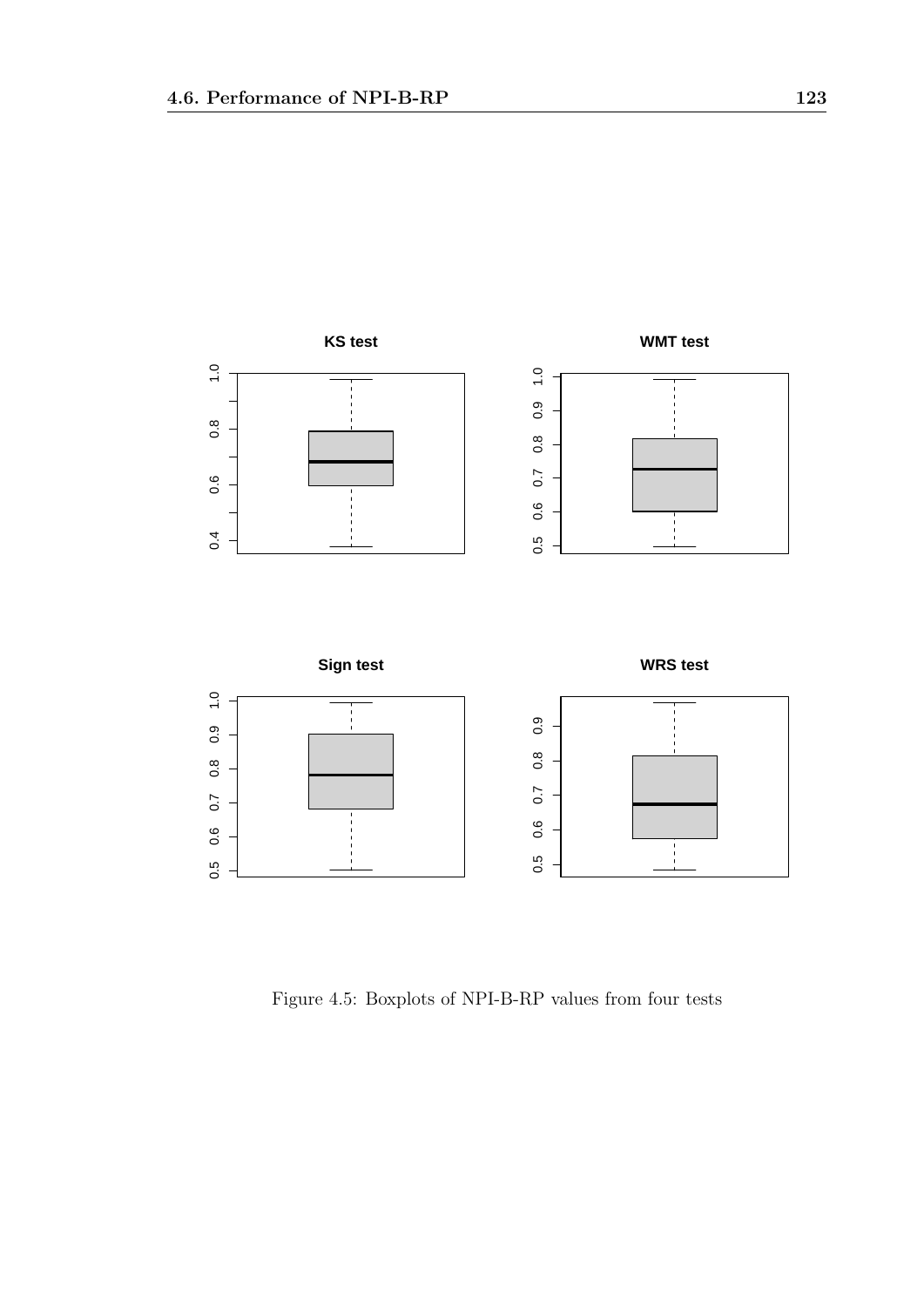Figure 4.5: Boxplots of NPI-B-RP values from four tests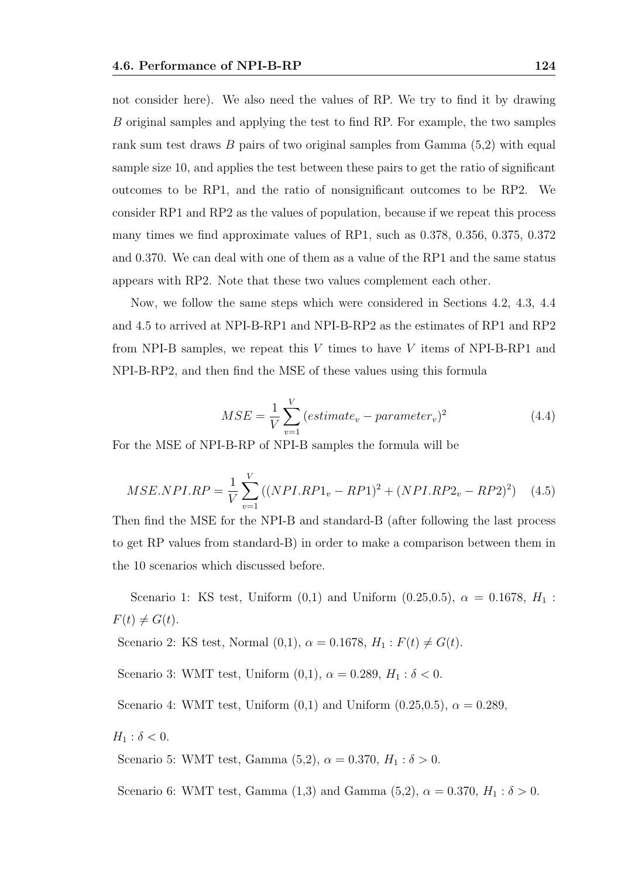not consider here). We also need the values of RP. We try to find it by drawing $B$ original samples and applying the test to find RP. For example, the two samples rank sum test draws $B$ pairs of two original samples from Gamma (5,2) with equal sample size 10, and applies the test between these pairs to get the ratio of significant outcomes to be RP1, and the ratio of nonsignificant outcomes to be RP2. We consider RP1 and RP2 as the values of population, because if we repeat this process many times we find approximate values of RP1, such as 0.378, 0.356, 0.375, 0.372 and 0.370. We can deal with one of them as a value of the RP1 and the same status appears with RP2. Note that these two values complement each other.

Now, we follow the same steps which were considered in Sections 4.2, 4.3, 4.4 and 4.5 to arrived at NPI-B-RP1 and NPI-B-RP2 as the estimates of RP1 and RP2 from NPI-B samples, we repeat this $V$ times to have $V$ items of NPI-B-RP1 and NPI-B-RP2, and then find the MSE of these values using this formula

$$MSE = \frac{1}{V} \sum_{v=1}^{V} (estimate_v - parameter_v)^2 \tag{4.4}$$

For the MSE of NPI-B-RP of NPI-B samples the formula will be

$$MSE.NPI.RP = \frac{1}{V} \sum_{v=1}^{V} ((NPI.RP1_v - RP1)^2 + (NPI.RP2_v - RP2)^2) \tag{4.5}$$

Then find the MSE for the NPI-B and standard-B (after following the last process to get RP values from standard-B) in order to make a comparison between them in the 10 scenarios which discussed before.

Scenario 1: KS test, Uniform (0,1) and Uniform (0.25,0.5), $\alpha = 0.1678$, $H_1 : F(t) \neq G(t)$.

Scenario 2: KS test, Normal (0,1), $\alpha = 0.1678$, $H_1 : F(t) \neq G(t)$.

Scenario 3: WMT test, Uniform (0,1), $\alpha = 0.289$, $H_1 : \delta < 0$.

Scenario 4: WMT test, Uniform (0,1) and Uniform (0.25,0.5), $\alpha = 0.289$, $H_1 : \delta < 0$.

Scenario 5: WMT test, Gamma (5,2), $\alpha = 0.370$, $H_1 : \delta > 0$.

Scenario 6: WMT test, Gamma (1,3) and Gamma (5,2), $\alpha = 0.370$, $H_1 : \delta > 0$.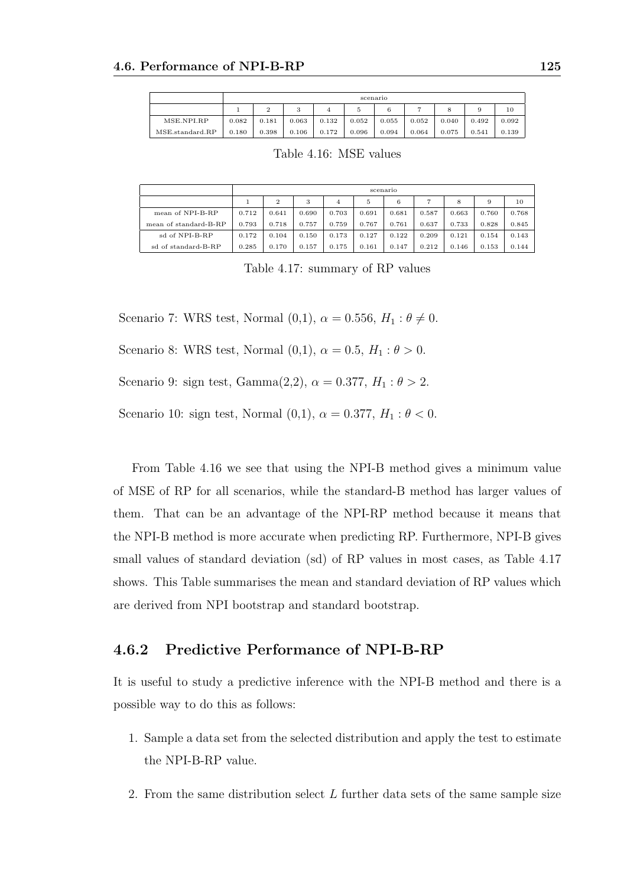| | scenario | | | | | | | | | |
|---|---|---|---|---|---|---|---|---|---|---|
| | 1 | 2 | 3 | 4 | 5 | 6 | 7 | 8 | 9 | 10 |
| MSE.NPI.RP | 0.082 | 0.181 | 0.063 | 0.132 | 0.052 | 0.055 | 0.052 | 0.040 | 0.492 | 0.092 |
| MSE.standard.RP | 0.180 | 0.398 | 0.106 | 0.172 | 0.096 | 0.094 | 0.064 | 0.075 | 0.541 | 0.139 |

Table 4.16: MSE values

| | scenario | | | | | | | | | |
|---|---|---|---|---|---|---|---|---|---|---|
| | 1 | 2 | 3 | 4 | 5 | 6 | 7 | 8 | 9 | 10 |
| mean of NPI-B-RP | 0.712 | 0.641 | 0.690 | 0.703 | 0.691 | 0.681 | 0.587 | 0.663 | 0.760 | 0.768 |
| mean of standard-B-RP | 0.793 | 0.718 | 0.757 | 0.759 | 0.767 | 0.761 | 0.637 | 0.733 | 0.828 | 0.845 |
| sd of NPI-B-RP | 0.172 | 0.104 | 0.150 | 0.173 | 0.127 | 0.122 | 0.209 | 0.121 | 0.154 | 0.143 |
| sd of standard-B-RP | 0.285 | 0.170 | 0.157 | 0.175 | 0.161 | 0.147 | 0.212 | 0.146 | 0.153 | 0.144 |

Table 4.17: summary of RP values

Scenario 7: WRS test, Normal (0,1), $\alpha = 0.556$, $H_1 : \theta \neq 0$.

Scenario 8: WRS test, Normal (0,1), $\alpha = 0.5$, $H_1 : \theta > 0$.

Scenario 9: sign test, Gamma(2,2), $\alpha = 0.377$, $H_1 : \theta > 2$.

Scenario 10: sign test, Normal (0,1), $\alpha = 0.377$, $H_1 : \theta < 0$.

From Table 4.16 we see that using the NPI-B method gives a minimum value of MSE of RP for all scenarios, while the standard-B method has larger values of them. That can be an advantage of the NPI-RP method because it means that the NPI-B method is more accurate when predicting RP. Furthermore, NPI-B gives small values of standard deviation (sd) of RP values in most cases, as Table 4.17 shows. This Table summarises the mean and standard deviation of RP values which are derived from NPI bootstrap and standard bootstrap.

### 4.6.2 Predictive Performance of NPI-B-RP

It is useful to study a predictive inference with the NPI-B method and there is a possible way to do this as follows:

1. Sample a data set from the selected distribution and apply the test to estimate the NPI-B-RP value.
2. From the same distribution select $L$ further data sets of the same sample size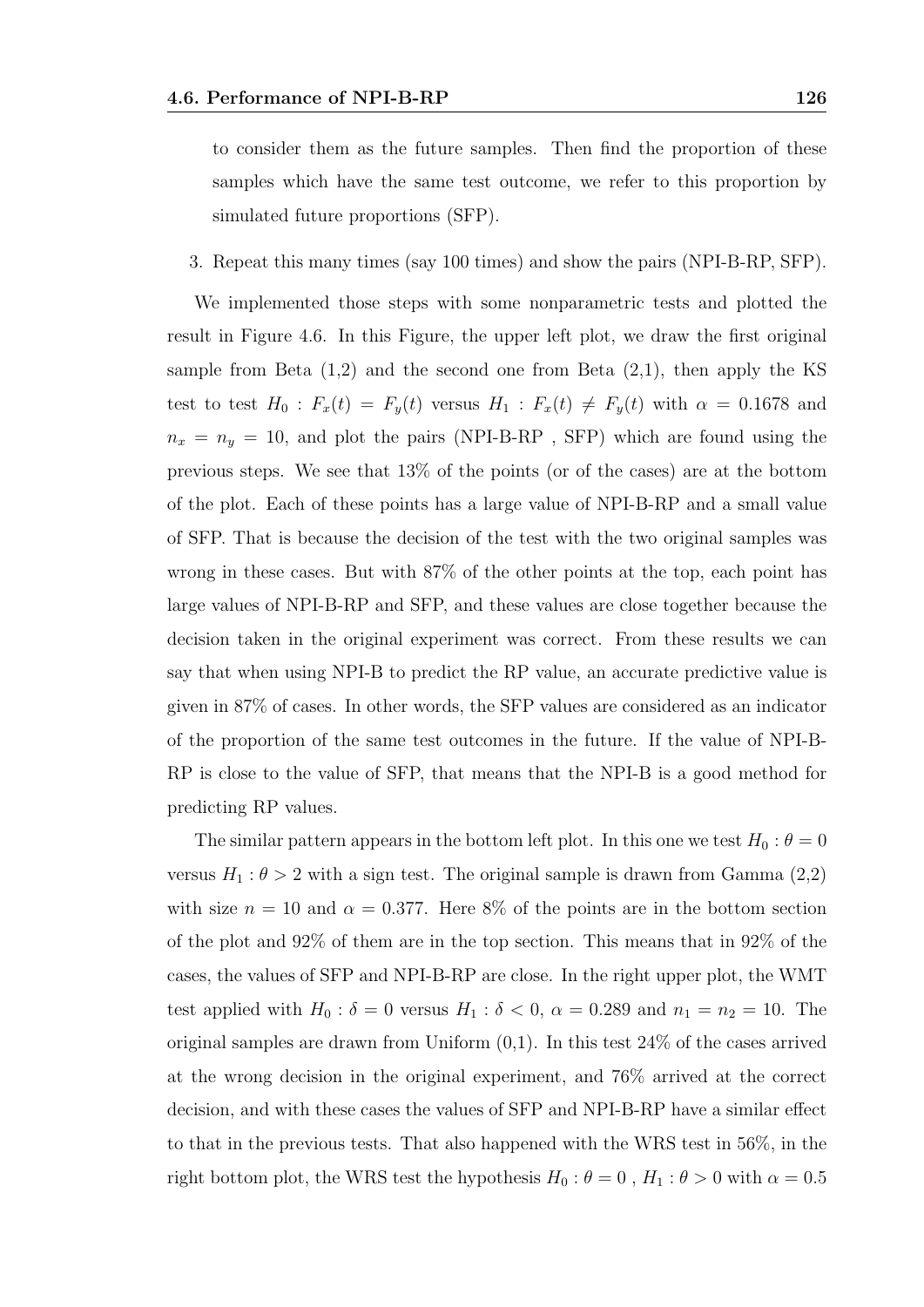to consider them as the future samples. Then find the proportion of these samples which have the same test outcome, we refer to this proportion by simulated future proportions (SFP).

3. Repeat this many times (say 100 times) and show the pairs (NPI-B-RP, SFP).

We implemented those steps with some nonparametric tests and plotted the result in Figure 4.6. In this Figure, the upper left plot, we draw the first original sample from Beta (1,2) and the second one from Beta (2,1), then apply the KS test to test $H_0 : F_x(t) = F_y(t)$ versus $H_1 : F_x(t) \neq F_y(t)$ with $\alpha = 0.1678$ and $n_x = n_y = 10$, and plot the pairs (NPI-B-RP , SFP) which are found using the previous steps. We see that 13% of the points (or of the cases) are at the bottom of the plot. Each of these points has a large value of NPI-B-RP and a small value of SFP. That is because the decision of the test with the two original samples was wrong in these cases. But with 87% of the other points at the top, each point has large values of NPI-B-RP and SFP, and these values are close together because the decision taken in the original experiment was correct. From these results we can say that when using NPI-B to predict the RP value, an accurate predictive value is given in 87% of cases. In other words, the SFP values are considered as an indicator of the proportion of the same test outcomes in the future. If the value of NPI-B-RP is close to the value of SFP, that means that the NPI-B is a good method for predicting RP values.

The similar pattern appears in the bottom left plot. In this one we test $H_0 : \theta = 0$ versus $H_1 : \theta > 2$ with a sign test. The original sample is drawn from Gamma (2,2) with size $n = 10$ and $\alpha = 0.377$. Here 8% of the points are in the bottom section of the plot and 92% of them are in the top section. This means that in 92% of the cases, the values of SFP and NPI-B-RP are close. In the right upper plot, the WMT test applied with $H_0 : \delta = 0$ versus $H_1 : \delta < 0$, $\alpha = 0.289$ and $n_1 = n_2 = 10$. The original samples are drawn from Uniform (0,1). In this test 24% of the cases arrived at the wrong decision in the original experiment, and 76% arrived at the correct decision, and with these cases the values of SFP and NPI-B-RP have a similar effect to that in the previous tests. That also happened with the WRS test in 56%, in the right bottom plot, the WRS test the hypothesis $H_0 : \theta = 0$ , $H_1 : \theta > 0$ with $\alpha = 0.5$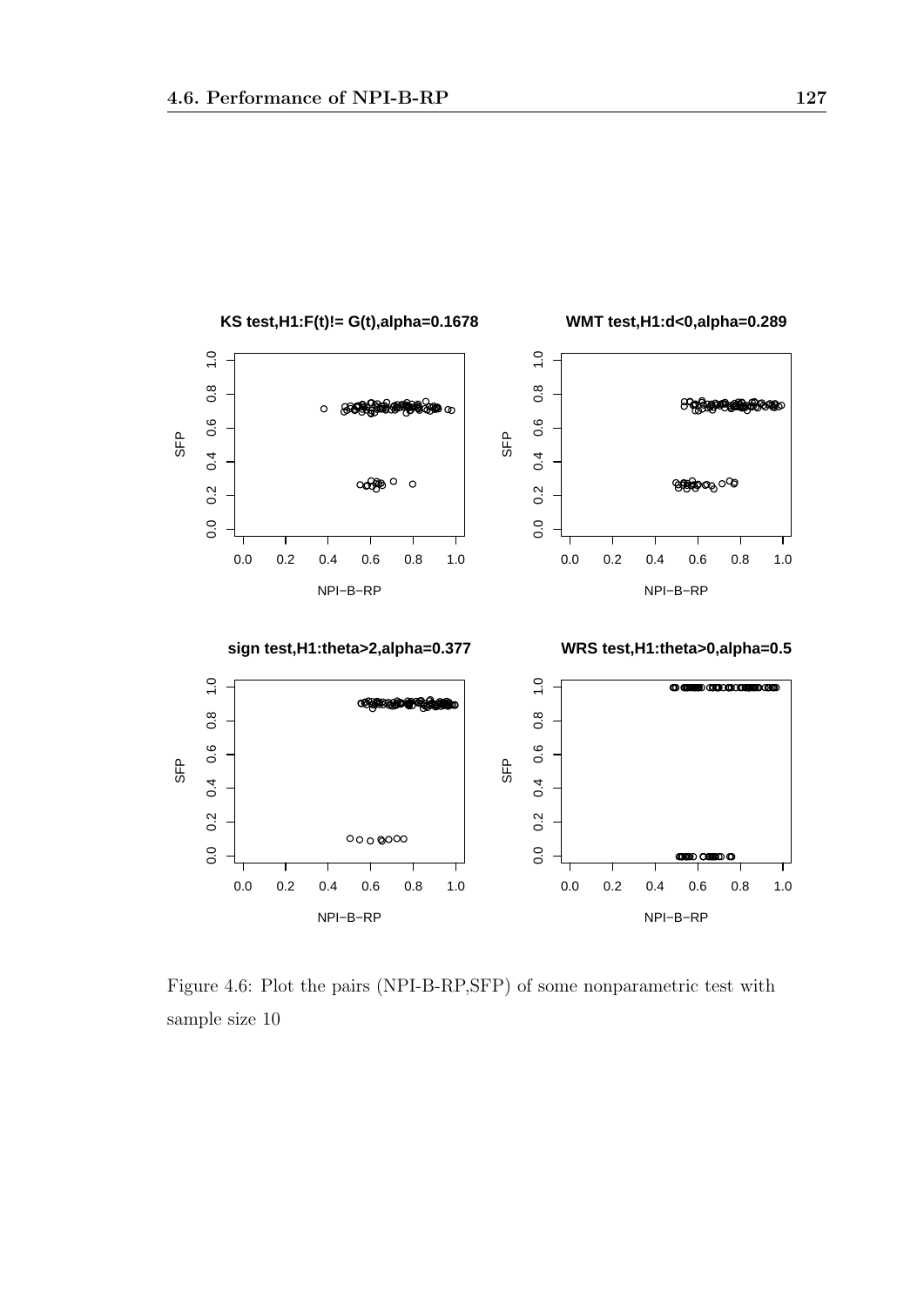Figure 4.6: Plot the pairs (NPI-B-RP,SFP) of some nonparametric test with sample size 10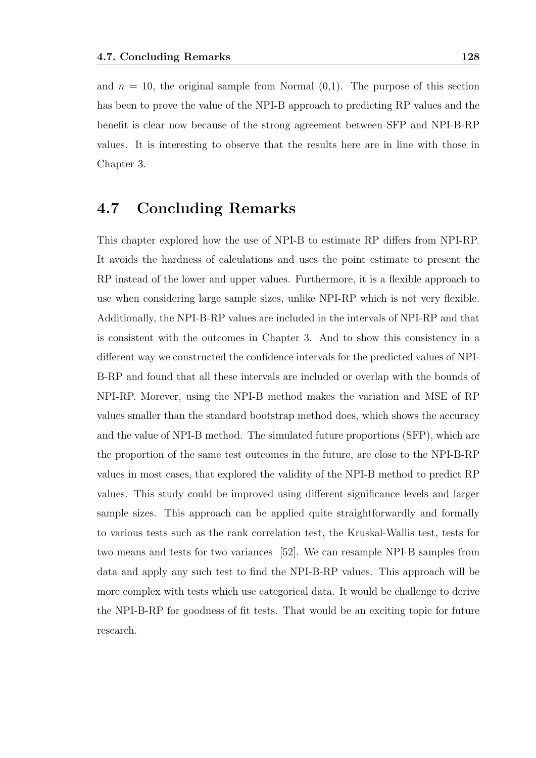and $n = 10$, the original sample from Normal (0,1). The purpose of this section has been to prove the value of the NPI-B approach to predicting RP values and the benefit is clear now because of the strong agreement between SFP and NPI-B-RP values. It is interesting to observe that the results here are in line with those in Chapter 3.

## 4.7 Concluding Remarks

This chapter explored how the use of NPI-B to estimate RP differs from NPI-RP. It avoids the hardness of calculations and uses the point estimate to present the RP instead of the lower and upper values. Furthermore, it is a flexible approach to use when considering large sample sizes, unlike NPI-RP which is not very flexible. Additionally, the NPI-B-RP values are included in the intervals of NPI-RP and that is consistent with the outcomes in Chapter 3. And to show this consistency in a different way we constructed the confidence intervals for the predicted values of NPI-B-RP and found that all these intervals are included or overlap with the bounds of NPI-RP. Morever, using the NPI-B method makes the variation and MSE of RP values smaller than the standard bootstrap method does, which shows the accuracy and the value of NPI-B method. The simulated future proportions (SFP), which are the proportion of the same test outcomes in the future, are close to the NPI-B-RP values in most cases, that explored the validity of the NPI-B method to predict RP values. This study could be improved using different significance levels and larger sample sizes. This approach can be applied quite straightforwardly and formally to various tests such as the rank correlation test, the Kruskal-Wallis test, tests for two means and tests for two variances [52]. We can resample NPI-B samples from data and apply any such test to find the NPI-B-RP values. This approach will be more complex with tests which use categorical data. It would be challenge to derive the NPI-B-RP for goodness of fit tests. That would be an exciting topic for future research.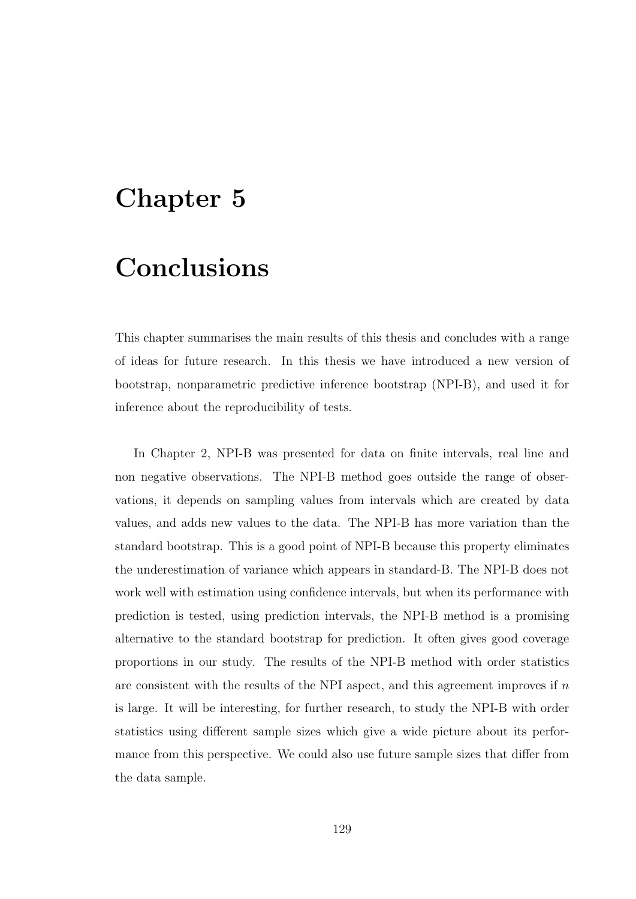# Chapter 5

# Conclusions

This chapter summarises the main results of this thesis and concludes with a range of ideas for future research. In this thesis we have introduced a new version of bootstrap, nonparametric predictive inference bootstrap (NPI-B), and used it for inference about the reproducibility of tests.

In Chapter 2, NPI-B was presented for data on finite intervals, real line and non negative observations. The NPI-B method goes outside the range of observations, it depends on sampling values from intervals which are created by data values, and adds new values to the data. The NPI-B has more variation than the standard bootstrap. This is a good point of NPI-B because this property eliminates the underestimation of variance which appears in standard-B. The NPI-B does not work well with estimation using confidence intervals, but when its performance with prediction is tested, using prediction intervals, the NPI-B method is a promising alternative to the standard bootstrap for prediction. It often gives good coverage proportions in our study. The results of the NPI-B method with order statistics are consistent with the results of the NPI aspect, and this agreement improves if $n$ is large. It will be interesting, for further research, to study the NPI-B with order statistics using different sample sizes which give a wide picture about its performance from this perspective. We could also use future sample sizes that differ from the data sample.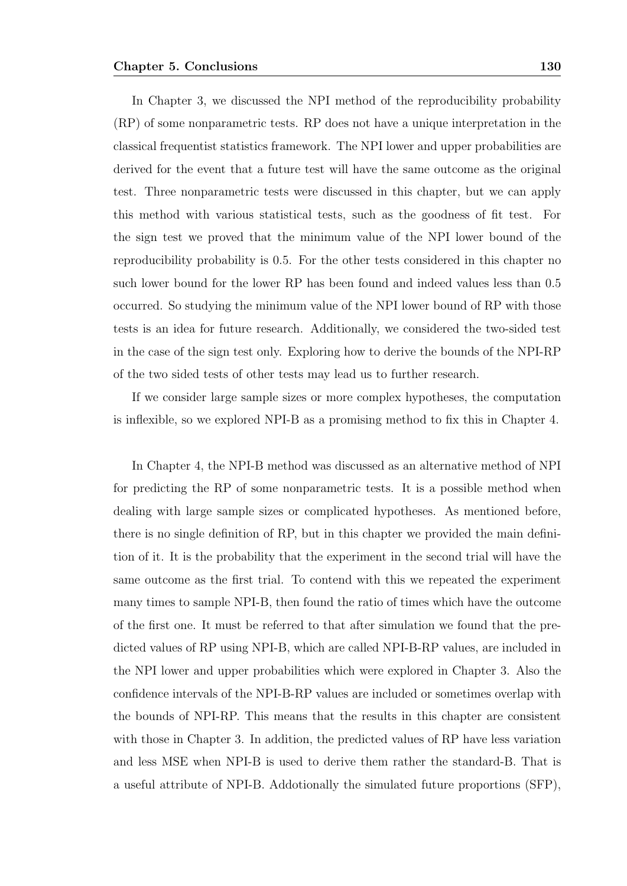In Chapter 3, we discussed the NPI method of the reproducibility probability (RP) of some nonparametric tests. RP does not have a unique interpretation in the classical frequentist statistics framework. The NPI lower and upper probabilities are derived for the event that a future test will have the same outcome as the original test. Three nonparametric tests were discussed in this chapter, but we can apply this method with various statistical tests, such as the goodness of fit test. For the sign test we proved that the minimum value of the NPI lower bound of the reproducibility probability is 0.5. For the other tests considered in this chapter no such lower bound for the lower RP has been found and indeed values less than 0.5 occurred. So studying the minimum value of the NPI lower bound of RP with those tests is an idea for future research. Additionally, we considered the two-sided test in the case of the sign test only. Exploring how to derive the bounds of the NPI-RP of the two sided tests of other tests may lead us to further research.

If we consider large sample sizes or more complex hypotheses, the computation is inflexible, so we explored NPI-B as a promising method to fix this in Chapter 4.

In Chapter 4, the NPI-B method was discussed as an alternative method of NPI for predicting the RP of some nonparametric tests. It is a possible method when dealing with large sample sizes or complicated hypotheses. As mentioned before, there is no single definition of RP, but in this chapter we provided the main definition of it. It is the probability that the experiment in the second trial will have the same outcome as the first trial. To contend with this we repeated the experiment many times to sample NPI-B, then found the ratio of times which have the outcome of the first one. It must be referred to that after simulation we found that the predicted values of RP using NPI-B, which are called NPI-B-RP values, are included in the NPI lower and upper probabilities which were explored in Chapter 3. Also the confidence intervals of the NPI-B-RP values are included or sometimes overlap with the bounds of NPI-RP. This means that the results in this chapter are consistent with those in Chapter 3. In addition, the predicted values of RP have less variation and less MSE when NPI-B is used to derive them rather the standard-B. That is a useful attribute of NPI-B. Addotionally the simulated future proportions (SFP),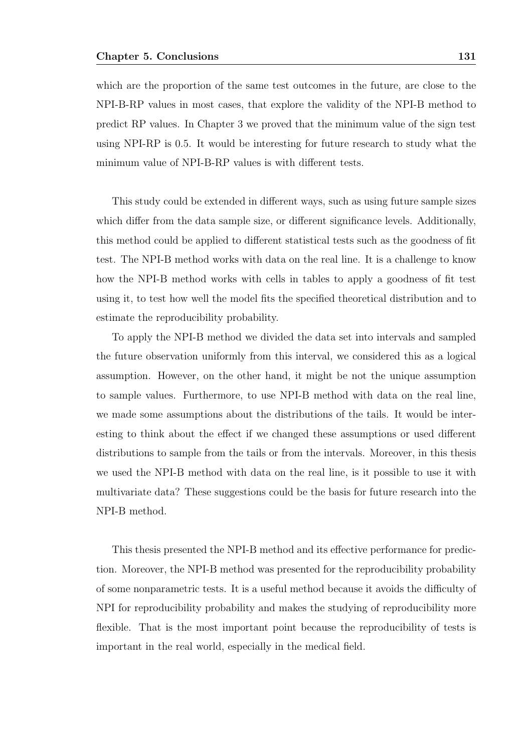which are the proportion of the same test outcomes in the future, are close to the NPI-B-RP values in most cases, that explore the validity of the NPI-B method to predict RP values. In Chapter 3 we proved that the minimum value of the sign test using NPI-RP is 0.5. It would be interesting for future research to study what the minimum value of NPI-B-RP values is with different tests.

This study could be extended in different ways, such as using future sample sizes which differ from the data sample size, or different significance levels. Additionally, this method could be applied to different statistical tests such as the goodness of fit test. The NPI-B method works with data on the real line. It is a challenge to know how the NPI-B method works with cells in tables to apply a goodness of fit test using it, to test how well the model fits the specified theoretical distribution and to estimate the reproducibility probability.

To apply the NPI-B method we divided the data set into intervals and sampled the future observation uniformly from this interval, we considered this as a logical assumption. However, on the other hand, it might be not the unique assumption to sample values. Furthermore, to use NPI-B method with data on the real line, we made some assumptions about the distributions of the tails. It would be interesting to think about the effect if we changed these assumptions or used different distributions to sample from the tails or from the intervals. Moreover, in this thesis we used the NPI-B method with data on the real line, is it possible to use it with multivariate data? These suggestions could be the basis for future research into the NPI-B method.

This thesis presented the NPI-B method and its effective performance for prediction. Moreover, the NPI-B method was presented for the reproducibility probability of some nonparametric tests. It is a useful method because it avoids the difficulty of NPI for reproducibility probability and makes the studying of reproducibility more flexible. That is the most important point because the reproducibility of tests is important in the real world, especially in the medical field.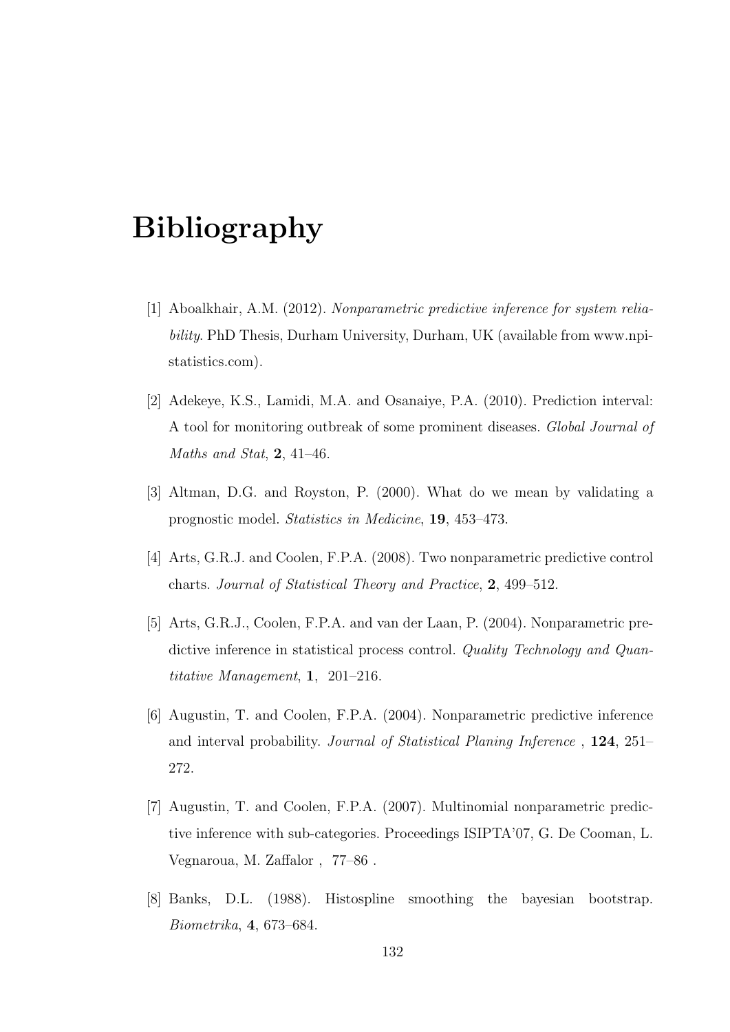# Bibliography

[1] Aboalkhair, A.M. (2012). *Nonparametric predictive inference for system reliability*. PhD Thesis, Durham University, Durham, UK (available from www.npi-statistics.com).

[2] Adekeye, K.S., Lamidi, M.A. and Osanaiye, P.A. (2010). Prediction interval: A tool for monitoring outbreak of some prominent diseases. *Global Journal of Maths and Stat*, **2**, 41–46.

[3] Altman, D.G. and Royston, P. (2000). What do we mean by validating a prognostic model. *Statistics in Medicine*, **19**, 453–473.

[4] Arts, G.R.J. and Coolen, F.P.A. (2008). Two nonparametric predictive control charts. *Journal of Statistical Theory and Practice*, **2**, 499–512.

[5] Arts, G.R.J., Coolen, F.P.A. and van der Laan, P. (2004). Nonparametric predictive inference in statistical process control. *Quality Technology and Quantitative Management*, **1**, 201–216.

[6] Augustin, T. and Coolen, F.P.A. (2004). Nonparametric predictive inference and interval probability. *Journal of Statistical Planing Inference* , **124**, 251–272.

[7] Augustin, T. and Coolen, F.P.A. (2007). Multinomial nonparametric predictive inference with sub-categories. Proceedings ISIPTA'07, G. De Cooman, L. Vegnaroua, M. Zaffalor , 77–86 .

[8] Banks, D.L. (1988). Histospline smoothing the bayesian bootstrap. *Biometrika*, **4**, 673–684.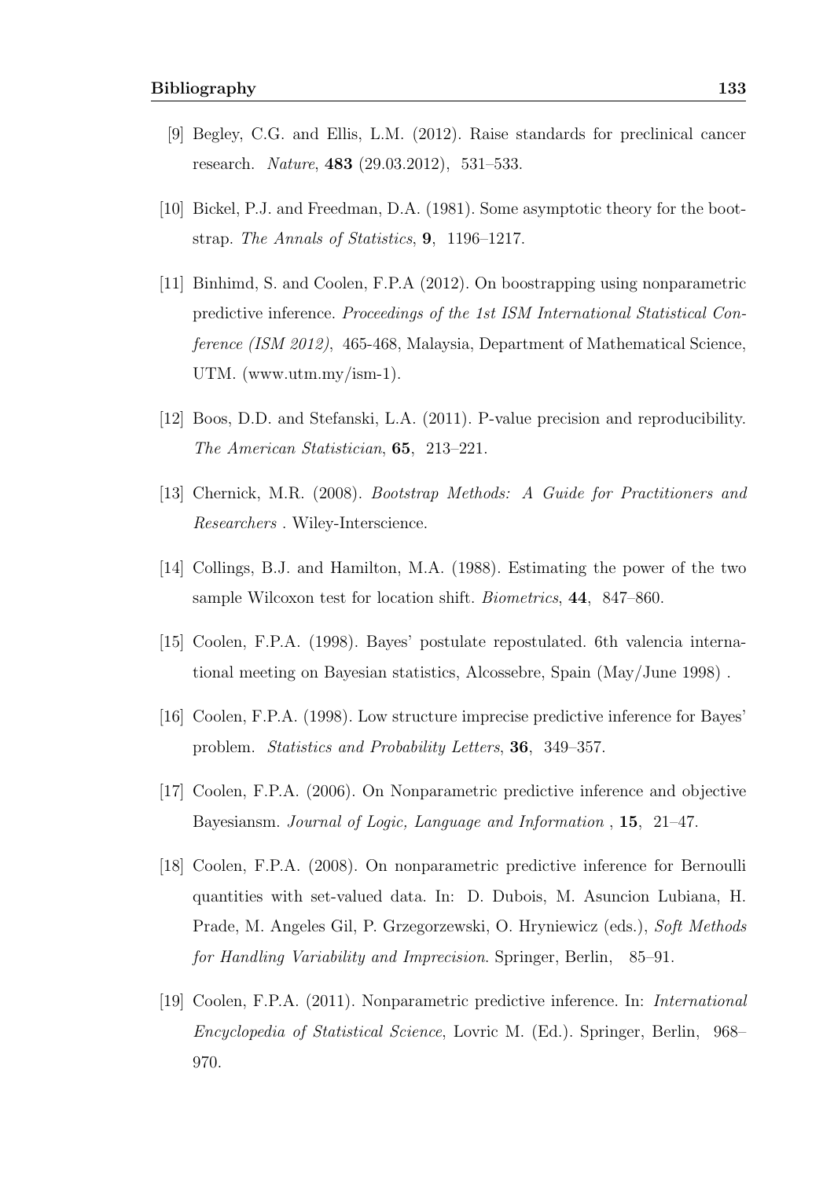[9] Begley, C.G. and Ellis, L.M. (2012). Raise standards for preclinical cancer research. *Nature*, **483** (29.03.2012), 531–533.

[10] Bickel, P.J. and Freedman, D.A. (1981). Some asymptotic theory for the bootstrap. *The Annals of Statistics*, **9**, 1196–1217.

[11] Binhimd, S. and Coolen, F.P.A (2012). On boostrapping using nonparametric predictive inference. *Proceedings of the 1st ISM International Statistical Conference (ISM 2012)*, 465-468, Malaysia, Department of Mathematical Science, UTM. (www.utm.my/ism-1).

[12] Boos, D.D. and Stefanski, L.A. (2011). P-value precision and reproducibility. *The American Statistician*, **65**, 213–221.

[13] Chernick, M.R. (2008). *Bootstrap Methods: A Guide for Practitioners and Researchers* . Wiley-Interscience.

[14] Collings, B.J. and Hamilton, M.A. (1988). Estimating the power of the two sample Wilcoxon test for location shift. *Biometrics*, **44**, 847–860.

[15] Coolen, F.P.A. (1998). Bayes' postulate repostulated. 6th valencia international meeting on Bayesian statistics, Alcossebre, Spain (May/June 1998) .

[16] Coolen, F.P.A. (1998). Low structure imprecise predictive inference for Bayes' problem. *Statistics and Probability Letters*, **36**, 349–357.

[17] Coolen, F.P.A. (2006). On Nonparametric predictive inference and objective Bayesiansm. *Journal of Logic, Language and Information* , **15**, 21–47.

[18] Coolen, F.P.A. (2008). On nonparametric predictive inference for Bernoulli quantities with set-valued data. In: D. Dubois, M. Asuncion Lubiana, H. Prade, M. Angeles Gil, P. Grzegorzewski, O. Hryniewicz (eds.), *Soft Methods for Handling Variability and Imprecision*. Springer, Berlin, 85–91.

[19] Coolen, F.P.A. (2011). Nonparametric predictive inference. In: *International Encyclopedia of Statistical Science*, Lovric M. (Ed.). Springer, Berlin, 968–970.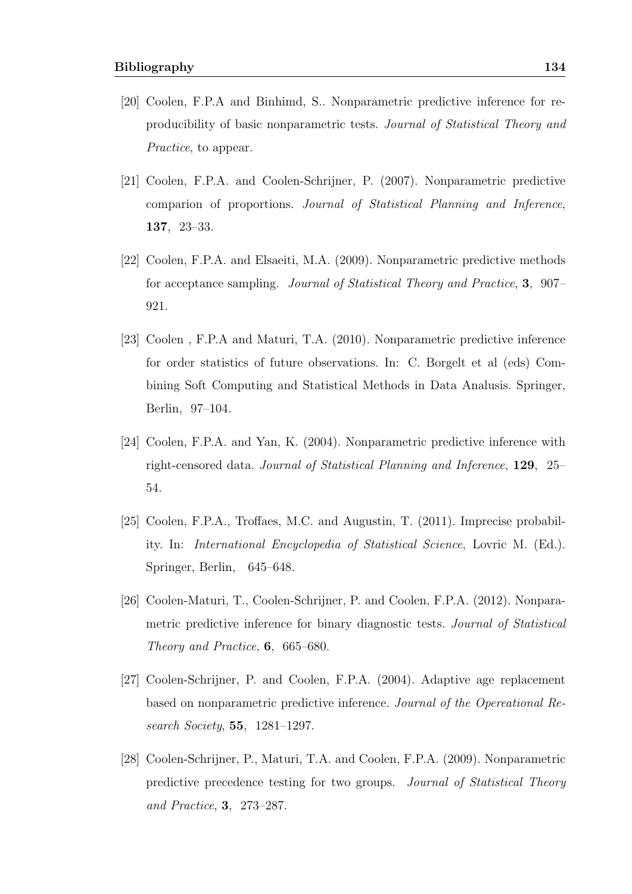[20] Coolen, F.P.A and Binhimd, S.. Nonparametric predictive inference for reproducibility of basic nonparametric tests. *Journal of Statistical Theory and Practice*, to appear.

[21] Coolen, F.P.A. and Coolen-Schrijner, P. (2007). Nonparametric predictive comparion of proportions. *Journal of Statistical Planning and Inference*, **137**, 23–33.

[22] Coolen, F.P.A. and Elsaeiti, M.A. (2009). Nonparametric predictive methods for acceptance sampling. *Journal of Statistical Theory and Practice*, **3**, 907–921.

[23] Coolen , F.P.A and Maturi, T.A. (2010). Nonparametric predictive inference for order statistics of future observations. In: C. Borgelt et al (eds) Combining Soft Computing and Statistical Methods in Data Analusis. Springer, Berlin, 97–104.

[24] Coolen, F.P.A. and Yan, K. (2004). Nonparametric predictive inference with right-censored data. *Journal of Statistical Planning and Inference*, **129**, 25–54.

[25] Coolen, F.P.A., Troffaes, M.C. and Augustin, T. (2011). Imprecise probability. In: *International Encyclopedia of Statistical Science*, Lovric M. (Ed.). Springer, Berlin, 645–648.

[26] Coolen-Maturi, T., Coolen-Schrijner, P. and Coolen, F.P.A. (2012). Nonparametric predictive inference for binary diagnostic tests. *Journal of Statistical Theory and Practice*, **6**, 665–680.

[27] Coolen-Schrijner, P. and Coolen, F.P.A. (2004). Adaptive age replacement based on nonparametric predictive inference. *Journal of the Opereational Research Society*, **55**, 1281–1297.

[28] Coolen-Schrijner, P., Maturi, T.A. and Coolen, F.P.A. (2009). Nonparametric predictive precedence testing for two groups. *Journal of Statistical Theory and Practice*, **3**, 273–287.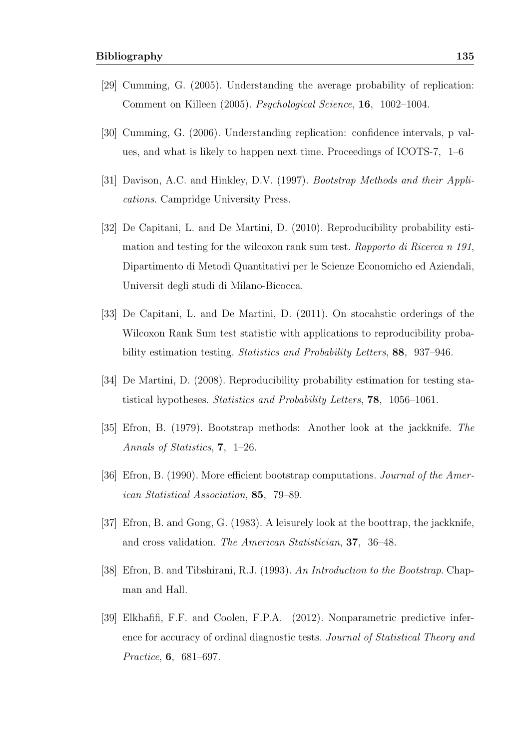[29] Cumming, G. (2005). Understanding the average probability of replication: Comment on Killeen (2005). *Psychological Science*, **16**, 1002–1004.

[30] Cumming, G. (2006). Understanding replication: confidence intervals, p values, and what is likely to happen next time. Proceedings of ICOTS-7, 1–6

[31] Davison, A.C. and Hinkley, D.V. (1997). *Bootstrap Methods and their Applications*. Campridge University Press.

[32] De Capitani, L. and De Martini, D. (2010). Reproducibility probability estimation and testing for the wilcoxon rank sum test. *Rapporto di Ricerca n 191*, Dipartimento di Metodi Quantitativi per le Scienze Economicho ed Aziendali, Universit degli studi di Milano-Bicocca.

[33] De Capitani, L. and De Martini, D. (2011). On stocahstic orderings of the Wilcoxon Rank Sum test statistic with applications to reproducibility probability estimation testing. *Statistics and Probability Letters*, **88**, 937–946.

[34] De Martini, D. (2008). Reproducibility probability estimation for testing statistical hypotheses. *Statistics and Probability Letters*, **78**, 1056–1061.

[35] Efron, B. (1979). Bootstrap methods: Another look at the jackknife. *The Annals of Statistics*, **7**, 1–26.

[36] Efron, B. (1990). More efficient bootstrap computations. *Journal of the American Statistical Association*, **85**, 79–89.

[37] Efron, B. and Gong, G. (1983). A leisurely look at the boottrap, the jackknife, and cross validation. *The American Statistician*, **37**, 36–48.

[38] Efron, B. and Tibshirani, R.J. (1993). *An Introduction to the Bootstrap*. Chapman and Hall.

[39] Elkhafifi, F.F. and Coolen, F.P.A. (2012). Nonparametric predictive inference for accuracy of ordinal diagnostic tests. *Journal of Statistical Theory and Practice*, **6**, 681–697.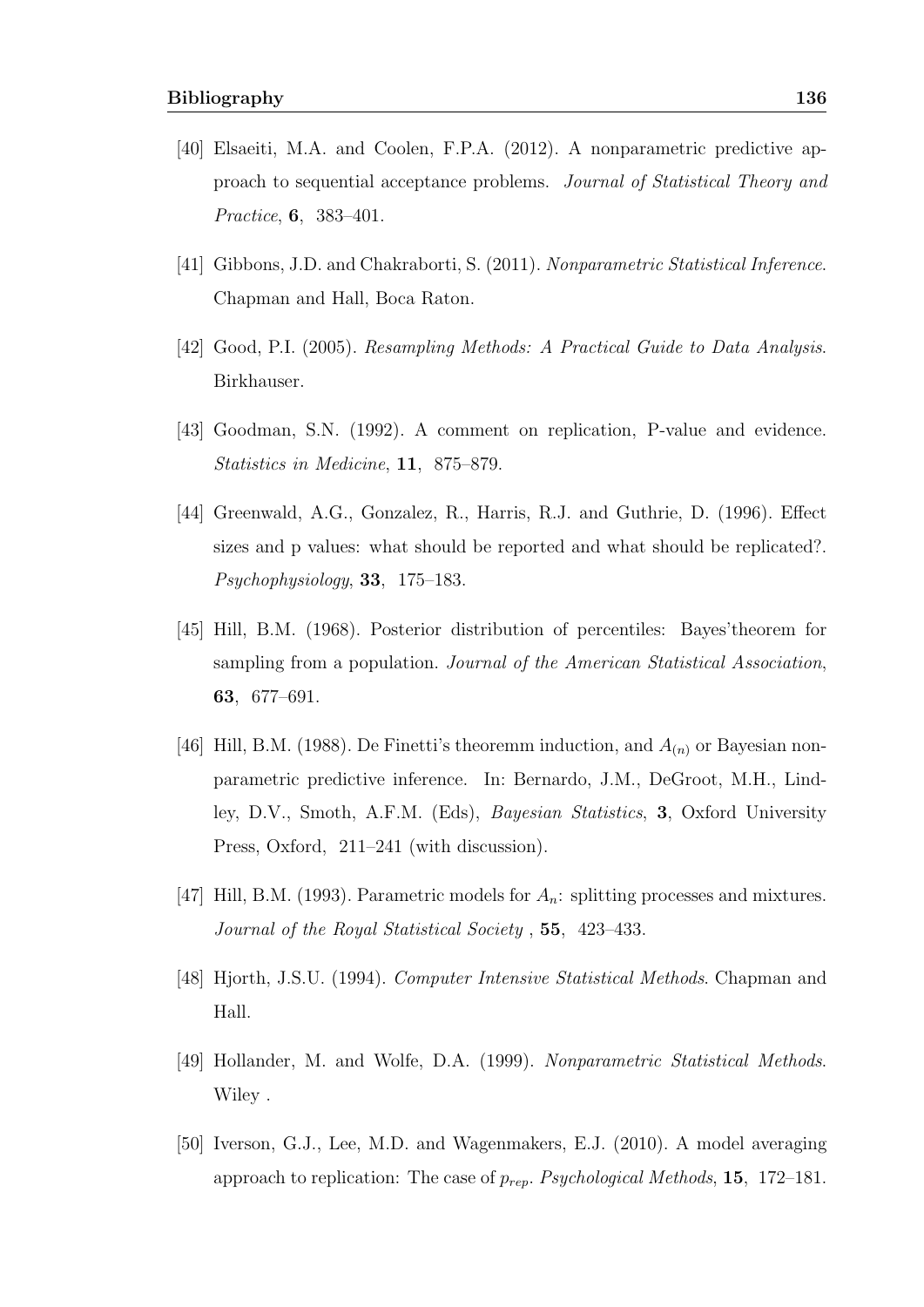[40] Elsaeiti, M.A. and Coolen, F.P.A. (2012). A nonparametric predictive approach to sequential acceptance problems. *Journal of Statistical Theory and Practice*, **6**, 383–401.

[41] Gibbons, J.D. and Chakraborti, S. (2011). *Nonparametric Statistical Inference*. Chapman and Hall, Boca Raton.

[42] Good, P.I. (2005). *Resampling Methods: A Practical Guide to Data Analysis*. Birkhauser.

[43] Goodman, S.N. (1992). A comment on replication, P-value and evidence. *Statistics in Medicine*, **11**, 875–879.

[44] Greenwald, A.G., Gonzalez, R., Harris, R.J. and Guthrie, D. (1996). Effect sizes and p values: what should be reported and what should be replicated?. *Psychophysiology*, **33**, 175–183.

[45] Hill, B.M. (1968). Posterior distribution of percentiles: Bayes'theorem for sampling from a population. *Journal of the American Statistical Association*, **63**, 677–691.

[46] Hill, B.M. (1988). De Finetti's theoremm induction, and $A_{(n)}$ or Bayesian nonparametric predictive inference. In: Bernardo, J.M., DeGroot, M.H., Lindley, D.V., Smoth, A.F.M. (Eds), *Bayesian Statistics*, **3**, Oxford University Press, Oxford, 211–241 (with discussion).

[47] Hill, B.M. (1993). Parametric models for $A_n$: splitting processes and mixtures. *Journal of the Royal Statistical Society* , **55**, 423–433.

[48] Hjorth, J.S.U. (1994). *Computer Intensive Statistical Methods*. Chapman and Hall.

[49] Hollander, M. and Wolfe, D.A. (1999). *Nonparametric Statistical Methods*. Wiley .

[50] Iverson, G.J., Lee, M.D. and Wagenmakers, E.J. (2010). A model averaging approach to replication: The case of $p_{rep}$. *Psychological Methods*, **15**, 172–181.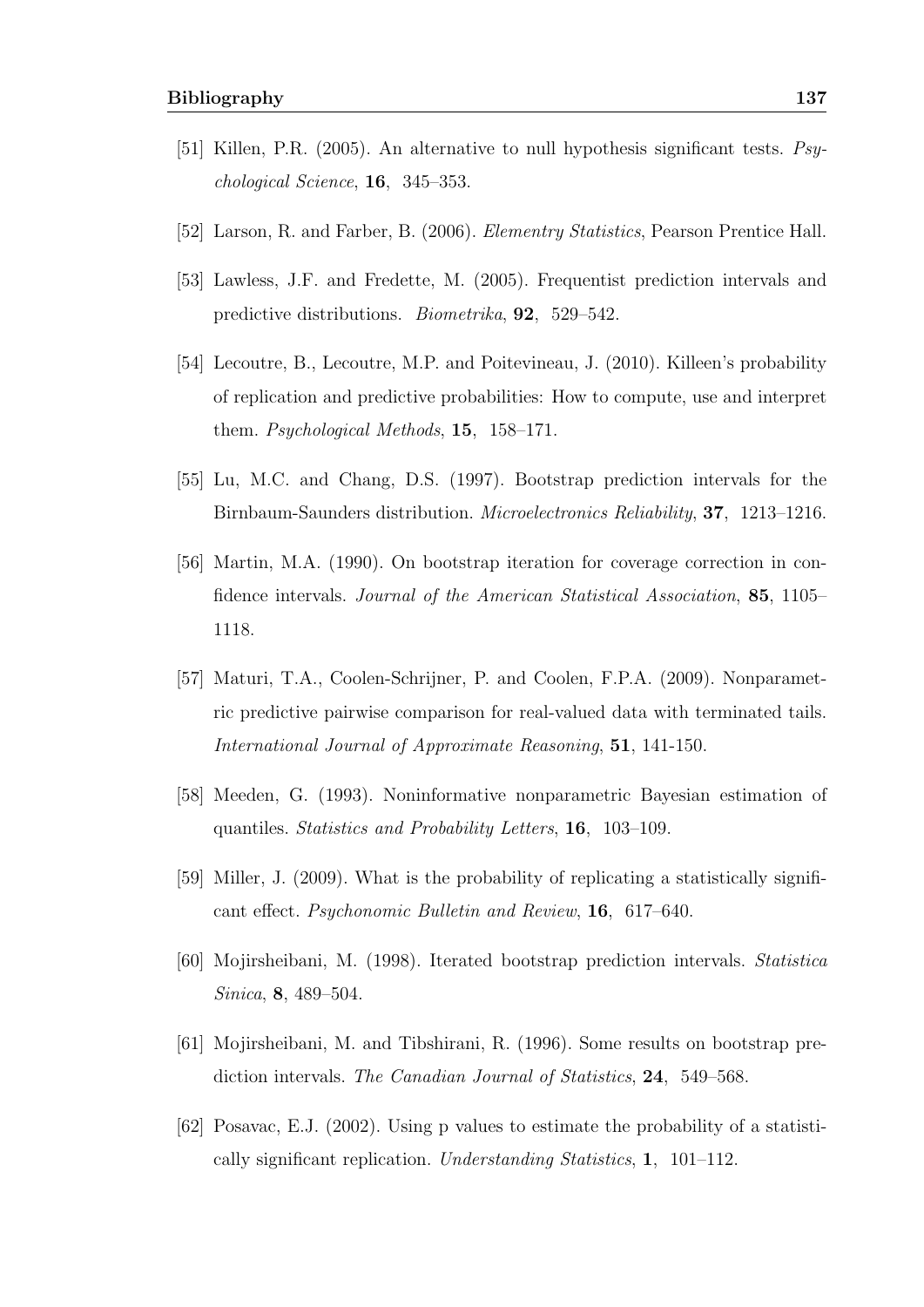[51] Killen, P.R. (2005). An alternative to null hypothesis significant tests. *Psychological Science*, **16**, 345–353.

[52] Larson, R. and Farber, B. (2006). *Elementry Statistics*, Pearson Prentice Hall.

[53] Lawless, J.F. and Fredette, M. (2005). Frequentist prediction intervals and predictive distributions. *Biometrika*, **92**, 529–542.

[54] Lecoutre, B., Lecoutre, M.P. and Poitevineau, J. (2010). Killeen's probability of replication and predictive probabilities: How to compute, use and interpret them. *Psychological Methods*, **15**, 158–171.

[55] Lu, M.C. and Chang, D.S. (1997). Bootstrap prediction intervals for the Birnbaum-Saunders distribution. *Microelectronics Reliability*, **37**, 1213–1216.

[56] Martin, M.A. (1990). On bootstrap iteration for coverage correction in confidence intervals. *Journal of the American Statistical Association*, **85**, 1105–1118.

[57] Maturi, T.A., Coolen-Schrijner, P. and Coolen, F.P.A. (2009). Nonparametric predictive pairwise comparison for real-valued data with terminated tails. *International Journal of Approximate Reasoning*, **51**, 141-150.

[58] Meeden, G. (1993). Noninformative nonparametric Bayesian estimation of quantiles. *Statistics and Probability Letters*, **16**, 103–109.

[59] Miller, J. (2009). What is the probability of replicating a statistically significant effect. *Psychonomic Bulletin and Review*, **16**, 617–640.

[60] Mojirsheibani, M. (1998). Iterated bootstrap prediction intervals. *Statistica Sinica*, **8**, 489–504.

[61] Mojirsheibani, M. and Tibshirani, R. (1996). Some results on bootstrap prediction intervals. *The Canadian Journal of Statistics*, **24**, 549–568.

[62] Posavac, E.J. (2002). Using p values to estimate the probability of a statistically significant replication. *Understanding Statistics*, **1**, 101–112.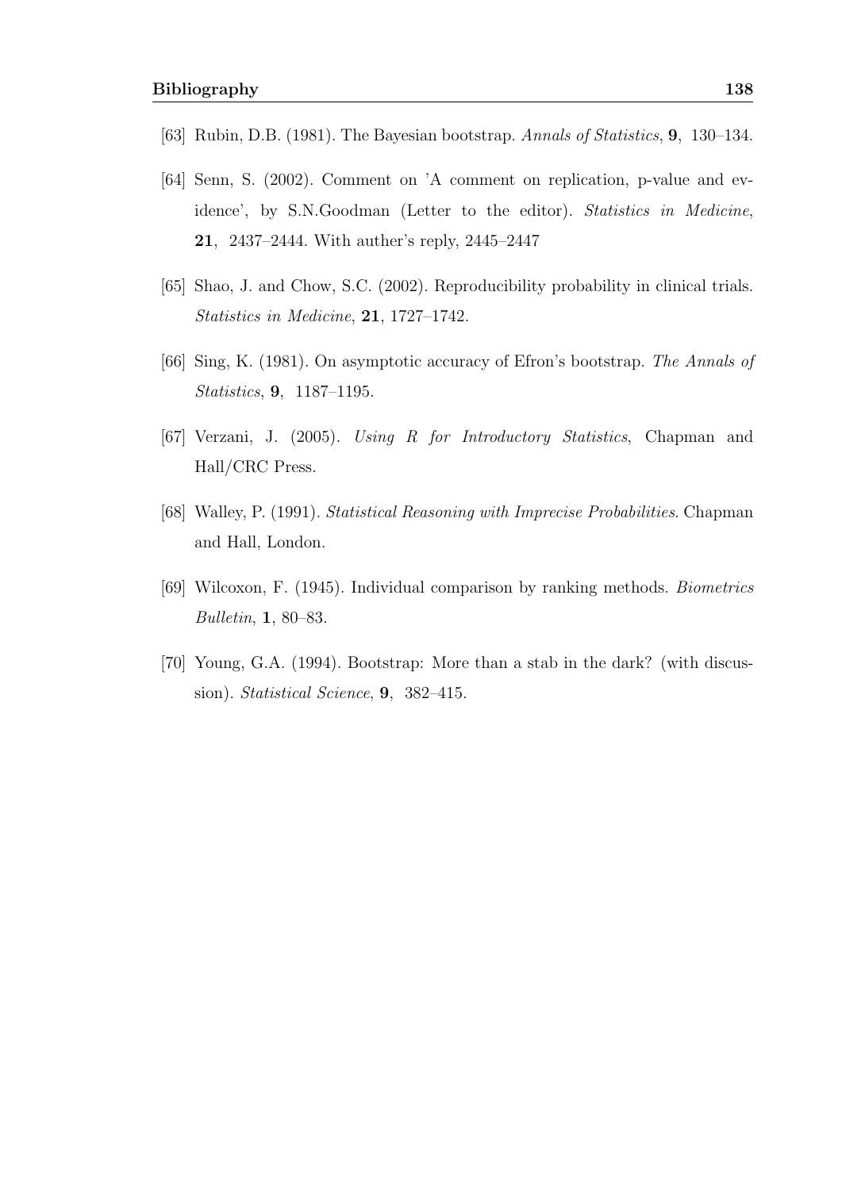[63] Rubin, D.B. (1981). The Bayesian bootstrap. *Annals of Statistics*, **9**, 130–134.

[64] Senn, S. (2002). Comment on 'A comment on replication, p-value and evidence', by S.N.Goodman (Letter to the editor). *Statistics in Medicine*, **21**, 2437–2444. With auther's reply, 2445–2447

[65] Shao, J. and Chow, S.C. (2002). Reproducibility probability in clinical trials. *Statistics in Medicine*, **21**, 1727–1742.

[66] Sing, K. (1981). On asymptotic accuracy of Efron's bootstrap. *The Annals of Statistics*, **9**, 1187–1195.

[67] Verzani, J. (2005). *Using R for Introductory Statistics*, Chapman and Hall/CRC Press.

[68] Walley, P. (1991). *Statistical Reasoning with Imprecise Probabilities*. Chapman and Hall, London.

[69] Wilcoxon, F. (1945). Individual comparison by ranking methods. *Biometrics Bulletin*, **1**, 80–83.

[70] Young, G.A. (1994). Bootstrap: More than a stab in the dark? (with discussion). *Statistical Science*, **9**, 382–415.